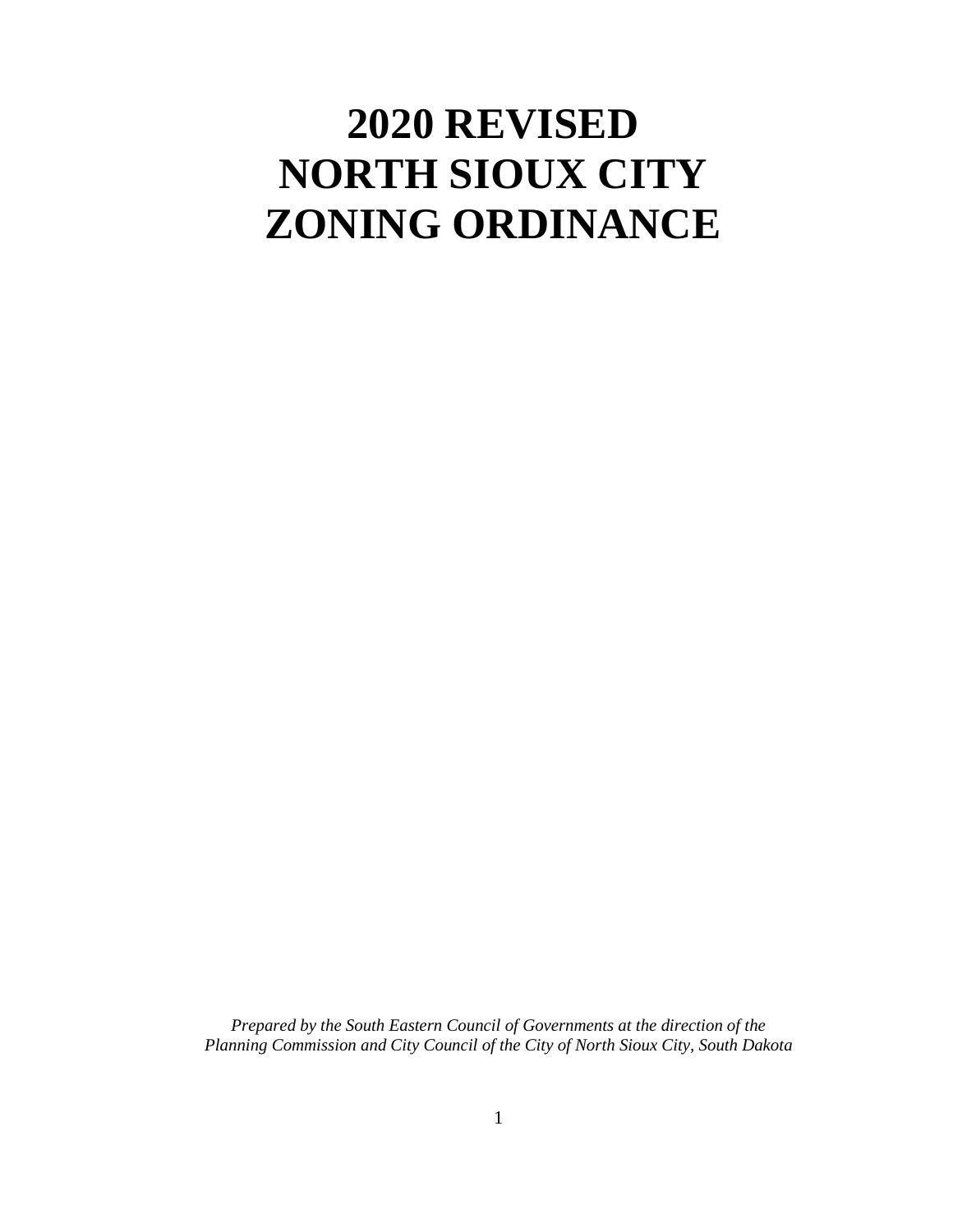# 2020 REVISED NORTH SIOUX CITY ZONING ORDINANCE

*Prepared by the South Eastern Council of Governments at the direction of the Planning Commission and City Council of the City of North Sioux City, South Dakota*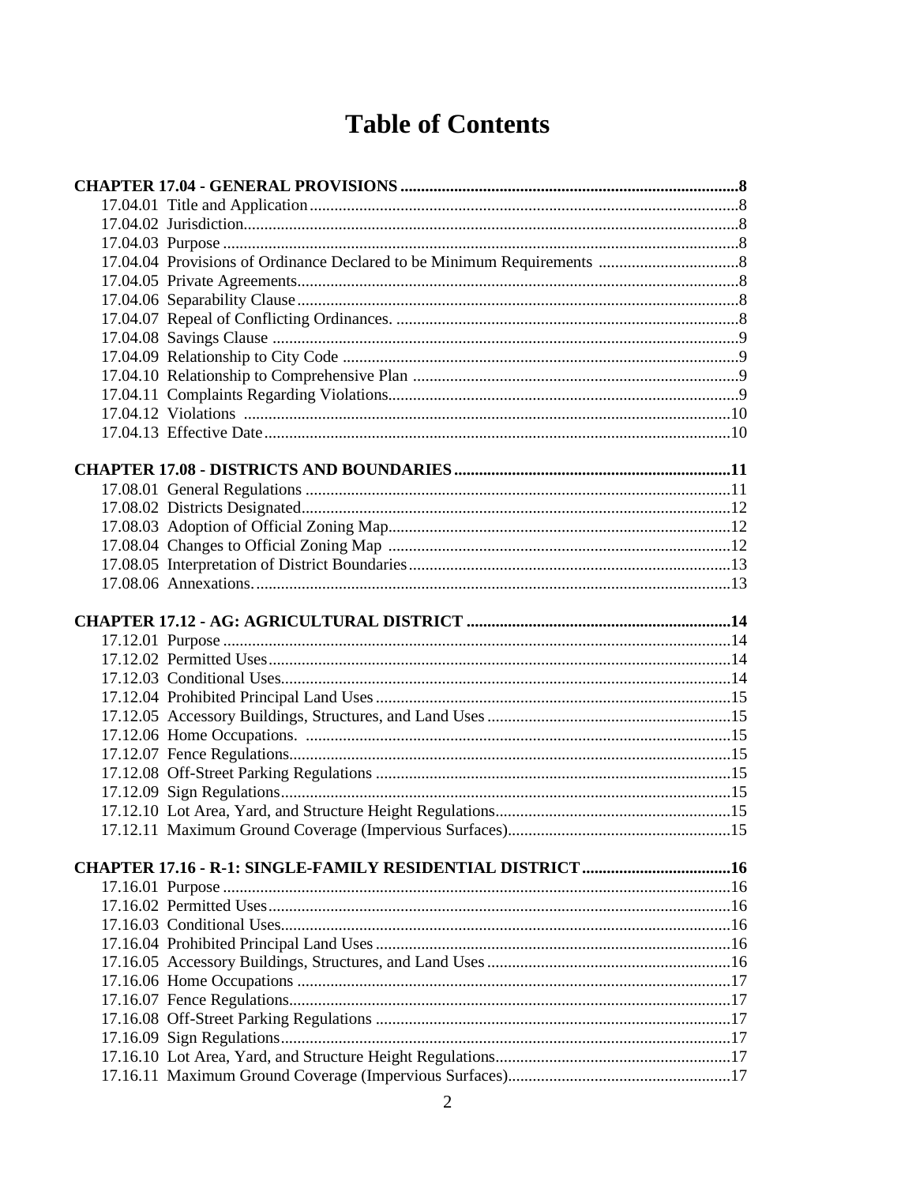# Table of Contents

**CHAPTER 17.04 - GENERAL PROVISIONS** ..... 8
- 17.04.01 Title and Application ..... 8
- 17.04.02 Jurisdiction ..... 8
- 17.04.03 Purpose ..... 8
- 17.04.04 Provisions of Ordinance Declared to be Minimum Requirements ..... 8
- 17.04.05 Private Agreements ..... 8
- 17.04.06 Separability Clause ..... 8
- 17.04.07 Repeal of Conflicting Ordinances. ..... 8
- 17.04.08 Savings Clause ..... 9
- 17.04.09 Relationship to City Code ..... 9
- 17.04.10 Relationship to Comprehensive Plan ..... 9
- 17.04.11 Complaints Regarding Violations ..... 9
- 17.04.12 Violations ..... 10
- 17.04.13 Effective Date ..... 10

**CHAPTER 17.08 - DISTRICTS AND BOUNDARIES** ..... 11
- 17.08.01 General Regulations ..... 11
- 17.08.02 Districts Designated ..... 12
- 17.08.03 Adoption of Official Zoning Map ..... 12
- 17.08.04 Changes to Official Zoning Map ..... 12
- 17.08.05 Interpretation of District Boundaries ..... 13
- 17.08.06 Annexations. ..... 13

**CHAPTER 17.12 - AG: AGRICULTURAL DISTRICT** ..... 14
- 17.12.01 Purpose ..... 14
- 17.12.02 Permitted Uses ..... 14
- 17.12.03 Conditional Uses ..... 14
- 17.12.04 Prohibited Principal Land Uses ..... 15
- 17.12.05 Accessory Buildings, Structures, and Land Uses ..... 15
- 17.12.06 Home Occupations. ..... 15
- 17.12.07 Fence Regulations ..... 15
- 17.12.08 Off-Street Parking Regulations ..... 15
- 17.12.09 Sign Regulations ..... 15
- 17.12.10 Lot Area, Yard, and Structure Height Regulations ..... 15
- 17.12.11 Maximum Ground Coverage (Impervious Surfaces) ..... 15

**CHAPTER 17.16 - R-1: SINGLE-FAMILY RESIDENTIAL DISTRICT** ..... 16
- 17.16.01 Purpose ..... 16
- 17.16.02 Permitted Uses ..... 16
- 17.16.03 Conditional Uses ..... 16
- 17.16.04 Prohibited Principal Land Uses ..... 16
- 17.16.05 Accessory Buildings, Structures, and Land Uses ..... 16
- 17.16.06 Home Occupations ..... 17
- 17.16.07 Fence Regulations ..... 17
- 17.16.08 Off-Street Parking Regulations ..... 17
- 17.16.09 Sign Regulations ..... 17
- 17.16.10 Lot Area, Yard, and Structure Height Regulations ..... 17
- 17.16.11 Maximum Ground Coverage (Impervious Surfaces) ..... 17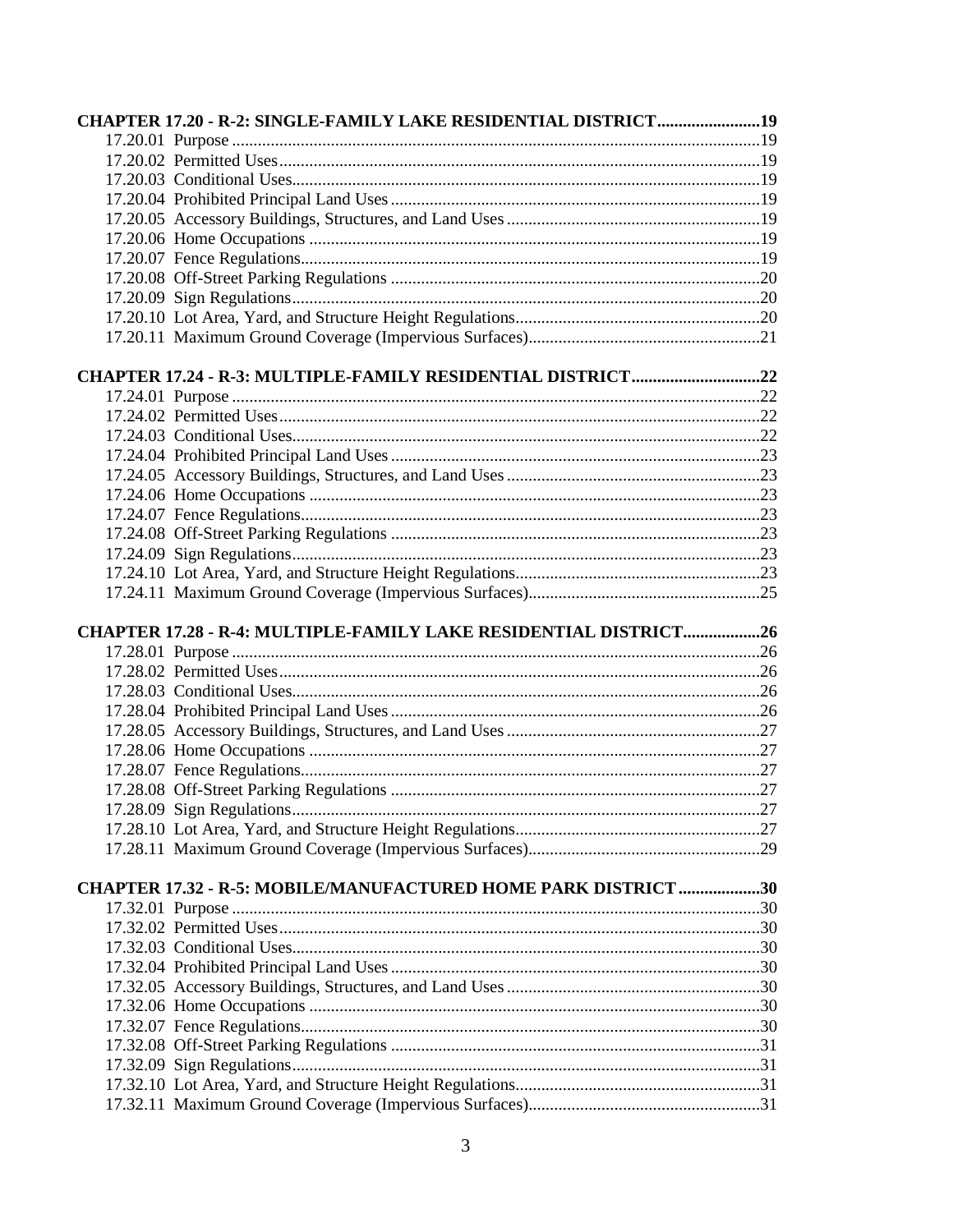**CHAPTER 17.20 - R-2: SINGLE-FAMILY LAKE RESIDENTIAL DISTRICT........................19**

17.20.01 Purpose ..........................................................................................................................19
17.20.02 Permitted Uses...............................................................................................................19
17.20.03 Conditional Uses............................................................................................................19
17.20.04 Prohibited Principal Land Uses .....................................................................................19
17.20.05 Accessory Buildings, Structures, and Land Uses ..........................................................19
17.20.06 Home Occupations ........................................................................................................19
17.20.07 Fence Regulations..........................................................................................................19
17.20.08 Off-Street Parking Regulations .....................................................................................20
17.20.09 Sign Regulations............................................................................................................20
17.20.10 Lot Area, Yard, and Structure Height Regulations........................................................20
17.20.11 Maximum Ground Coverage (Impervious Surfaces)......................................................21

**CHAPTER 17.24 - R-3: MULTIPLE-FAMILY RESIDENTIAL DISTRICT.............................22**

17.24.01 Purpose ..........................................................................................................................22
17.24.02 Permitted Uses...............................................................................................................22
17.24.03 Conditional Uses............................................................................................................22
17.24.04 Prohibited Principal Land Uses .....................................................................................23
17.24.05 Accessory Buildings, Structures, and Land Uses ..........................................................23
17.24.06 Home Occupations ........................................................................................................23
17.24.07 Fence Regulations..........................................................................................................23
17.24.08 Off-Street Parking Regulations .....................................................................................23
17.24.09 Sign Regulations............................................................................................................23
17.24.10 Lot Area, Yard, and Structure Height Regulations........................................................23
17.24.11 Maximum Ground Coverage (Impervious Surfaces)......................................................25

**CHAPTER 17.28 - R-4: MULTIPLE-FAMILY LAKE RESIDENTIAL DISTRICT..................26**

17.28.01 Purpose ..........................................................................................................................26
17.28.02 Permitted Uses...............................................................................................................26
17.28.03 Conditional Uses............................................................................................................26
17.28.04 Prohibited Principal Land Uses .....................................................................................26
17.28.05 Accessory Buildings, Structures, and Land Uses ..........................................................27
17.28.06 Home Occupations ........................................................................................................27
17.28.07 Fence Regulations..........................................................................................................27
17.28.08 Off-Street Parking Regulations .....................................................................................27
17.28.09 Sign Regulations............................................................................................................27
17.28.10 Lot Area, Yard, and Structure Height Regulations........................................................27
17.28.11 Maximum Ground Coverage (Impervious Surfaces)......................................................29

**CHAPTER 17.32 - R-5: MOBILE/MANUFACTURED HOME PARK DISTRICT...................30**

17.32.01 Purpose ..........................................................................................................................30
17.32.02 Permitted Uses...............................................................................................................30
17.32.03 Conditional Uses............................................................................................................30
17.32.04 Prohibited Principal Land Uses .....................................................................................30
17.32.05 Accessory Buildings, Structures, and Land Uses ..........................................................30
17.32.06 Home Occupations ........................................................................................................30
17.32.07 Fence Regulations..........................................................................................................30
17.32.08 Off-Street Parking Regulations .....................................................................................31
17.32.09 Sign Regulations............................................................................................................31
17.32.10 Lot Area, Yard, and Structure Height Regulations........................................................31
17.32.11 Maximum Ground Coverage (Impervious Surfaces)......................................................31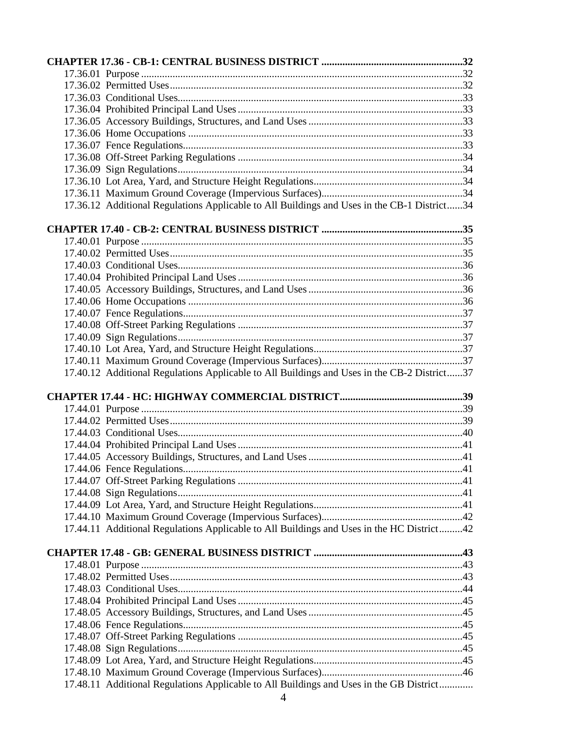**CHAPTER 17.36 - CB-1: CENTRAL BUSINESS DISTRICT ......................................................32**

17.36.01 Purpose ..........................................................................................................32
17.36.02 Permitted Uses ..............................................................................................32
17.36.03 Conditional Uses ...........................................................................................33
17.36.04 Prohibited Principal Land Uses ....................................................................33
17.36.05 Accessory Buildings, Structures, and Land Uses ..........................................33
17.36.06 Home Occupations .......................................................................................33
17.36.07 Fence Regulations .........................................................................................33
17.36.08 Off-Street Parking Regulations ....................................................................34
17.36.09 Sign Regulations ...........................................................................................34
17.36.10 Lot Area, Yard, and Structure Height Regulations ........................................34
17.36.11 Maximum Ground Coverage (Impervious Surfaces) .....................................34
17.36.12 Additional Regulations Applicable to All Buildings and Uses in the CB-1 District ......34

**CHAPTER 17.40 - CB-2: CENTRAL BUSINESS DISTRICT ......................................................35**

17.40.01 Purpose ..........................................................................................................35
17.40.02 Permitted Uses ..............................................................................................35
17.40.03 Conditional Uses ...........................................................................................36
17.40.04 Prohibited Principal Land Uses ....................................................................36
17.40.05 Accessory Buildings, Structures, and Land Uses ..........................................36
17.40.06 Home Occupations .......................................................................................36
17.40.07 Fence Regulations .........................................................................................37
17.40.08 Off-Street Parking Regulations ....................................................................37
17.40.09 Sign Regulations ...........................................................................................37
17.40.10 Lot Area, Yard, and Structure Height Regulations ........................................37
17.40.11 Maximum Ground Coverage (Impervious Surfaces) .....................................37
17.40.12 Additional Regulations Applicable to All Buildings and Uses in the CB-2 District ......37

**CHAPTER 17.44 - HC: HIGHWAY COMMERCIAL DISTRICT ..............................................39**

17.44.01 Purpose ..........................................................................................................39
17.44.02 Permitted Uses ..............................................................................................39
17.44.03 Conditional Uses ...........................................................................................40
17.44.04 Prohibited Principal Land Uses ....................................................................41
17.44.05 Accessory Buildings, Structures, and Land Uses ..........................................41
17.44.06 Fence Regulations .........................................................................................41
17.44.07 Off-Street Parking Regulations ....................................................................41
17.44.08 Sign Regulations ...........................................................................................41
17.44.09 Lot Area, Yard, and Structure Height Regulations ........................................41
17.44.10 Maximum Ground Coverage (Impervious Surfaces) .....................................42
17.44.11 Additional Regulations Applicable to All Buildings and Uses in the HC District .........42

**CHAPTER 17.48 - GB: GENERAL BUSINESS DISTRICT ........................................................43**

17.48.01 Purpose ..........................................................................................................43
17.48.02 Permitted Uses ..............................................................................................43
17.48.03 Conditional Uses ...........................................................................................44
17.48.04 Prohibited Principal Land Uses ....................................................................45
17.48.05 Accessory Buildings, Structures, and Land Uses ..........................................45
17.48.06 Fence Regulations .........................................................................................45
17.48.07 Off-Street Parking Regulations ....................................................................45
17.48.08 Sign Regulations ...........................................................................................45
17.48.09 Lot Area, Yard, and Structure Height Regulations ........................................45
17.48.10 Maximum Ground Coverage (Impervious Surfaces) .....................................46
17.48.11 Additional Regulations Applicable to All Buildings and Uses in the GB District ............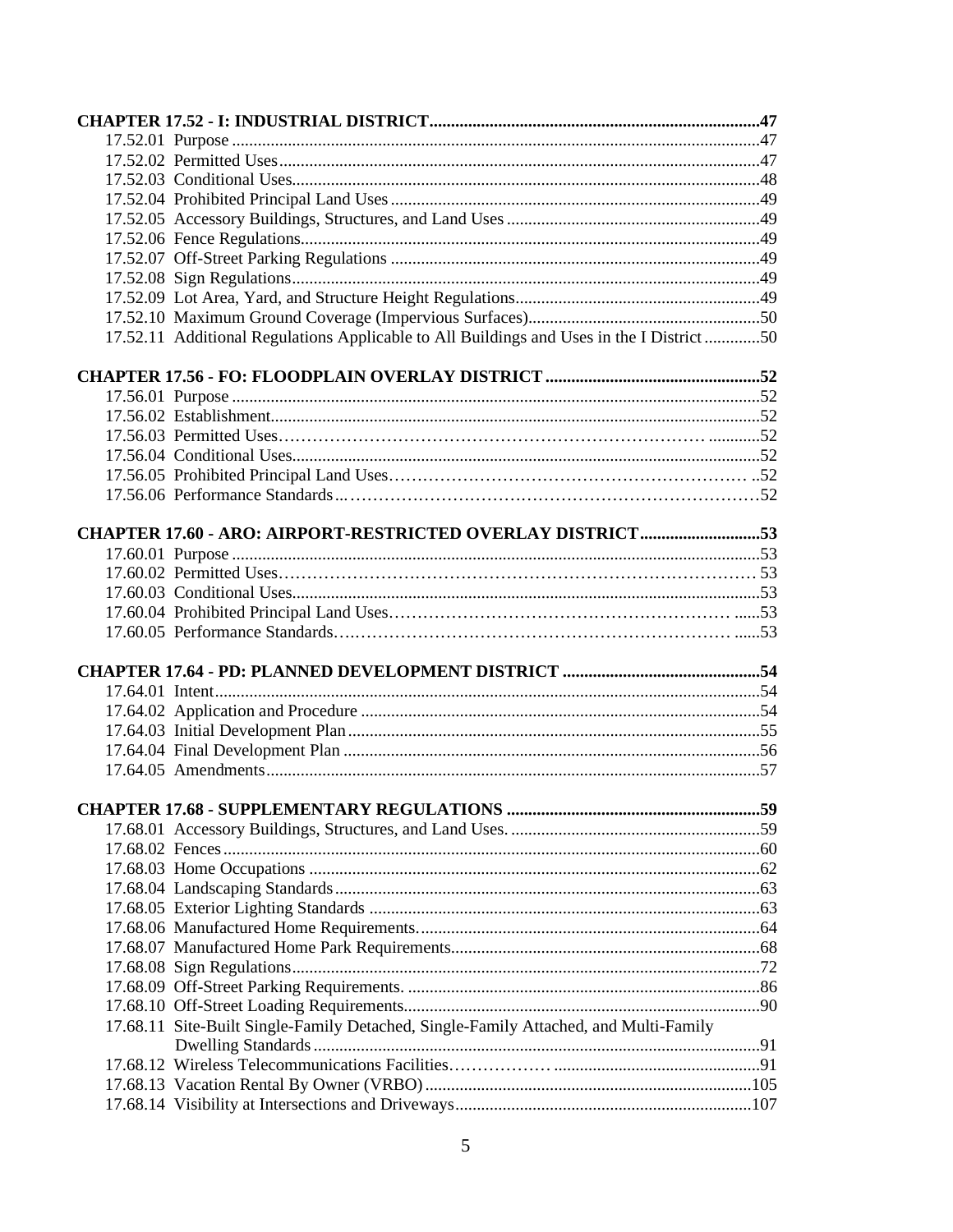**CHAPTER 17.52 - I: INDUSTRIAL DISTRICT....47**

17.52.01 Purpose....47
17.52.02 Permitted Uses....47
17.52.03 Conditional Uses....48
17.52.04 Prohibited Principal Land Uses....49
17.52.05 Accessory Buildings, Structures, and Land Uses....49
17.52.06 Fence Regulations....49
17.52.07 Off-Street Parking Regulations....49
17.52.08 Sign Regulations....49
17.52.09 Lot Area, Yard, and Structure Height Regulations....49
17.52.10 Maximum Ground Coverage (Impervious Surfaces)....50
17.52.11 Additional Regulations Applicable to All Buildings and Uses in the I District....50

**CHAPTER 17.56 - FO: FLOODPLAIN OVERLAY DISTRICT....52**

17.56.01 Purpose....52
17.56.02 Establishment....52
17.56.03 Permitted Uses....52
17.56.04 Conditional Uses....52
17.56.05 Prohibited Principal Land Uses....52
17.56.06 Performance Standards....52

**CHAPTER 17.60 - ARO: AIRPORT-RESTRICTED OVERLAY DISTRICT....53**

17.60.01 Purpose....53
17.60.02 Permitted Uses....53
17.60.03 Conditional Uses....53
17.60.04 Prohibited Principal Land Uses....53
17.60.05 Performance Standards....53

**CHAPTER 17.64 - PD: PLANNED DEVELOPMENT DISTRICT....54**

17.64.01 Intent....54
17.64.02 Application and Procedure....54
17.64.03 Initial Development Plan....55
17.64.04 Final Development Plan....56
17.64.05 Amendments....57

**CHAPTER 17.68 - SUPPLEMENTARY REGULATIONS....59**

17.68.01 Accessory Buildings, Structures, and Land Uses....59
17.68.02 Fences....60
17.68.03 Home Occupations....62
17.68.04 Landscaping Standards....63
17.68.05 Exterior Lighting Standards....63
17.68.06 Manufactured Home Requirements....64
17.68.07 Manufactured Home Park Requirements....68
17.68.08 Sign Regulations....72
17.68.09 Off-Street Parking Requirements....86
17.68.10 Off-Street Loading Requirements....90
17.68.11 Site-Built Single-Family Detached, Single-Family Attached, and Multi-Family Dwelling Standards....91
17.68.12 Wireless Telecommunications Facilities....91
17.68.13 Vacation Rental By Owner (VRBO)....105
17.68.14 Visibility at Intersections and Driveways....107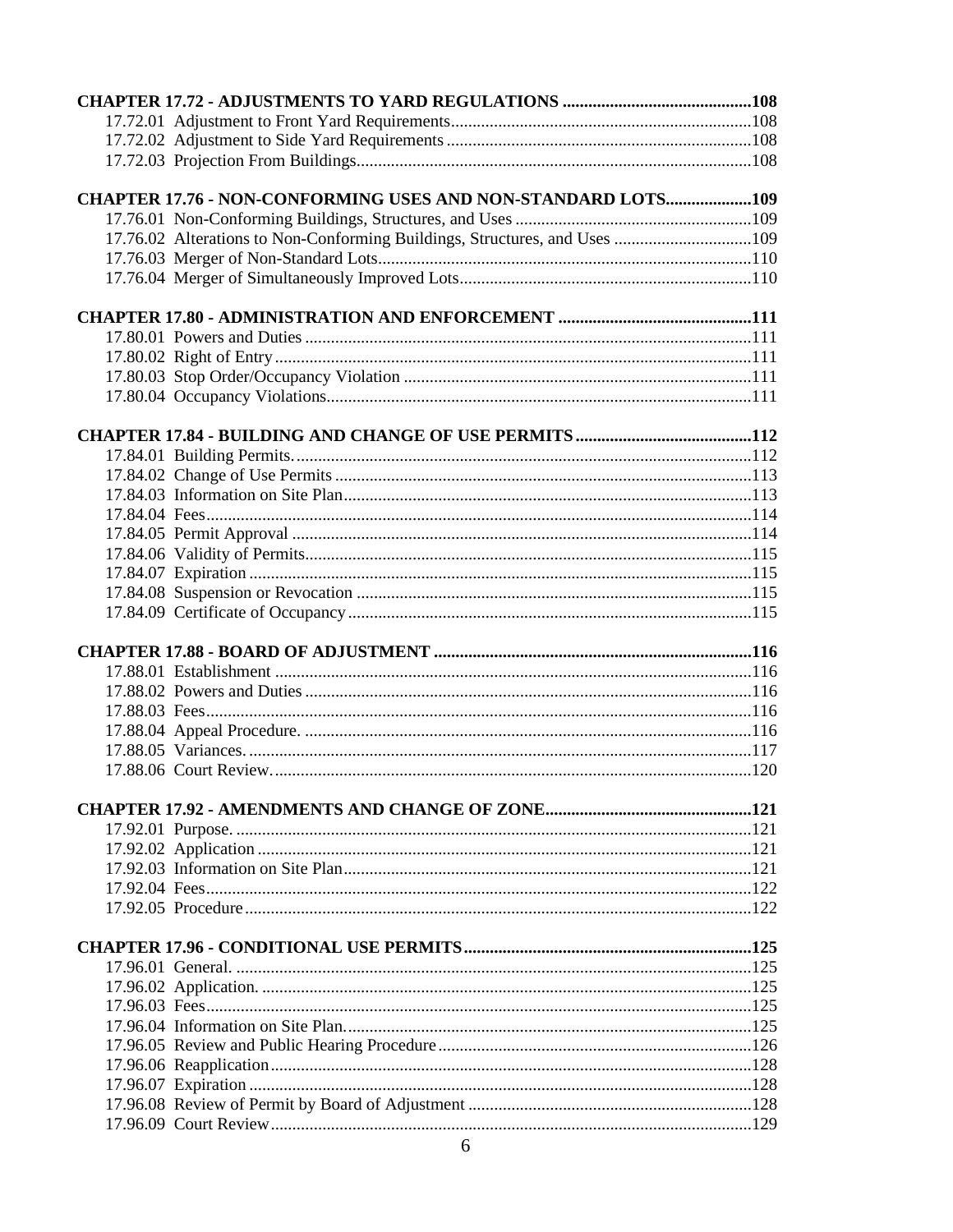**CHAPTER 17.72 - ADJUSTMENTS TO YARD REGULATIONS ....................................108**

17.72.01 Adjustment to Front Yard Requirements....................................................108
17.72.02 Adjustment to Side Yard Requirements.......................................................108
17.72.03 Projection From Buildings.............................................................................108

**CHAPTER 17.76 - NON-CONFORMING USES AND NON-STANDARD LOTS...................109**

17.76.01 Non-Conforming Buildings, Structures, and Uses .......................................109
17.76.02 Alterations to Non-Conforming Buildings, Structures, and Uses ...............109
17.76.03 Merger of Non-Standard Lots.......................................................................110
17.76.04 Merger of Simultaneously Improved Lots....................................................110

**CHAPTER 17.80 - ADMINISTRATION AND ENFORCEMENT .......................................111**

17.80.01 Powers and Duties ..........................................................................................111
17.80.02 Right of Entry..................................................................................................111
17.80.03 Stop Order/Occupancy Violation ...................................................................111
17.80.04 Occupancy Violations.....................................................................................111

**CHAPTER 17.84 - BUILDING AND CHANGE OF USE PERMITS...................................112**

17.84.01 Building Permits..............................................................................................112
17.84.02 Change of Use Permits ...................................................................................113
17.84.03 Information on Site Plan.................................................................................113
17.84.04 Fees..................................................................................................................114
17.84.05 Permit Approval .............................................................................................114
17.84.06 Validity of Permits..........................................................................................115
17.84.07 Expiration .......................................................................................................115
17.84.08 Suspension or Revocation ..............................................................................115
17.84.09 Certificate of Occupancy................................................................................115

**CHAPTER 17.88 - BOARD OF ADJUSTMENT ..................................................................116**

17.88.01 Establishment .................................................................................................116
17.88.02 Powers and Duties ..........................................................................................116
17.88.03 Fees..................................................................................................................116
17.88.04 Appeal Procedure. ..........................................................................................116
17.88.05 Variances. .......................................................................................................117
17.88.06 Court Review...................................................................................................120

**CHAPTER 17.92 - AMENDMENTS AND CHANGE OF ZONE.........................................121**

17.92.01 Purpose. ...........................................................................................................121
17.92.02 Application ......................................................................................................121
17.92.03 Information on Site Plan.................................................................................121
17.92.04 Fees..................................................................................................................122
17.92.05 Procedure ........................................................................................................122

**CHAPTER 17.96 - CONDITIONAL USE PERMITS............................................................125**

17.96.01 General. ...........................................................................................................125
17.96.02 Application. .....................................................................................................125
17.96.03 Fees..................................................................................................................125
17.96.04 Information on Site Plan.................................................................................125
17.96.05 Review and Public Hearing Procedure...........................................................126
17.96.06 Reapplication...................................................................................................128
17.96.07 Expiration .......................................................................................................128
17.96.08 Review of Permit by Board of Adjustment ....................................................128
17.96.09 Court Review...................................................................................................129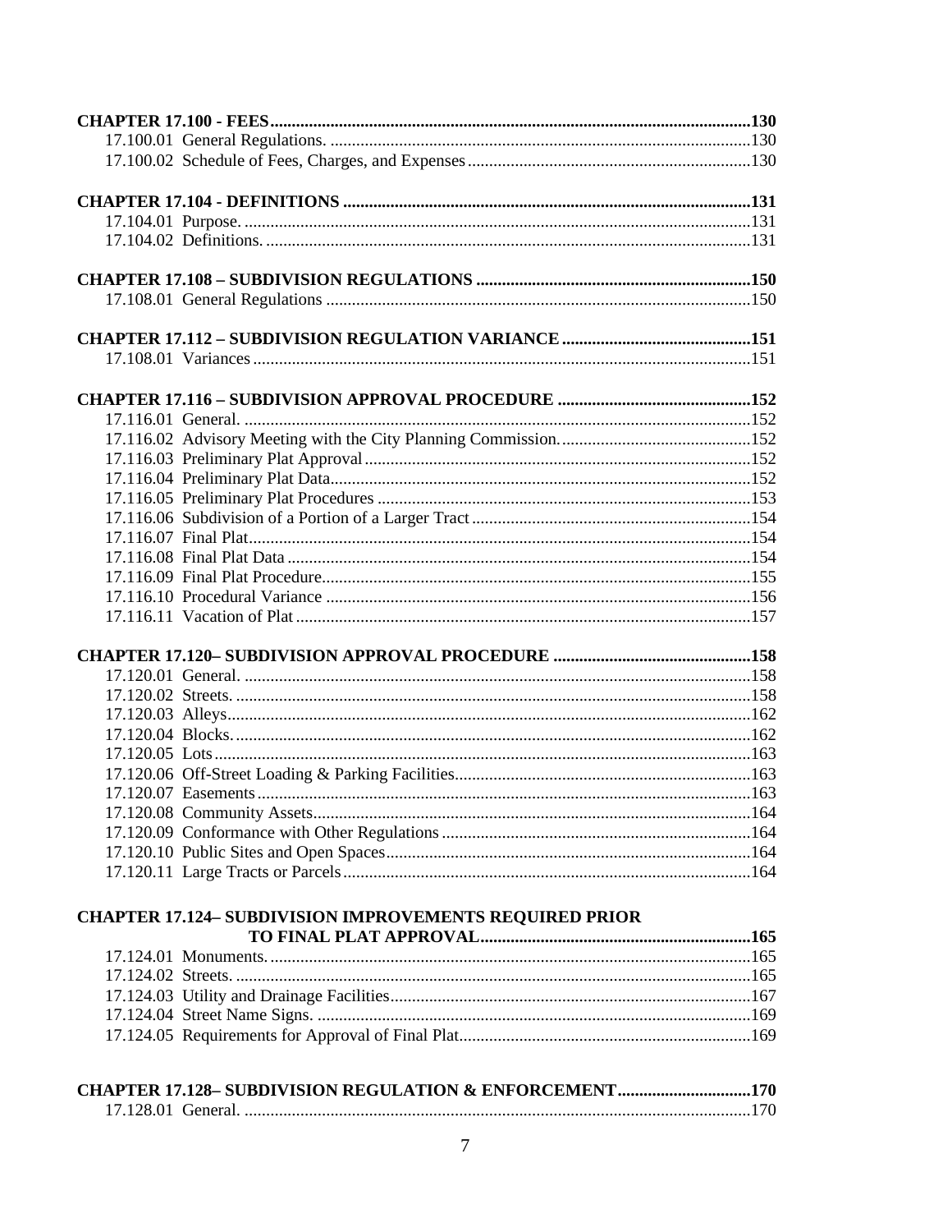**CHAPTER 17.100 - FEES** ....................................................................................................130
17.100.01 General Regulations. ..................................................................................................130
17.100.02 Schedule of Fees, Charges, and Expenses ...................................................................130

**CHAPTER 17.104 - DEFINITIONS** ...................................................................................131
17.104.01 Purpose. ......................................................................................................................131
17.104.02 Definitions. .................................................................................................................131

**CHAPTER 17.108 – SUBDIVISION REGULATIONS** ....................................................150
17.108.01 General Regulations ....................................................................................................150

**CHAPTER 17.112 – SUBDIVISION REGULATION VARIANCE** .................................151
17.108.01 Variances .....................................................................................................................151

**CHAPTER 17.116 – SUBDIVISION APPROVAL PROCEDURE** ..................................152
17.116.01 General. .......................................................................................................................152
17.116.02 Advisory Meeting with the City Planning Commission. ............................................152
17.116.03 Preliminary Plat Approval ...........................................................................................152
17.116.04 Preliminary Plat Data...................................................................................................152
17.116.05 Preliminary Plat Procedures ........................................................................................153
17.116.06 Subdivision of a Portion of a Larger Tract ..................................................................154
17.116.07 Final Plat......................................................................................................................154
17.116.08 Final Plat Data .............................................................................................................154
17.116.09 Final Plat Procedure.....................................................................................................155
17.116.10 Procedural Variance ....................................................................................................156
17.116.11 Vacation of Plat ...........................................................................................................157

**CHAPTER 17.120– SUBDIVISION APPROVAL PROCEDURE** ...................................158
17.120.01 General. .......................................................................................................................158
17.120.02 Streets. .........................................................................................................................158
17.120.03 Alleys...........................................................................................................................162
17.120.04 Blocks. .........................................................................................................................162
17.120.05 Lots ..............................................................................................................................163
17.120.06 Off-Street Loading & Parking Facilities......................................................................163
17.120.07 Easements ....................................................................................................................163
17.120.08 Community Assets.......................................................................................................164
17.120.09 Conformance with Other Regulations .........................................................................164
17.120.10 Public Sites and Open Spaces......................................................................................164
17.120.11 Large Tracts or Parcels ................................................................................................164

**CHAPTER 17.124– SUBDIVISION IMPROVEMENTS REQUIRED PRIOR TO FINAL PLAT APPROVAL** ................................................................165
17.124.01 Monuments. .................................................................................................................165
17.124.02 Streets. .........................................................................................................................165
17.124.03 Utility and Drainage Facilities.....................................................................................167
17.124.04 Street Name Signs. ......................................................................................................169
17.124.05 Requirements for Approval of Final Plat.....................................................................169

**CHAPTER 17.128– SUBDIVISION REGULATION & ENFORCEMENT** ...................170
17.128.01 General. .......................................................................................................................170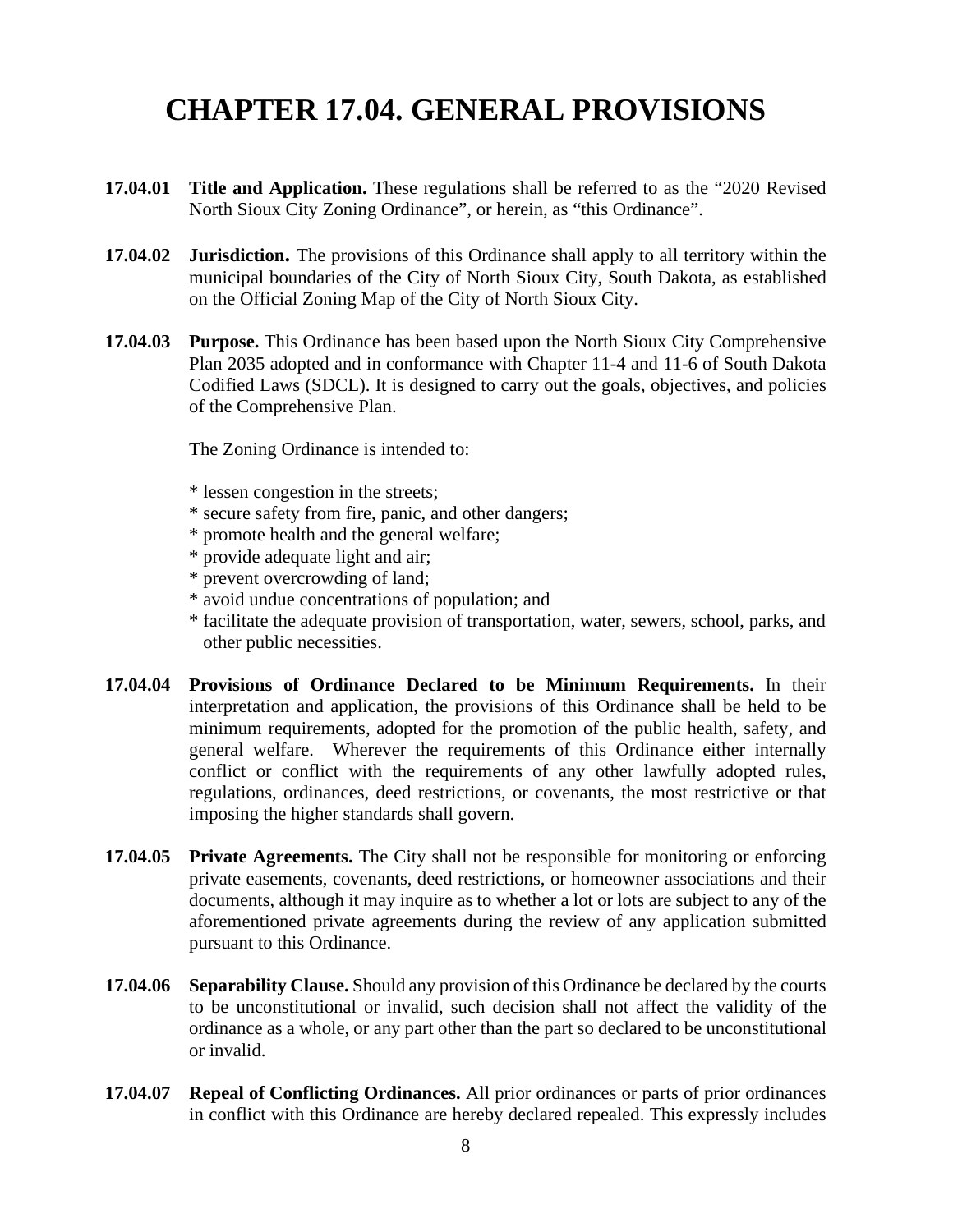# CHAPTER 17.04. GENERAL PROVISIONS

**17.04.01 Title and Application.** These regulations shall be referred to as the "2020 Revised North Sioux City Zoning Ordinance", or herein, as "this Ordinance".

**17.04.02 Jurisdiction.** The provisions of this Ordinance shall apply to all territory within the municipal boundaries of the City of North Sioux City, South Dakota, as established on the Official Zoning Map of the City of North Sioux City.

**17.04.03 Purpose.** This Ordinance has been based upon the North Sioux City Comprehensive Plan 2035 adopted and in conformance with Chapter 11-4 and 11-6 of South Dakota Codified Laws (SDCL). It is designed to carry out the goals, objectives, and policies of the Comprehensive Plan.

The Zoning Ordinance is intended to:

* lessen congestion in the streets;
* secure safety from fire, panic, and other dangers;
* promote health and the general welfare;
* provide adequate light and air;
* prevent overcrowding of land;
* avoid undue concentrations of population; and
* facilitate the adequate provision of transportation, water, sewers, school, parks, and other public necessities.

**17.04.04 Provisions of Ordinance Declared to be Minimum Requirements.** In their interpretation and application, the provisions of this Ordinance shall be held to be minimum requirements, adopted for the promotion of the public health, safety, and general welfare. Wherever the requirements of this Ordinance either internally conflict or conflict with the requirements of any other lawfully adopted rules, regulations, ordinances, deed restrictions, or covenants, the most restrictive or that imposing the higher standards shall govern.

**17.04.05 Private Agreements.** The City shall not be responsible for monitoring or enforcing private easements, covenants, deed restrictions, or homeowner associations and their documents, although it may inquire as to whether a lot or lots are subject to any of the aforementioned private agreements during the review of any application submitted pursuant to this Ordinance.

**17.04.06 Separability Clause.** Should any provision of this Ordinance be declared by the courts to be unconstitutional or invalid, such decision shall not affect the validity of the ordinance as a whole, or any part other than the part so declared to be unconstitutional or invalid.

**17.04.07 Repeal of Conflicting Ordinances.** All prior ordinances or parts of prior ordinances in conflict with this Ordinance are hereby declared repealed. This expressly includes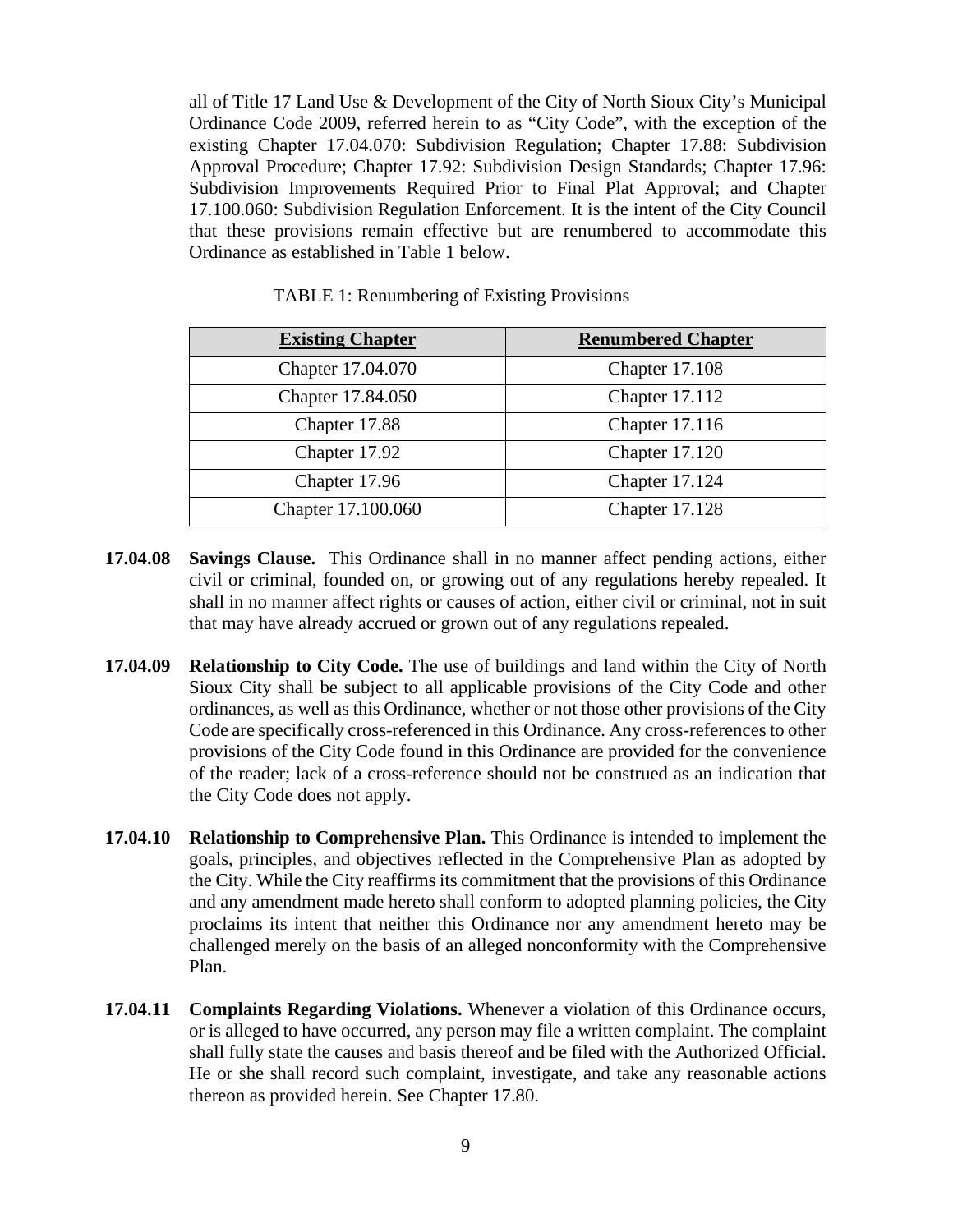all of Title 17 Land Use & Development of the City of North Sioux City's Municipal Ordinance Code 2009, referred herein to as "City Code", with the exception of the existing Chapter 17.04.070: Subdivision Regulation; Chapter 17.88: Subdivision Approval Procedure; Chapter 17.92: Subdivision Design Standards; Chapter 17.96: Subdivision Improvements Required Prior to Final Plat Approval; and Chapter 17.100.060: Subdivision Regulation Enforcement. It is the intent of the City Council that these provisions remain effective but are renumbered to accommodate this Ordinance as established in Table 1 below.

TABLE 1: Renumbering of Existing Provisions

| Existing Chapter | Renumbered Chapter |
|---|---|
| Chapter 17.04.070 | Chapter 17.108 |
| Chapter 17.84.050 | Chapter 17.112 |
| Chapter 17.88 | Chapter 17.116 |
| Chapter 17.92 | Chapter 17.120 |
| Chapter 17.96 | Chapter 17.124 |
| Chapter 17.100.060 | Chapter 17.128 |

**17.04.08 Savings Clause.** This Ordinance shall in no manner affect pending actions, either civil or criminal, founded on, or growing out of any regulations hereby repealed. It shall in no manner affect rights or causes of action, either civil or criminal, not in suit that may have already accrued or grown out of any regulations repealed.

**17.04.09 Relationship to City Code.** The use of buildings and land within the City of North Sioux City shall be subject to all applicable provisions of the City Code and other ordinances, as well as this Ordinance, whether or not those other provisions of the City Code are specifically cross-referenced in this Ordinance. Any cross-references to other provisions of the City Code found in this Ordinance are provided for the convenience of the reader; lack of a cross-reference should not be construed as an indication that the City Code does not apply.

**17.04.10 Relationship to Comprehensive Plan.** This Ordinance is intended to implement the goals, principles, and objectives reflected in the Comprehensive Plan as adopted by the City. While the City reaffirms its commitment that the provisions of this Ordinance and any amendment made hereto shall conform to adopted planning policies, the City proclaims its intent that neither this Ordinance nor any amendment hereto may be challenged merely on the basis of an alleged nonconformity with the Comprehensive Plan.

**17.04.11 Complaints Regarding Violations.** Whenever a violation of this Ordinance occurs, or is alleged to have occurred, any person may file a written complaint. The complaint shall fully state the causes and basis thereof and be filed with the Authorized Official. He or she shall record such complaint, investigate, and take any reasonable actions thereon as provided herein. See Chapter 17.80.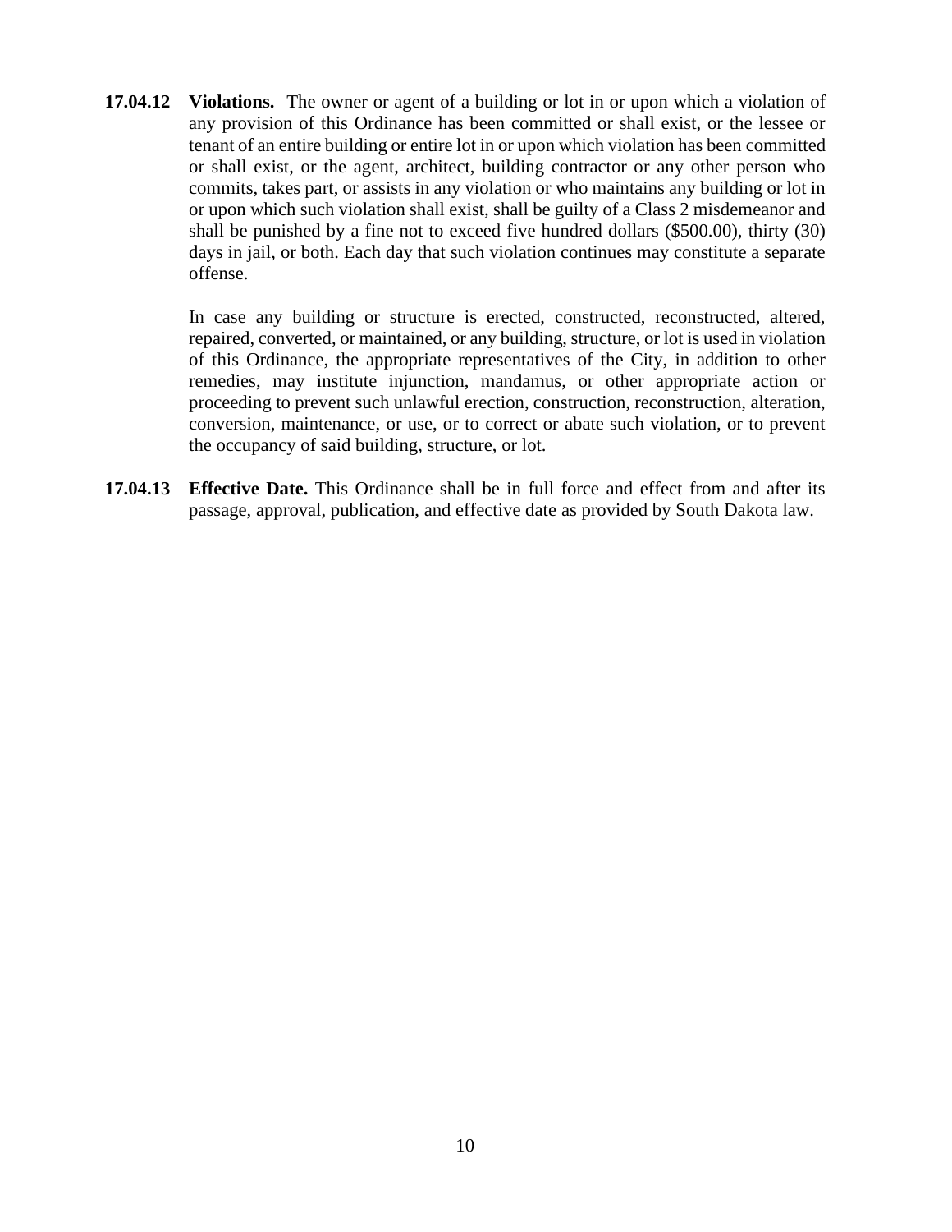**17.04.12 Violations.** The owner or agent of a building or lot in or upon which a violation of any provision of this Ordinance has been committed or shall exist, or the lessee or tenant of an entire building or entire lot in or upon which violation has been committed or shall exist, or the agent, architect, building contractor or any other person who commits, takes part, or assists in any violation or who maintains any building or lot in or upon which such violation shall exist, shall be guilty of a Class 2 misdemeanor and shall be punished by a fine not to exceed five hundred dollars ($500.00), thirty (30) days in jail, or both. Each day that such violation continues may constitute a separate offense.

In case any building or structure is erected, constructed, reconstructed, altered, repaired, converted, or maintained, or any building, structure, or lot is used in violation of this Ordinance, the appropriate representatives of the City, in addition to other remedies, may institute injunction, mandamus, or other appropriate action or proceeding to prevent such unlawful erection, construction, reconstruction, alteration, conversion, maintenance, or use, or to correct or abate such violation, or to prevent the occupancy of said building, structure, or lot.

**17.04.13 Effective Date.** This Ordinance shall be in full force and effect from and after its passage, approval, publication, and effective date as provided by South Dakota law.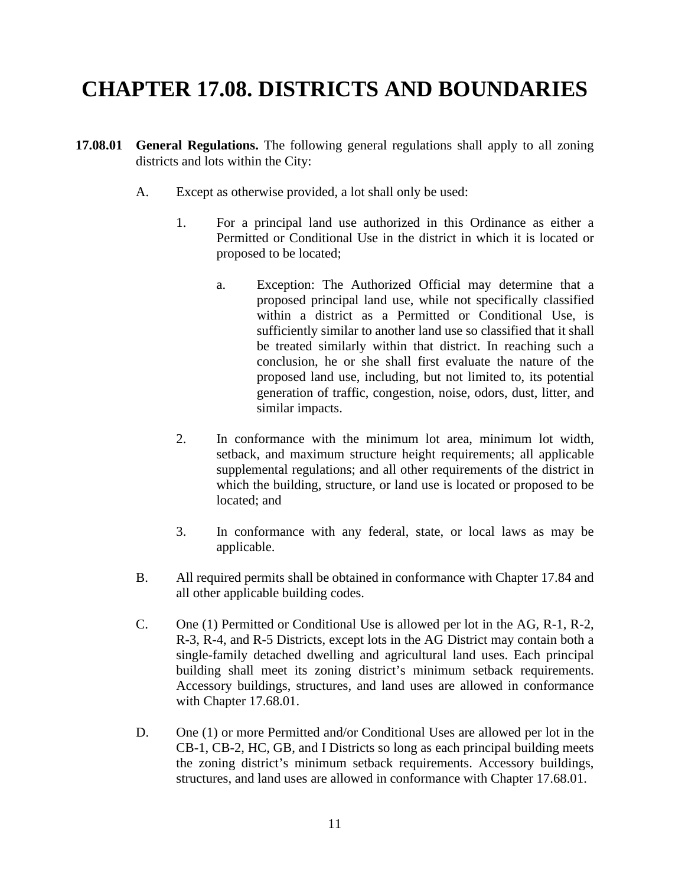# CHAPTER 17.08. DISTRICTS AND BOUNDARIES

**17.08.01 General Regulations.** The following general regulations shall apply to all zoning districts and lots within the City:

A. Except as otherwise provided, a lot shall only be used:

1. For a principal land use authorized in this Ordinance as either a Permitted or Conditional Use in the district in which it is located or proposed to be located;

    a. Exception: The Authorized Official may determine that a proposed principal land use, while not specifically classified within a district as a Permitted or Conditional Use, is sufficiently similar to another land use so classified that it shall be treated similarly within that district. In reaching such a conclusion, he or she shall first evaluate the nature of the proposed land use, including, but not limited to, its potential generation of traffic, congestion, noise, odors, dust, litter, and similar impacts.

2. In conformance with the minimum lot area, minimum lot width, setback, and maximum structure height requirements; all applicable supplemental regulations; and all other requirements of the district in which the building, structure, or land use is located or proposed to be located; and

3. In conformance with any federal, state, or local laws as may be applicable.

B. All required permits shall be obtained in conformance with Chapter 17.84 and all other applicable building codes.

C. One (1) Permitted or Conditional Use is allowed per lot in the AG, R-1, R-2, R-3, R-4, and R-5 Districts, except lots in the AG District may contain both a single-family detached dwelling and agricultural land uses. Each principal building shall meet its zoning district's minimum setback requirements. Accessory buildings, structures, and land uses are allowed in conformance with Chapter 17.68.01.

D. One (1) or more Permitted and/or Conditional Uses are allowed per lot in the CB-1, CB-2, HC, GB, and I Districts so long as each principal building meets the zoning district's minimum setback requirements. Accessory buildings, structures, and land uses are allowed in conformance with Chapter 17.68.01.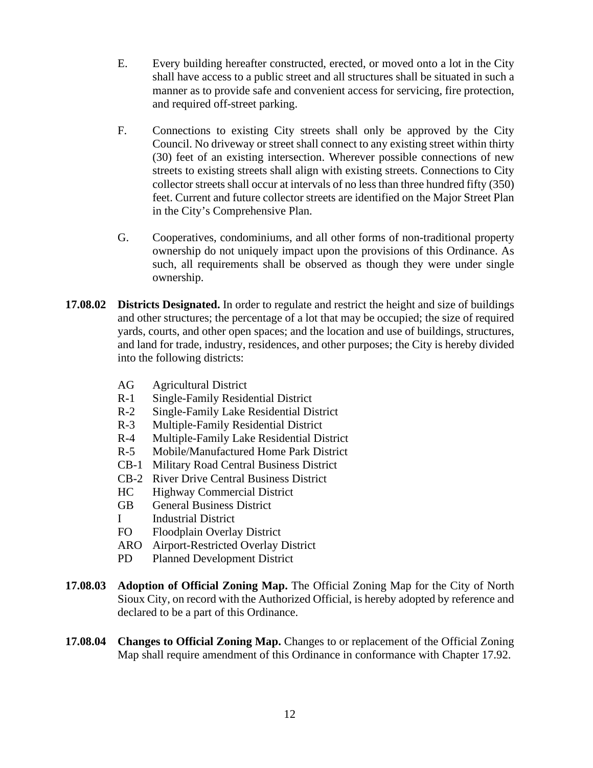E. Every building hereafter constructed, erected, or moved onto a lot in the City shall have access to a public street and all structures shall be situated in such a manner as to provide safe and convenient access for servicing, fire protection, and required off-street parking.

F. Connections to existing City streets shall only be approved by the City Council. No driveway or street shall connect to any existing street within thirty (30) feet of an existing intersection. Wherever possible connections of new streets to existing streets shall align with existing streets. Connections to City collector streets shall occur at intervals of no less than three hundred fifty (350) feet. Current and future collector streets are identified on the Major Street Plan in the City's Comprehensive Plan.

G. Cooperatives, condominiums, and all other forms of non-traditional property ownership do not uniquely impact upon the provisions of this Ordinance. As such, all requirements shall be observed as though they were under single ownership.

**17.08.02 Districts Designated.** In order to regulate and restrict the height and size of buildings and other structures; the percentage of a lot that may be occupied; the size of required yards, courts, and other open spaces; and the location and use of buildings, structures, and land for trade, industry, residences, and other purposes; the City is hereby divided into the following districts:

- AG Agricultural District
- R-1 Single-Family Residential District
- R-2 Single-Family Lake Residential District
- R-3 Multiple-Family Residential District
- R-4 Multiple-Family Lake Residential District
- R-5 Mobile/Manufactured Home Park District
- CB-1 Military Road Central Business District
- CB-2 River Drive Central Business District
- HC Highway Commercial District
- GB General Business District
- I Industrial District
- FO Floodplain Overlay District
- ARO Airport-Restricted Overlay District
- PD Planned Development District

**17.08.03 Adoption of Official Zoning Map.** The Official Zoning Map for the City of North Sioux City, on record with the Authorized Official, is hereby adopted by reference and declared to be a part of this Ordinance.

**17.08.04 Changes to Official Zoning Map.** Changes to or replacement of the Official Zoning Map shall require amendment of this Ordinance in conformance with Chapter 17.92.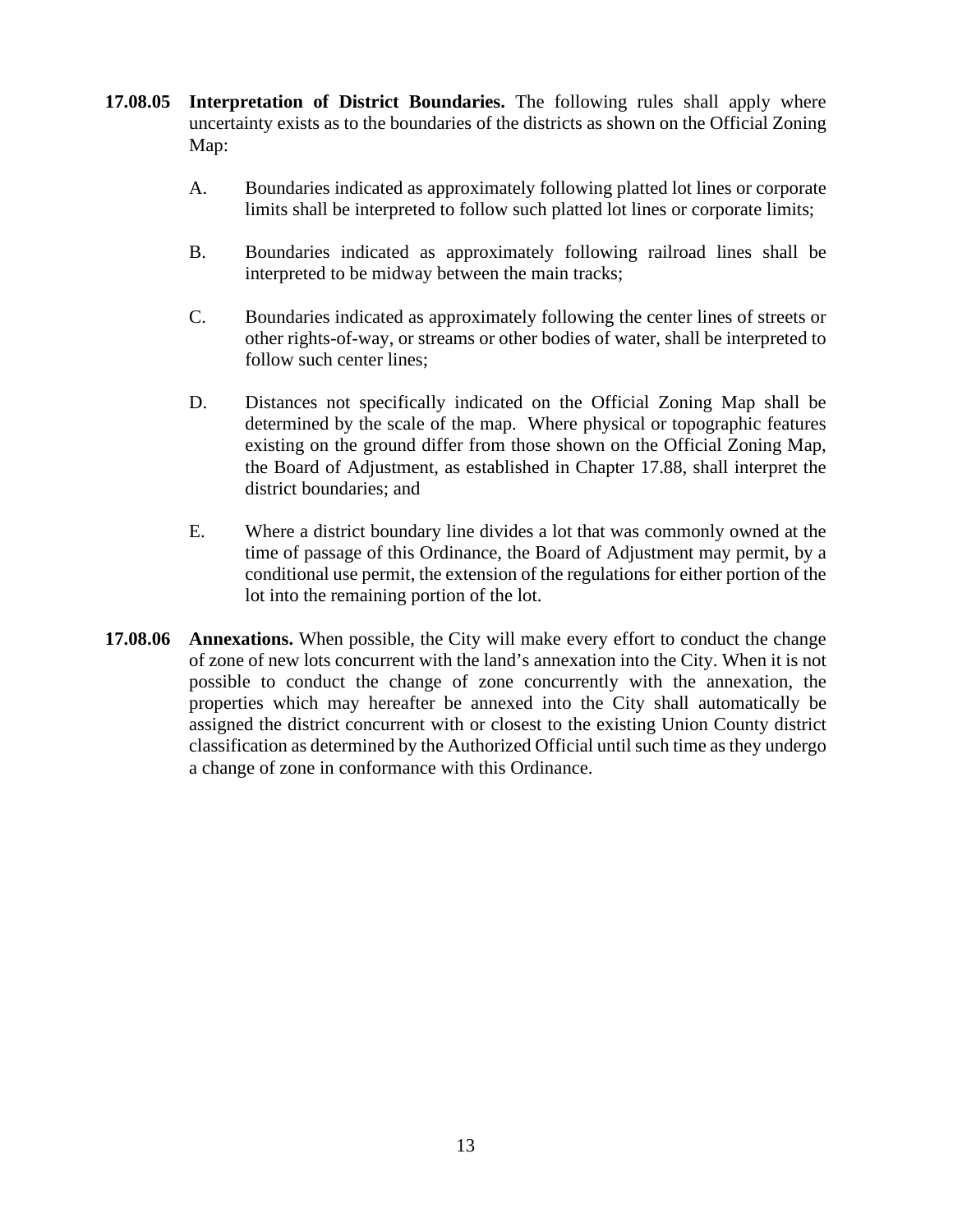**17.08.05 Interpretation of District Boundaries.** The following rules shall apply where uncertainty exists as to the boundaries of the districts as shown on the Official Zoning Map:

A. Boundaries indicated as approximately following platted lot lines or corporate limits shall be interpreted to follow such platted lot lines or corporate limits;

B. Boundaries indicated as approximately following railroad lines shall be interpreted to be midway between the main tracks;

C. Boundaries indicated as approximately following the center lines of streets or other rights-of-way, or streams or other bodies of water, shall be interpreted to follow such center lines;

D. Distances not specifically indicated on the Official Zoning Map shall be determined by the scale of the map. Where physical or topographic features existing on the ground differ from those shown on the Official Zoning Map, the Board of Adjustment, as established in Chapter 17.88, shall interpret the district boundaries; and

E. Where a district boundary line divides a lot that was commonly owned at the time of passage of this Ordinance, the Board of Adjustment may permit, by a conditional use permit, the extension of the regulations for either portion of the lot into the remaining portion of the lot.

**17.08.06 Annexations.** When possible, the City will make every effort to conduct the change of zone of new lots concurrent with the land's annexation into the City. When it is not possible to conduct the change of zone concurrently with the annexation, the properties which may hereafter be annexed into the City shall automatically be assigned the district concurrent with or closest to the existing Union County district classification as determined by the Authorized Official until such time as they undergo a change of zone in conformance with this Ordinance.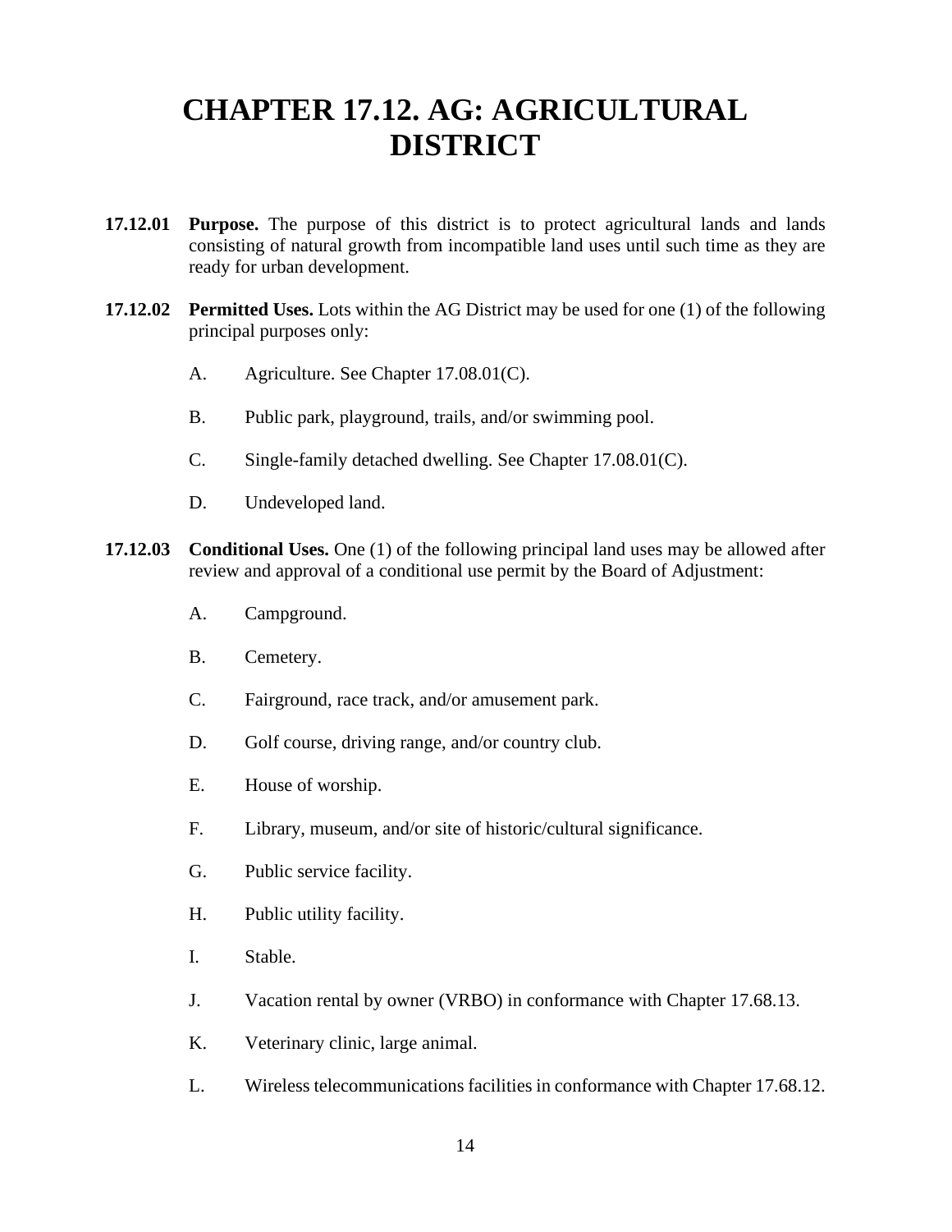# CHAPTER 17.12. AG: AGRICULTURAL DISTRICT

**17.12.01 Purpose.** The purpose of this district is to protect agricultural lands and lands consisting of natural growth from incompatible land uses until such time as they are ready for urban development.

**17.12.02 Permitted Uses.** Lots within the AG District may be used for one (1) of the following principal purposes only:

A. Agriculture. See Chapter 17.08.01(C).

B. Public park, playground, trails, and/or swimming pool.

C. Single-family detached dwelling. See Chapter 17.08.01(C).

D. Undeveloped land.

**17.12.03 Conditional Uses.** One (1) of the following principal land uses may be allowed after review and approval of a conditional use permit by the Board of Adjustment:

A. Campground.

B. Cemetery.

C. Fairground, race track, and/or amusement park.

D. Golf course, driving range, and/or country club.

E. House of worship.

F. Library, museum, and/or site of historic/cultural significance.

G. Public service facility.

H. Public utility facility.

I. Stable.

J. Vacation rental by owner (VRBO) in conformance with Chapter 17.68.13.

K. Veterinary clinic, large animal.

L. Wireless telecommunications facilities in conformance with Chapter 17.68.12.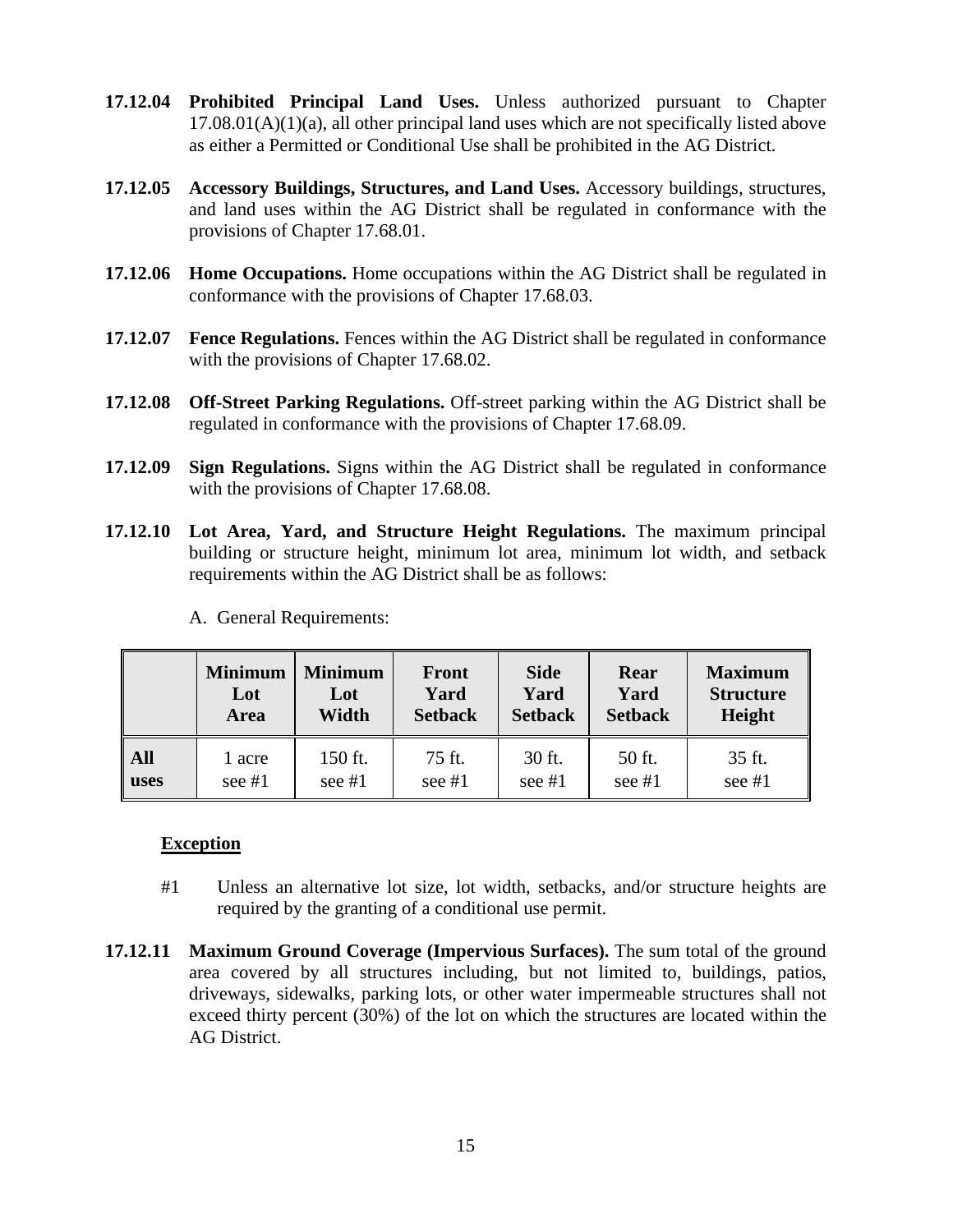**17.12.04 Prohibited Principal Land Uses.** Unless authorized pursuant to Chapter 17.08.01(A)(1)(a), all other principal land uses which are not specifically listed above as either a Permitted or Conditional Use shall be prohibited in the AG District.

**17.12.05 Accessory Buildings, Structures, and Land Uses.** Accessory buildings, structures, and land uses within the AG District shall be regulated in conformance with the provisions of Chapter 17.68.01.

**17.12.06 Home Occupations.** Home occupations within the AG District shall be regulated in conformance with the provisions of Chapter 17.68.03.

**17.12.07 Fence Regulations.** Fences within the AG District shall be regulated in conformance with the provisions of Chapter 17.68.02.

**17.12.08 Off-Street Parking Regulations.** Off-street parking within the AG District shall be regulated in conformance with the provisions of Chapter 17.68.09.

**17.12.09 Sign Regulations.** Signs within the AG District shall be regulated in conformance with the provisions of Chapter 17.68.08.

**17.12.10 Lot Area, Yard, and Structure Height Regulations.** The maximum principal building or structure height, minimum lot area, minimum lot width, and setback requirements within the AG District shall be as follows:

A. General Requirements:

| | Minimum Lot Area | Minimum Lot Width | Front Yard Setback | Side Yard Setback | Rear Yard Setback | Maximum Structure Height |
|---|---|---|---|---|---|---|
| **All uses** | 1 acre see #1 | 150 ft. see #1 | 75 ft. see #1 | 30 ft. see #1 | 50 ft. see #1 | 35 ft. see #1 |

**<u>Exception</u>**

#1 Unless an alternative lot size, lot width, setbacks, and/or structure heights are required by the granting of a conditional use permit.

**17.12.11 Maximum Ground Coverage (Impervious Surfaces).** The sum total of the ground area covered by all structures including, but not limited to, buildings, patios, driveways, sidewalks, parking lots, or other water impermeable structures shall not exceed thirty percent (30%) of the lot on which the structures are located within the AG District.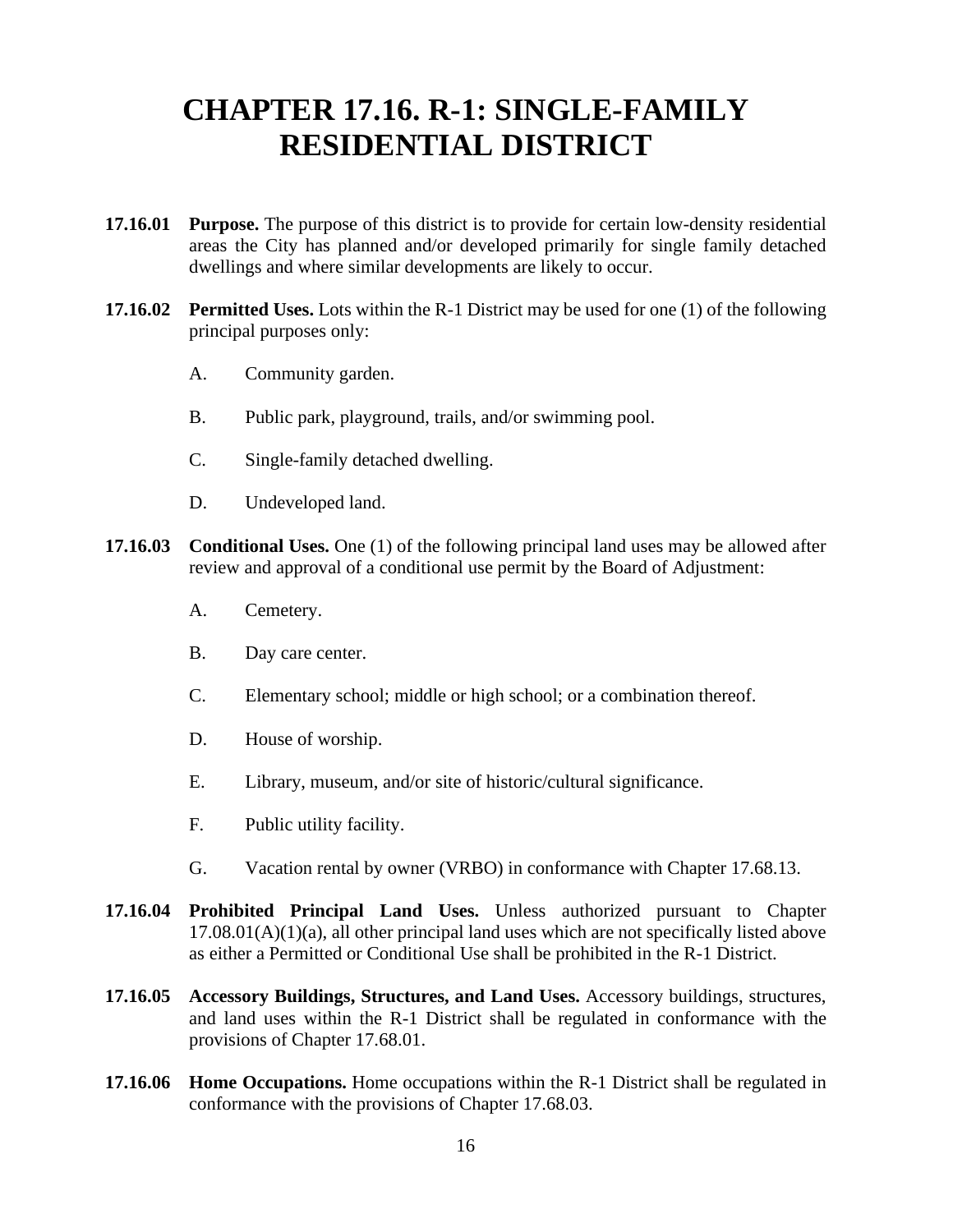# CHAPTER 17.16. R-1: SINGLE-FAMILY RESIDENTIAL DISTRICT

**17.16.01 Purpose.** The purpose of this district is to provide for certain low-density residential areas the City has planned and/or developed primarily for single family detached dwellings and where similar developments are likely to occur.

**17.16.02 Permitted Uses.** Lots within the R-1 District may be used for one (1) of the following principal purposes only:

A. Community garden.

B. Public park, playground, trails, and/or swimming pool.

C. Single-family detached dwelling.

D. Undeveloped land.

**17.16.03 Conditional Uses.** One (1) of the following principal land uses may be allowed after review and approval of a conditional use permit by the Board of Adjustment:

A. Cemetery.

B. Day care center.

C. Elementary school; middle or high school; or a combination thereof.

D. House of worship.

E. Library, museum, and/or site of historic/cultural significance.

F. Public utility facility.

G. Vacation rental by owner (VRBO) in conformance with Chapter 17.68.13.

**17.16.04 Prohibited Principal Land Uses.** Unless authorized pursuant to Chapter 17.08.01(A)(1)(a), all other principal land uses which are not specifically listed above as either a Permitted or Conditional Use shall be prohibited in the R-1 District.

**17.16.05 Accessory Buildings, Structures, and Land Uses.** Accessory buildings, structures, and land uses within the R-1 District shall be regulated in conformance with the provisions of Chapter 17.68.01.

**17.16.06 Home Occupations.** Home occupations within the R-1 District shall be regulated in conformance with the provisions of Chapter 17.68.03.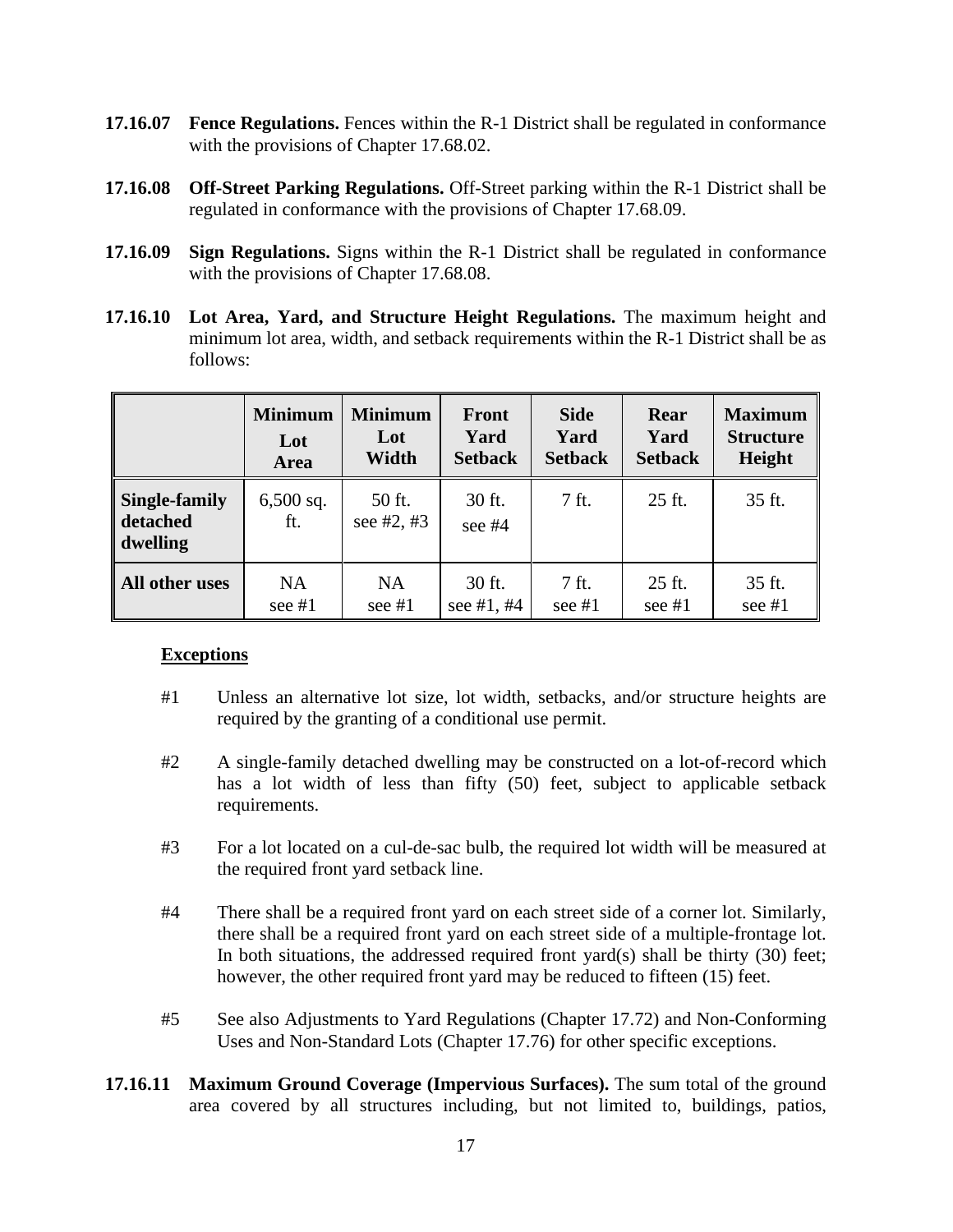**17.16.07 Fence Regulations.** Fences within the R-1 District shall be regulated in conformance with the provisions of Chapter 17.68.02.

**17.16.08 Off-Street Parking Regulations.** Off-Street parking within the R-1 District shall be regulated in conformance with the provisions of Chapter 17.68.09.

**17.16.09 Sign Regulations.** Signs within the R-1 District shall be regulated in conformance with the provisions of Chapter 17.68.08.

**17.16.10 Lot Area, Yard, and Structure Height Regulations.** The maximum height and minimum lot area, width, and setback requirements within the R-1 District shall be as follows:

| | Minimum Lot Area | Minimum Lot Width | Front Yard Setback | Side Yard Setback | Rear Yard Setback | Maximum Structure Height |
|---|---|---|---|---|---|---|
| **Single-family detached dwelling** | 6,500 sq. ft. | 50 ft. see #2, #3 | 30 ft. see #4 | 7 ft. | 25 ft. | 35 ft. |
| **All other uses** | NA see #1 | NA see #1 | 30 ft. see #1, #4 | 7 ft. see #1 | 25 ft. see #1 | 35 ft. see #1 |

**Exceptions**

#1 Unless an alternative lot size, lot width, setbacks, and/or structure heights are required by the granting of a conditional use permit.

#2 A single-family detached dwelling may be constructed on a lot-of-record which has a lot width of less than fifty (50) feet, subject to applicable setback requirements.

#3 For a lot located on a cul-de-sac bulb, the required lot width will be measured at the required front yard setback line.

#4 There shall be a required front yard on each street side of a corner lot. Similarly, there shall be a required front yard on each street side of a multiple-frontage lot. In both situations, the addressed required front yard(s) shall be thirty (30) feet; however, the other required front yard may be reduced to fifteen (15) feet.

#5 See also Adjustments to Yard Regulations (Chapter 17.72) and Non-Conforming Uses and Non-Standard Lots (Chapter 17.76) for other specific exceptions.

**17.16.11 Maximum Ground Coverage (Impervious Surfaces).** The sum total of the ground area covered by all structures including, but not limited to, buildings, patios,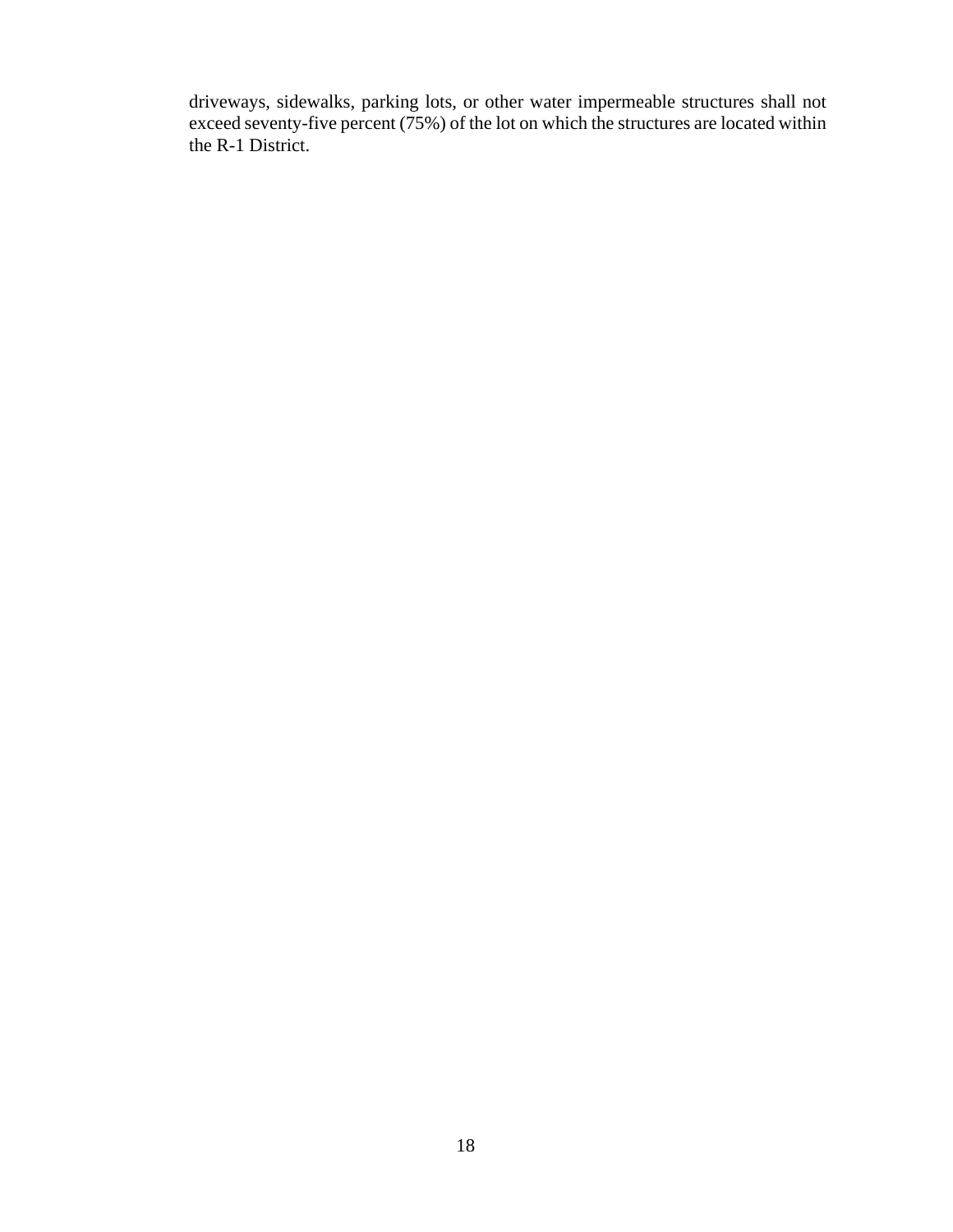driveways, sidewalks, parking lots, or other water impermeable structures shall not exceed seventy-five percent (75%) of the lot on which the structures are located within the R-1 District.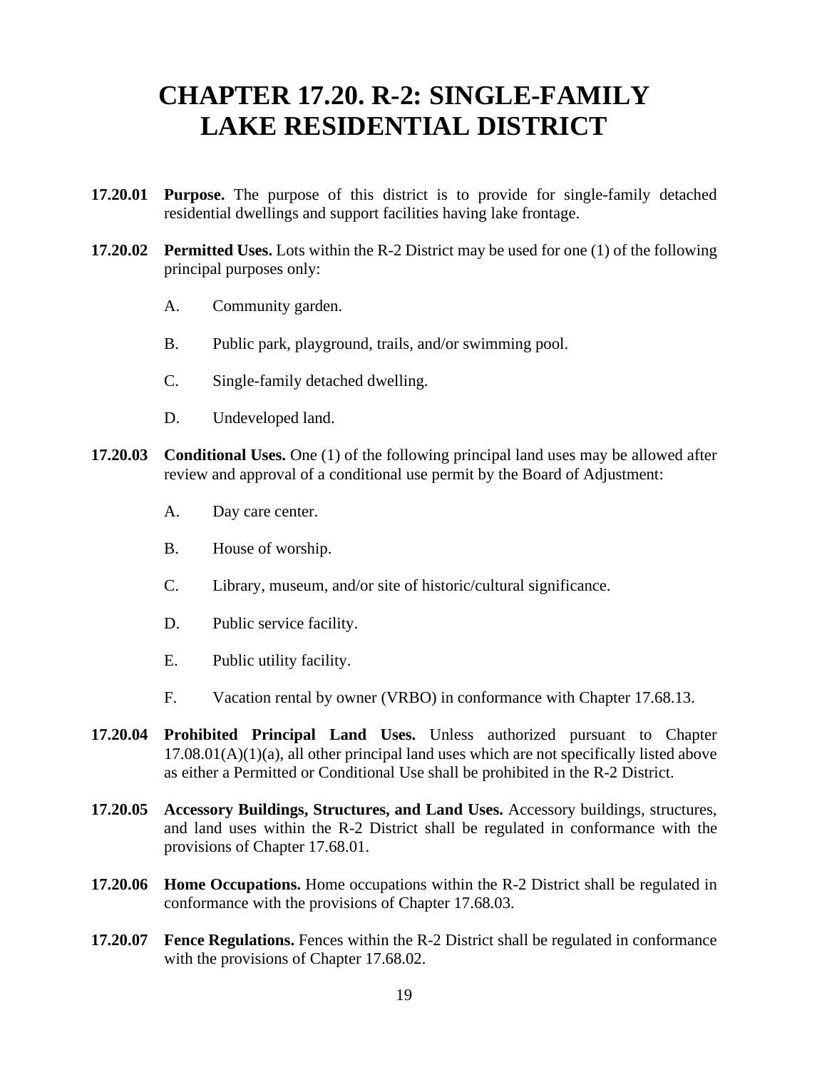# CHAPTER 17.20. R-2: SINGLE-FAMILY LAKE RESIDENTIAL DISTRICT

**17.20.01 Purpose.** The purpose of this district is to provide for single-family detached residential dwellings and support facilities having lake frontage.

**17.20.02 Permitted Uses.** Lots within the R-2 District may be used for one (1) of the following principal purposes only:

A. Community garden.

B. Public park, playground, trails, and/or swimming pool.

C. Single-family detached dwelling.

D. Undeveloped land.

**17.20.03 Conditional Uses.** One (1) of the following principal land uses may be allowed after review and approval of a conditional use permit by the Board of Adjustment:

A. Day care center.

B. House of worship.

C. Library, museum, and/or site of historic/cultural significance.

D. Public service facility.

E. Public utility facility.

F. Vacation rental by owner (VRBO) in conformance with Chapter 17.68.13.

**17.20.04 Prohibited Principal Land Uses.** Unless authorized pursuant to Chapter 17.08.01(A)(1)(a), all other principal land uses which are not specifically listed above as either a Permitted or Conditional Use shall be prohibited in the R-2 District.

**17.20.05 Accessory Buildings, Structures, and Land Uses.** Accessory buildings, structures, and land uses within the R-2 District shall be regulated in conformance with the provisions of Chapter 17.68.01.

**17.20.06 Home Occupations.** Home occupations within the R-2 District shall be regulated in conformance with the provisions of Chapter 17.68.03.

**17.20.07 Fence Regulations.** Fences within the R-2 District shall be regulated in conformance with the provisions of Chapter 17.68.02.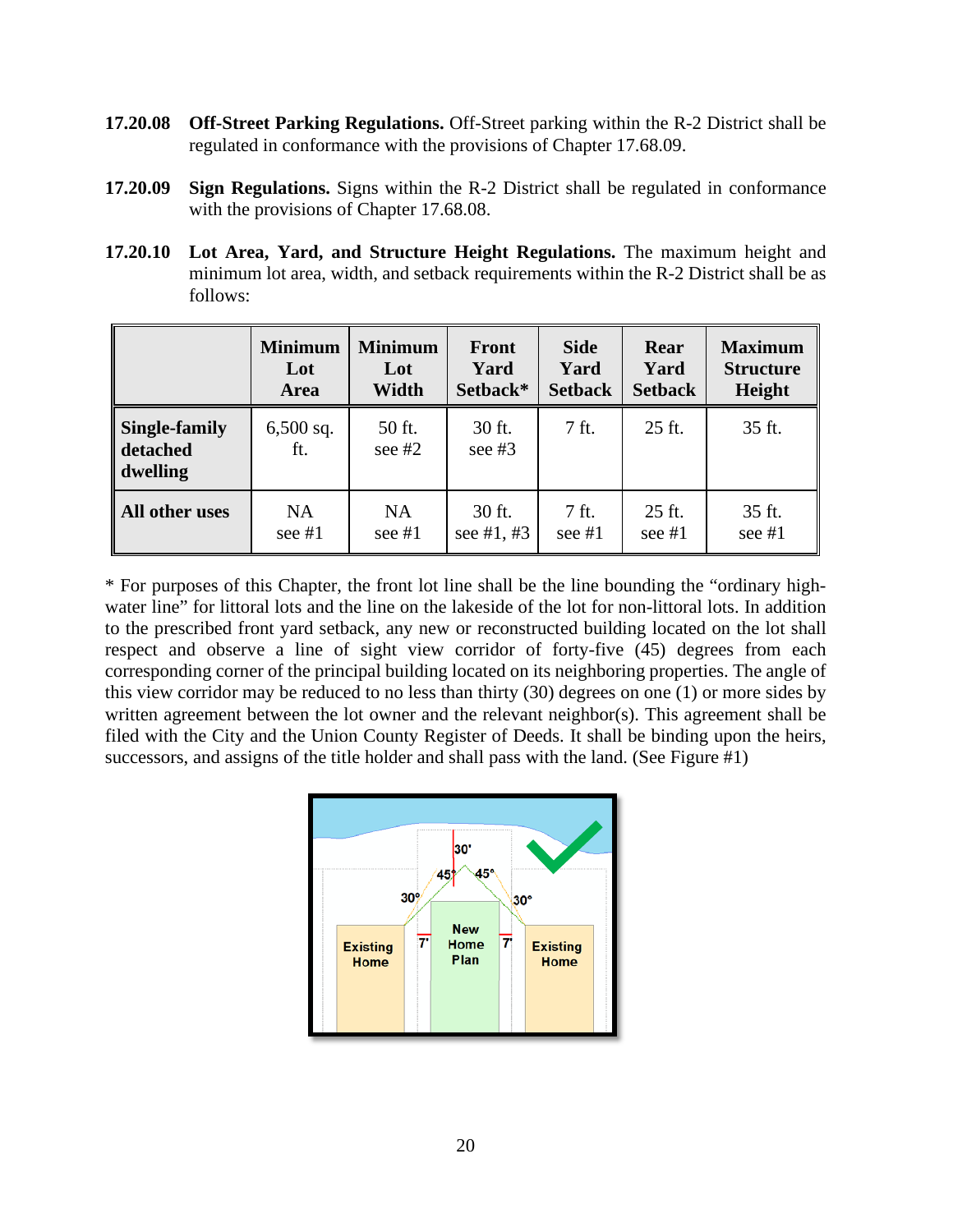**17.20.08 Off-Street Parking Regulations.** Off-Street parking within the R-2 District shall be regulated in conformance with the provisions of Chapter 17.68.09.

**17.20.09 Sign Regulations.** Signs within the R-2 District shall be regulated in conformance with the provisions of Chapter 17.68.08.

**17.20.10 Lot Area, Yard, and Structure Height Regulations.** The maximum height and minimum lot area, width, and setback requirements within the R-2 District shall be as follows:

| | Minimum Lot Area | Minimum Lot Width | Front Yard Setback* | Side Yard Setback | Rear Yard Setback | Maximum Structure Height |
|---|---|---|---|---|---|---|
| **Single-family detached dwelling** | 6,500 sq. ft. | 50 ft. see #2 | 30 ft. see #3 | 7 ft. | 25 ft. | 35 ft. |
| **All other uses** | NA see #1 | NA see #1 | 30 ft. see #1, #3 | 7 ft. see #1 | 25 ft. see #1 | 35 ft. see #1 |

* For purposes of this Chapter, the front lot line shall be the line bounding the "ordinary high-water line" for littoral lots and the line on the lakeside of the lot for non-littoral lots. In addition to the prescribed front yard setback, any new or reconstructed building located on the lot shall respect and observe a line of sight view corridor of forty-five (45) degrees from each corresponding corner of the principal building located on its neighboring properties. The angle of this view corridor may be reduced to no less than thirty (30) degrees on one (1) or more sides by written agreement between the lot owner and the relevant neighbor(s). This agreement shall be filed with the City and the Union County Register of Deeds. It shall be binding upon the heirs, successors, and assigns of the title holder and shall pass with the land. (See Figure #1)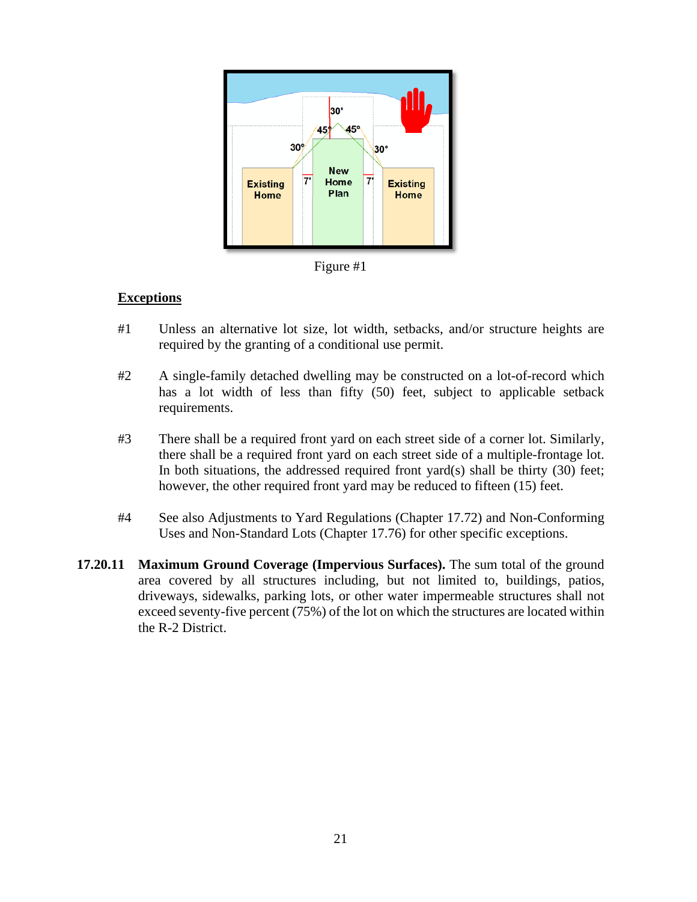Figure #1

**<u>Exceptions</u>**

#1 Unless an alternative lot size, lot width, setbacks, and/or structure heights are required by the granting of a conditional use permit.

#2 A single-family detached dwelling may be constructed on a lot-of-record which has a lot width of less than fifty (50) feet, subject to applicable setback requirements.

#3 There shall be a required front yard on each street side of a corner lot. Similarly, there shall be a required front yard on each street side of a multiple-frontage lot. In both situations, the addressed required front yard(s) shall be thirty (30) feet; however, the other required front yard may be reduced to fifteen (15) feet.

#4 See also Adjustments to Yard Regulations (Chapter 17.72) and Non-Conforming Uses and Non-Standard Lots (Chapter 17.76) for other specific exceptions.

**17.20.11 Maximum Ground Coverage (Impervious Surfaces).** The sum total of the ground area covered by all structures including, but not limited to, buildings, patios, driveways, sidewalks, parking lots, or other water impermeable structures shall not exceed seventy-five percent (75%) of the lot on which the structures are located within the R-2 District.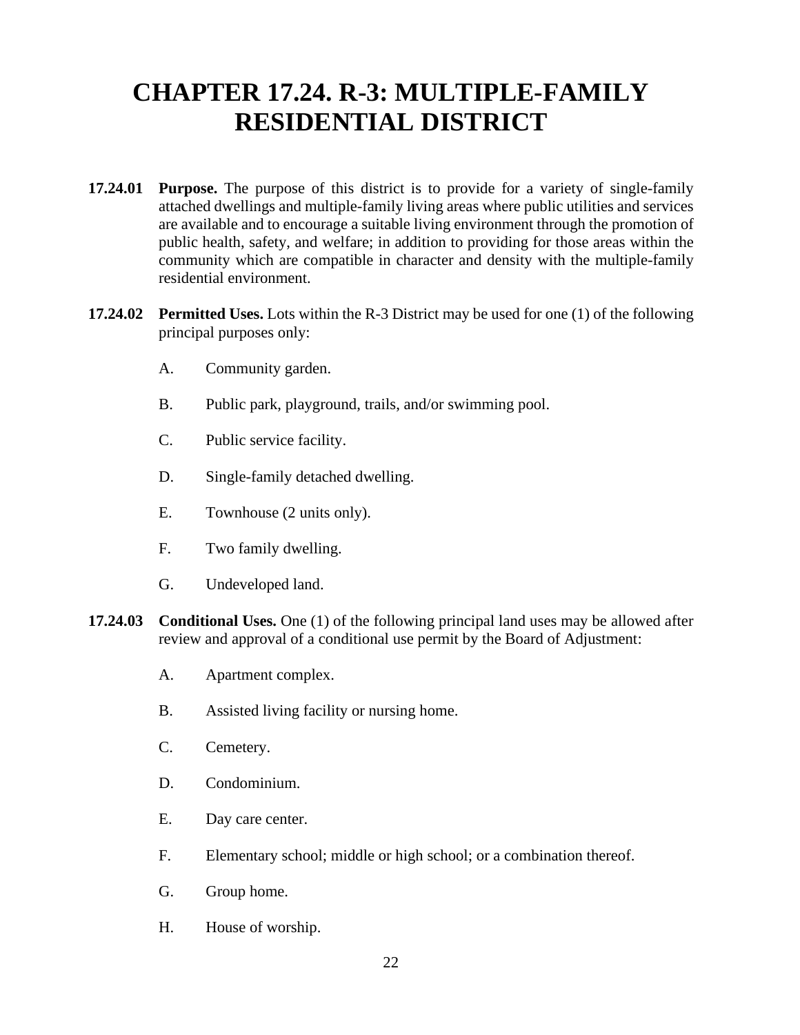# CHAPTER 17.24. R-3: MULTIPLE-FAMILY RESIDENTIAL DISTRICT

**17.24.01 Purpose.** The purpose of this district is to provide for a variety of single-family attached dwellings and multiple-family living areas where public utilities and services are available and to encourage a suitable living environment through the promotion of public health, safety, and welfare; in addition to providing for those areas within the community which are compatible in character and density with the multiple-family residential environment.

**17.24.02 Permitted Uses.** Lots within the R-3 District may be used for one (1) of the following principal purposes only:

A. Community garden.

B. Public park, playground, trails, and/or swimming pool.

C. Public service facility.

D. Single-family detached dwelling.

E. Townhouse (2 units only).

F. Two family dwelling.

G. Undeveloped land.

**17.24.03 Conditional Uses.** One (1) of the following principal land uses may be allowed after review and approval of a conditional use permit by the Board of Adjustment:

A. Apartment complex.

B. Assisted living facility or nursing home.

C. Cemetery.

D. Condominium.

E. Day care center.

F. Elementary school; middle or high school; or a combination thereof.

G. Group home.

H. House of worship.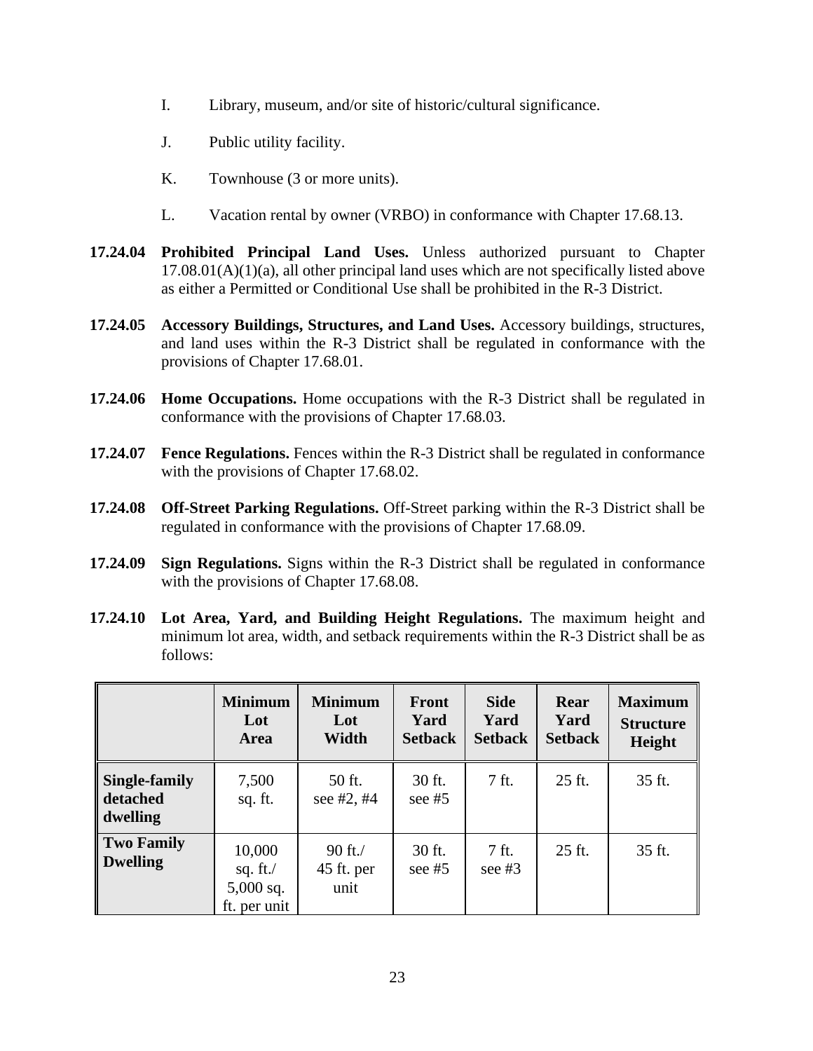I. Library, museum, and/or site of historic/cultural significance.

J. Public utility facility.

K. Townhouse (3 or more units).

L. Vacation rental by owner (VRBO) in conformance with Chapter 17.68.13.

**17.24.04 Prohibited Principal Land Uses.** Unless authorized pursuant to Chapter 17.08.01(A)(1)(a), all other principal land uses which are not specifically listed above as either a Permitted or Conditional Use shall be prohibited in the R-3 District.

**17.24.05 Accessory Buildings, Structures, and Land Uses.** Accessory buildings, structures, and land uses within the R-3 District shall be regulated in conformance with the provisions of Chapter 17.68.01.

**17.24.06 Home Occupations.** Home occupations with the R-3 District shall be regulated in conformance with the provisions of Chapter 17.68.03.

**17.24.07 Fence Regulations.** Fences within the R-3 District shall be regulated in conformance with the provisions of Chapter 17.68.02.

**17.24.08 Off-Street Parking Regulations.** Off-Street parking within the R-3 District shall be regulated in conformance with the provisions of Chapter 17.68.09.

**17.24.09 Sign Regulations.** Signs within the R-3 District shall be regulated in conformance with the provisions of Chapter 17.68.08.

**17.24.10 Lot Area, Yard, and Building Height Regulations.** The maximum height and minimum lot area, width, and setback requirements within the R-3 District shall be as follows:

| | Minimum Lot Area | Minimum Lot Width | Front Yard Setback | Side Yard Setback | Rear Yard Setback | Maximum Structure Height |
|---|---|---|---|---|---|---|
| **Single-family detached dwelling** | 7,500 sq. ft. | 50 ft. see #2, #4 | 30 ft. see #5 | 7 ft. | 25 ft. | 35 ft. |
| **Two Family Dwelling** | 10,000 sq. ft./ 5,000 sq. ft. per unit | 90 ft./ 45 ft. per unit | 30 ft. see #5 | 7 ft. see #3 | 25 ft. | 35 ft. |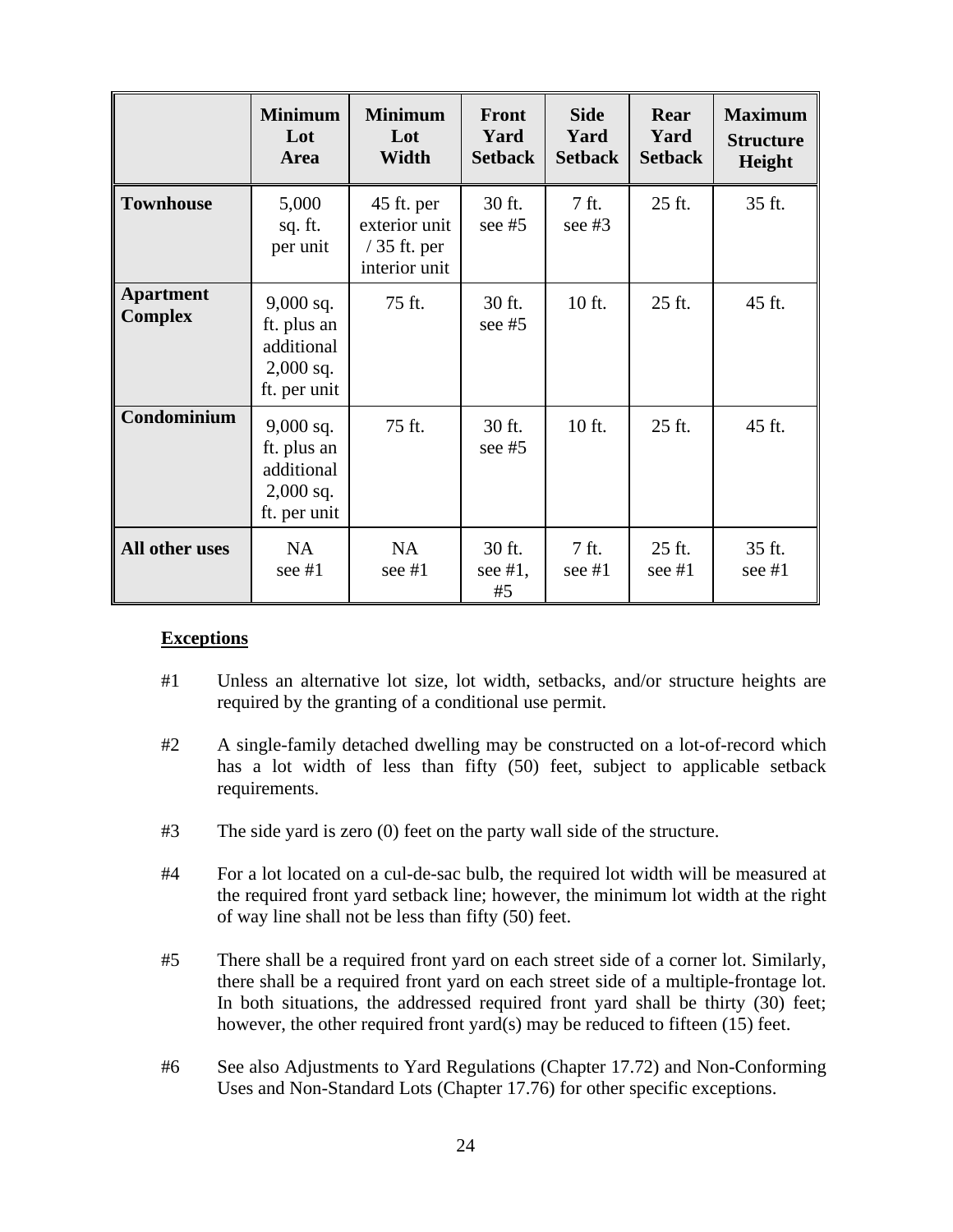| | Minimum Lot Area | Minimum Lot Width | Front Yard Setback | Side Yard Setback | Rear Yard Setback | Maximum Structure Height |
|---|---|---|---|---|---|---|
| **Townhouse** | 5,000 sq. ft. per unit | 45 ft. per exterior unit / 35 ft. per interior unit | 30 ft. see #5 | 7 ft. see #3 | 25 ft. | 35 ft. |
| **Apartment Complex** | 9,000 sq. ft. plus an additional 2,000 sq. ft. per unit | 75 ft. | 30 ft. see #5 | 10 ft. | 25 ft. | 45 ft. |
| **Condominium** | 9,000 sq. ft. plus an additional 2,000 sq. ft. per unit | 75 ft. | 30 ft. see #5 | 10 ft. | 25 ft. | 45 ft. |
| **All other uses** | NA see #1 | NA see #1 | 30 ft. see #1, #5 | 7 ft. see #1 | 25 ft. see #1 | 35 ft. see #1 |

**Exceptions**

#1 Unless an alternative lot size, lot width, setbacks, and/or structure heights are required by the granting of a conditional use permit.

#2 A single-family detached dwelling may be constructed on a lot-of-record which has a lot width of less than fifty (50) feet, subject to applicable setback requirements.

#3 The side yard is zero (0) feet on the party wall side of the structure.

#4 For a lot located on a cul-de-sac bulb, the required lot width will be measured at the required front yard setback line; however, the minimum lot width at the right of way line shall not be less than fifty (50) feet.

#5 There shall be a required front yard on each street side of a corner lot. Similarly, there shall be a required front yard on each street side of a multiple-frontage lot. In both situations, the addressed required front yard shall be thirty (30) feet; however, the other required front yard(s) may be reduced to fifteen (15) feet.

#6 See also Adjustments to Yard Regulations (Chapter 17.72) and Non-Conforming Uses and Non-Standard Lots (Chapter 17.76) for other specific exceptions.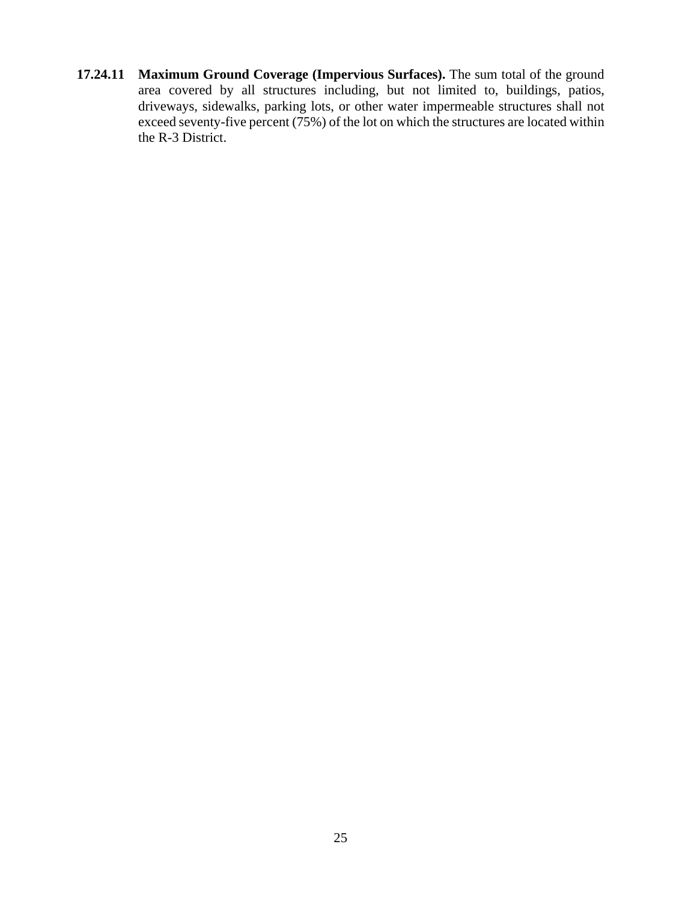**17.24.11 Maximum Ground Coverage (Impervious Surfaces).** The sum total of the ground area covered by all structures including, but not limited to, buildings, patios, driveways, sidewalks, parking lots, or other water impermeable structures shall not exceed seventy-five percent (75%) of the lot on which the structures are located within the R-3 District.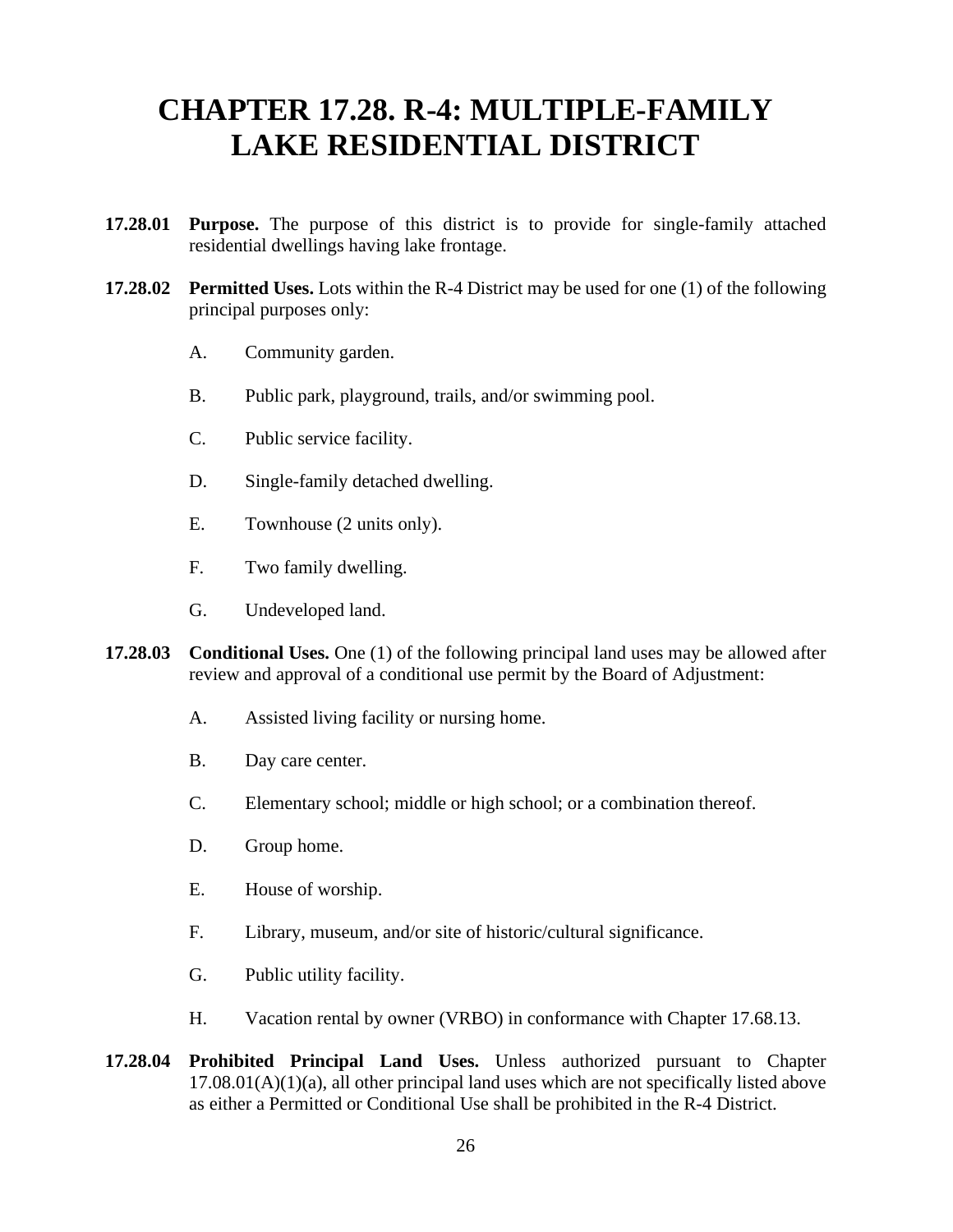# CHAPTER 17.28. R-4: MULTIPLE-FAMILY LAKE RESIDENTIAL DISTRICT

**17.28.01 Purpose.** The purpose of this district is to provide for single-family attached residential dwellings having lake frontage.

**17.28.02 Permitted Uses.** Lots within the R-4 District may be used for one (1) of the following principal purposes only:

A. Community garden.

B. Public park, playground, trails, and/or swimming pool.

C. Public service facility.

D. Single-family detached dwelling.

E. Townhouse (2 units only).

F. Two family dwelling.

G. Undeveloped land.

**17.28.03 Conditional Uses.** One (1) of the following principal land uses may be allowed after review and approval of a conditional use permit by the Board of Adjustment:

A. Assisted living facility or nursing home.

B. Day care center.

C. Elementary school; middle or high school; or a combination thereof.

D. Group home.

E. House of worship.

F. Library, museum, and/or site of historic/cultural significance.

G. Public utility facility.

H. Vacation rental by owner (VRBO) in conformance with Chapter 17.68.13.

**17.28.04 Prohibited Principal Land Uses.** Unless authorized pursuant to Chapter 17.08.01(A)(1)(a), all other principal land uses which are not specifically listed above as either a Permitted or Conditional Use shall be prohibited in the R-4 District.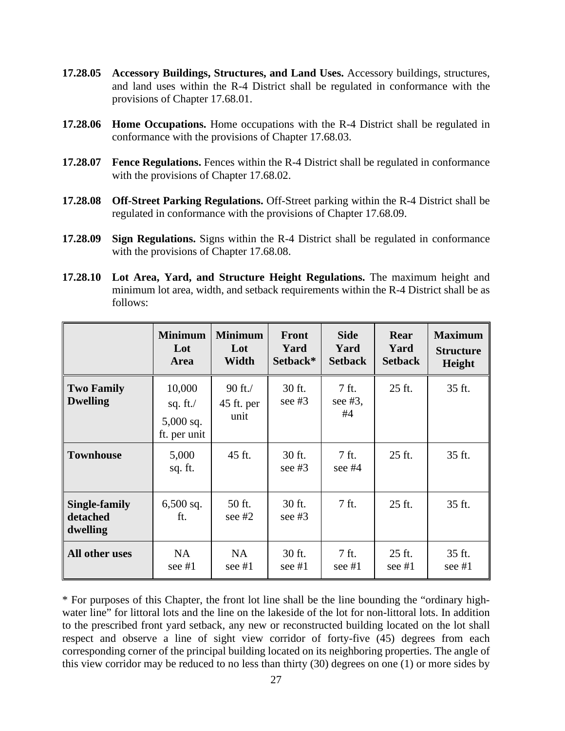**17.28.05 Accessory Buildings, Structures, and Land Uses.** Accessory buildings, structures, and land uses within the R-4 District shall be regulated in conformance with the provisions of Chapter 17.68.01.

**17.28.06 Home Occupations.** Home occupations with the R-4 District shall be regulated in conformance with the provisions of Chapter 17.68.03.

**17.28.07 Fence Regulations.** Fences within the R-4 District shall be regulated in conformance with the provisions of Chapter 17.68.02.

**17.28.08 Off-Street Parking Regulations.** Off-Street parking within the R-4 District shall be regulated in conformance with the provisions of Chapter 17.68.09.

**17.28.09 Sign Regulations.** Signs within the R-4 District shall be regulated in conformance with the provisions of Chapter 17.68.08.

**17.28.10 Lot Area, Yard, and Structure Height Regulations.** The maximum height and minimum lot area, width, and setback requirements within the R-4 District shall be as follows:

| | Minimum Lot Area | Minimum Lot Width | Front Yard Setback* | Side Yard Setback | Rear Yard Setback | Maximum Structure Height |
|---|---|---|---|---|---|---|
| **Two Family Dwelling** | 10,000 sq. ft./ 5,000 sq. ft. per unit | 90 ft./ 45 ft. per unit | 30 ft. see #3 | 7 ft. see #3, #4 | 25 ft. | 35 ft. |
| **Townhouse** | 5,000 sq. ft. | 45 ft. | 30 ft. see #3 | 7 ft. see #4 | 25 ft. | 35 ft. |
| **Single-family detached dwelling** | 6,500 sq. ft. | 50 ft. see #2 | 30 ft. see #3 | 7 ft. | 25 ft. | 35 ft. |
| **All other uses** | NA see #1 | NA see #1 | 30 ft. see #1 | 7 ft. see #1 | 25 ft. see #1 | 35 ft. see #1 |

* For purposes of this Chapter, the front lot line shall be the line bounding the "ordinary high-water line" for littoral lots and the line on the lakeside of the lot for non-littoral lots. In addition to the prescribed front yard setback, any new or reconstructed building located on the lot shall respect and observe a line of sight view corridor of forty-five (45) degrees from each corresponding corner of the principal building located on its neighboring properties. The angle of this view corridor may be reduced to no less than thirty (30) degrees on one (1) or more sides by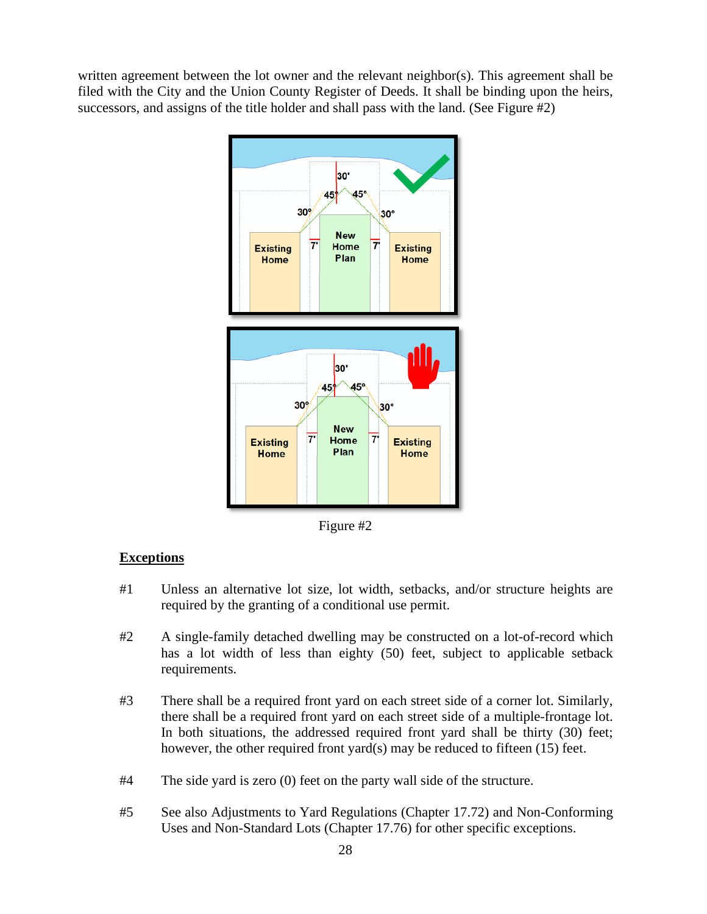written agreement between the lot owner and the relevant neighbor(s). This agreement shall be filed with the City and the Union County Register of Deeds. It shall be binding upon the heirs, successors, and assigns of the title holder and shall pass with the land. (See Figure #2)

Figure #2

**Exceptions**

#1 Unless an alternative lot size, lot width, setbacks, and/or structure heights are required by the granting of a conditional use permit.

#2 A single-family detached dwelling may be constructed on a lot-of-record which has a lot width of less than eighty (50) feet, subject to applicable setback requirements.

#3 There shall be a required front yard on each street side of a corner lot. Similarly, there shall be a required front yard on each street side of a multiple-frontage lot. In both situations, the addressed required front yard shall be thirty (30) feet; however, the other required front yard(s) may be reduced to fifteen (15) feet.

#4 The side yard is zero (0) feet on the party wall side of the structure.

#5 See also Adjustments to Yard Regulations (Chapter 17.72) and Non-Conforming Uses and Non-Standard Lots (Chapter 17.76) for other specific exceptions.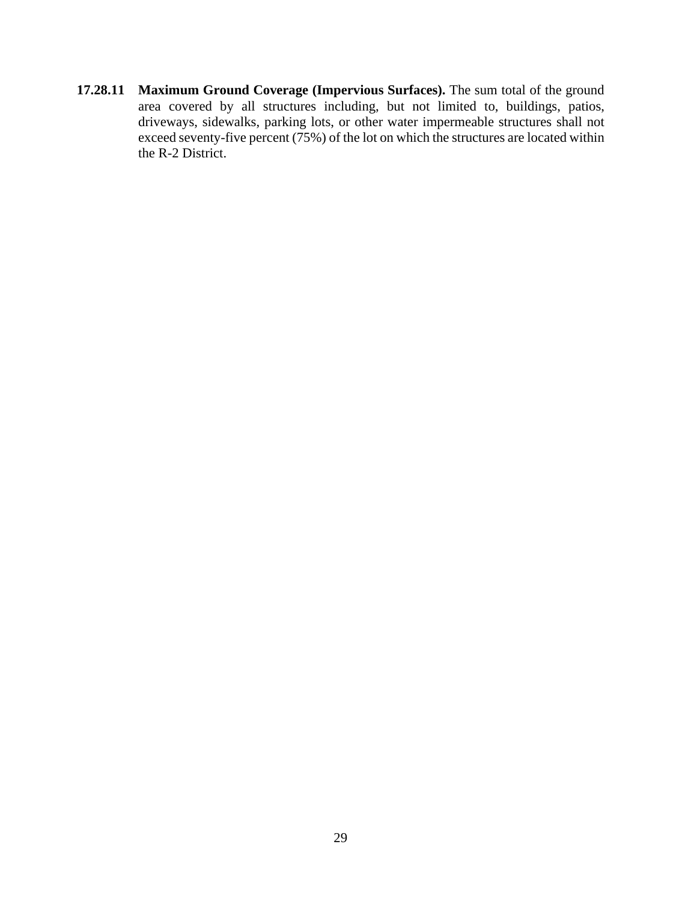**17.28.11 Maximum Ground Coverage (Impervious Surfaces).** The sum total of the ground area covered by all structures including, but not limited to, buildings, patios, driveways, sidewalks, parking lots, or other water impermeable structures shall not exceed seventy-five percent (75%) of the lot on which the structures are located within the R-2 District.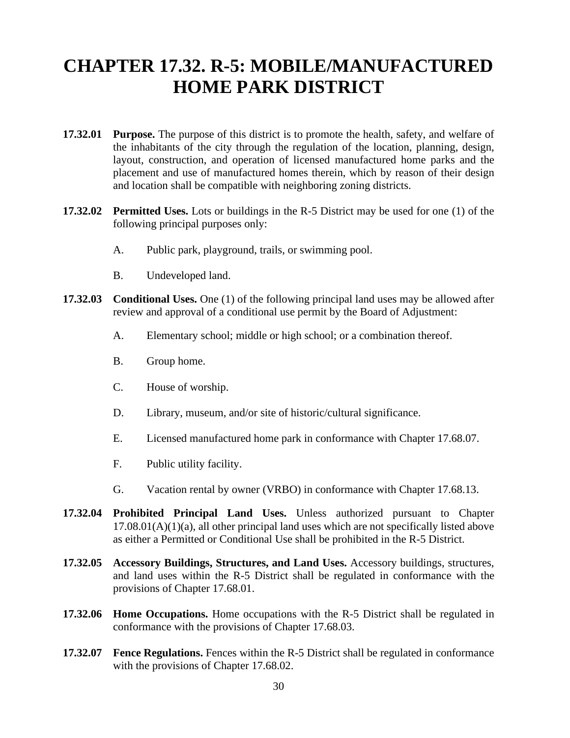# CHAPTER 17.32. R-5: MOBILE/MANUFACTURED HOME PARK DISTRICT

**17.32.01 Purpose.** The purpose of this district is to promote the health, safety, and welfare of the inhabitants of the city through the regulation of the location, planning, design, layout, construction, and operation of licensed manufactured home parks and the placement and use of manufactured homes therein, which by reason of their design and location shall be compatible with neighboring zoning districts.

**17.32.02 Permitted Uses.** Lots or buildings in the R-5 District may be used for one (1) of the following principal purposes only:

A. Public park, playground, trails, or swimming pool.

B. Undeveloped land.

**17.32.03 Conditional Uses.** One (1) of the following principal land uses may be allowed after review and approval of a conditional use permit by the Board of Adjustment:

A. Elementary school; middle or high school; or a combination thereof.

B. Group home.

C. House of worship.

D. Library, museum, and/or site of historic/cultural significance.

E. Licensed manufactured home park in conformance with Chapter 17.68.07.

F. Public utility facility.

G. Vacation rental by owner (VRBO) in conformance with Chapter 17.68.13.

**17.32.04 Prohibited Principal Land Uses.** Unless authorized pursuant to Chapter 17.08.01(A)(1)(a), all other principal land uses which are not specifically listed above as either a Permitted or Conditional Use shall be prohibited in the R-5 District.

**17.32.05 Accessory Buildings, Structures, and Land Uses.** Accessory buildings, structures, and land uses within the R-5 District shall be regulated in conformance with the provisions of Chapter 17.68.01.

**17.32.06 Home Occupations.** Home occupations with the R-5 District shall be regulated in conformance with the provisions of Chapter 17.68.03.

**17.32.07 Fence Regulations.** Fences within the R-5 District shall be regulated in conformance with the provisions of Chapter 17.68.02.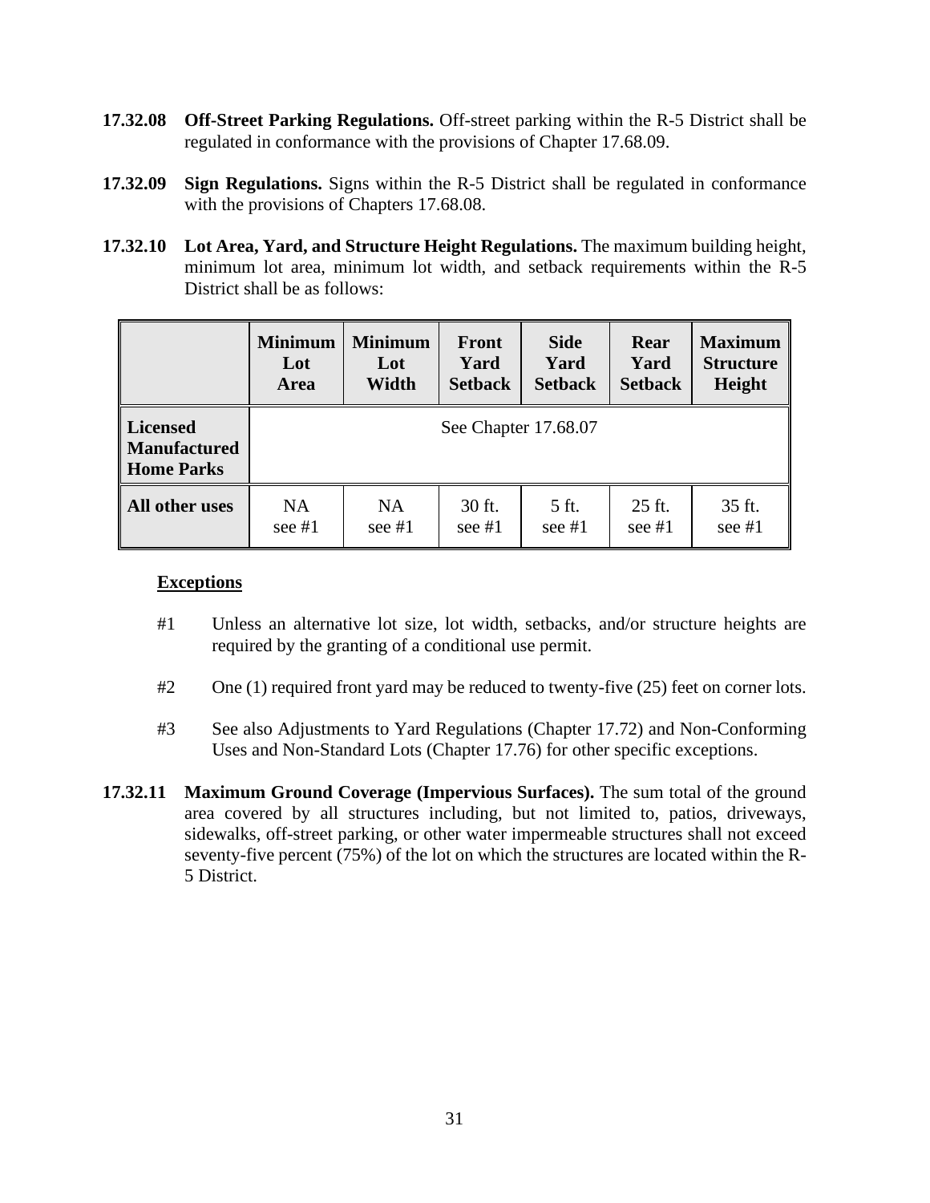**17.32.08 Off-Street Parking Regulations.** Off-street parking within the R-5 District shall be regulated in conformance with the provisions of Chapter 17.68.09.

**17.32.09 Sign Regulations.** Signs within the R-5 District shall be regulated in conformance with the provisions of Chapters 17.68.08.

**17.32.10 Lot Area, Yard, and Structure Height Regulations.** The maximum building height, minimum lot area, minimum lot width, and setback requirements within the R-5 District shall be as follows:

| | Minimum Lot Area | Minimum Lot Width | Front Yard Setback | Side Yard Setback | Rear Yard Setback | Maximum Structure Height |
|---|---|---|---|---|---|---|
| **Licensed Manufactured Home Parks** | See Chapter 17.68.07 | | | | | |
| **All other uses** | NA see #1 | NA see #1 | 30 ft. see #1 | 5 ft. see #1 | 25 ft. see #1 | 35 ft. see #1 |

**Exceptions**

#1 Unless an alternative lot size, lot width, setbacks, and/or structure heights are required by the granting of a conditional use permit.

#2 One (1) required front yard may be reduced to twenty-five (25) feet on corner lots.

#3 See also Adjustments to Yard Regulations (Chapter 17.72) and Non-Conforming Uses and Non-Standard Lots (Chapter 17.76) for other specific exceptions.

**17.32.11 Maximum Ground Coverage (Impervious Surfaces).** The sum total of the ground area covered by all structures including, but not limited to, patios, driveways, sidewalks, off-street parking, or other water impermeable structures shall not exceed seventy-five percent (75%) of the lot on which the structures are located within the R-5 District.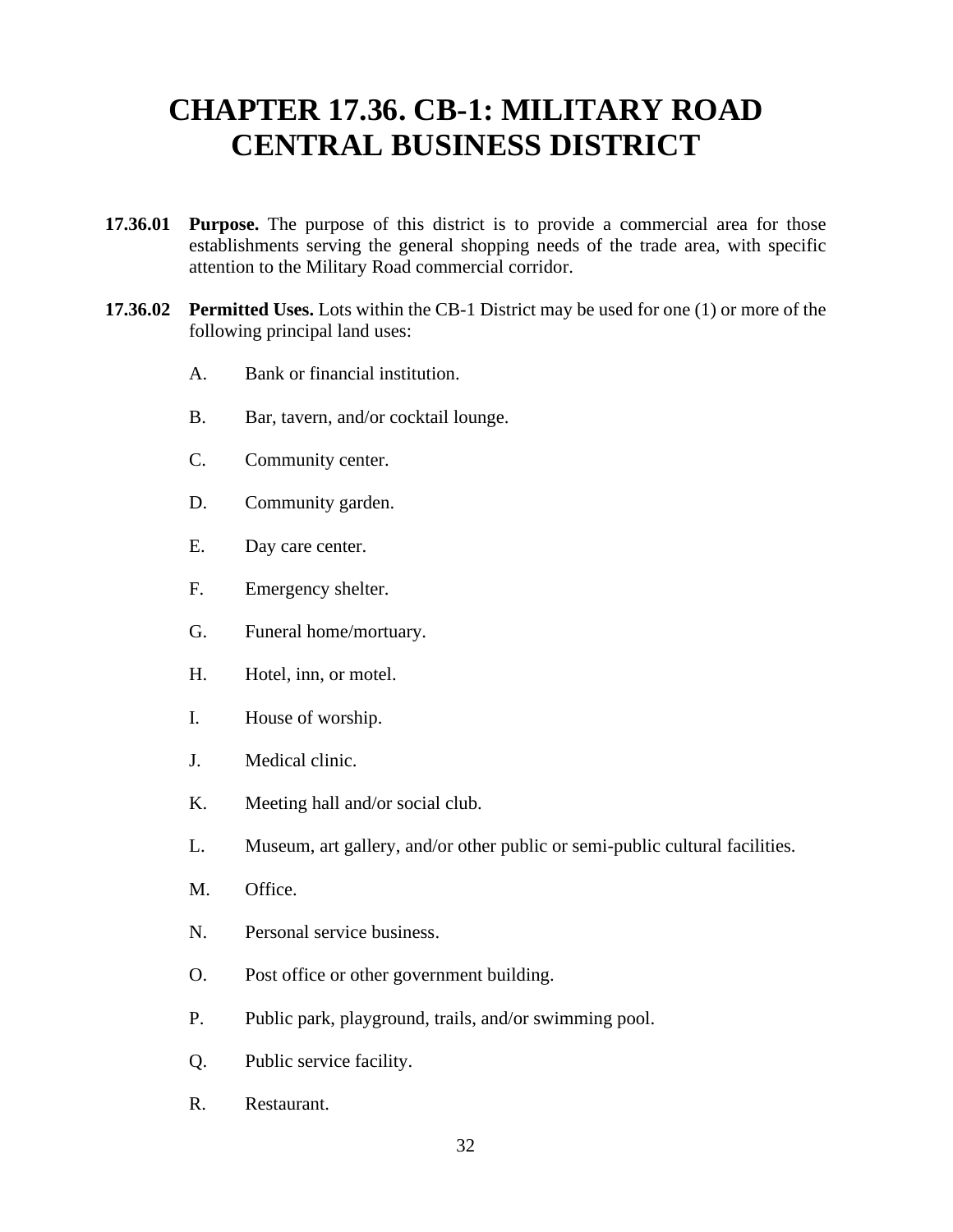# CHAPTER 17.36. CB-1: MILITARY ROAD CENTRAL BUSINESS DISTRICT

**17.36.01 Purpose.** The purpose of this district is to provide a commercial area for those establishments serving the general shopping needs of the trade area, with specific attention to the Military Road commercial corridor.

**17.36.02 Permitted Uses.** Lots within the CB-1 District may be used for one (1) or more of the following principal land uses:

A. Bank or financial institution.

B. Bar, tavern, and/or cocktail lounge.

C. Community center.

D. Community garden.

E. Day care center.

F. Emergency shelter.

G. Funeral home/mortuary.

H. Hotel, inn, or motel.

I. House of worship.

J. Medical clinic.

K. Meeting hall and/or social club.

L. Museum, art gallery, and/or other public or semi-public cultural facilities.

M. Office.

N. Personal service business.

O. Post office or other government building.

P. Public park, playground, trails, and/or swimming pool.

Q. Public service facility.

R. Restaurant.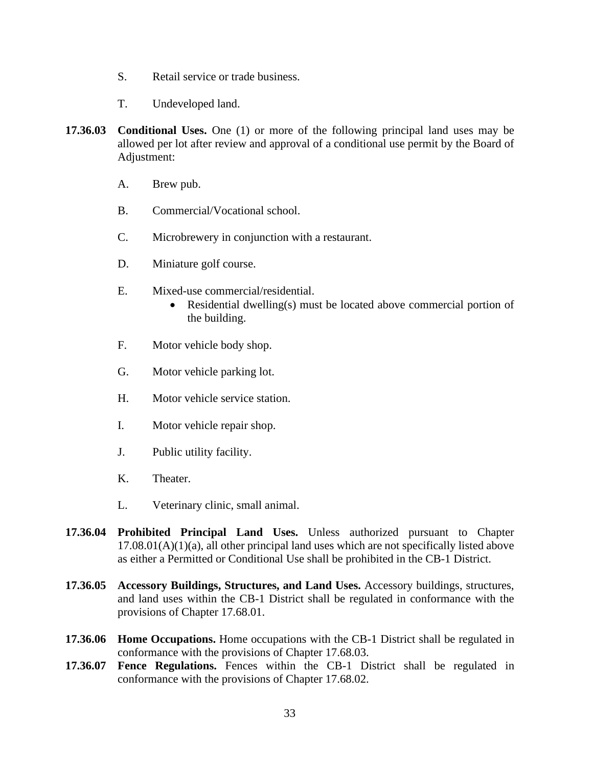S. Retail service or trade business.

T. Undeveloped land.

**17.36.03 Conditional Uses.** One (1) or more of the following principal land uses may be allowed per lot after review and approval of a conditional use permit by the Board of Adjustment:

A. Brew pub.

B. Commercial/Vocational school.

C. Microbrewery in conjunction with a restaurant.

D. Miniature golf course.

E. Mixed-use commercial/residential.
- Residential dwelling(s) must be located above commercial portion of the building.

F. Motor vehicle body shop.

G. Motor vehicle parking lot.

H. Motor vehicle service station.

I. Motor vehicle repair shop.

J. Public utility facility.

K. Theater.

L. Veterinary clinic, small animal.

**17.36.04 Prohibited Principal Land Uses.** Unless authorized pursuant to Chapter 17.08.01(A)(1)(a), all other principal land uses which are not specifically listed above as either a Permitted or Conditional Use shall be prohibited in the CB-1 District.

**17.36.05 Accessory Buildings, Structures, and Land Uses.** Accessory buildings, structures, and land uses within the CB-1 District shall be regulated in conformance with the provisions of Chapter 17.68.01.

**17.36.06 Home Occupations.** Home occupations with the CB-1 District shall be regulated in conformance with the provisions of Chapter 17.68.03.

**17.36.07 Fence Regulations.** Fences within the CB-1 District shall be regulated in conformance with the provisions of Chapter 17.68.02.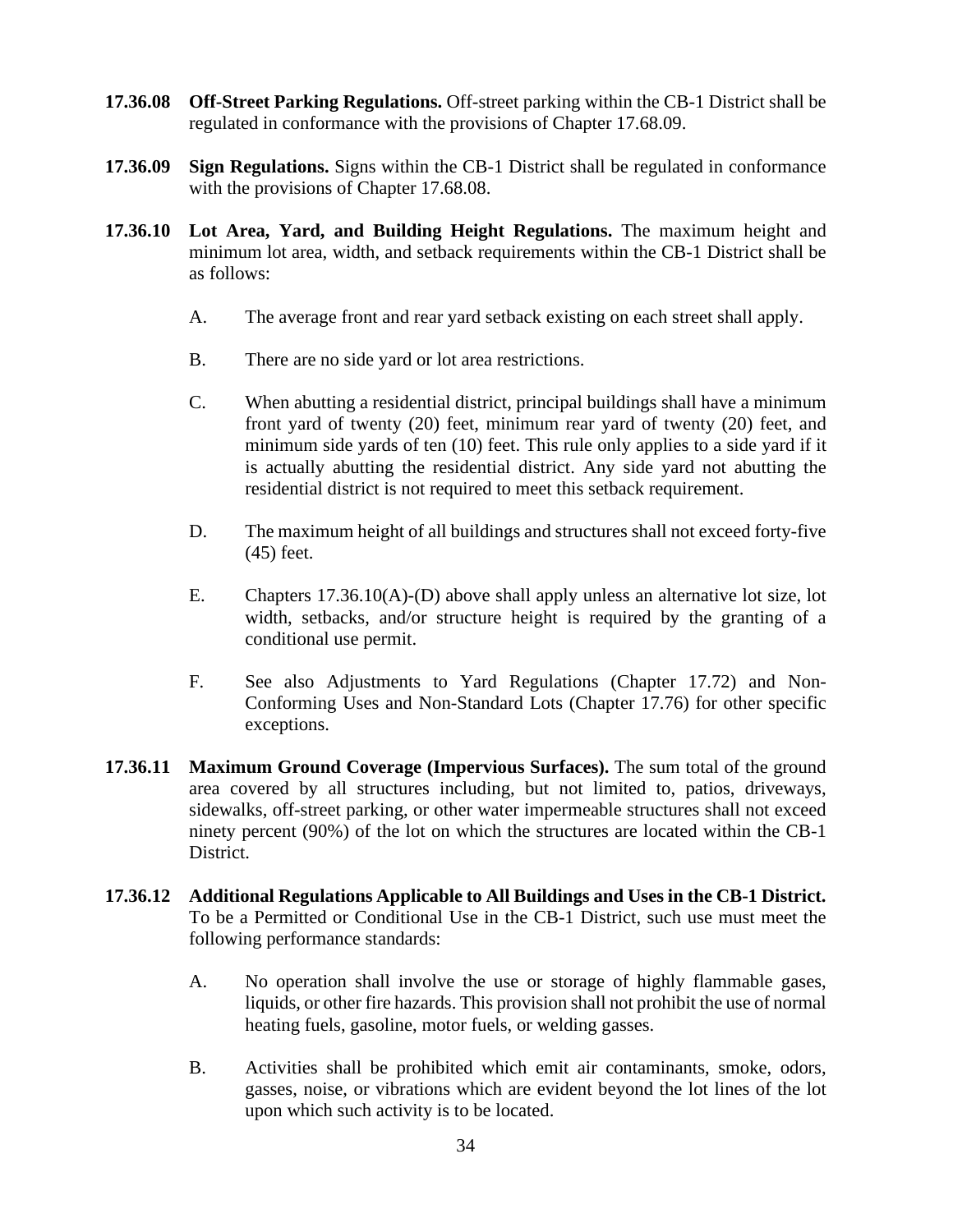**17.36.08 Off-Street Parking Regulations.** Off-street parking within the CB-1 District shall be regulated in conformance with the provisions of Chapter 17.68.09.

**17.36.09 Sign Regulations.** Signs within the CB-1 District shall be regulated in conformance with the provisions of Chapter 17.68.08.

**17.36.10 Lot Area, Yard, and Building Height Regulations.** The maximum height and minimum lot area, width, and setback requirements within the CB-1 District shall be as follows:

A. The average front and rear yard setback existing on each street shall apply.

B. There are no side yard or lot area restrictions.

C. When abutting a residential district, principal buildings shall have a minimum front yard of twenty (20) feet, minimum rear yard of twenty (20) feet, and minimum side yards of ten (10) feet. This rule only applies to a side yard if it is actually abutting the residential district. Any side yard not abutting the residential district is not required to meet this setback requirement.

D. The maximum height of all buildings and structures shall not exceed forty-five (45) feet.

E. Chapters 17.36.10(A)-(D) above shall apply unless an alternative lot size, lot width, setbacks, and/or structure height is required by the granting of a conditional use permit.

F. See also Adjustments to Yard Regulations (Chapter 17.72) and Non-Conforming Uses and Non-Standard Lots (Chapter 17.76) for other specific exceptions.

**17.36.11 Maximum Ground Coverage (Impervious Surfaces).** The sum total of the ground area covered by all structures including, but not limited to, patios, driveways, sidewalks, off-street parking, or other water impermeable structures shall not exceed ninety percent (90%) of the lot on which the structures are located within the CB-1 District.

**17.36.12 Additional Regulations Applicable to All Buildings and Uses in the CB-1 District.** To be a Permitted or Conditional Use in the CB-1 District, such use must meet the following performance standards:

A. No operation shall involve the use or storage of highly flammable gases, liquids, or other fire hazards. This provision shall not prohibit the use of normal heating fuels, gasoline, motor fuels, or welding gasses.

B. Activities shall be prohibited which emit air contaminants, smoke, odors, gasses, noise, or vibrations which are evident beyond the lot lines of the lot upon which such activity is to be located.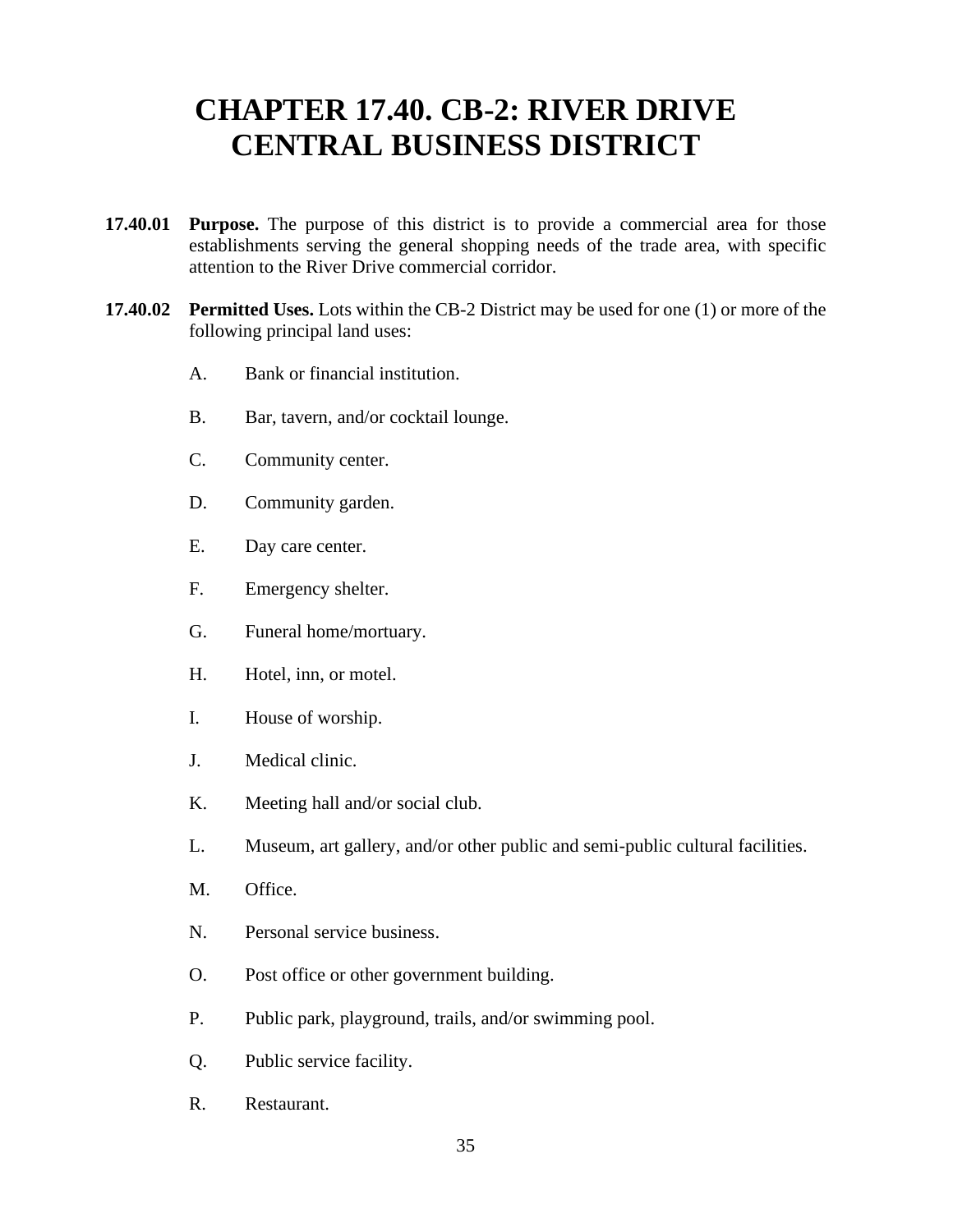# CHAPTER 17.40. CB-2: RIVER DRIVE CENTRAL BUSINESS DISTRICT

**17.40.01 Purpose.** The purpose of this district is to provide a commercial area for those establishments serving the general shopping needs of the trade area, with specific attention to the River Drive commercial corridor.

**17.40.02 Permitted Uses.** Lots within the CB-2 District may be used for one (1) or more of the following principal land uses:

A. Bank or financial institution.

B. Bar, tavern, and/or cocktail lounge.

C. Community center.

D. Community garden.

E. Day care center.

F. Emergency shelter.

G. Funeral home/mortuary.

H. Hotel, inn, or motel.

I. House of worship.

J. Medical clinic.

K. Meeting hall and/or social club.

L. Museum, art gallery, and/or other public and semi-public cultural facilities.

M. Office.

N. Personal service business.

O. Post office or other government building.

P. Public park, playground, trails, and/or swimming pool.

Q. Public service facility.

R. Restaurant.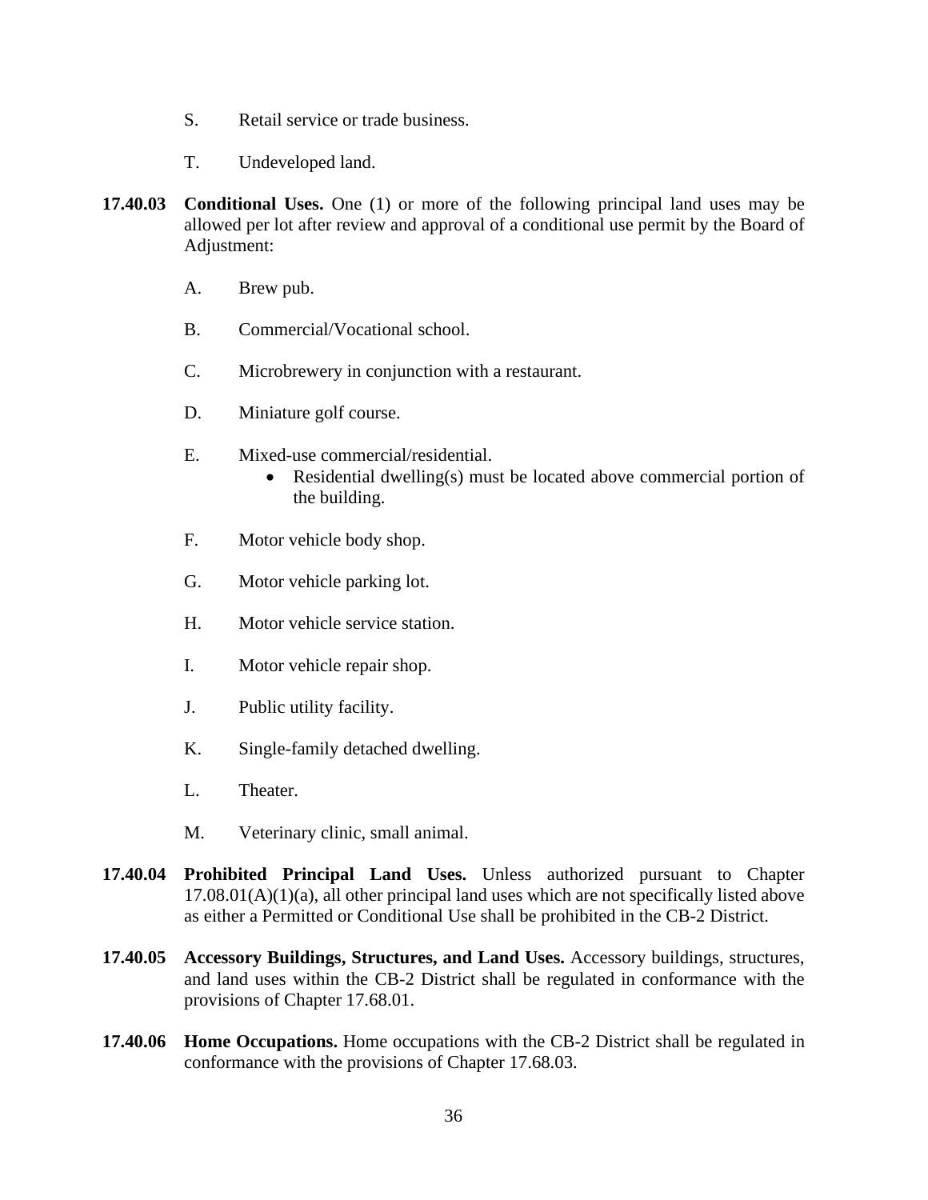S. Retail service or trade business.

T. Undeveloped land.

**17.40.03 Conditional Uses.** One (1) or more of the following principal land uses may be allowed per lot after review and approval of a conditional use permit by the Board of Adjustment:

A. Brew pub.

B. Commercial/Vocational school.

C. Microbrewery in conjunction with a restaurant.

D. Miniature golf course.

E. Mixed-use commercial/residential.
- Residential dwelling(s) must be located above commercial portion of the building.

F. Motor vehicle body shop.

G. Motor vehicle parking lot.

H. Motor vehicle service station.

I. Motor vehicle repair shop.

J. Public utility facility.

K. Single-family detached dwelling.

L. Theater.

M. Veterinary clinic, small animal.

**17.40.04 Prohibited Principal Land Uses.** Unless authorized pursuant to Chapter 17.08.01(A)(1)(a), all other principal land uses which are not specifically listed above as either a Permitted or Conditional Use shall be prohibited in the CB-2 District.

**17.40.05 Accessory Buildings, Structures, and Land Uses.** Accessory buildings, structures, and land uses within the CB-2 District shall be regulated in conformance with the provisions of Chapter 17.68.01.

**17.40.06 Home Occupations.** Home occupations with the CB-2 District shall be regulated in conformance with the provisions of Chapter 17.68.03.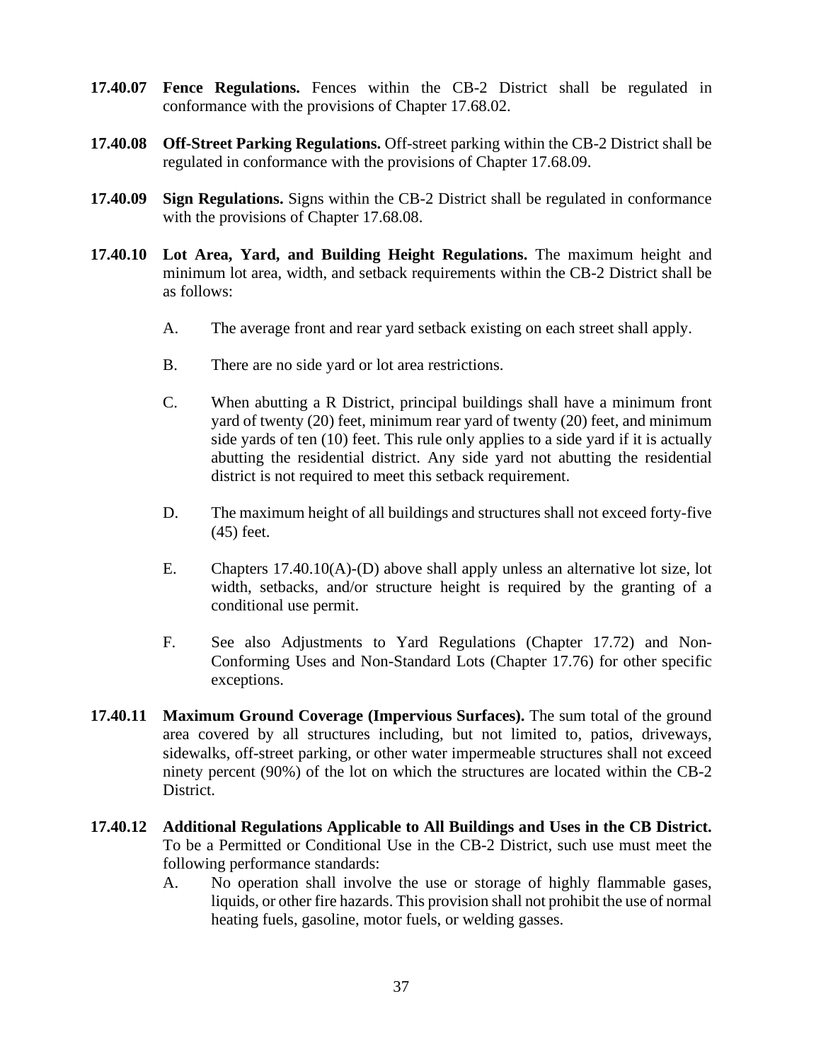**17.40.07 Fence Regulations.** Fences within the CB-2 District shall be regulated in conformance with the provisions of Chapter 17.68.02.

**17.40.08 Off-Street Parking Regulations.** Off-street parking within the CB-2 District shall be regulated in conformance with the provisions of Chapter 17.68.09.

**17.40.09 Sign Regulations.** Signs within the CB-2 District shall be regulated in conformance with the provisions of Chapter 17.68.08.

**17.40.10 Lot Area, Yard, and Building Height Regulations.** The maximum height and minimum lot area, width, and setback requirements within the CB-2 District shall be as follows:

A. The average front and rear yard setback existing on each street shall apply.

B. There are no side yard or lot area restrictions.

C. When abutting a R District, principal buildings shall have a minimum front yard of twenty (20) feet, minimum rear yard of twenty (20) feet, and minimum side yards of ten (10) feet. This rule only applies to a side yard if it is actually abutting the residential district. Any side yard not abutting the residential district is not required to meet this setback requirement.

D. The maximum height of all buildings and structures shall not exceed forty-five (45) feet.

E. Chapters 17.40.10(A)-(D) above shall apply unless an alternative lot size, lot width, setbacks, and/or structure height is required by the granting of a conditional use permit.

F. See also Adjustments to Yard Regulations (Chapter 17.72) and Non-Conforming Uses and Non-Standard Lots (Chapter 17.76) for other specific exceptions.

**17.40.11 Maximum Ground Coverage (Impervious Surfaces).** The sum total of the ground area covered by all structures including, but not limited to, patios, driveways, sidewalks, off-street parking, or other water impermeable structures shall not exceed ninety percent (90%) of the lot on which the structures are located within the CB-2 District.

**17.40.12 Additional Regulations Applicable to All Buildings and Uses in the CB District.** To be a Permitted or Conditional Use in the CB-2 District, such use must meet the following performance standards:

A. No operation shall involve the use or storage of highly flammable gases, liquids, or other fire hazards. This provision shall not prohibit the use of normal heating fuels, gasoline, motor fuels, or welding gasses.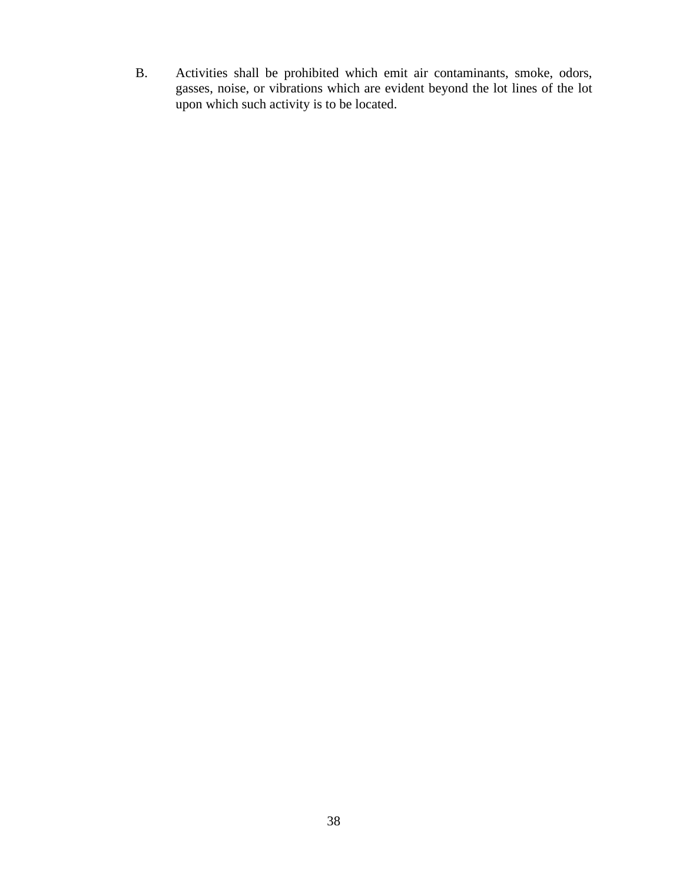B. Activities shall be prohibited which emit air contaminants, smoke, odors, gasses, noise, or vibrations which are evident beyond the lot lines of the lot upon which such activity is to be located.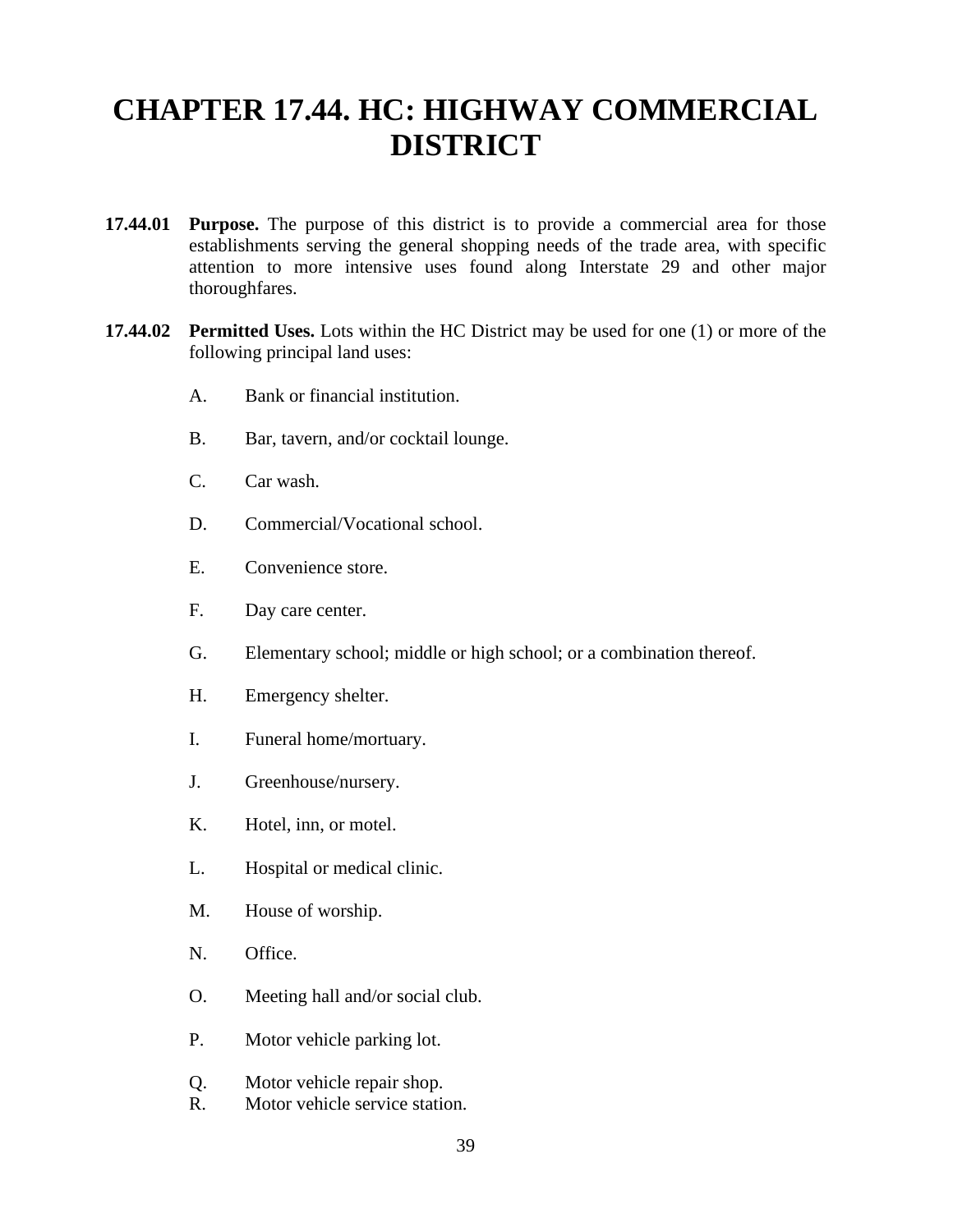# CHAPTER 17.44. HC: HIGHWAY COMMERCIAL DISTRICT

**17.44.01 Purpose.** The purpose of this district is to provide a commercial area for those establishments serving the general shopping needs of the trade area, with specific attention to more intensive uses found along Interstate 29 and other major thoroughfares.

**17.44.02 Permitted Uses.** Lots within the HC District may be used for one (1) or more of the following principal land uses:

A. Bank or financial institution.

B. Bar, tavern, and/or cocktail lounge.

C. Car wash.

D. Commercial/Vocational school.

E. Convenience store.

F. Day care center.

G. Elementary school; middle or high school; or a combination thereof.

H. Emergency shelter.

I. Funeral home/mortuary.

J. Greenhouse/nursery.

K. Hotel, inn, or motel.

L. Hospital or medical clinic.

M. House of worship.

N. Office.

O. Meeting hall and/or social club.

P. Motor vehicle parking lot.

Q. Motor vehicle repair shop.

R. Motor vehicle service station.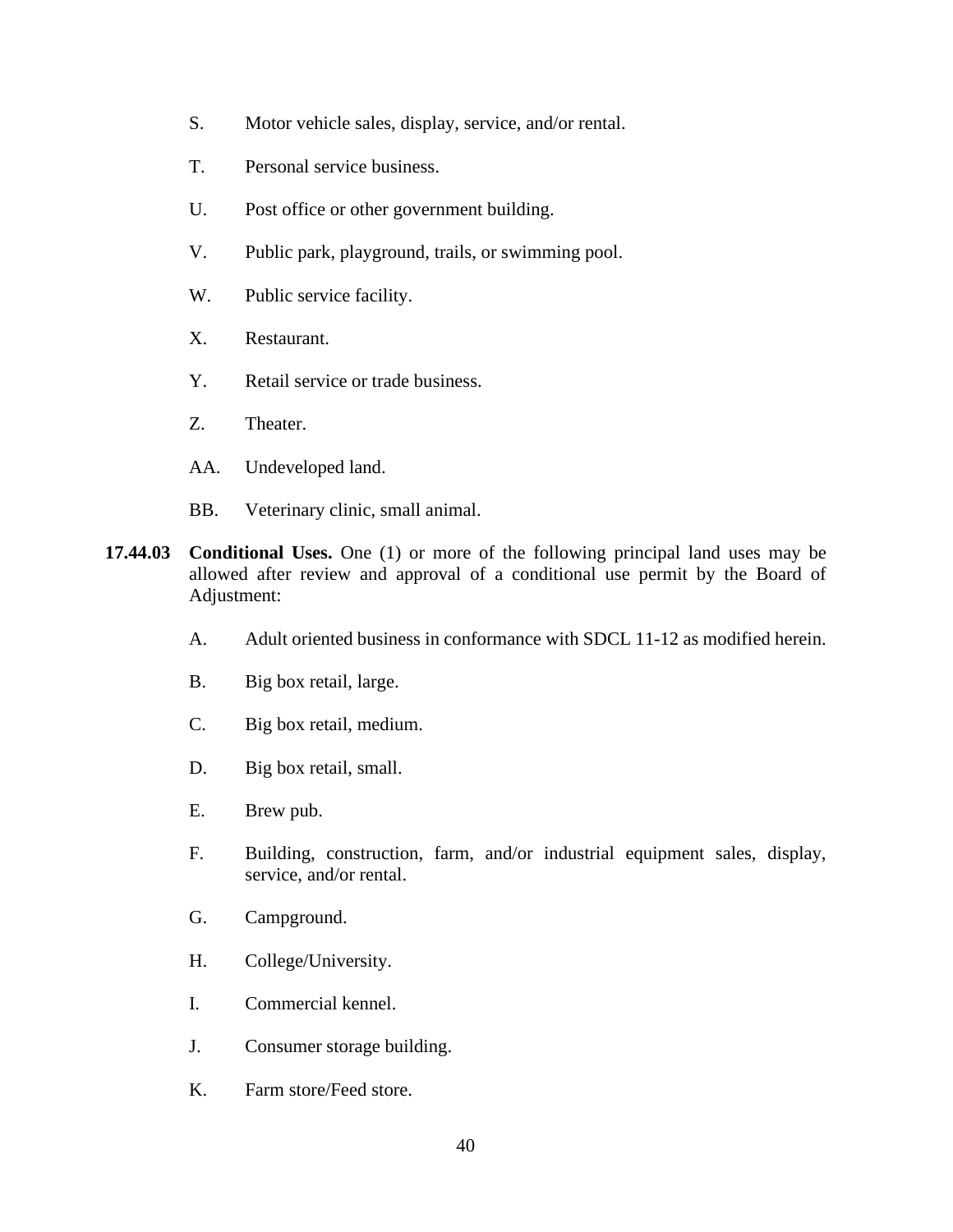S. Motor vehicle sales, display, service, and/or rental.

T. Personal service business.

U. Post office or other government building.

V. Public park, playground, trails, or swimming pool.

W. Public service facility.

X. Restaurant.

Y. Retail service or trade business.

Z. Theater.

AA. Undeveloped land.

BB. Veterinary clinic, small animal.

**17.44.03 Conditional Uses.** One (1) or more of the following principal land uses may be allowed after review and approval of a conditional use permit by the Board of Adjustment:

A. Adult oriented business in conformance with SDCL 11-12 as modified herein.

B. Big box retail, large.

C. Big box retail, medium.

D. Big box retail, small.

E. Brew pub.

F. Building, construction, farm, and/or industrial equipment sales, display, service, and/or rental.

G. Campground.

H. College/University.

I. Commercial kennel.

J. Consumer storage building.

K. Farm store/Feed store.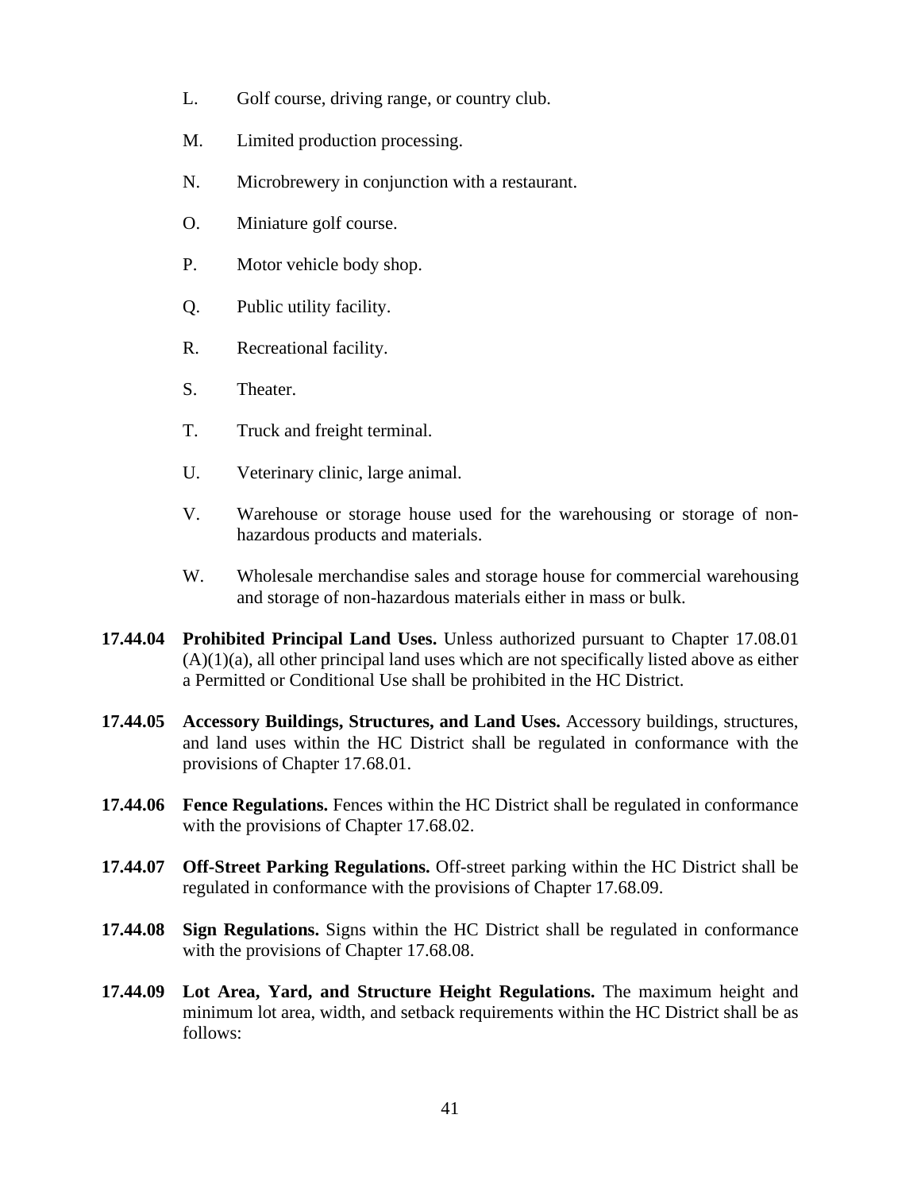L. Golf course, driving range, or country club.

M. Limited production processing.

N. Microbrewery in conjunction with a restaurant.

O. Miniature golf course.

P. Motor vehicle body shop.

Q. Public utility facility.

R. Recreational facility.

S. Theater.

T. Truck and freight terminal.

U. Veterinary clinic, large animal.

V. Warehouse or storage house used for the warehousing or storage of non-hazardous products and materials.

W. Wholesale merchandise sales and storage house for commercial warehousing and storage of non-hazardous materials either in mass or bulk.

**17.44.04 Prohibited Principal Land Uses.** Unless authorized pursuant to Chapter 17.08.01 (A)(1)(a), all other principal land uses which are not specifically listed above as either a Permitted or Conditional Use shall be prohibited in the HC District.

**17.44.05 Accessory Buildings, Structures, and Land Uses.** Accessory buildings, structures, and land uses within the HC District shall be regulated in conformance with the provisions of Chapter 17.68.01.

**17.44.06 Fence Regulations.** Fences within the HC District shall be regulated in conformance with the provisions of Chapter 17.68.02.

**17.44.07 Off-Street Parking Regulations.** Off-street parking within the HC District shall be regulated in conformance with the provisions of Chapter 17.68.09.

**17.44.08 Sign Regulations.** Signs within the HC District shall be regulated in conformance with the provisions of Chapter 17.68.08.

**17.44.09 Lot Area, Yard, and Structure Height Regulations.** The maximum height and minimum lot area, width, and setback requirements within the HC District shall be as follows: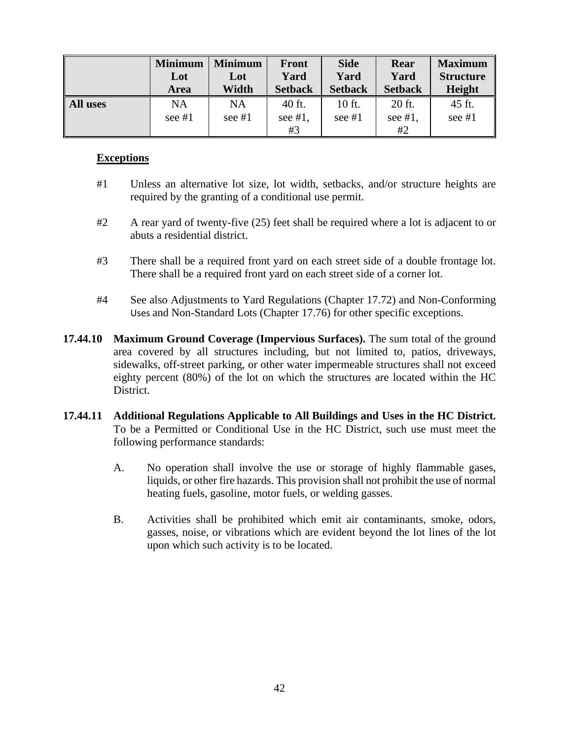| | Minimum Lot Area | Minimum Lot Width | Front Yard Setback | Side Yard Setback | Rear Yard Setback | Maximum Structure Height |
|---|---|---|---|---|---|---|
| **All uses** | NA see #1 | NA see #1 | 40 ft. see #1, #3 | 10 ft. see #1 | 20 ft. see #1, #2 | 45 ft. see #1 |

**Exceptions**

#1 Unless an alternative lot size, lot width, setbacks, and/or structure heights are required by the granting of a conditional use permit.

#2 A rear yard of twenty-five (25) feet shall be required where a lot is adjacent to or abuts a residential district.

#3 There shall be a required front yard on each street side of a double frontage lot. There shall be a required front yard on each street side of a corner lot.

#4 See also Adjustments to Yard Regulations (Chapter 17.72) and Non-Conforming Uses and Non-Standard Lots (Chapter 17.76) for other specific exceptions.

**17.44.10 Maximum Ground Coverage (Impervious Surfaces).** The sum total of the ground area covered by all structures including, but not limited to, patios, driveways, sidewalks, off-street parking, or other water impermeable structures shall not exceed eighty percent (80%) of the lot on which the structures are located within the HC District.

**17.44.11 Additional Regulations Applicable to All Buildings and Uses in the HC District.** To be a Permitted or Conditional Use in the HC District, such use must meet the following performance standards:

A. No operation shall involve the use or storage of highly flammable gases, liquids, or other fire hazards. This provision shall not prohibit the use of normal heating fuels, gasoline, motor fuels, or welding gasses.

B. Activities shall be prohibited which emit air contaminants, smoke, odors, gasses, noise, or vibrations which are evident beyond the lot lines of the lot upon which such activity is to be located.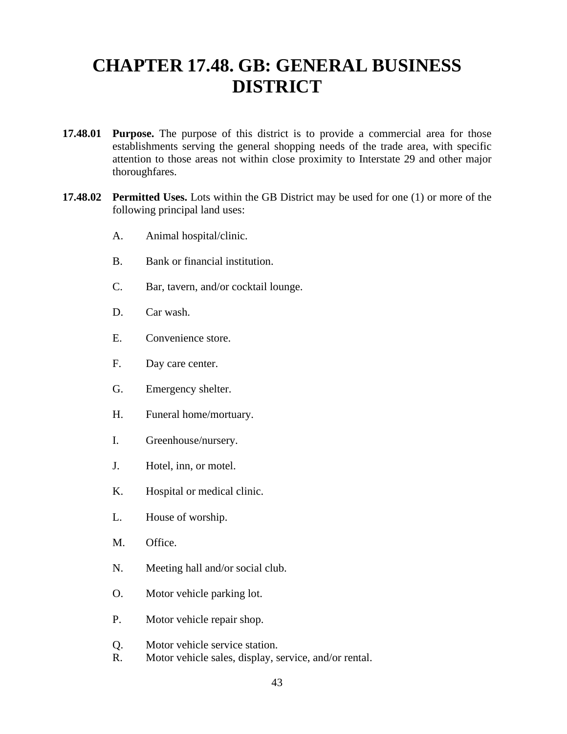# CHAPTER 17.48. GB: GENERAL BUSINESS DISTRICT

**17.48.01 Purpose.** The purpose of this district is to provide a commercial area for those establishments serving the general shopping needs of the trade area, with specific attention to those areas not within close proximity to Interstate 29 and other major thoroughfares.

**17.48.02 Permitted Uses.** Lots within the GB District may be used for one (1) or more of the following principal land uses:

A. Animal hospital/clinic.

B. Bank or financial institution.

C. Bar, tavern, and/or cocktail lounge.

D. Car wash.

E. Convenience store.

F. Day care center.

G. Emergency shelter.

H. Funeral home/mortuary.

I. Greenhouse/nursery.

J. Hotel, inn, or motel.

K. Hospital or medical clinic.

L. House of worship.

M. Office.

N. Meeting hall and/or social club.

O. Motor vehicle parking lot.

P. Motor vehicle repair shop.

Q. Motor vehicle service station.

R. Motor vehicle sales, display, service, and/or rental.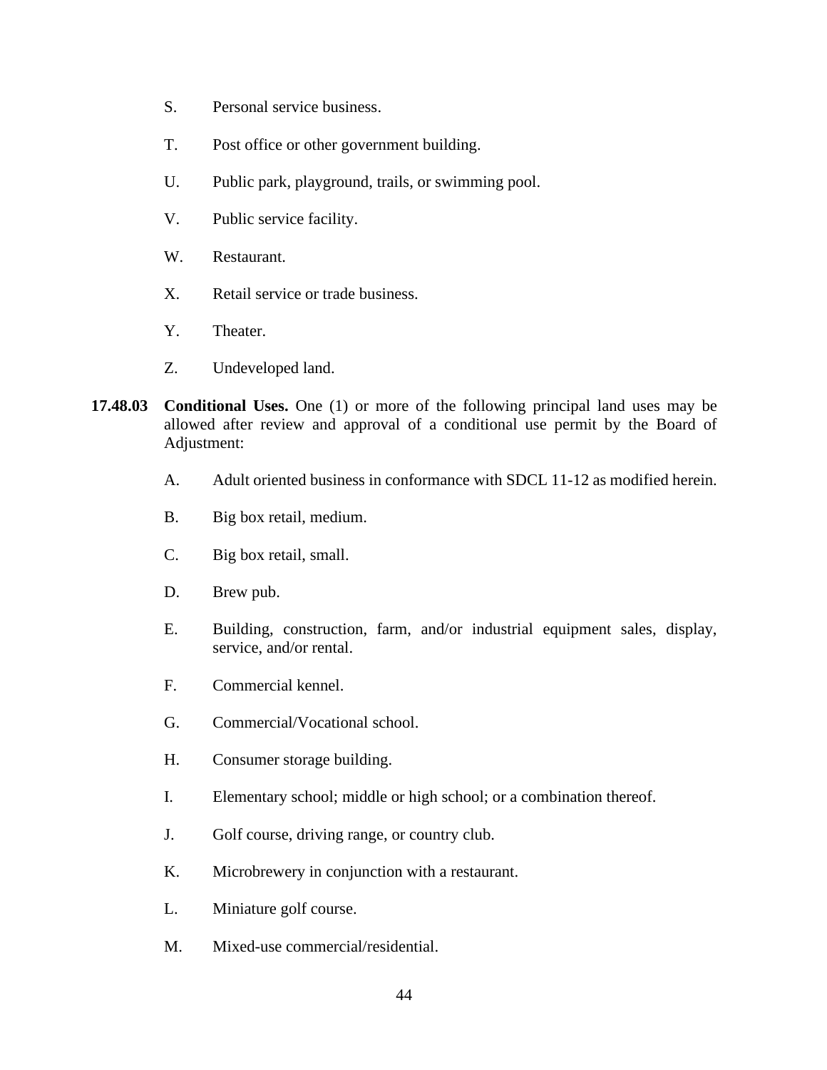S. Personal service business.

T. Post office or other government building.

U. Public park, playground, trails, or swimming pool.

V. Public service facility.

W. Restaurant.

X. Retail service or trade business.

Y. Theater.

Z. Undeveloped land.

**17.48.03 Conditional Uses.** One (1) or more of the following principal land uses may be allowed after review and approval of a conditional use permit by the Board of Adjustment:

A. Adult oriented business in conformance with SDCL 11-12 as modified herein.

B. Big box retail, medium.

C. Big box retail, small.

D. Brew pub.

E. Building, construction, farm, and/or industrial equipment sales, display, service, and/or rental.

F. Commercial kennel.

G. Commercial/Vocational school.

H. Consumer storage building.

I. Elementary school; middle or high school; or a combination thereof.

J. Golf course, driving range, or country club.

K. Microbrewery in conjunction with a restaurant.

L. Miniature golf course.

M. Mixed-use commercial/residential.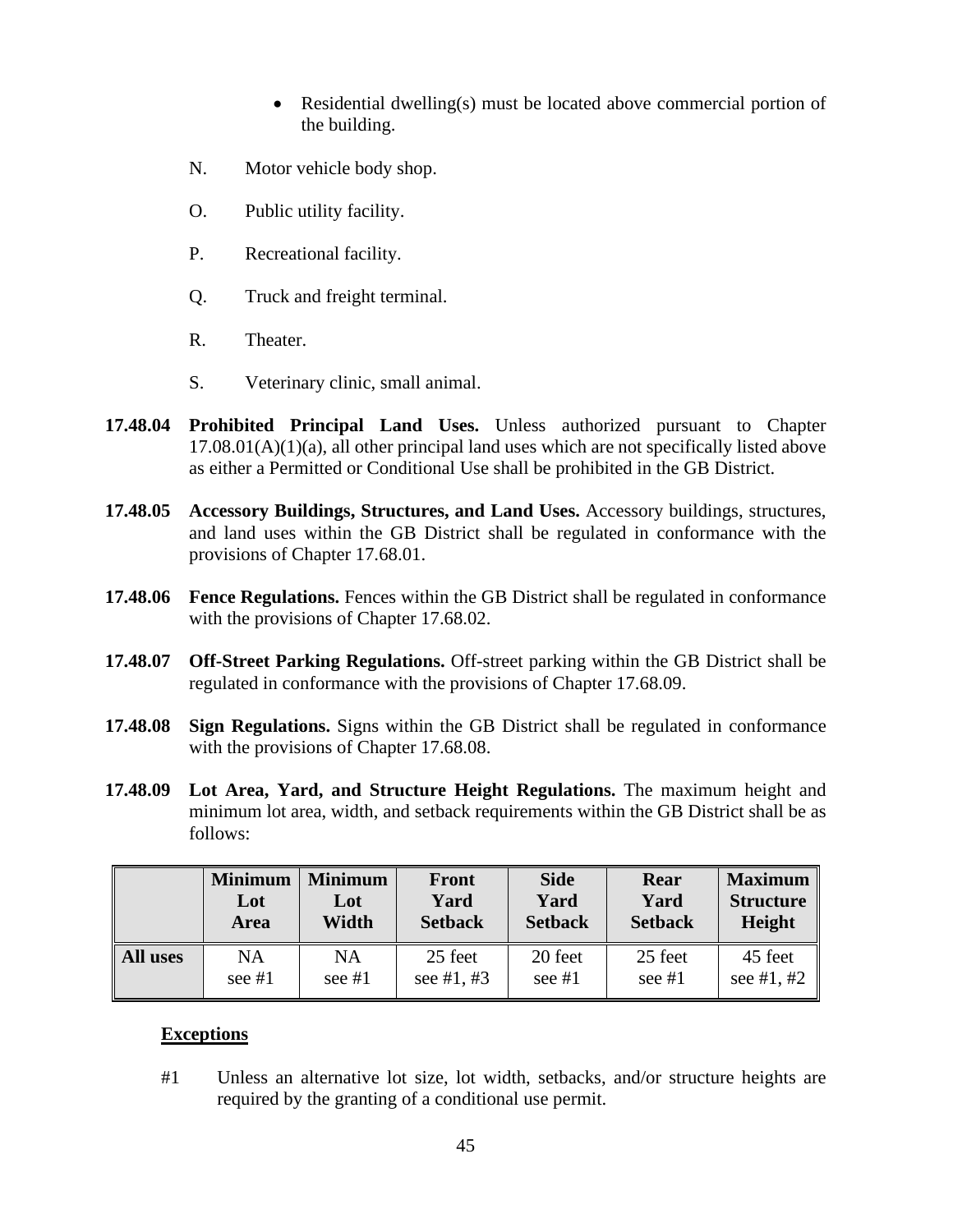- Residential dwelling(s) must be located above commercial portion of the building.

N. Motor vehicle body shop.

O. Public utility facility.

P. Recreational facility.

Q. Truck and freight terminal.

R. Theater.

S. Veterinary clinic, small animal.

**17.48.04 Prohibited Principal Land Uses.** Unless authorized pursuant to Chapter 17.08.01(A)(1)(a), all other principal land uses which are not specifically listed above as either a Permitted or Conditional Use shall be prohibited in the GB District.

**17.48.05 Accessory Buildings, Structures, and Land Uses.** Accessory buildings, structures, and land uses within the GB District shall be regulated in conformance with the provisions of Chapter 17.68.01.

**17.48.06 Fence Regulations.** Fences within the GB District shall be regulated in conformance with the provisions of Chapter 17.68.02.

**17.48.07 Off-Street Parking Regulations.** Off-street parking within the GB District shall be regulated in conformance with the provisions of Chapter 17.68.09.

**17.48.08 Sign Regulations.** Signs within the GB District shall be regulated in conformance with the provisions of Chapter 17.68.08.

**17.48.09 Lot Area, Yard, and Structure Height Regulations.** The maximum height and minimum lot area, width, and setback requirements within the GB District shall be as follows:

| | Minimum Lot Area | Minimum Lot Width | Front Yard Setback | Side Yard Setback | Rear Yard Setback | Maximum Structure Height |
|---|---|---|---|---|---|---|
| **All uses** | NA see #1 | NA see #1 | 25 feet see #1, #3 | 20 feet see #1 | 25 feet see #1 | 45 feet see #1, #2 |

**Exceptions**

#1 Unless an alternative lot size, lot width, setbacks, and/or structure heights are required by the granting of a conditional use permit.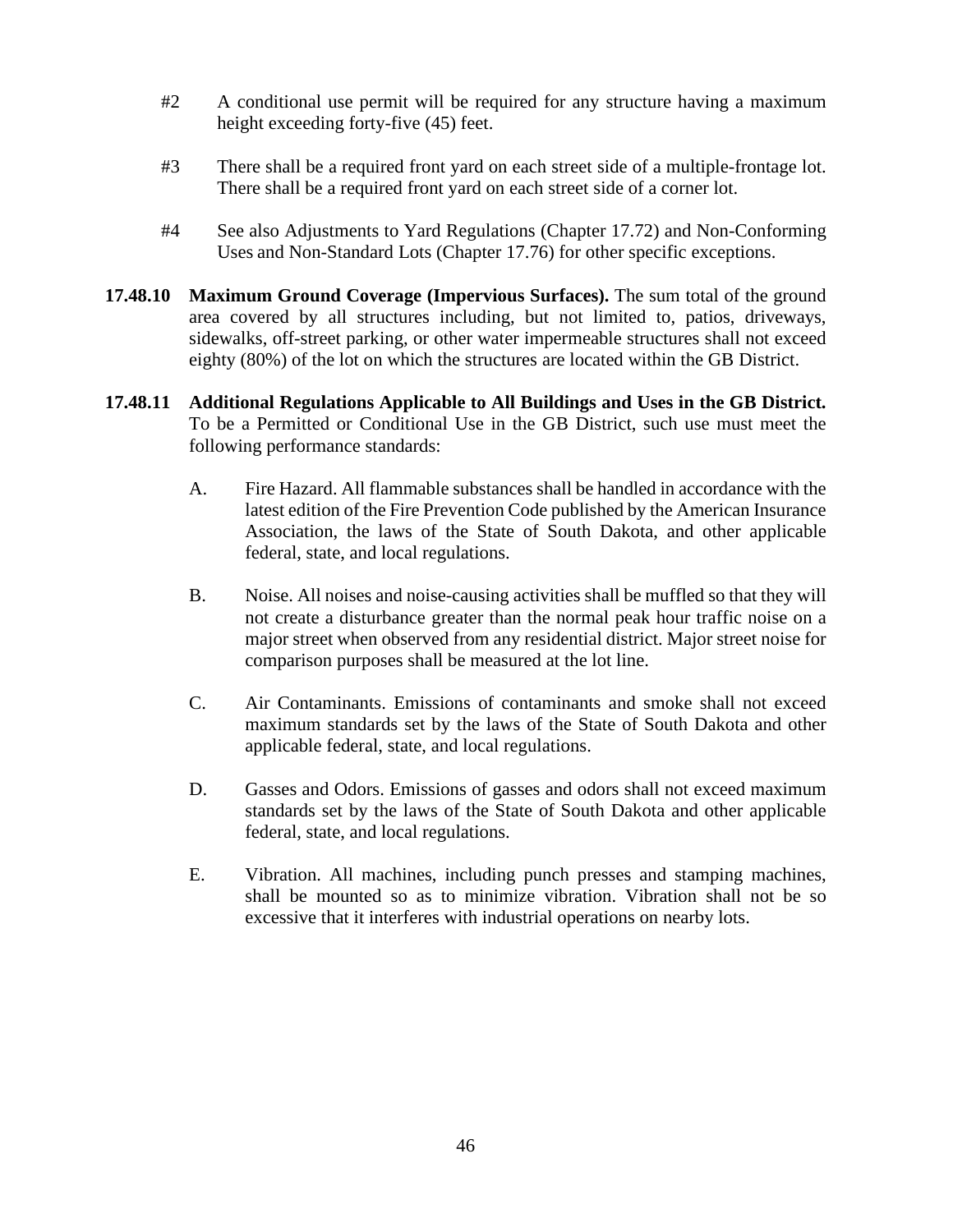#2 A conditional use permit will be required for any structure having a maximum height exceeding forty-five (45) feet.

#3 There shall be a required front yard on each street side of a multiple-frontage lot. There shall be a required front yard on each street side of a corner lot.

#4 See also Adjustments to Yard Regulations (Chapter 17.72) and Non-Conforming Uses and Non-Standard Lots (Chapter 17.76) for other specific exceptions.

**17.48.10 Maximum Ground Coverage (Impervious Surfaces).** The sum total of the ground area covered by all structures including, but not limited to, patios, driveways, sidewalks, off-street parking, or other water impermeable structures shall not exceed eighty (80%) of the lot on which the structures are located within the GB District.

**17.48.11 Additional Regulations Applicable to All Buildings and Uses in the GB District.** To be a Permitted or Conditional Use in the GB District, such use must meet the following performance standards:

A. Fire Hazard. All flammable substances shall be handled in accordance with the latest edition of the Fire Prevention Code published by the American Insurance Association, the laws of the State of South Dakota, and other applicable federal, state, and local regulations.

B. Noise. All noises and noise-causing activities shall be muffled so that they will not create a disturbance greater than the normal peak hour traffic noise on a major street when observed from any residential district. Major street noise for comparison purposes shall be measured at the lot line.

C. Air Contaminants. Emissions of contaminants and smoke shall not exceed maximum standards set by the laws of the State of South Dakota and other applicable federal, state, and local regulations.

D. Gasses and Odors. Emissions of gasses and odors shall not exceed maximum standards set by the laws of the State of South Dakota and other applicable federal, state, and local regulations.

E. Vibration. All machines, including punch presses and stamping machines, shall be mounted so as to minimize vibration. Vibration shall not be so excessive that it interferes with industrial operations on nearby lots.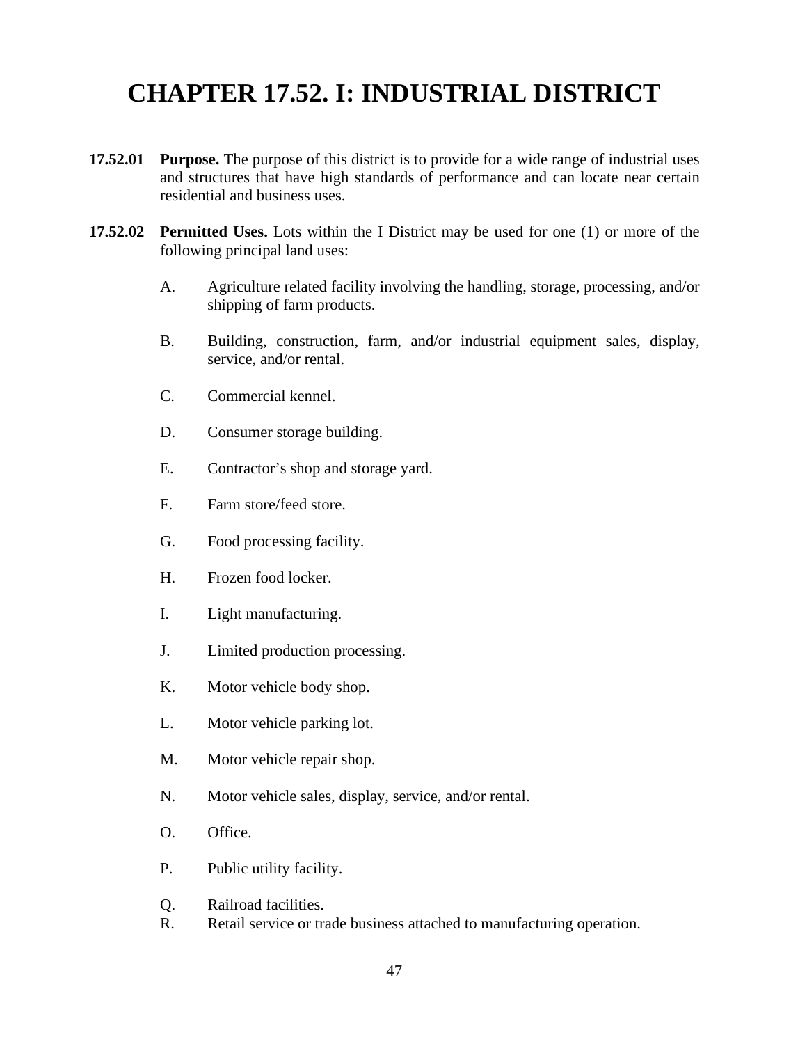# CHAPTER 17.52. I: INDUSTRIAL DISTRICT

**17.52.01 Purpose.** The purpose of this district is to provide for a wide range of industrial uses and structures that have high standards of performance and can locate near certain residential and business uses.

**17.52.02 Permitted Uses.** Lots within the I District may be used for one (1) or more of the following principal land uses:

A. Agriculture related facility involving the handling, storage, processing, and/or shipping of farm products.

B. Building, construction, farm, and/or industrial equipment sales, display, service, and/or rental.

C. Commercial kennel.

D. Consumer storage building.

E. Contractor's shop and storage yard.

F. Farm store/feed store.

G. Food processing facility.

H. Frozen food locker.

I. Light manufacturing.

J. Limited production processing.

K. Motor vehicle body shop.

L. Motor vehicle parking lot.

M. Motor vehicle repair shop.

N. Motor vehicle sales, display, service, and/or rental.

O. Office.

P. Public utility facility.

Q. Railroad facilities.

R. Retail service or trade business attached to manufacturing operation.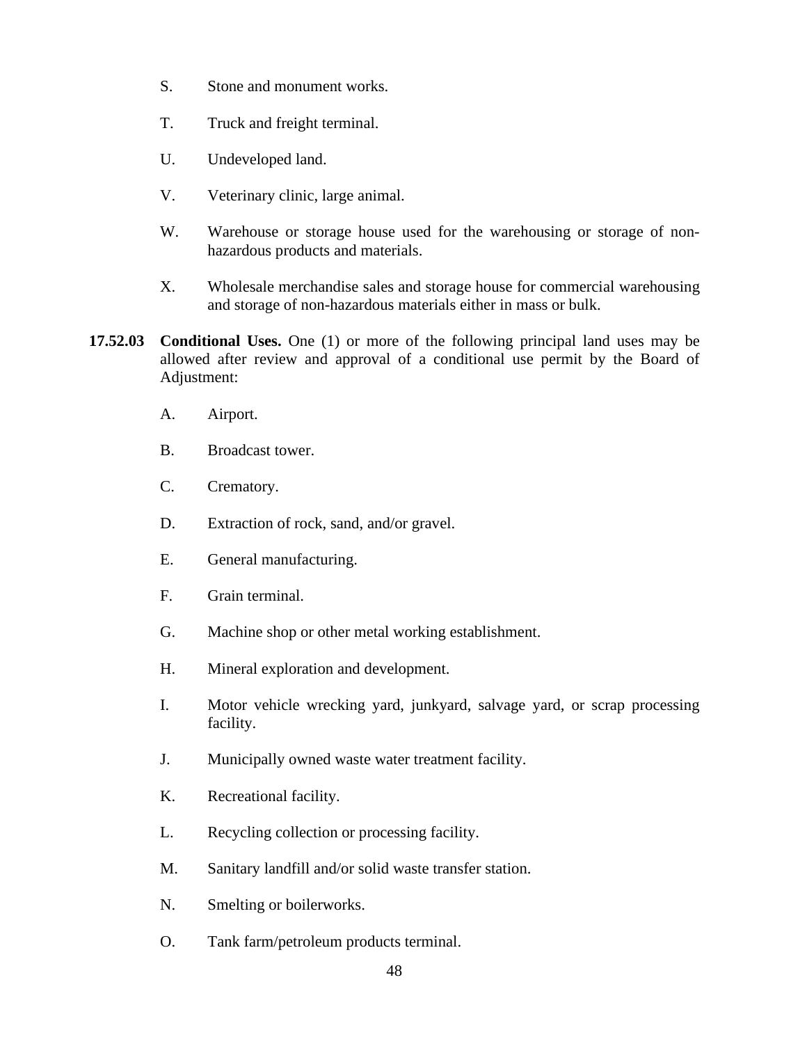S. Stone and monument works.

T. Truck and freight terminal.

U. Undeveloped land.

V. Veterinary clinic, large animal.

W. Warehouse or storage house used for the warehousing or storage of non-hazardous products and materials.

X. Wholesale merchandise sales and storage house for commercial warehousing and storage of non-hazardous materials either in mass or bulk.

**17.52.03 Conditional Uses.** One (1) or more of the following principal land uses may be allowed after review and approval of a conditional use permit by the Board of Adjustment:

A. Airport.

B. Broadcast tower.

C. Crematory.

D. Extraction of rock, sand, and/or gravel.

E. General manufacturing.

F. Grain terminal.

G. Machine shop or other metal working establishment.

H. Mineral exploration and development.

I. Motor vehicle wrecking yard, junkyard, salvage yard, or scrap processing facility.

J. Municipally owned waste water treatment facility.

K. Recreational facility.

L. Recycling collection or processing facility.

M. Sanitary landfill and/or solid waste transfer station.

N. Smelting or boilerworks.

O. Tank farm/petroleum products terminal.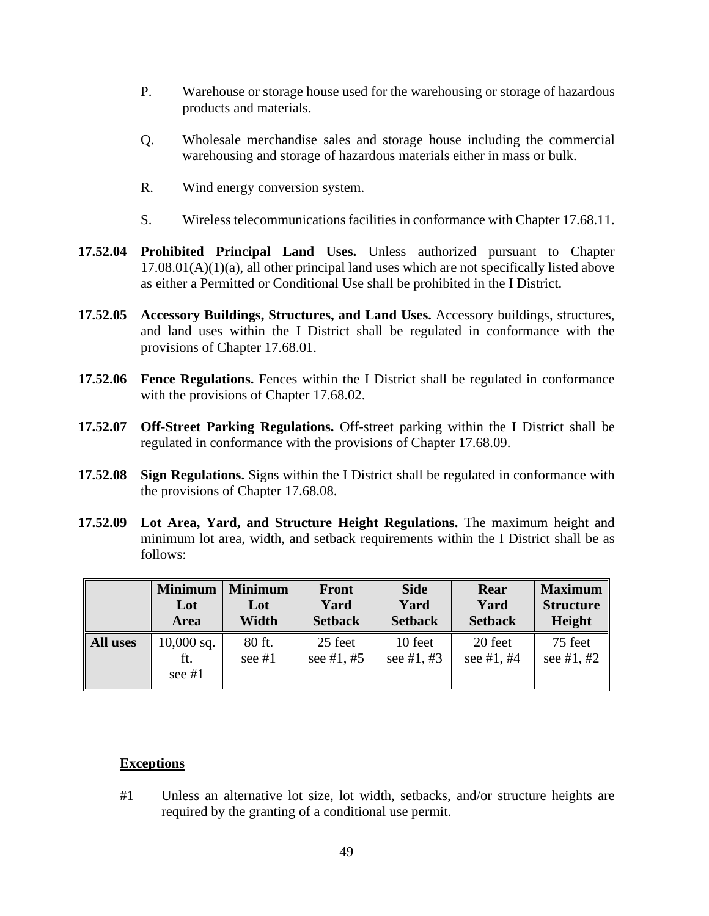P. Warehouse or storage house used for the warehousing or storage of hazardous products and materials.

Q. Wholesale merchandise sales and storage house including the commercial warehousing and storage of hazardous materials either in mass or bulk.

R. Wind energy conversion system.

S. Wireless telecommunications facilities in conformance with Chapter 17.68.11.

**17.52.04 Prohibited Principal Land Uses.** Unless authorized pursuant to Chapter 17.08.01(A)(1)(a), all other principal land uses which are not specifically listed above as either a Permitted or Conditional Use shall be prohibited in the I District.

**17.52.05 Accessory Buildings, Structures, and Land Uses.** Accessory buildings, structures, and land uses within the I District shall be regulated in conformance with the provisions of Chapter 17.68.01.

**17.52.06 Fence Regulations.** Fences within the I District shall be regulated in conformance with the provisions of Chapter 17.68.02.

**17.52.07 Off-Street Parking Regulations.** Off-street parking within the I District shall be regulated in conformance with the provisions of Chapter 17.68.09.

**17.52.08 Sign Regulations.** Signs within the I District shall be regulated in conformance with the provisions of Chapter 17.68.08.

**17.52.09 Lot Area, Yard, and Structure Height Regulations.** The maximum height and minimum lot area, width, and setback requirements within the I District shall be as follows:

| | Minimum Lot Area | Minimum Lot Width | Front Yard Setback | Side Yard Setback | Rear Yard Setback | Maximum Structure Height |
|---|---|---|---|---|---|---|
| **All uses** | 10,000 sq. ft. see #1 | 80 ft. see #1 | 25 feet see #1, #5 | 10 feet see #1, #3 | 20 feet see #1, #4 | 75 feet see #1, #2 |

**Exceptions**

#1 Unless an alternative lot size, lot width, setbacks, and/or structure heights are required by the granting of a conditional use permit.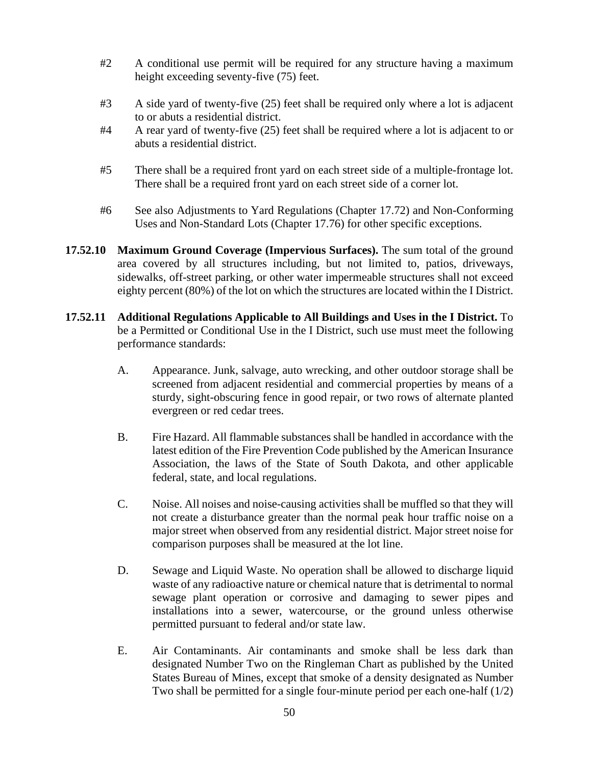#2 A conditional use permit will be required for any structure having a maximum height exceeding seventy-five (75) feet.

#3 A side yard of twenty-five (25) feet shall be required only where a lot is adjacent to or abuts a residential district.

#4 A rear yard of twenty-five (25) feet shall be required where a lot is adjacent to or abuts a residential district.

#5 There shall be a required front yard on each street side of a multiple-frontage lot. There shall be a required front yard on each street side of a corner lot.

#6 See also Adjustments to Yard Regulations (Chapter 17.72) and Non-Conforming Uses and Non-Standard Lots (Chapter 17.76) for other specific exceptions.

**17.52.10 Maximum Ground Coverage (Impervious Surfaces).** The sum total of the ground area covered by all structures including, but not limited to, patios, driveways, sidewalks, off-street parking, or other water impermeable structures shall not exceed eighty percent (80%) of the lot on which the structures are located within the I District.

**17.52.11 Additional Regulations Applicable to All Buildings and Uses in the I District.** To be a Permitted or Conditional Use in the I District, such use must meet the following performance standards:

A. Appearance. Junk, salvage, auto wrecking, and other outdoor storage shall be screened from adjacent residential and commercial properties by means of a sturdy, sight-obscuring fence in good repair, or two rows of alternate planted evergreen or red cedar trees.

B. Fire Hazard. All flammable substances shall be handled in accordance with the latest edition of the Fire Prevention Code published by the American Insurance Association, the laws of the State of South Dakota, and other applicable federal, state, and local regulations.

C. Noise. All noises and noise-causing activities shall be muffled so that they will not create a disturbance greater than the normal peak hour traffic noise on a major street when observed from any residential district. Major street noise for comparison purposes shall be measured at the lot line.

D. Sewage and Liquid Waste. No operation shall be allowed to discharge liquid waste of any radioactive nature or chemical nature that is detrimental to normal sewage plant operation or corrosive and damaging to sewer pipes and installations into a sewer, watercourse, or the ground unless otherwise permitted pursuant to federal and/or state law.

E. Air Contaminants. Air contaminants and smoke shall be less dark than designated Number Two on the Ringleman Chart as published by the United States Bureau of Mines, except that smoke of a density designated as Number Two shall be permitted for a single four-minute period per each one-half (1/2)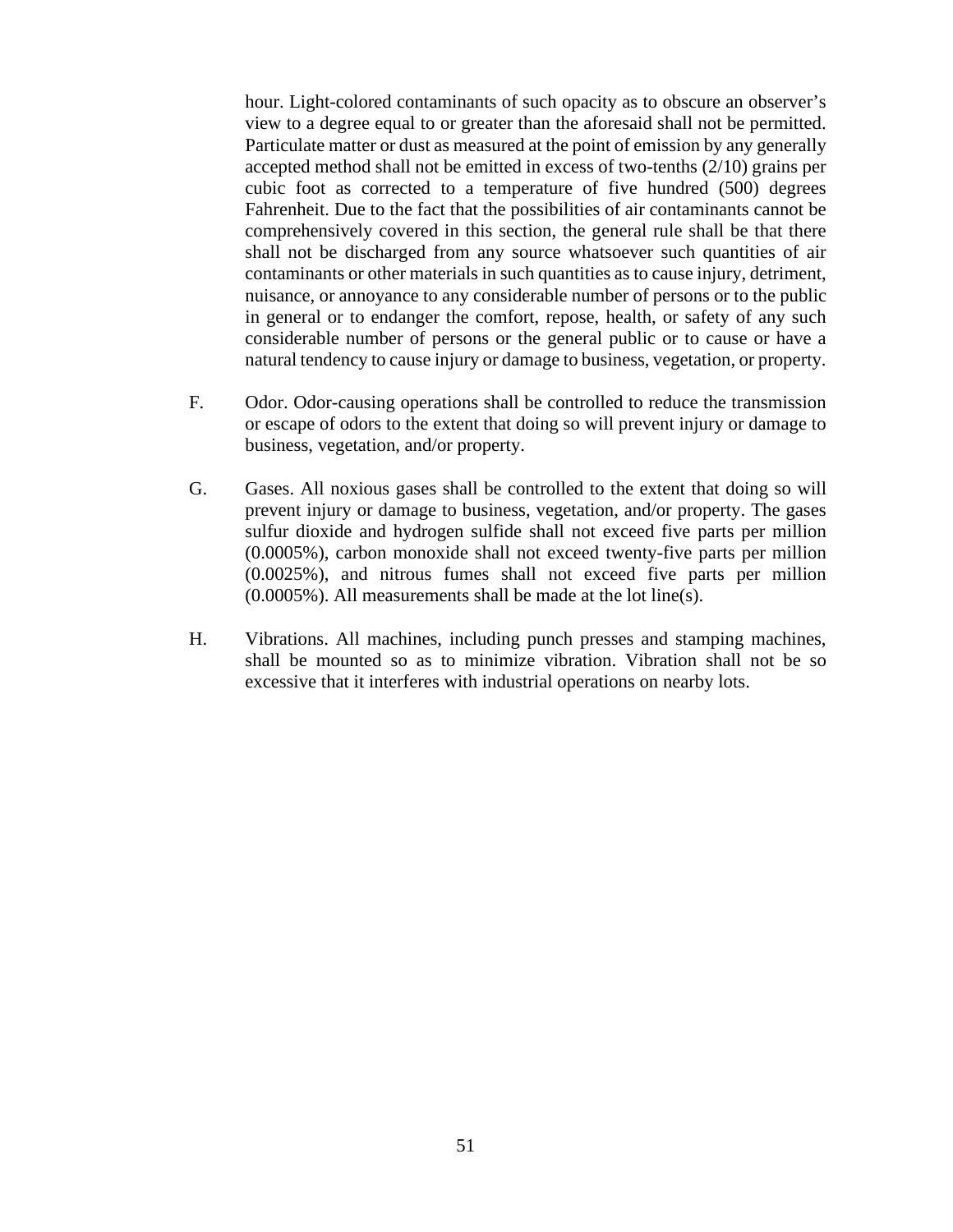hour. Light-colored contaminants of such opacity as to obscure an observer's view to a degree equal to or greater than the aforesaid shall not be permitted. Particulate matter or dust as measured at the point of emission by any generally accepted method shall not be emitted in excess of two-tenths (2/10) grains per cubic foot as corrected to a temperature of five hundred (500) degrees Fahrenheit. Due to the fact that the possibilities of air contaminants cannot be comprehensively covered in this section, the general rule shall be that there shall not be discharged from any source whatsoever such quantities of air contaminants or other materials in such quantities as to cause injury, detriment, nuisance, or annoyance to any considerable number of persons or to the public in general or to endanger the comfort, repose, health, or safety of any such considerable number of persons or the general public or to cause or have a natural tendency to cause injury or damage to business, vegetation, or property.

F. Odor. Odor-causing operations shall be controlled to reduce the transmission or escape of odors to the extent that doing so will prevent injury or damage to business, vegetation, and/or property.

G. Gases. All noxious gases shall be controlled to the extent that doing so will prevent injury or damage to business, vegetation, and/or property. The gases sulfur dioxide and hydrogen sulfide shall not exceed five parts per million (0.0005%), carbon monoxide shall not exceed twenty-five parts per million (0.0025%), and nitrous fumes shall not exceed five parts per million (0.0005%). All measurements shall be made at the lot line(s).

H. Vibrations. All machines, including punch presses and stamping machines, shall be mounted so as to minimize vibration. Vibration shall not be so excessive that it interferes with industrial operations on nearby lots.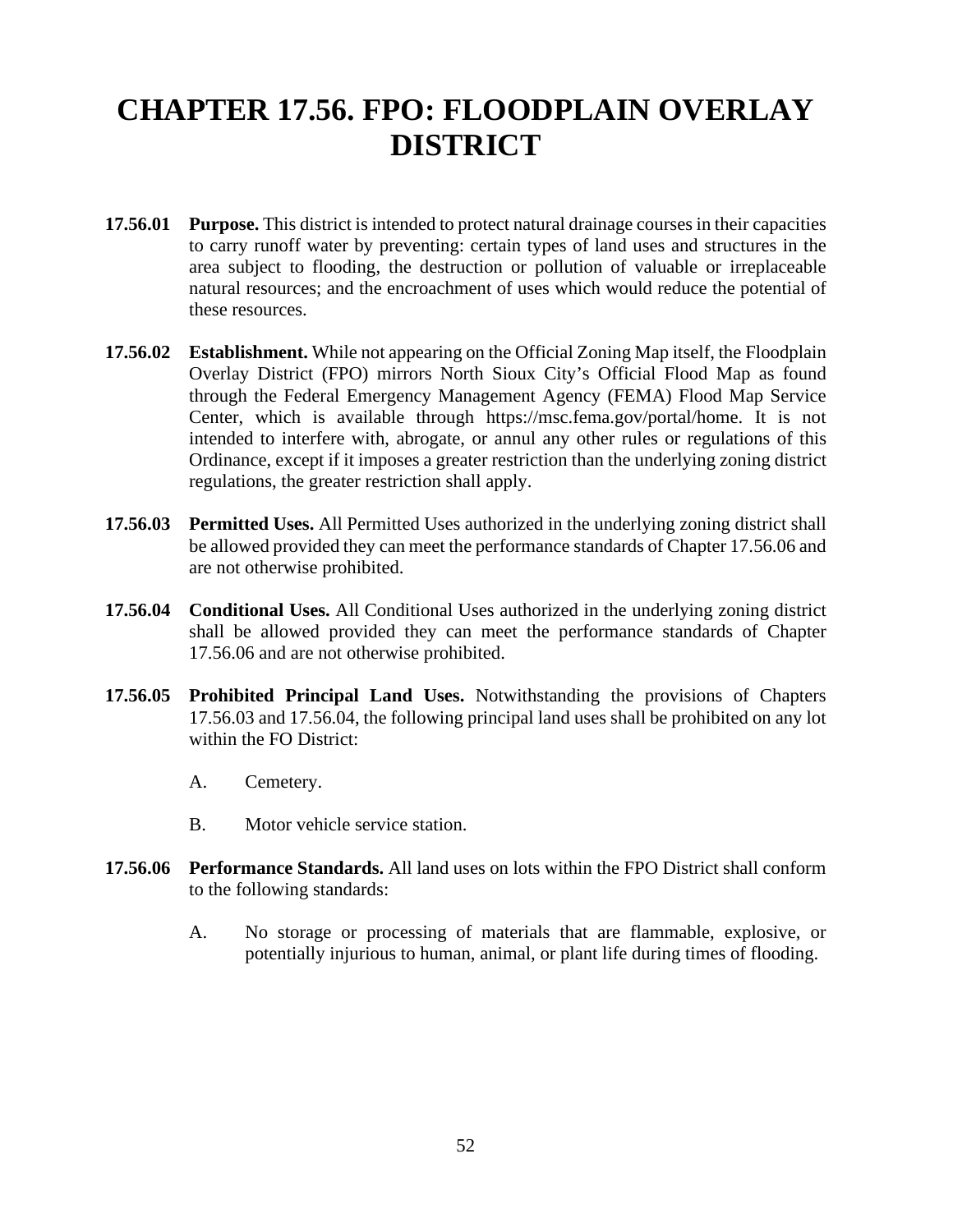# CHAPTER 17.56. FPO: FLOODPLAIN OVERLAY DISTRICT

**17.56.01 Purpose.** This district is intended to protect natural drainage courses in their capacities to carry runoff water by preventing: certain types of land uses and structures in the area subject to flooding, the destruction or pollution of valuable or irreplaceable natural resources; and the encroachment of uses which would reduce the potential of these resources.

**17.56.02 Establishment.** While not appearing on the Official Zoning Map itself, the Floodplain Overlay District (FPO) mirrors North Sioux City's Official Flood Map as found through the Federal Emergency Management Agency (FEMA) Flood Map Service Center, which is available through https://msc.fema.gov/portal/home. It is not intended to interfere with, abrogate, or annul any other rules or regulations of this Ordinance, except if it imposes a greater restriction than the underlying zoning district regulations, the greater restriction shall apply.

**17.56.03 Permitted Uses.** All Permitted Uses authorized in the underlying zoning district shall be allowed provided they can meet the performance standards of Chapter 17.56.06 and are not otherwise prohibited.

**17.56.04 Conditional Uses.** All Conditional Uses authorized in the underlying zoning district shall be allowed provided they can meet the performance standards of Chapter 17.56.06 and are not otherwise prohibited.

**17.56.05 Prohibited Principal Land Uses.** Notwithstanding the provisions of Chapters 17.56.03 and 17.56.04, the following principal land uses shall be prohibited on any lot within the FO District:

A. Cemetery.

B. Motor vehicle service station.

**17.56.06 Performance Standards.** All land uses on lots within the FPO District shall conform to the following standards:

A. No storage or processing of materials that are flammable, explosive, or potentially injurious to human, animal, or plant life during times of flooding.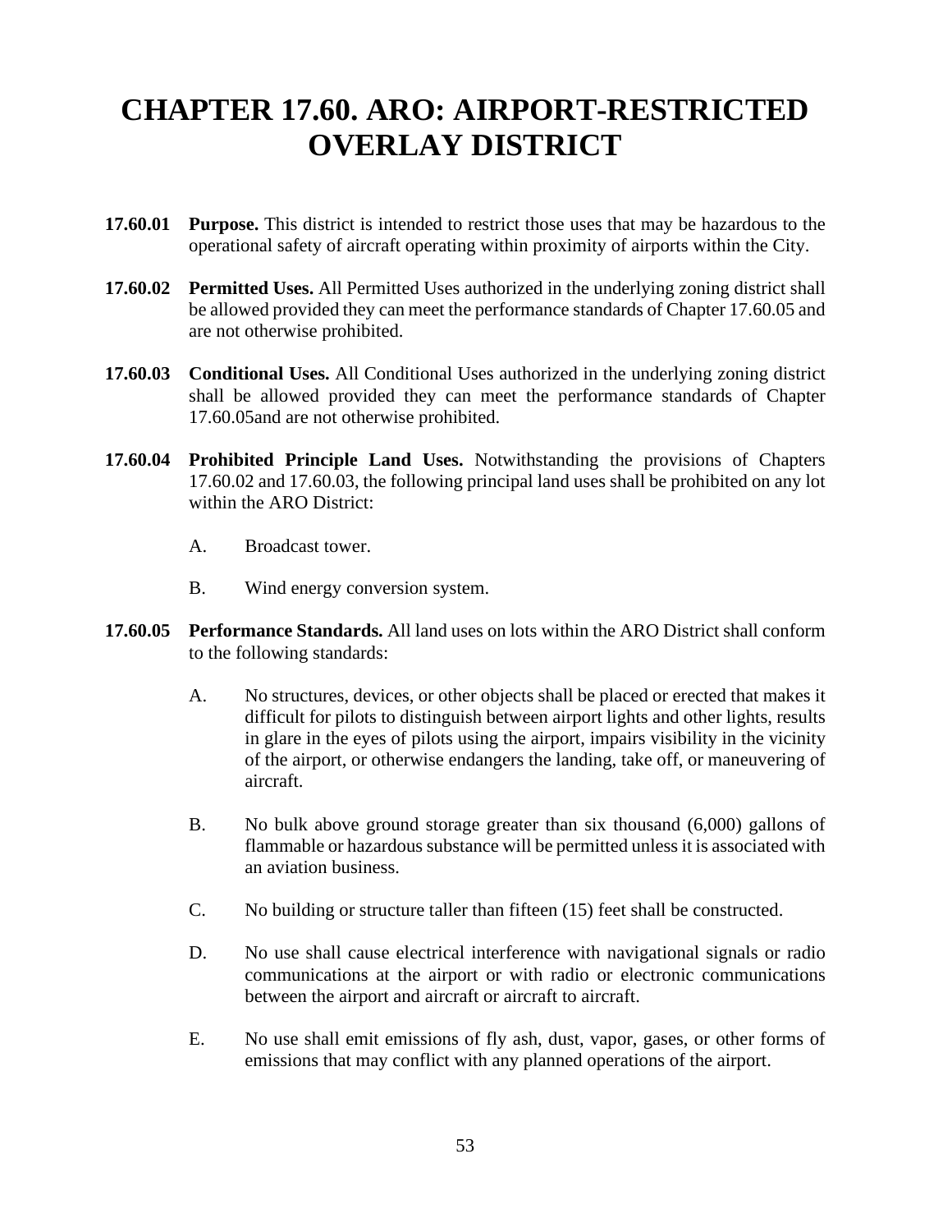# CHAPTER 17.60. ARO: AIRPORT-RESTRICTED OVERLAY DISTRICT

**17.60.01 Purpose.** This district is intended to restrict those uses that may be hazardous to the operational safety of aircraft operating within proximity of airports within the City.

**17.60.02 Permitted Uses.** All Permitted Uses authorized in the underlying zoning district shall be allowed provided they can meet the performance standards of Chapter 17.60.05 and are not otherwise prohibited.

**17.60.03 Conditional Uses.** All Conditional Uses authorized in the underlying zoning district shall be allowed provided they can meet the performance standards of Chapter 17.60.05and are not otherwise prohibited.

**17.60.04 Prohibited Principle Land Uses.** Notwithstanding the provisions of Chapters 17.60.02 and 17.60.03, the following principal land uses shall be prohibited on any lot within the ARO District:

A. Broadcast tower.

B. Wind energy conversion system.

**17.60.05 Performance Standards.** All land uses on lots within the ARO District shall conform to the following standards:

A. No structures, devices, or other objects shall be placed or erected that makes it difficult for pilots to distinguish between airport lights and other lights, results in glare in the eyes of pilots using the airport, impairs visibility in the vicinity of the airport, or otherwise endangers the landing, take off, or maneuvering of aircraft.

B. No bulk above ground storage greater than six thousand (6,000) gallons of flammable or hazardous substance will be permitted unless it is associated with an aviation business.

C. No building or structure taller than fifteen (15) feet shall be constructed.

D. No use shall cause electrical interference with navigational signals or radio communications at the airport or with radio or electronic communications between the airport and aircraft or aircraft to aircraft.

E. No use shall emit emissions of fly ash, dust, vapor, gases, or other forms of emissions that may conflict with any planned operations of the airport.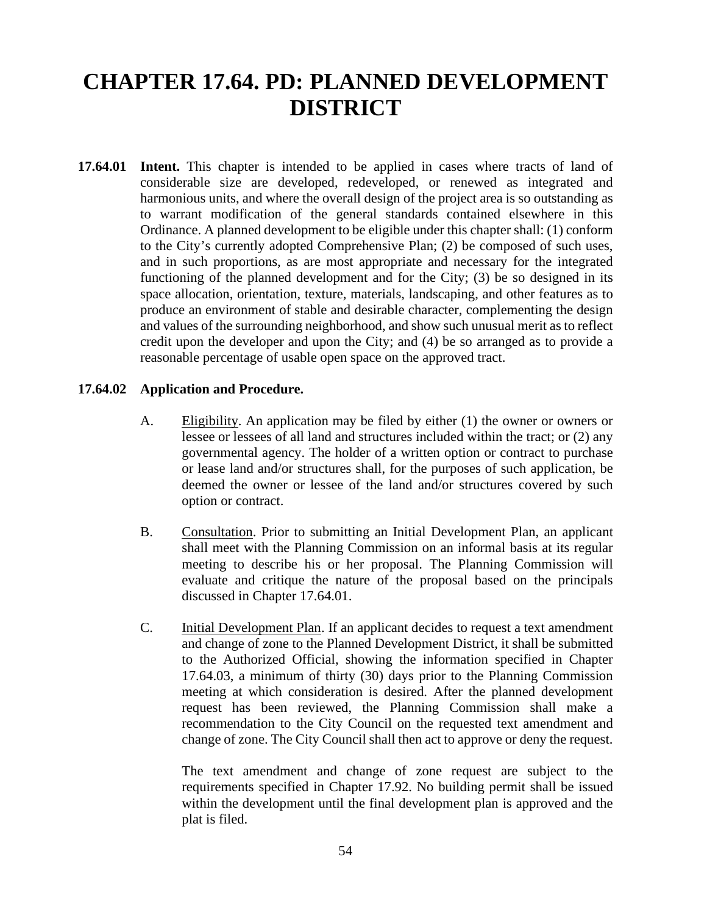# CHAPTER 17.64. PD: PLANNED DEVELOPMENT DISTRICT

**17.64.01 Intent.** This chapter is intended to be applied in cases where tracts of land of considerable size are developed, redeveloped, or renewed as integrated and harmonious units, and where the overall design of the project area is so outstanding as to warrant modification of the general standards contained elsewhere in this Ordinance. A planned development to be eligible under this chapter shall: (1) conform to the City's currently adopted Comprehensive Plan; (2) be composed of such uses, and in such proportions, as are most appropriate and necessary for the integrated functioning of the planned development and for the City; (3) be so designed in its space allocation, orientation, texture, materials, landscaping, and other features as to produce an environment of stable and desirable character, complementing the design and values of the surrounding neighborhood, and show such unusual merit as to reflect credit upon the developer and upon the City; and (4) be so arranged as to provide a reasonable percentage of usable open space on the approved tract.

**17.64.02 Application and Procedure.**

A. Eligibility. An application may be filed by either (1) the owner or owners or lessee or lessees of all land and structures included within the tract; or (2) any governmental agency. The holder of a written option or contract to purchase or lease land and/or structures shall, for the purposes of such application, be deemed the owner or lessee of the land and/or structures covered by such option or contract.

B. Consultation. Prior to submitting an Initial Development Plan, an applicant shall meet with the Planning Commission on an informal basis at its regular meeting to describe his or her proposal. The Planning Commission will evaluate and critique the nature of the proposal based on the principals discussed in Chapter 17.64.01.

C. Initial Development Plan. If an applicant decides to request a text amendment and change of zone to the Planned Development District, it shall be submitted to the Authorized Official, showing the information specified in Chapter 17.64.03, a minimum of thirty (30) days prior to the Planning Commission meeting at which consideration is desired. After the planned development request has been reviewed, the Planning Commission shall make a recommendation to the City Council on the requested text amendment and change of zone. The City Council shall then act to approve or deny the request.

The text amendment and change of zone request are subject to the requirements specified in Chapter 17.92. No building permit shall be issued within the development until the final development plan is approved and the plat is filed.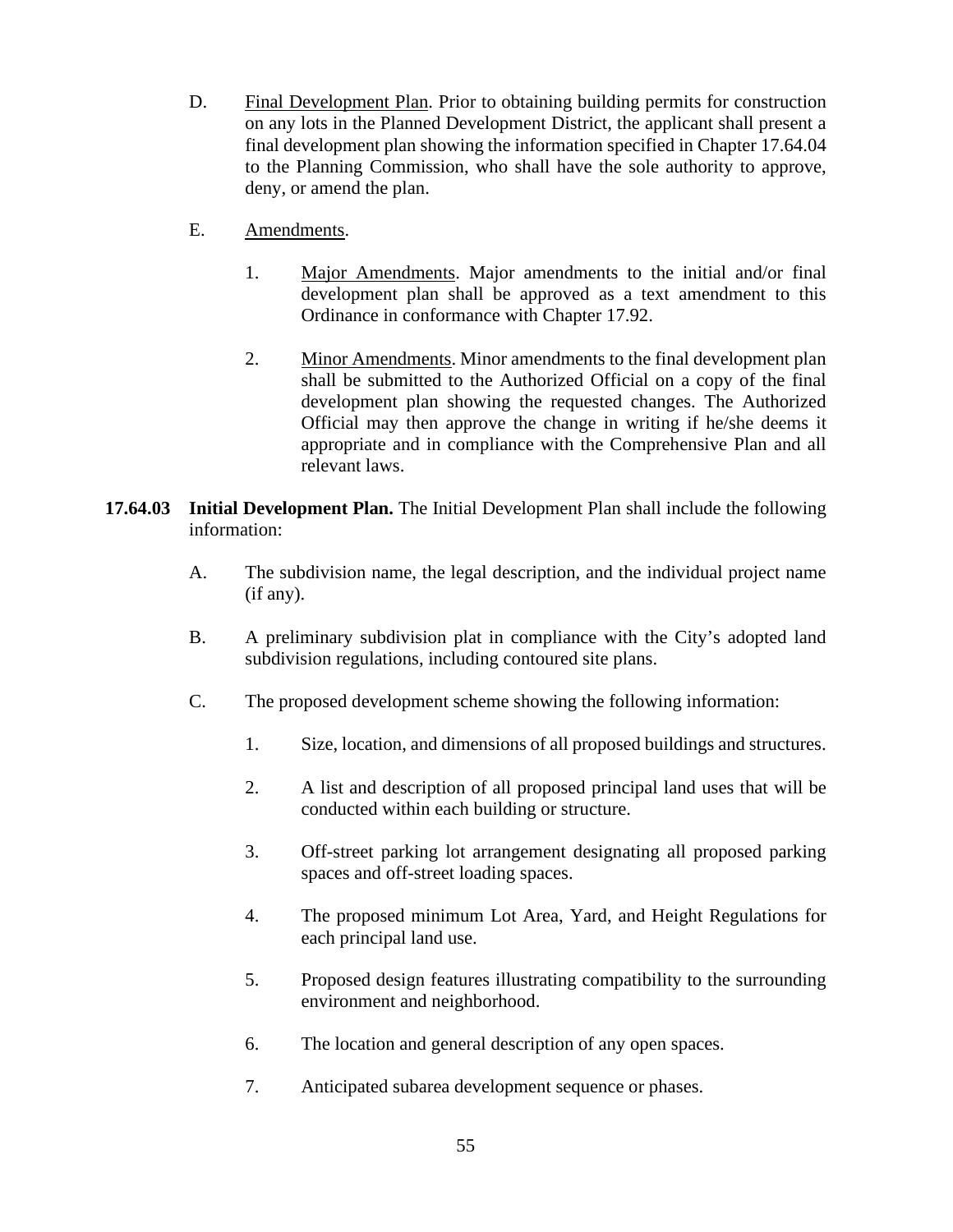D. Final Development Plan. Prior to obtaining building permits for construction on any lots in the Planned Development District, the applicant shall present a final development plan showing the information specified in Chapter 17.64.04 to the Planning Commission, who shall have the sole authority to approve, deny, or amend the plan.

E. Amendments.

1. Major Amendments. Major amendments to the initial and/or final development plan shall be approved as a text amendment to this Ordinance in conformance with Chapter 17.92.

2. Minor Amendments. Minor amendments to the final development plan shall be submitted to the Authorized Official on a copy of the final development plan showing the requested changes. The Authorized Official may then approve the change in writing if he/she deems it appropriate and in compliance with the Comprehensive Plan and all relevant laws.

**17.64.03 Initial Development Plan.** The Initial Development Plan shall include the following information:

A. The subdivision name, the legal description, and the individual project name (if any).

B. A preliminary subdivision plat in compliance with the City's adopted land subdivision regulations, including contoured site plans.

C. The proposed development scheme showing the following information:

1. Size, location, and dimensions of all proposed buildings and structures.

2. A list and description of all proposed principal land uses that will be conducted within each building or structure.

3. Off-street parking lot arrangement designating all proposed parking spaces and off-street loading spaces.

4. The proposed minimum Lot Area, Yard, and Height Regulations for each principal land use.

5. Proposed design features illustrating compatibility to the surrounding environment and neighborhood.

6. The location and general description of any open spaces.

7. Anticipated subarea development sequence or phases.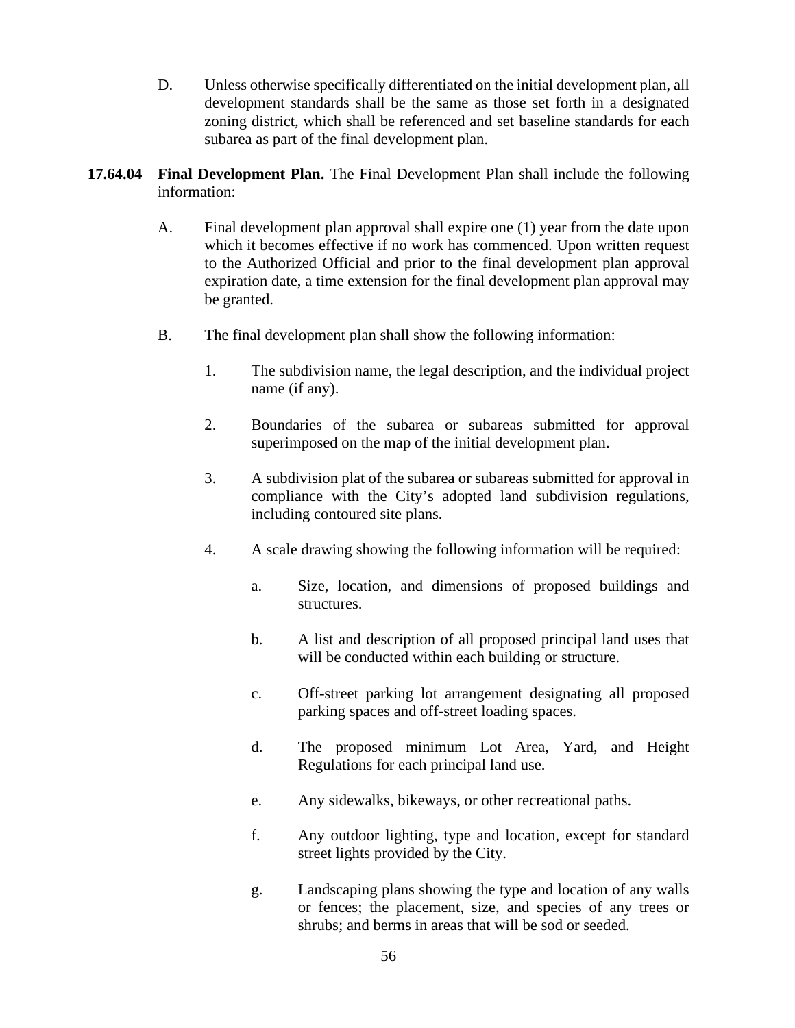D. Unless otherwise specifically differentiated on the initial development plan, all development standards shall be the same as those set forth in a designated zoning district, which shall be referenced and set baseline standards for each subarea as part of the final development plan.

**17.64.04 Final Development Plan.** The Final Development Plan shall include the following information:

A. Final development plan approval shall expire one (1) year from the date upon which it becomes effective if no work has commenced. Upon written request to the Authorized Official and prior to the final development plan approval expiration date, a time extension for the final development plan approval may be granted.

B. The final development plan shall show the following information:

1. The subdivision name, the legal description, and the individual project name (if any).

2. Boundaries of the subarea or subareas submitted for approval superimposed on the map of the initial development plan.

3. A subdivision plat of the subarea or subareas submitted for approval in compliance with the City's adopted land subdivision regulations, including contoured site plans.

4. A scale drawing showing the following information will be required:

   a. Size, location, and dimensions of proposed buildings and structures.

   b. A list and description of all proposed principal land uses that will be conducted within each building or structure.

   c. Off-street parking lot arrangement designating all proposed parking spaces and off-street loading spaces.

   d. The proposed minimum Lot Area, Yard, and Height Regulations for each principal land use.

   e. Any sidewalks, bikeways, or other recreational paths.

   f. Any outdoor lighting, type and location, except for standard street lights provided by the City.

   g. Landscaping plans showing the type and location of any walls or fences; the placement, size, and species of any trees or shrubs; and berms in areas that will be sod or seeded.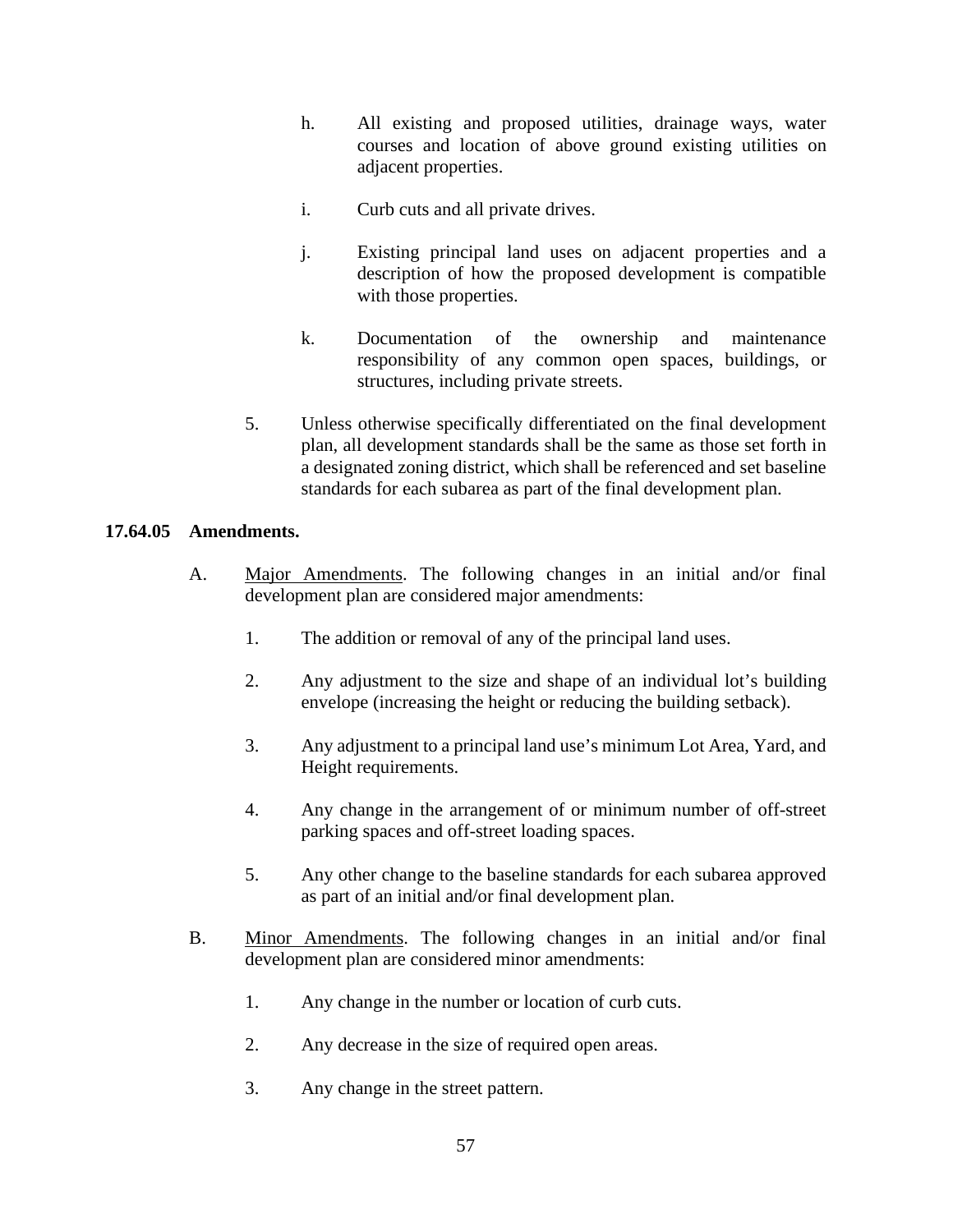h. All existing and proposed utilities, drainage ways, water courses and location of above ground existing utilities on adjacent properties.

i. Curb cuts and all private drives.

j. Existing principal land uses on adjacent properties and a description of how the proposed development is compatible with those properties.

k. Documentation of the ownership and maintenance responsibility of any common open spaces, buildings, or structures, including private streets.

5. Unless otherwise specifically differentiated on the final development plan, all development standards shall be the same as those set forth in a designated zoning district, which shall be referenced and set baseline standards for each subarea as part of the final development plan.

**17.64.05 Amendments.**

A. Major Amendments. The following changes in an initial and/or final development plan are considered major amendments:

1. The addition or removal of any of the principal land uses.

2. Any adjustment to the size and shape of an individual lot's building envelope (increasing the height or reducing the building setback).

3. Any adjustment to a principal land use's minimum Lot Area, Yard, and Height requirements.

4. Any change in the arrangement of or minimum number of off-street parking spaces and off-street loading spaces.

5. Any other change to the baseline standards for each subarea approved as part of an initial and/or final development plan.

B. Minor Amendments. The following changes in an initial and/or final development plan are considered minor amendments:

1. Any change in the number or location of curb cuts.

2. Any decrease in the size of required open areas.

3. Any change in the street pattern.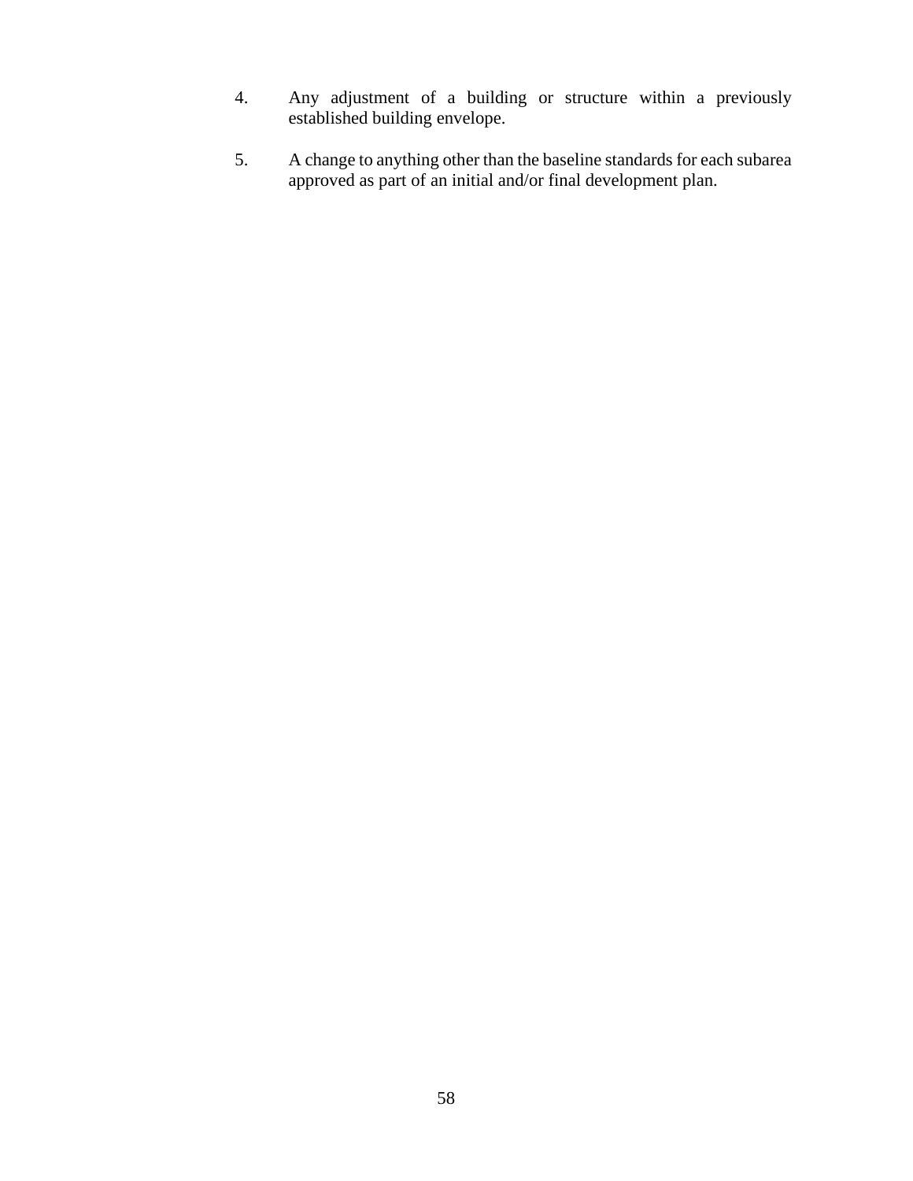4. Any adjustment of a building or structure within a previously established building envelope.

5. A change to anything other than the baseline standards for each subarea approved as part of an initial and/or final development plan.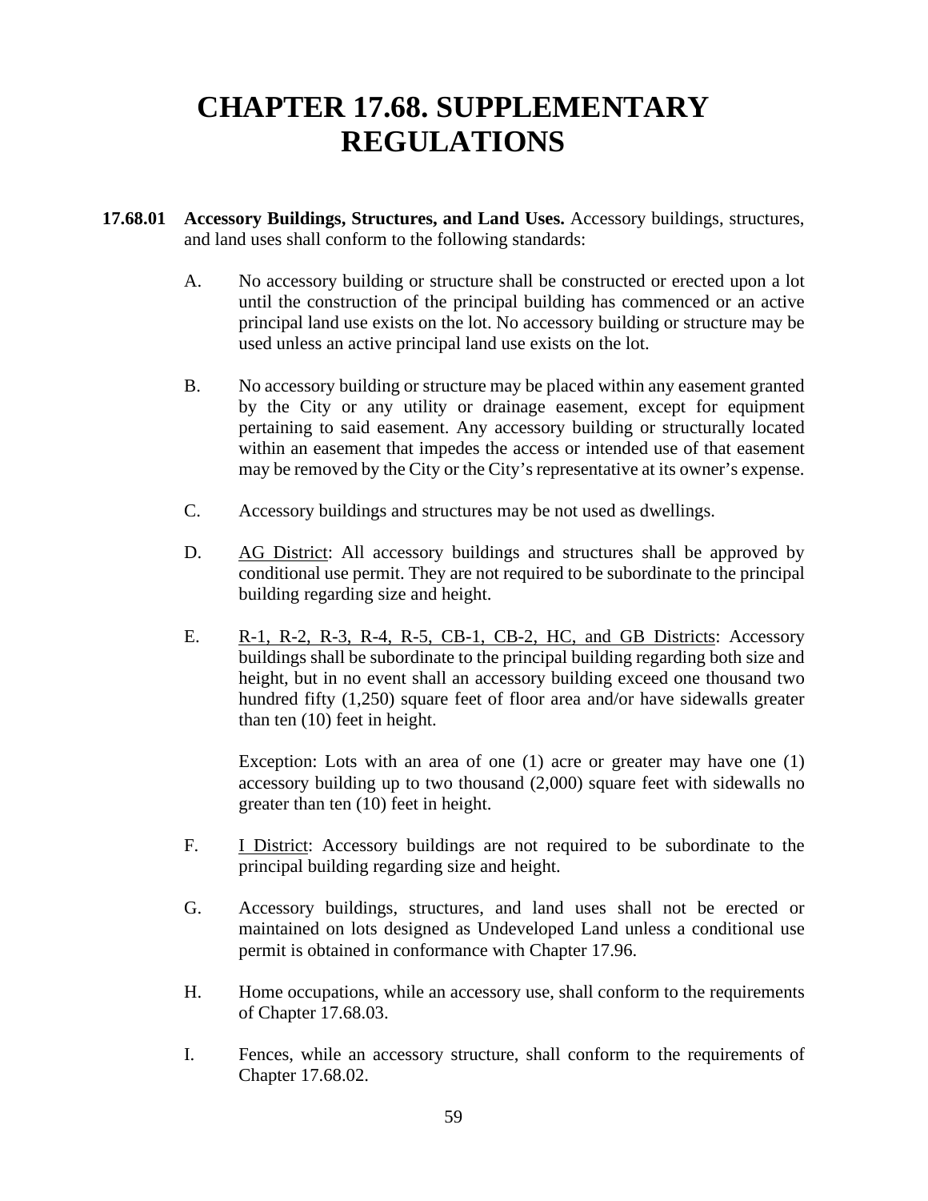# CHAPTER 17.68. SUPPLEMENTARY REGULATIONS

**17.68.01 Accessory Buildings, Structures, and Land Uses.** Accessory buildings, structures, and land uses shall conform to the following standards:

A. No accessory building or structure shall be constructed or erected upon a lot until the construction of the principal building has commenced or an active principal land use exists on the lot. No accessory building or structure may be used unless an active principal land use exists on the lot.

B. No accessory building or structure may be placed within any easement granted by the City or any utility or drainage easement, except for equipment pertaining to said easement. Any accessory building or structurally located within an easement that impedes the access or intended use of that easement may be removed by the City or the City's representative at its owner's expense.

C. Accessory buildings and structures may be not used as dwellings.

D. <u>AG District</u>: All accessory buildings and structures shall be approved by conditional use permit. They are not required to be subordinate to the principal building regarding size and height.

E. <u>R-1, R-2, R-3, R-4, R-5, CB-1, CB-2, HC, and GB Districts</u>: Accessory buildings shall be subordinate to the principal building regarding both size and height, but in no event shall an accessory building exceed one thousand two hundred fifty (1,250) square feet of floor area and/or have sidewalls greater than ten (10) feet in height.

   Exception: Lots with an area of one (1) acre or greater may have one (1) accessory building up to two thousand (2,000) square feet with sidewalls no greater than ten (10) feet in height.

F. <u>I District</u>: Accessory buildings are not required to be subordinate to the principal building regarding size and height.

G. Accessory buildings, structures, and land uses shall not be erected or maintained on lots designed as Undeveloped Land unless a conditional use permit is obtained in conformance with Chapter 17.96.

H. Home occupations, while an accessory use, shall conform to the requirements of Chapter 17.68.03.

I. Fences, while an accessory structure, shall conform to the requirements of Chapter 17.68.02.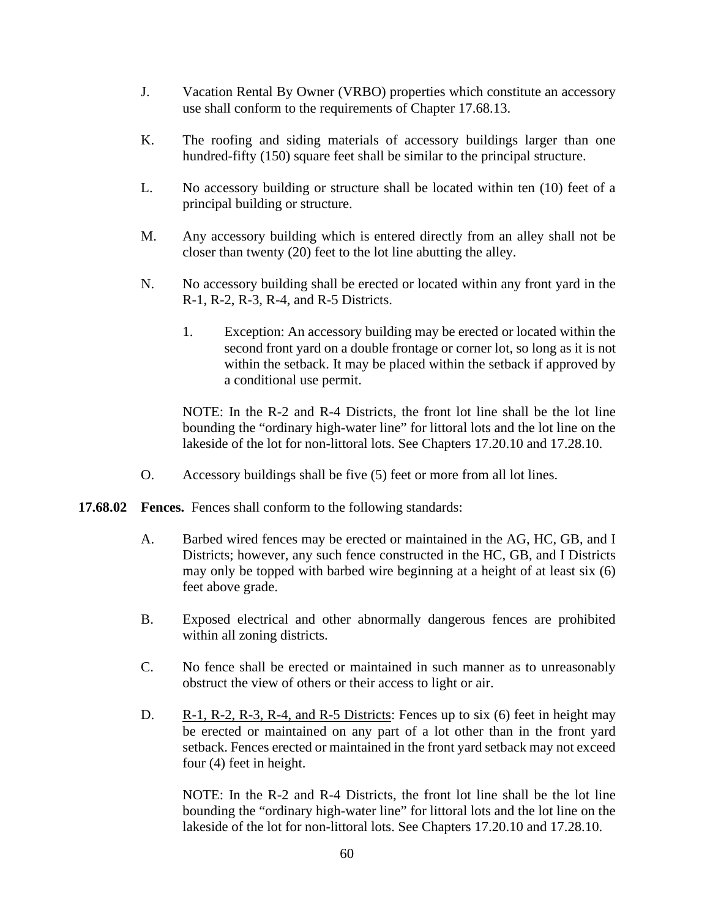J. Vacation Rental By Owner (VRBO) properties which constitute an accessory use shall conform to the requirements of Chapter 17.68.13.

K. The roofing and siding materials of accessory buildings larger than one hundred-fifty (150) square feet shall be similar to the principal structure.

L. No accessory building or structure shall be located within ten (10) feet of a principal building or structure.

M. Any accessory building which is entered directly from an alley shall not be closer than twenty (20) feet to the lot line abutting the alley.

N. No accessory building shall be erected or located within any front yard in the R-1, R-2, R-3, R-4, and R-5 Districts.

   1. Exception: An accessory building may be erected or located within the second front yard on a double frontage or corner lot, so long as it is not within the setback. It may be placed within the setback if approved by a conditional use permit.

   NOTE: In the R-2 and R-4 Districts, the front lot line shall be the lot line bounding the "ordinary high-water line" for littoral lots and the lot line on the lakeside of the lot for non-littoral lots. See Chapters 17.20.10 and 17.28.10.

O. Accessory buildings shall be five (5) feet or more from all lot lines.

**17.68.02 Fences.** Fences shall conform to the following standards:

A. Barbed wired fences may be erected or maintained in the AG, HC, GB, and I Districts; however, any such fence constructed in the HC, GB, and I Districts may only be topped with barbed wire beginning at a height of at least six (6) feet above grade.

B. Exposed electrical and other abnormally dangerous fences are prohibited within all zoning districts.

C. No fence shall be erected or maintained in such manner as to unreasonably obstruct the view of others or their access to light or air.

D. <u>R-1, R-2, R-3, R-4, and R-5 Districts</u>: Fences up to six (6) feet in height may be erected or maintained on any part of a lot other than in the front yard setback. Fences erected or maintained in the front yard setback may not exceed four (4) feet in height.

   NOTE: In the R-2 and R-4 Districts, the front lot line shall be the lot line bounding the "ordinary high-water line" for littoral lots and the lot line on the lakeside of the lot for non-littoral lots. See Chapters 17.20.10 and 17.28.10.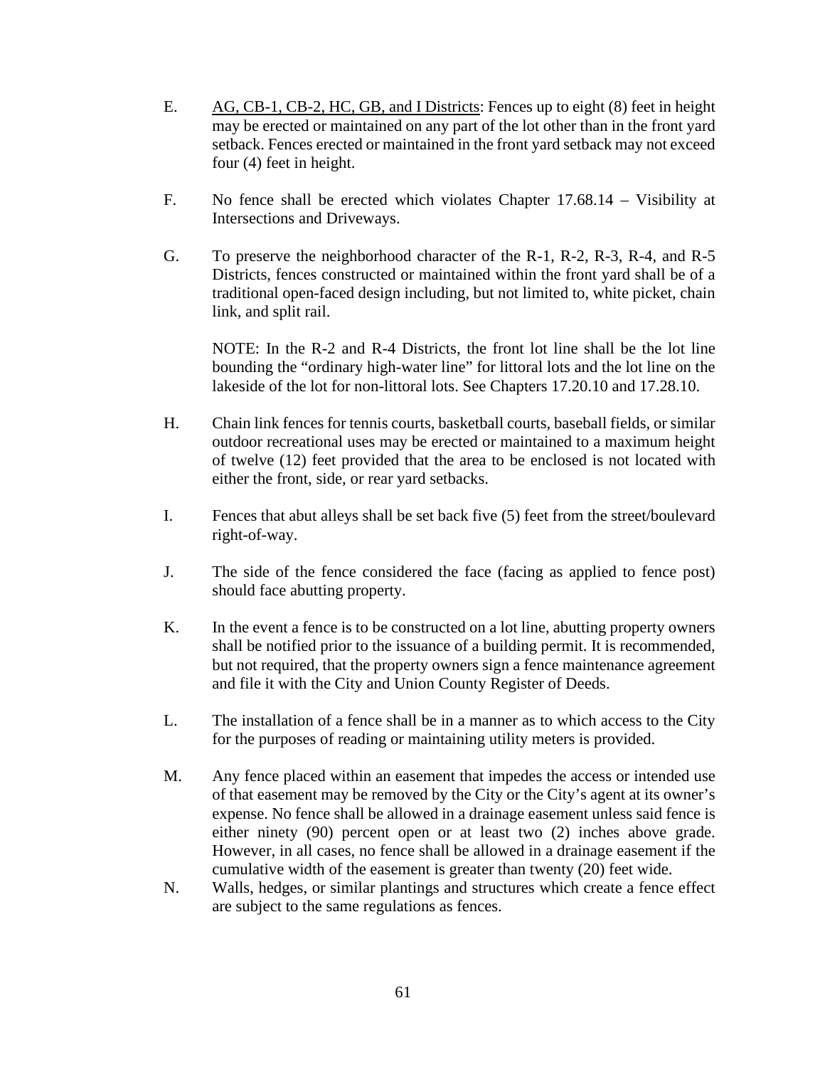E. <u>AG, CB-1, CB-2, HC, GB, and I Districts</u>: Fences up to eight (8) feet in height may be erected or maintained on any part of the lot other than in the front yard setback. Fences erected or maintained in the front yard setback may not exceed four (4) feet in height.

F. No fence shall be erected which violates Chapter 17.68.14 – Visibility at Intersections and Driveways.

G. To preserve the neighborhood character of the R-1, R-2, R-3, R-4, and R-5 Districts, fences constructed or maintained within the front yard shall be of a traditional open-faced design including, but not limited to, white picket, chain link, and split rail.

NOTE: In the R-2 and R-4 Districts, the front lot line shall be the lot line bounding the "ordinary high-water line" for littoral lots and the lot line on the lakeside of the lot for non-littoral lots. See Chapters 17.20.10 and 17.28.10.

H. Chain link fences for tennis courts, basketball courts, baseball fields, or similar outdoor recreational uses may be erected or maintained to a maximum height of twelve (12) feet provided that the area to be enclosed is not located with either the front, side, or rear yard setbacks.

I. Fences that abut alleys shall be set back five (5) feet from the street/boulevard right-of-way.

J. The side of the fence considered the face (facing as applied to fence post) should face abutting property.

K. In the event a fence is to be constructed on a lot line, abutting property owners shall be notified prior to the issuance of a building permit. It is recommended, but not required, that the property owners sign a fence maintenance agreement and file it with the City and Union County Register of Deeds.

L. The installation of a fence shall be in a manner as to which access to the City for the purposes of reading or maintaining utility meters is provided.

M. Any fence placed within an easement that impedes the access or intended use of that easement may be removed by the City or the City's agent at its owner's expense. No fence shall be allowed in a drainage easement unless said fence is either ninety (90) percent open or at least two (2) inches above grade. However, in all cases, no fence shall be allowed in a drainage easement if the cumulative width of the easement is greater than twenty (20) feet wide.

N. Walls, hedges, or similar plantings and structures which create a fence effect are subject to the same regulations as fences.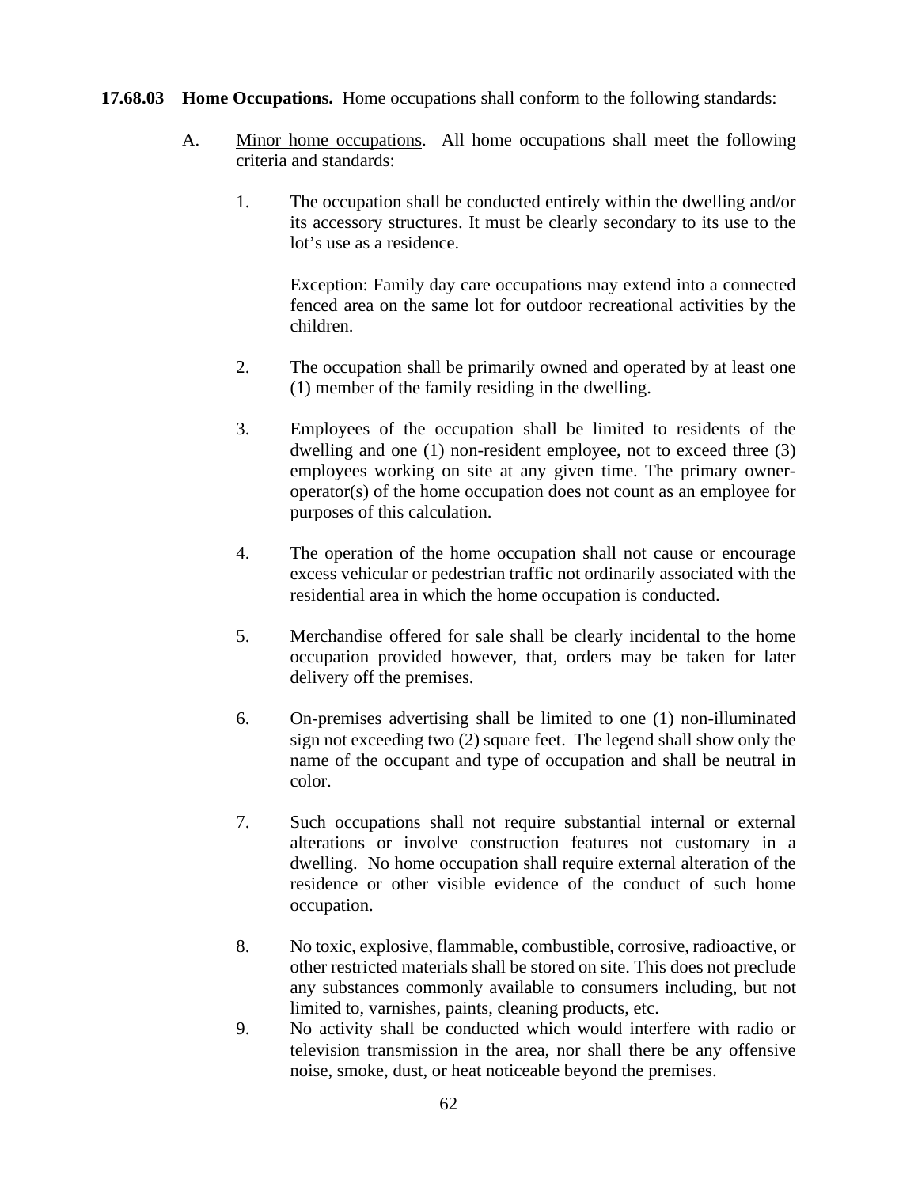**17.68.03 Home Occupations.** Home occupations shall conform to the following standards:

A. Minor home occupations. All home occupations shall meet the following criteria and standards:

1. The occupation shall be conducted entirely within the dwelling and/or its accessory structures. It must be clearly secondary to its use to the lot's use as a residence.

   Exception: Family day care occupations may extend into a connected fenced area on the same lot for outdoor recreational activities by the children.

2. The occupation shall be primarily owned and operated by at least one (1) member of the family residing in the dwelling.

3. Employees of the occupation shall be limited to residents of the dwelling and one (1) non-resident employee, not to exceed three (3) employees working on site at any given time. The primary owner-operator(s) of the home occupation does not count as an employee for purposes of this calculation.

4. The operation of the home occupation shall not cause or encourage excess vehicular or pedestrian traffic not ordinarily associated with the residential area in which the home occupation is conducted.

5. Merchandise offered for sale shall be clearly incidental to the home occupation provided however, that, orders may be taken for later delivery off the premises.

6. On-premises advertising shall be limited to one (1) non-illuminated sign not exceeding two (2) square feet. The legend shall show only the name of the occupant and type of occupation and shall be neutral in color.

7. Such occupations shall not require substantial internal or external alterations or involve construction features not customary in a dwelling. No home occupation shall require external alteration of the residence or other visible evidence of the conduct of such home occupation.

8. No toxic, explosive, flammable, combustible, corrosive, radioactive, or other restricted materials shall be stored on site. This does not preclude any substances commonly available to consumers including, but not limited to, varnishes, paints, cleaning products, etc.

9. No activity shall be conducted which would interfere with radio or television transmission in the area, nor shall there be any offensive noise, smoke, dust, or heat noticeable beyond the premises.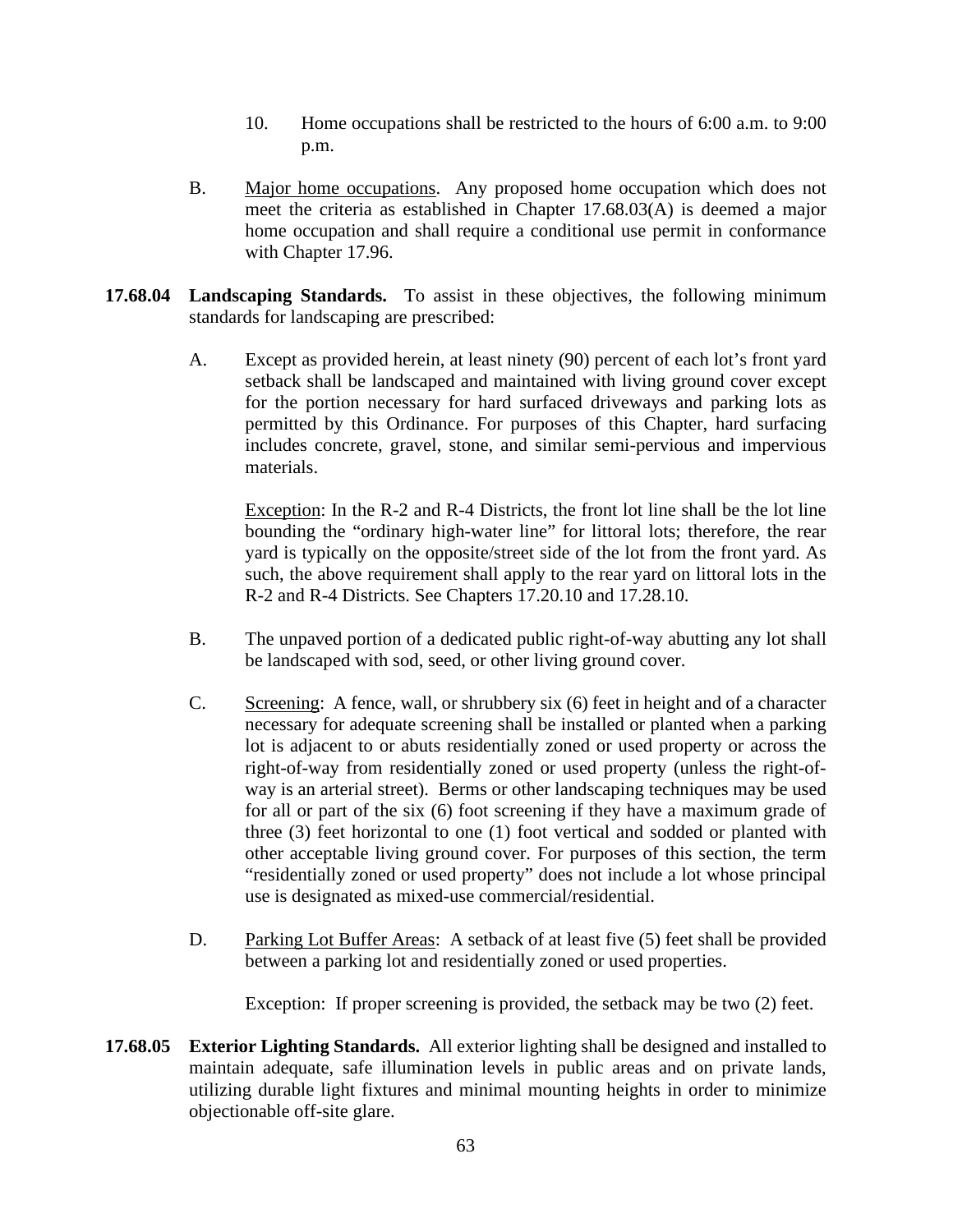10. Home occupations shall be restricted to the hours of 6:00 a.m. to 9:00 p.m.

B. Major home occupations. Any proposed home occupation which does not meet the criteria as established in Chapter 17.68.03(A) is deemed a major home occupation and shall require a conditional use permit in conformance with Chapter 17.96.

**17.68.04 Landscaping Standards.** To assist in these objectives, the following minimum standards for landscaping are prescribed:

A. Except as provided herein, at least ninety (90) percent of each lot's front yard setback shall be landscaped and maintained with living ground cover except for the portion necessary for hard surfaced driveways and parking lots as permitted by this Ordinance. For purposes of this Chapter, hard surfacing includes concrete, gravel, stone, and similar semi-pervious and impervious materials.

Exception: In the R-2 and R-4 Districts, the front lot line shall be the lot line bounding the "ordinary high-water line" for littoral lots; therefore, the rear yard is typically on the opposite/street side of the lot from the front yard. As such, the above requirement shall apply to the rear yard on littoral lots in the R-2 and R-4 Districts. See Chapters 17.20.10 and 17.28.10.

B. The unpaved portion of a dedicated public right-of-way abutting any lot shall be landscaped with sod, seed, or other living ground cover.

C. Screening: A fence, wall, or shrubbery six (6) feet in height and of a character necessary for adequate screening shall be installed or planted when a parking lot is adjacent to or abuts residentially zoned or used property or across the right-of-way from residentially zoned or used property (unless the right-of-way is an arterial street). Berms or other landscaping techniques may be used for all or part of the six (6) foot screening if they have a maximum grade of three (3) feet horizontal to one (1) foot vertical and sodded or planted with other acceptable living ground cover. For purposes of this section, the term "residentially zoned or used property" does not include a lot whose principal use is designated as mixed-use commercial/residential.

D. Parking Lot Buffer Areas: A setback of at least five (5) feet shall be provided between a parking lot and residentially zoned or used properties.

Exception: If proper screening is provided, the setback may be two (2) feet.

**17.68.05 Exterior Lighting Standards.** All exterior lighting shall be designed and installed to maintain adequate, safe illumination levels in public areas and on private lands, utilizing durable light fixtures and minimal mounting heights in order to minimize objectionable off-site glare.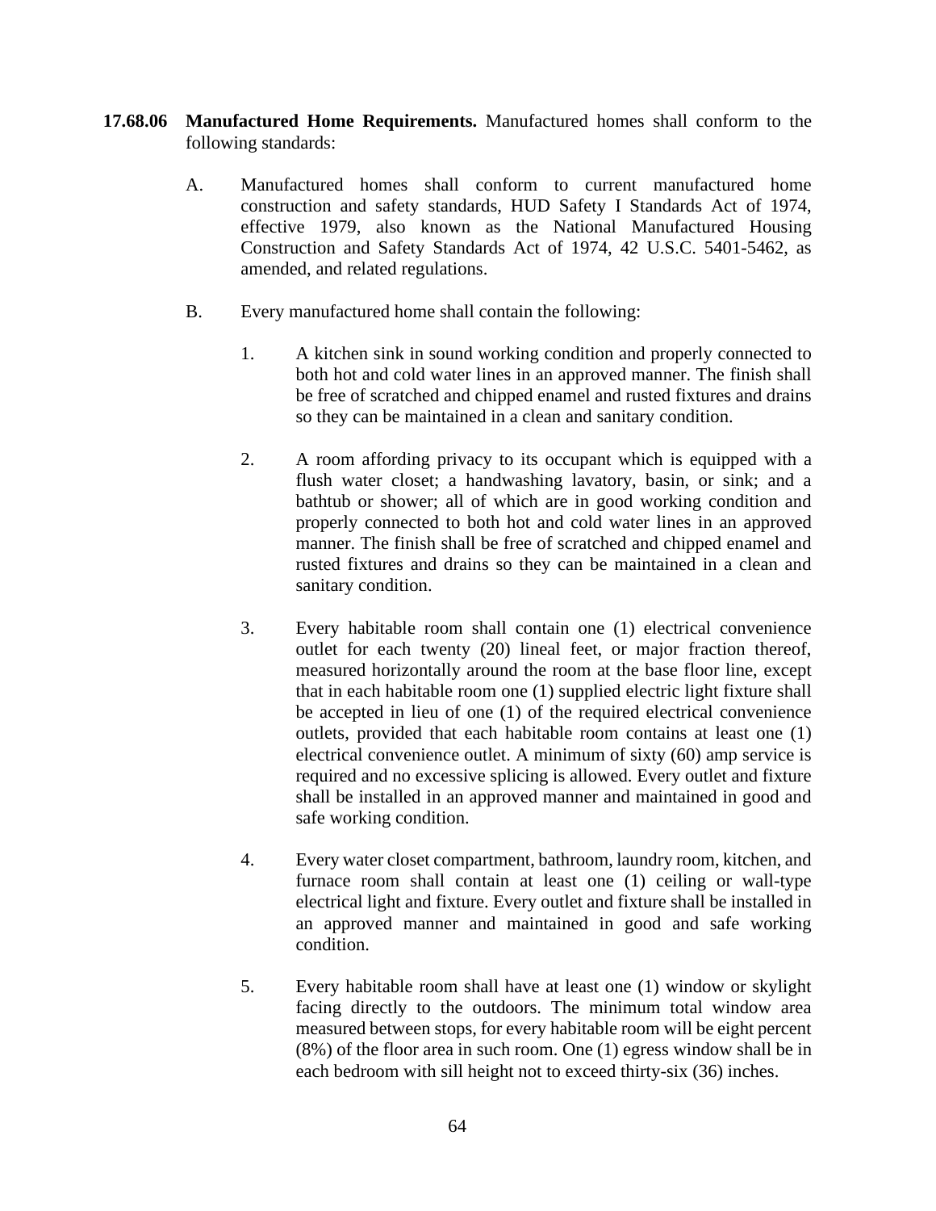**17.68.06 Manufactured Home Requirements.** Manufactured homes shall conform to the following standards:

A. Manufactured homes shall conform to current manufactured home construction and safety standards, HUD Safety I Standards Act of 1974, effective 1979, also known as the National Manufactured Housing Construction and Safety Standards Act of 1974, 42 U.S.C. 5401-5462, as amended, and related regulations.

B. Every manufactured home shall contain the following:

1. A kitchen sink in sound working condition and properly connected to both hot and cold water lines in an approved manner. The finish shall be free of scratched and chipped enamel and rusted fixtures and drains so they can be maintained in a clean and sanitary condition.

2. A room affording privacy to its occupant which is equipped with a flush water closet; a handwashing lavatory, basin, or sink; and a bathtub or shower; all of which are in good working condition and properly connected to both hot and cold water lines in an approved manner. The finish shall be free of scratched and chipped enamel and rusted fixtures and drains so they can be maintained in a clean and sanitary condition.

3. Every habitable room shall contain one (1) electrical convenience outlet for each twenty (20) lineal feet, or major fraction thereof, measured horizontally around the room at the base floor line, except that in each habitable room one (1) supplied electric light fixture shall be accepted in lieu of one (1) of the required electrical convenience outlets, provided that each habitable room contains at least one (1) electrical convenience outlet. A minimum of sixty (60) amp service is required and no excessive splicing is allowed. Every outlet and fixture shall be installed in an approved manner and maintained in good and safe working condition.

4. Every water closet compartment, bathroom, laundry room, kitchen, and furnace room shall contain at least one (1) ceiling or wall-type electrical light and fixture. Every outlet and fixture shall be installed in an approved manner and maintained in good and safe working condition.

5. Every habitable room shall have at least one (1) window or skylight facing directly to the outdoors. The minimum total window area measured between stops, for every habitable room will be eight percent (8%) of the floor area in such room. One (1) egress window shall be in each bedroom with sill height not to exceed thirty-six (36) inches.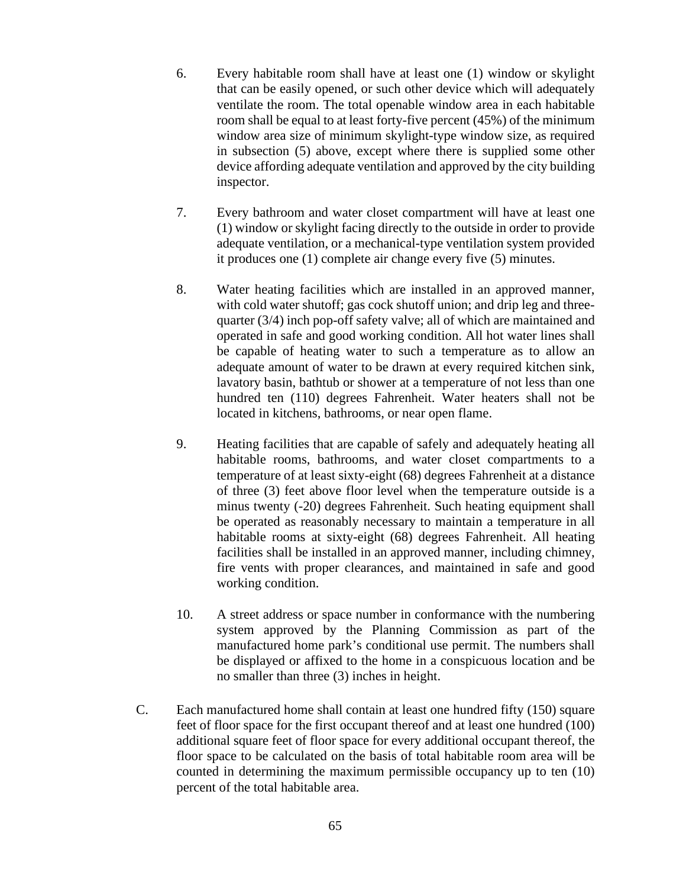6. Every habitable room shall have at least one (1) window or skylight that can be easily opened, or such other device which will adequately ventilate the room. The total openable window area in each habitable room shall be equal to at least forty-five percent (45%) of the minimum window area size of minimum skylight-type window size, as required in subsection (5) above, except where there is supplied some other device affording adequate ventilation and approved by the city building inspector.

7. Every bathroom and water closet compartment will have at least one (1) window or skylight facing directly to the outside in order to provide adequate ventilation, or a mechanical-type ventilation system provided it produces one (1) complete air change every five (5) minutes.

8. Water heating facilities which are installed in an approved manner, with cold water shutoff; gas cock shutoff union; and drip leg and three-quarter (3/4) inch pop-off safety valve; all of which are maintained and operated in safe and good working condition. All hot water lines shall be capable of heating water to such a temperature as to allow an adequate amount of water to be drawn at every required kitchen sink, lavatory basin, bathtub or shower at a temperature of not less than one hundred ten (110) degrees Fahrenheit. Water heaters shall not be located in kitchens, bathrooms, or near open flame.

9. Heating facilities that are capable of safely and adequately heating all habitable rooms, bathrooms, and water closet compartments to a temperature of at least sixty-eight (68) degrees Fahrenheit at a distance of three (3) feet above floor level when the temperature outside is a minus twenty (-20) degrees Fahrenheit. Such heating equipment shall be operated as reasonably necessary to maintain a temperature in all habitable rooms at sixty-eight (68) degrees Fahrenheit. All heating facilities shall be installed in an approved manner, including chimney, fire vents with proper clearances, and maintained in safe and good working condition.

10. A street address or space number in conformance with the numbering system approved by the Planning Commission as part of the manufactured home park's conditional use permit. The numbers shall be displayed or affixed to the home in a conspicuous location and be no smaller than three (3) inches in height.

C. Each manufactured home shall contain at least one hundred fifty (150) square feet of floor space for the first occupant thereof and at least one hundred (100) additional square feet of floor space for every additional occupant thereof, the floor space to be calculated on the basis of total habitable room area will be counted in determining the maximum permissible occupancy up to ten (10) percent of the total habitable area.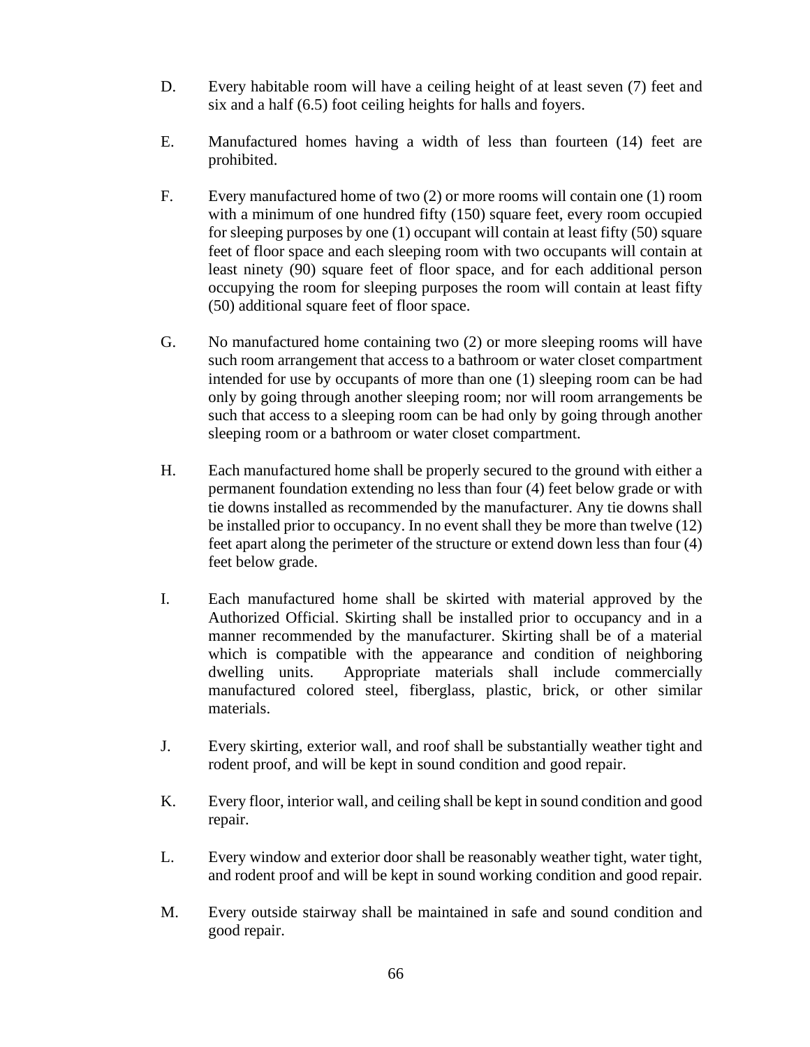D. Every habitable room will have a ceiling height of at least seven (7) feet and six and a half (6.5) foot ceiling heights for halls and foyers.

E. Manufactured homes having a width of less than fourteen (14) feet are prohibited.

F. Every manufactured home of two (2) or more rooms will contain one (1) room with a minimum of one hundred fifty (150) square feet, every room occupied for sleeping purposes by one (1) occupant will contain at least fifty (50) square feet of floor space and each sleeping room with two occupants will contain at least ninety (90) square feet of floor space, and for each additional person occupying the room for sleeping purposes the room will contain at least fifty (50) additional square feet of floor space.

G. No manufactured home containing two (2) or more sleeping rooms will have such room arrangement that access to a bathroom or water closet compartment intended for use by occupants of more than one (1) sleeping room can be had only by going through another sleeping room; nor will room arrangements be such that access to a sleeping room can be had only by going through another sleeping room or a bathroom or water closet compartment.

H. Each manufactured home shall be properly secured to the ground with either a permanent foundation extending no less than four (4) feet below grade or with tie downs installed as recommended by the manufacturer. Any tie downs shall be installed prior to occupancy. In no event shall they be more than twelve (12) feet apart along the perimeter of the structure or extend down less than four (4) feet below grade.

I. Each manufactured home shall be skirted with material approved by the Authorized Official. Skirting shall be installed prior to occupancy and in a manner recommended by the manufacturer. Skirting shall be of a material which is compatible with the appearance and condition of neighboring dwelling units. Appropriate materials shall include commercially manufactured colored steel, fiberglass, plastic, brick, or other similar materials.

J. Every skirting, exterior wall, and roof shall be substantially weather tight and rodent proof, and will be kept in sound condition and good repair.

K. Every floor, interior wall, and ceiling shall be kept in sound condition and good repair.

L. Every window and exterior door shall be reasonably weather tight, water tight, and rodent proof and will be kept in sound working condition and good repair.

M. Every outside stairway shall be maintained in safe and sound condition and good repair.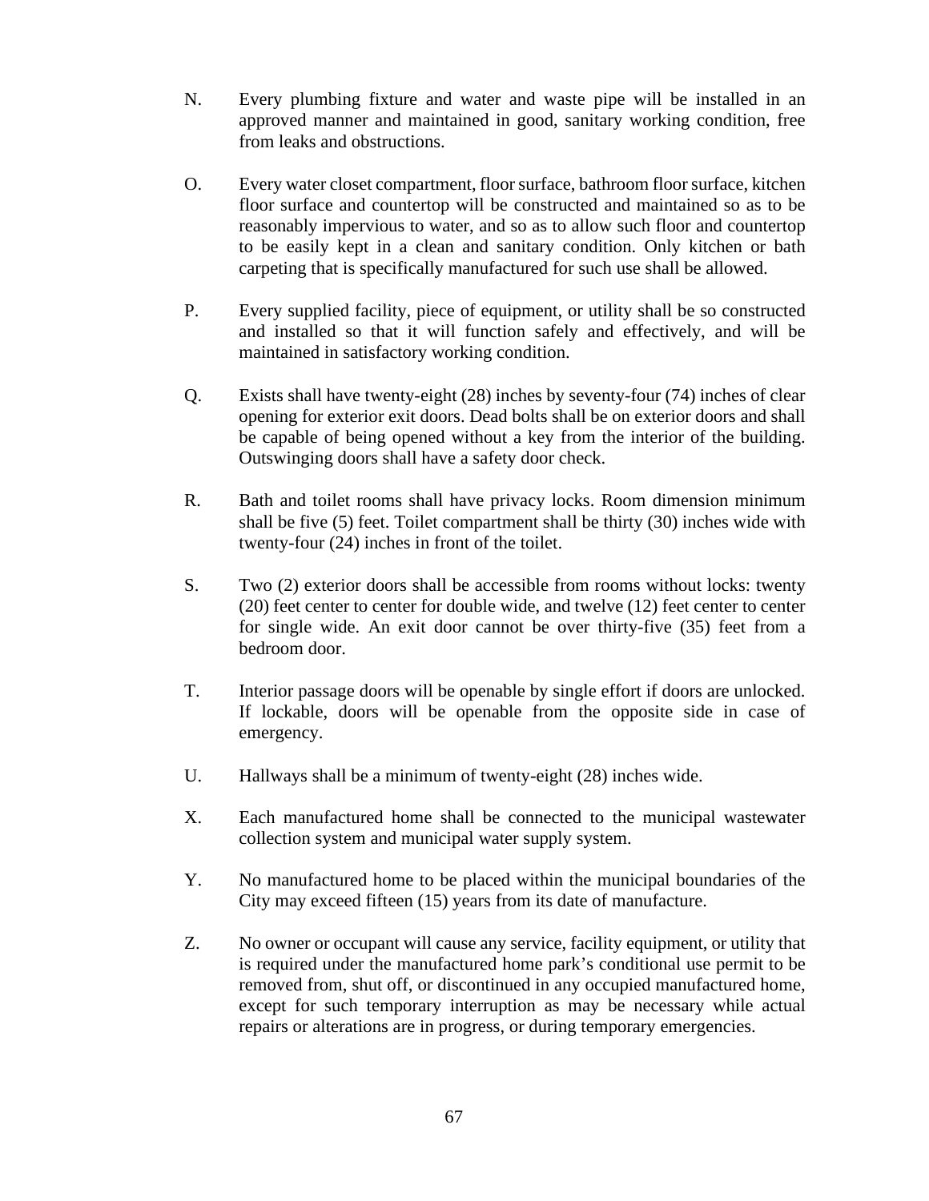N. Every plumbing fixture and water and waste pipe will be installed in an approved manner and maintained in good, sanitary working condition, free from leaks and obstructions.

O. Every water closet compartment, floor surface, bathroom floor surface, kitchen floor surface and countertop will be constructed and maintained so as to be reasonably impervious to water, and so as to allow such floor and countertop to be easily kept in a clean and sanitary condition. Only kitchen or bath carpeting that is specifically manufactured for such use shall be allowed.

P. Every supplied facility, piece of equipment, or utility shall be so constructed and installed so that it will function safely and effectively, and will be maintained in satisfactory working condition.

Q. Exists shall have twenty-eight (28) inches by seventy-four (74) inches of clear opening for exterior exit doors. Dead bolts shall be on exterior doors and shall be capable of being opened without a key from the interior of the building. Outswinging doors shall have a safety door check.

R. Bath and toilet rooms shall have privacy locks. Room dimension minimum shall be five (5) feet. Toilet compartment shall be thirty (30) inches wide with twenty-four (24) inches in front of the toilet.

S. Two (2) exterior doors shall be accessible from rooms without locks: twenty (20) feet center to center for double wide, and twelve (12) feet center to center for single wide. An exit door cannot be over thirty-five (35) feet from a bedroom door.

T. Interior passage doors will be openable by single effort if doors are unlocked. If lockable, doors will be openable from the opposite side in case of emergency.

U. Hallways shall be a minimum of twenty-eight (28) inches wide.

X. Each manufactured home shall be connected to the municipal wastewater collection system and municipal water supply system.

Y. No manufactured home to be placed within the municipal boundaries of the City may exceed fifteen (15) years from its date of manufacture.

Z. No owner or occupant will cause any service, facility equipment, or utility that is required under the manufactured home park's conditional use permit to be removed from, shut off, or discontinued in any occupied manufactured home, except for such temporary interruption as may be necessary while actual repairs or alterations are in progress, or during temporary emergencies.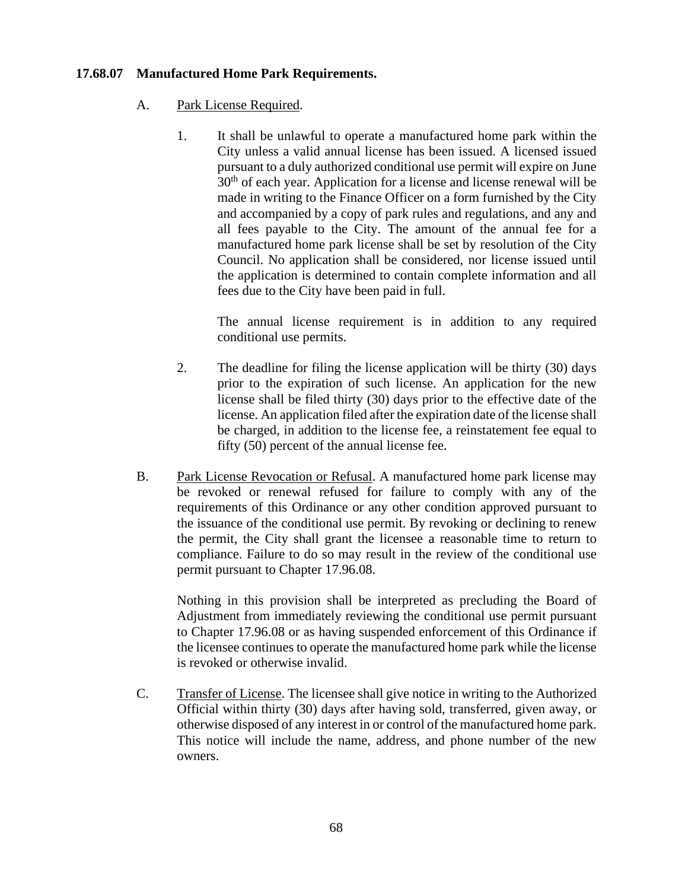**17.68.07 Manufactured Home Park Requirements.**

A. Park License Required.

1. It shall be unlawful to operate a manufactured home park within the City unless a valid annual license has been issued. A licensed issued pursuant to a duly authorized conditional use permit will expire on June 30th of each year. Application for a license and license renewal will be made in writing to the Finance Officer on a form furnished by the City and accompanied by a copy of park rules and regulations, and any and all fees payable to the City. The amount of the annual fee for a manufactured home park license shall be set by resolution of the City Council. No application shall be considered, nor license issued until the application is determined to contain complete information and all fees due to the City have been paid in full.

   The annual license requirement is in addition to any required conditional use permits.

2. The deadline for filing the license application will be thirty (30) days prior to the expiration of such license. An application for the new license shall be filed thirty (30) days prior to the effective date of the license. An application filed after the expiration date of the license shall be charged, in addition to the license fee, a reinstatement fee equal to fifty (50) percent of the annual license fee.

B. Park License Revocation or Refusal. A manufactured home park license may be revoked or renewal refused for failure to comply with any of the requirements of this Ordinance or any other condition approved pursuant to the issuance of the conditional use permit. By revoking or declining to renew the permit, the City shall grant the licensee a reasonable time to return to compliance. Failure to do so may result in the review of the conditional use permit pursuant to Chapter 17.96.08.

   Nothing in this provision shall be interpreted as precluding the Board of Adjustment from immediately reviewing the conditional use permit pursuant to Chapter 17.96.08 or as having suspended enforcement of this Ordinance if the licensee continues to operate the manufactured home park while the license is revoked or otherwise invalid.

C. Transfer of License. The licensee shall give notice in writing to the Authorized Official within thirty (30) days after having sold, transferred, given away, or otherwise disposed of any interest in or control of the manufactured home park. This notice will include the name, address, and phone number of the new owners.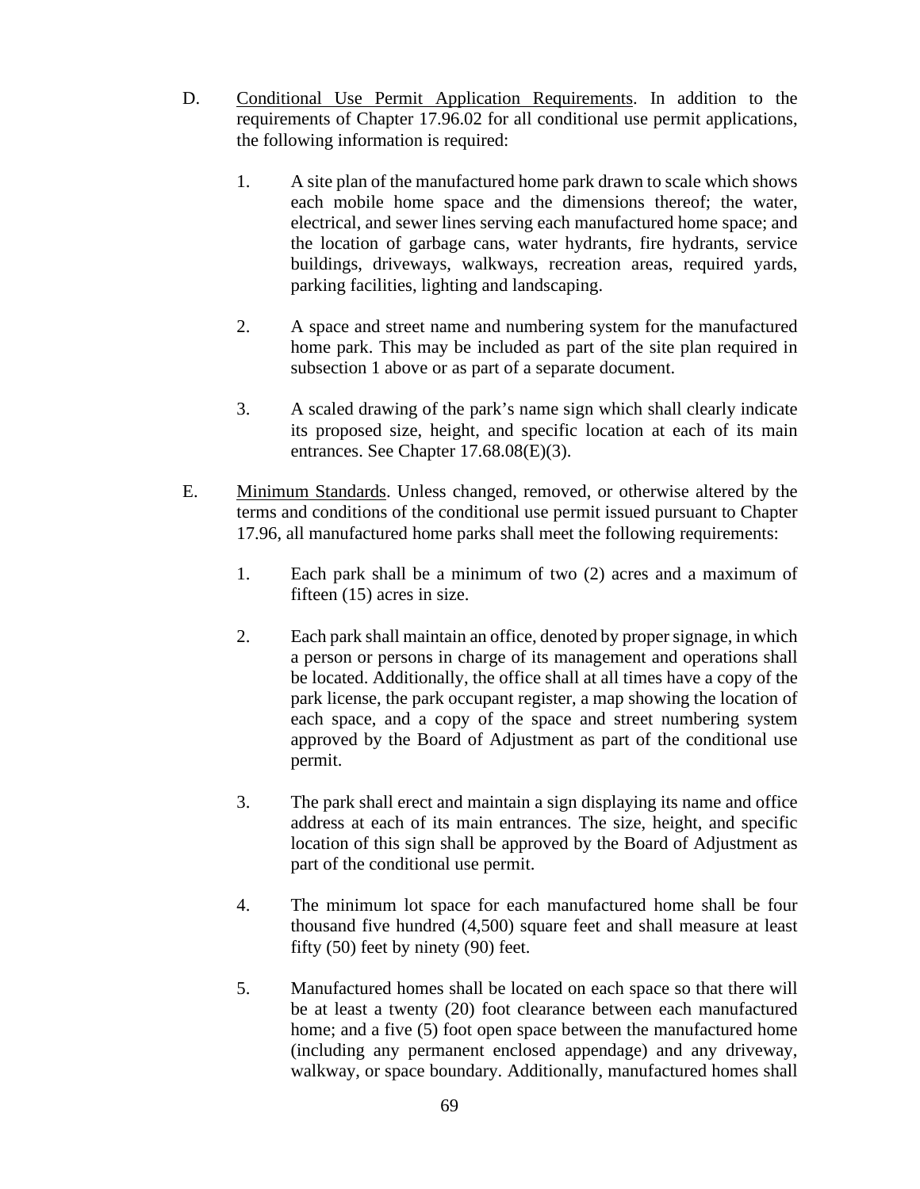D. Conditional Use Permit Application Requirements. In addition to the requirements of Chapter 17.96.02 for all conditional use permit applications, the following information is required:

1. A site plan of the manufactured home park drawn to scale which shows each mobile home space and the dimensions thereof; the water, electrical, and sewer lines serving each manufactured home space; and the location of garbage cans, water hydrants, fire hydrants, service buildings, driveways, walkways, recreation areas, required yards, parking facilities, lighting and landscaping.

2. A space and street name and numbering system for the manufactured home park. This may be included as part of the site plan required in subsection 1 above or as part of a separate document.

3. A scaled drawing of the park's name sign which shall clearly indicate its proposed size, height, and specific location at each of its main entrances. See Chapter 17.68.08(E)(3).

E. Minimum Standards. Unless changed, removed, or otherwise altered by the terms and conditions of the conditional use permit issued pursuant to Chapter 17.96, all manufactured home parks shall meet the following requirements:

1. Each park shall be a minimum of two (2) acres and a maximum of fifteen (15) acres in size.

2. Each park shall maintain an office, denoted by proper signage, in which a person or persons in charge of its management and operations shall be located. Additionally, the office shall at all times have a copy of the park license, the park occupant register, a map showing the location of each space, and a copy of the space and street numbering system approved by the Board of Adjustment as part of the conditional use permit.

3. The park shall erect and maintain a sign displaying its name and office address at each of its main entrances. The size, height, and specific location of this sign shall be approved by the Board of Adjustment as part of the conditional use permit.

4. The minimum lot space for each manufactured home shall be four thousand five hundred (4,500) square feet and shall measure at least fifty (50) feet by ninety (90) feet.

5. Manufactured homes shall be located on each space so that there will be at least a twenty (20) foot clearance between each manufactured home; and a five (5) foot open space between the manufactured home (including any permanent enclosed appendage) and any driveway, walkway, or space boundary. Additionally, manufactured homes shall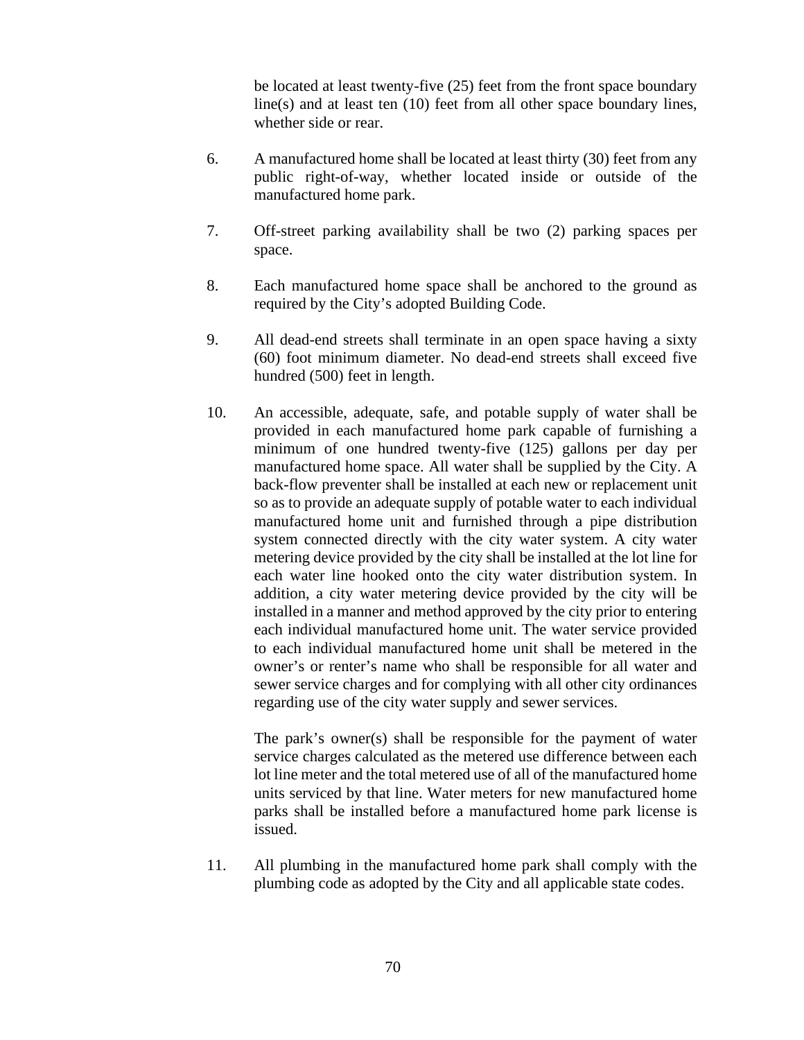be located at least twenty-five (25) feet from the front space boundary line(s) and at least ten (10) feet from all other space boundary lines, whether side or rear.

6. A manufactured home shall be located at least thirty (30) feet from any public right-of-way, whether located inside or outside of the manufactured home park.

7. Off-street parking availability shall be two (2) parking spaces per space.

8. Each manufactured home space shall be anchored to the ground as required by the City's adopted Building Code.

9. All dead-end streets shall terminate in an open space having a sixty (60) foot minimum diameter. No dead-end streets shall exceed five hundred (500) feet in length.

10. An accessible, adequate, safe, and potable supply of water shall be provided in each manufactured home park capable of furnishing a minimum of one hundred twenty-five (125) gallons per day per manufactured home space. All water shall be supplied by the City. A back-flow preventer shall be installed at each new or replacement unit so as to provide an adequate supply of potable water to each individual manufactured home unit and furnished through a pipe distribution system connected directly with the city water system. A city water metering device provided by the city shall be installed at the lot line for each water line hooked onto the city water distribution system. In addition, a city water metering device provided by the city will be installed in a manner and method approved by the city prior to entering each individual manufactured home unit. The water service provided to each individual manufactured home unit shall be metered in the owner's or renter's name who shall be responsible for all water and sewer service charges and for complying with all other city ordinances regarding use of the city water supply and sewer services.

    The park's owner(s) shall be responsible for the payment of water service charges calculated as the metered use difference between each lot line meter and the total metered use of all of the manufactured home units serviced by that line. Water meters for new manufactured home parks shall be installed before a manufactured home park license is issued.

11. All plumbing in the manufactured home park shall comply with the plumbing code as adopted by the City and all applicable state codes.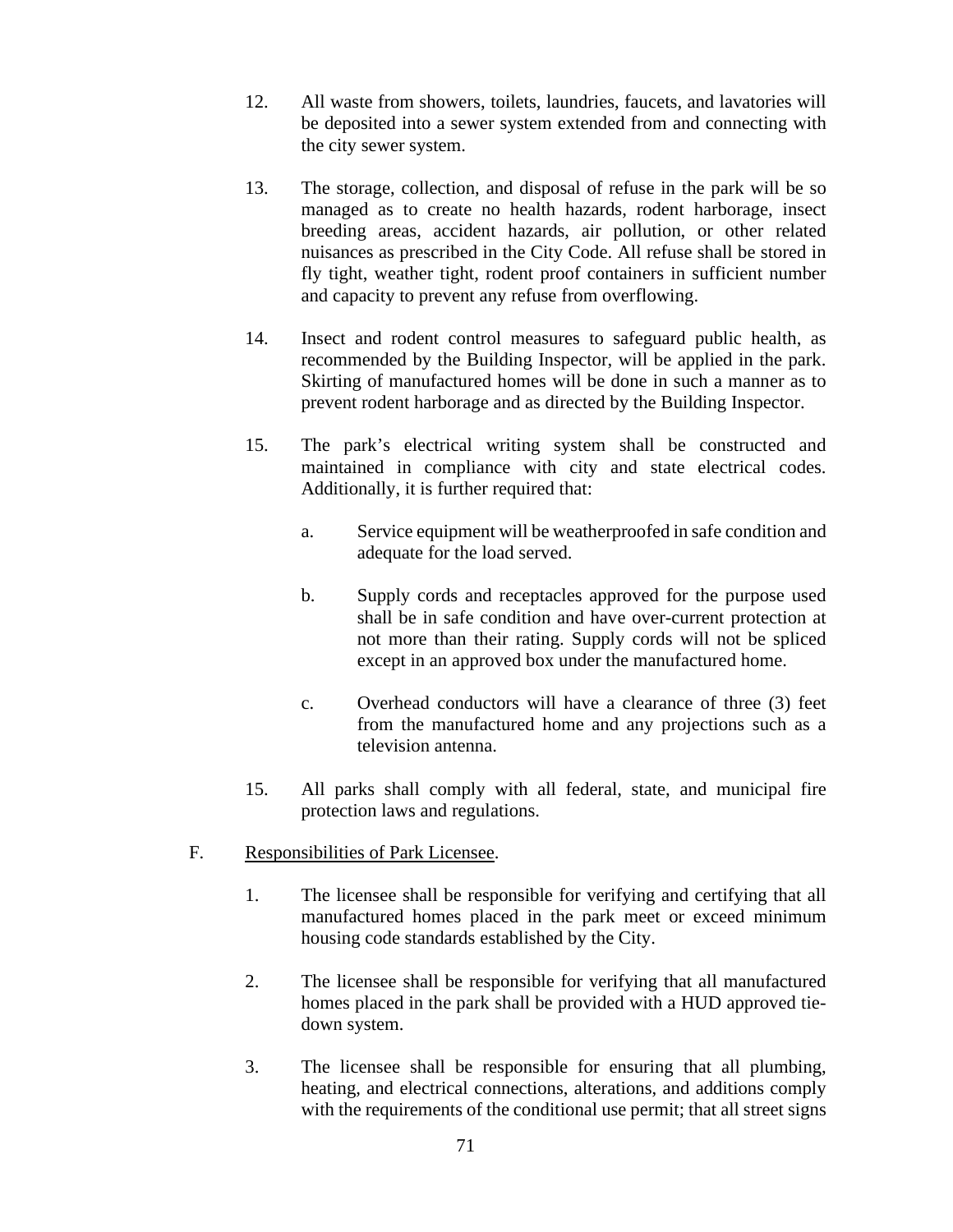12. All waste from showers, toilets, laundries, faucets, and lavatories will be deposited into a sewer system extended from and connecting with the city sewer system.

13. The storage, collection, and disposal of refuse in the park will be so managed as to create no health hazards, rodent harborage, insect breeding areas, accident hazards, air pollution, or other related nuisances as prescribed in the City Code. All refuse shall be stored in fly tight, weather tight, rodent proof containers in sufficient number and capacity to prevent any refuse from overflowing.

14. Insect and rodent control measures to safeguard public health, as recommended by the Building Inspector, will be applied in the park. Skirting of manufactured homes will be done in such a manner as to prevent rodent harborage and as directed by the Building Inspector.

15. The park's electrical writing system shall be constructed and maintained in compliance with city and state electrical codes. Additionally, it is further required that:

    a. Service equipment will be weatherproofed in safe condition and adequate for the load served.

    b. Supply cords and receptacles approved for the purpose used shall be in safe condition and have over-current protection at not more than their rating. Supply cords will not be spliced except in an approved box under the manufactured home.

    c. Overhead conductors will have a clearance of three (3) feet from the manufactured home and any projections such as a television antenna.

15. All parks shall comply with all federal, state, and municipal fire protection laws and regulations.

F. <u>Responsibilities of Park Licensee</u>.

1. The licensee shall be responsible for verifying and certifying that all manufactured homes placed in the park meet or exceed minimum housing code standards established by the City.

2. The licensee shall be responsible for verifying that all manufactured homes placed in the park shall be provided with a HUD approved tie-down system.

3. The licensee shall be responsible for ensuring that all plumbing, heating, and electrical connections, alterations, and additions comply with the requirements of the conditional use permit; that all street signs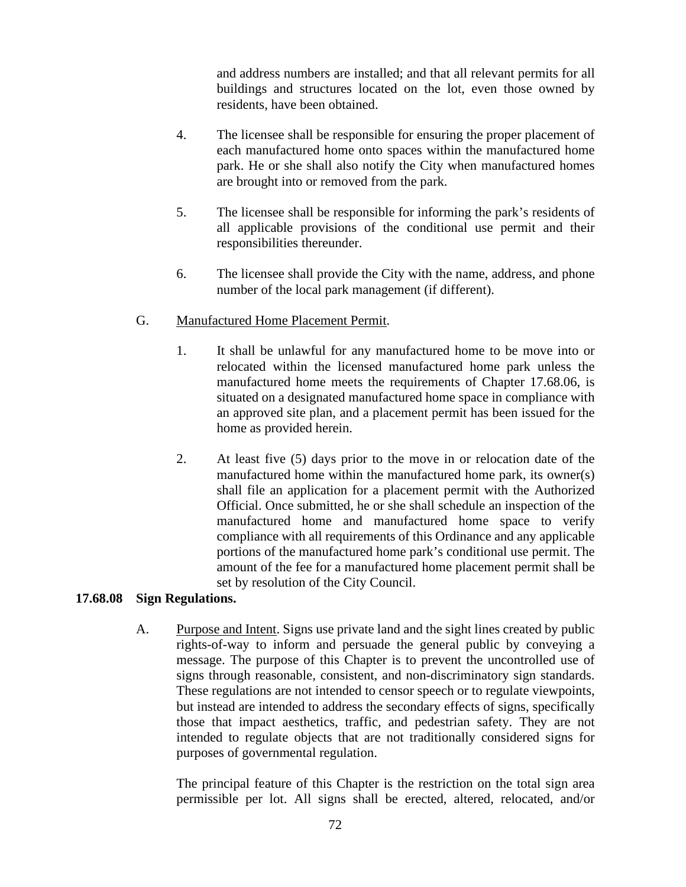and address numbers are installed; and that all relevant permits for all buildings and structures located on the lot, even those owned by residents, have been obtained.

4. The licensee shall be responsible for ensuring the proper placement of each manufactured home onto spaces within the manufactured home park. He or she shall also notify the City when manufactured homes are brought into or removed from the park.

5. The licensee shall be responsible for informing the park's residents of all applicable provisions of the conditional use permit and their responsibilities thereunder.

6. The licensee shall provide the City with the name, address, and phone number of the local park management (if different).

G. Manufactured Home Placement Permit.

1. It shall be unlawful for any manufactured home to be move into or relocated within the licensed manufactured home park unless the manufactured home meets the requirements of Chapter 17.68.06, is situated on a designated manufactured home space in compliance with an approved site plan, and a placement permit has been issued for the home as provided herein.

2. At least five (5) days prior to the move in or relocation date of the manufactured home within the manufactured home park, its owner(s) shall file an application for a placement permit with the Authorized Official. Once submitted, he or she shall schedule an inspection of the manufactured home and manufactured home space to verify compliance with all requirements of this Ordinance and any applicable portions of the manufactured home park's conditional use permit. The amount of the fee for a manufactured home placement permit shall be set by resolution of the City Council.

**17.68.08 Sign Regulations.**

A. Purpose and Intent. Signs use private land and the sight lines created by public rights-of-way to inform and persuade the general public by conveying a message. The purpose of this Chapter is to prevent the uncontrolled use of signs through reasonable, consistent, and non-discriminatory sign standards. These regulations are not intended to censor speech or to regulate viewpoints, but instead are intended to address the secondary effects of signs, specifically those that impact aesthetics, traffic, and pedestrian safety. They are not intended to regulate objects that are not traditionally considered signs for purposes of governmental regulation.

The principal feature of this Chapter is the restriction on the total sign area permissible per lot. All signs shall be erected, altered, relocated, and/or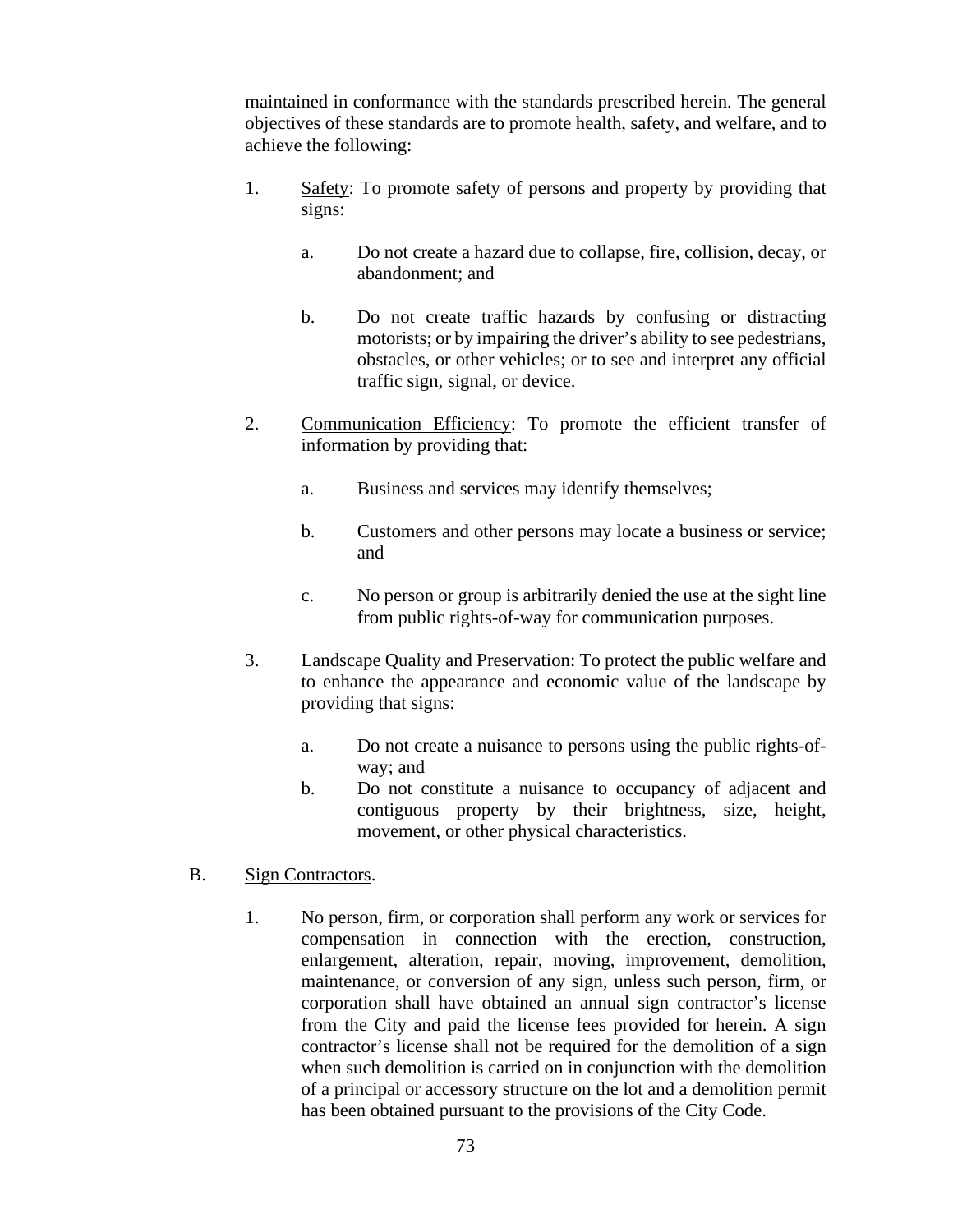maintained in conformance with the standards prescribed herein. The general objectives of these standards are to promote health, safety, and welfare, and to achieve the following:

1. Safety: To promote safety of persons and property by providing that signs:

   a. Do not create a hazard due to collapse, fire, collision, decay, or abandonment; and

   b. Do not create traffic hazards by confusing or distracting motorists; or by impairing the driver's ability to see pedestrians, obstacles, or other vehicles; or to see and interpret any official traffic sign, signal, or device.

2. Communication Efficiency: To promote the efficient transfer of information by providing that:

   a. Business and services may identify themselves;

   b. Customers and other persons may locate a business or service; and

   c. No person or group is arbitrarily denied the use at the sight line from public rights-of-way for communication purposes.

3. Landscape Quality and Preservation: To protect the public welfare and to enhance the appearance and economic value of the landscape by providing that signs:

   a. Do not create a nuisance to persons using the public rights-of-way; and
   b. Do not constitute a nuisance to occupancy of adjacent and contiguous property by their brightness, size, height, movement, or other physical characteristics.

B. Sign Contractors.

1. No person, firm, or corporation shall perform any work or services for compensation in connection with the erection, construction, enlargement, alteration, repair, moving, improvement, demolition, maintenance, or conversion of any sign, unless such person, firm, or corporation shall have obtained an annual sign contractor's license from the City and paid the license fees provided for herein. A sign contractor's license shall not be required for the demolition of a sign when such demolition is carried on in conjunction with the demolition of a principal or accessory structure on the lot and a demolition permit has been obtained pursuant to the provisions of the City Code.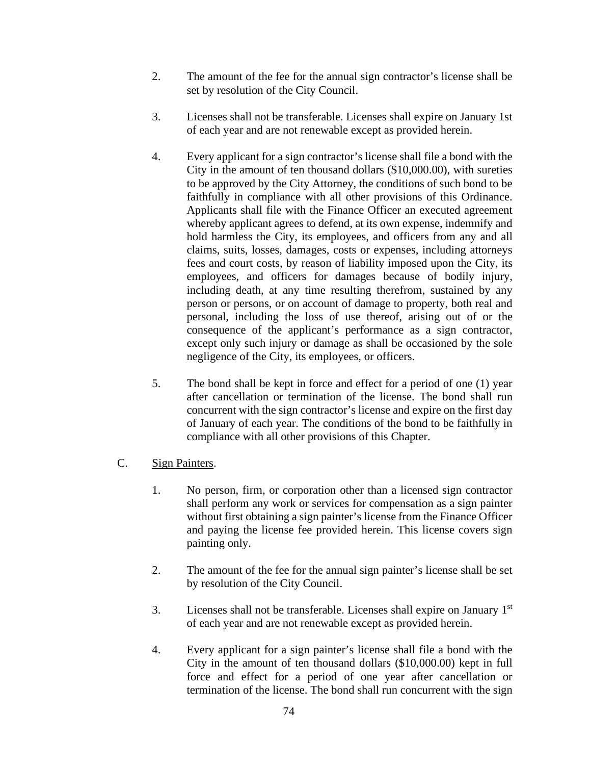2. The amount of the fee for the annual sign contractor's license shall be set by resolution of the City Council.

3. Licenses shall not be transferable. Licenses shall expire on January 1st of each year and are not renewable except as provided herein.

4. Every applicant for a sign contractor's license shall file a bond with the City in the amount of ten thousand dollars ($10,000.00), with sureties to be approved by the City Attorney, the conditions of such bond to be faithfully in compliance with all other provisions of this Ordinance. Applicants shall file with the Finance Officer an executed agreement whereby applicant agrees to defend, at its own expense, indemnify and hold harmless the City, its employees, and officers from any and all claims, suits, losses, damages, costs or expenses, including attorneys fees and court costs, by reason of liability imposed upon the City, its employees, and officers for damages because of bodily injury, including death, at any time resulting therefrom, sustained by any person or persons, or on account of damage to property, both real and personal, including the loss of use thereof, arising out of or the consequence of the applicant's performance as a sign contractor, except only such injury or damage as shall be occasioned by the sole negligence of the City, its employees, or officers.

5. The bond shall be kept in force and effect for a period of one (1) year after cancellation or termination of the license. The bond shall run concurrent with the sign contractor's license and expire on the first day of January of each year. The conditions of the bond to be faithfully in compliance with all other provisions of this Chapter.

C. Sign Painters.

1. No person, firm, or corporation other than a licensed sign contractor shall perform any work or services for compensation as a sign painter without first obtaining a sign painter's license from the Finance Officer and paying the license fee provided herein. This license covers sign painting only.

2. The amount of the fee for the annual sign painter's license shall be set by resolution of the City Council.

3. Licenses shall not be transferable. Licenses shall expire on January 1st of each year and are not renewable except as provided herein.

4. Every applicant for a sign painter's license shall file a bond with the City in the amount of ten thousand dollars ($10,000.00) kept in full force and effect for a period of one year after cancellation or termination of the license. The bond shall run concurrent with the sign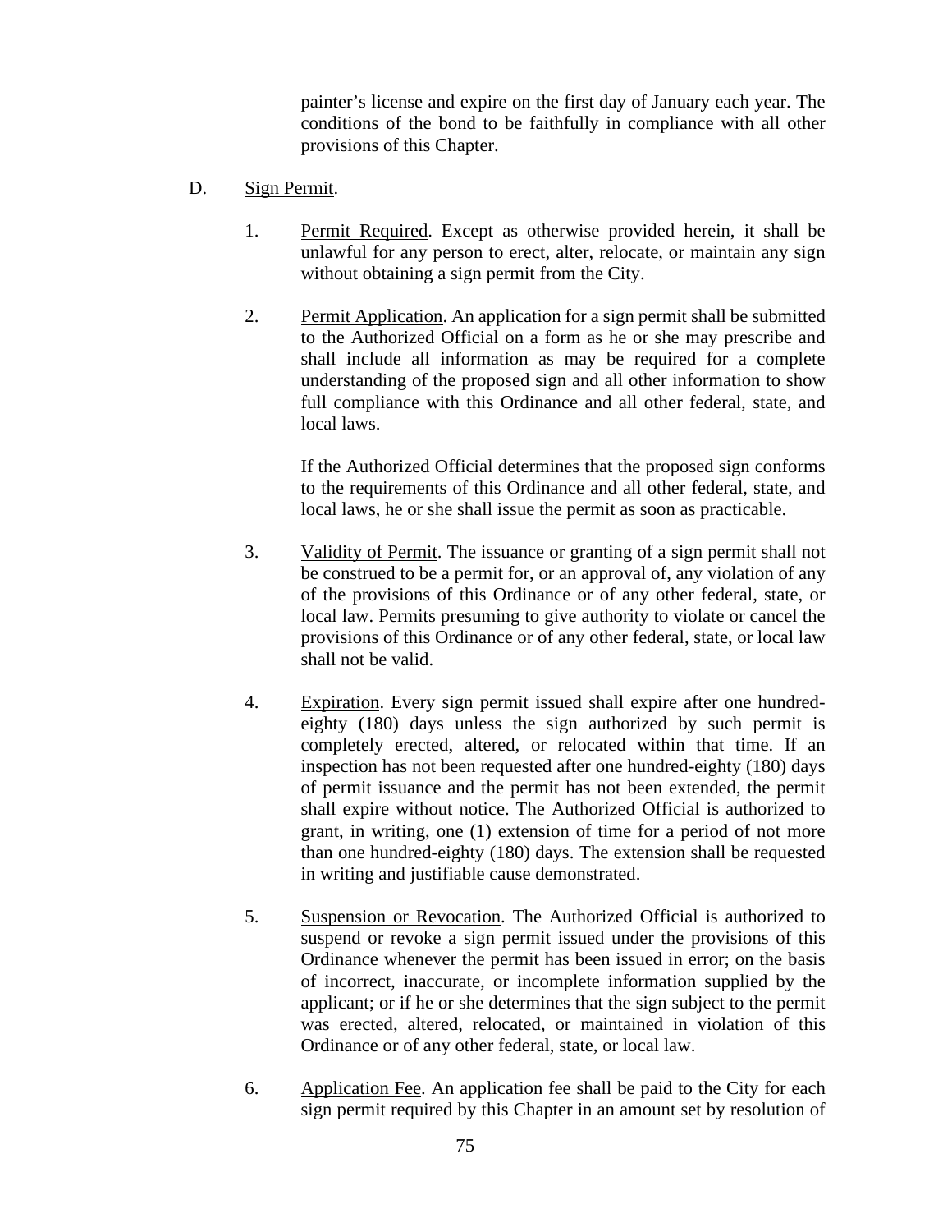painter's license and expire on the first day of January each year. The conditions of the bond to be faithfully in compliance with all other provisions of this Chapter.

D. Sign Permit.

1. Permit Required. Except as otherwise provided herein, it shall be unlawful for any person to erect, alter, relocate, or maintain any sign without obtaining a sign permit from the City.

2. Permit Application. An application for a sign permit shall be submitted to the Authorized Official on a form as he or she may prescribe and shall include all information as may be required for a complete understanding of the proposed sign and all other information to show full compliance with this Ordinance and all other federal, state, and local laws.

   If the Authorized Official determines that the proposed sign conforms to the requirements of this Ordinance and all other federal, state, and local laws, he or she shall issue the permit as soon as practicable.

3. Validity of Permit. The issuance or granting of a sign permit shall not be construed to be a permit for, or an approval of, any violation of any of the provisions of this Ordinance or of any other federal, state, or local law. Permits presuming to give authority to violate or cancel the provisions of this Ordinance or of any other federal, state, or local law shall not be valid.

4. Expiration. Every sign permit issued shall expire after one hundred-eighty (180) days unless the sign authorized by such permit is completely erected, altered, or relocated within that time. If an inspection has not been requested after one hundred-eighty (180) days of permit issuance and the permit has not been extended, the permit shall expire without notice. The Authorized Official is authorized to grant, in writing, one (1) extension of time for a period of not more than one hundred-eighty (180) days. The extension shall be requested in writing and justifiable cause demonstrated.

5. Suspension or Revocation. The Authorized Official is authorized to suspend or revoke a sign permit issued under the provisions of this Ordinance whenever the permit has been issued in error; on the basis of incorrect, inaccurate, or incomplete information supplied by the applicant; or if he or she determines that the sign subject to the permit was erected, altered, relocated, or maintained in violation of this Ordinance or of any other federal, state, or local law.

6. Application Fee. An application fee shall be paid to the City for each sign permit required by this Chapter in an amount set by resolution of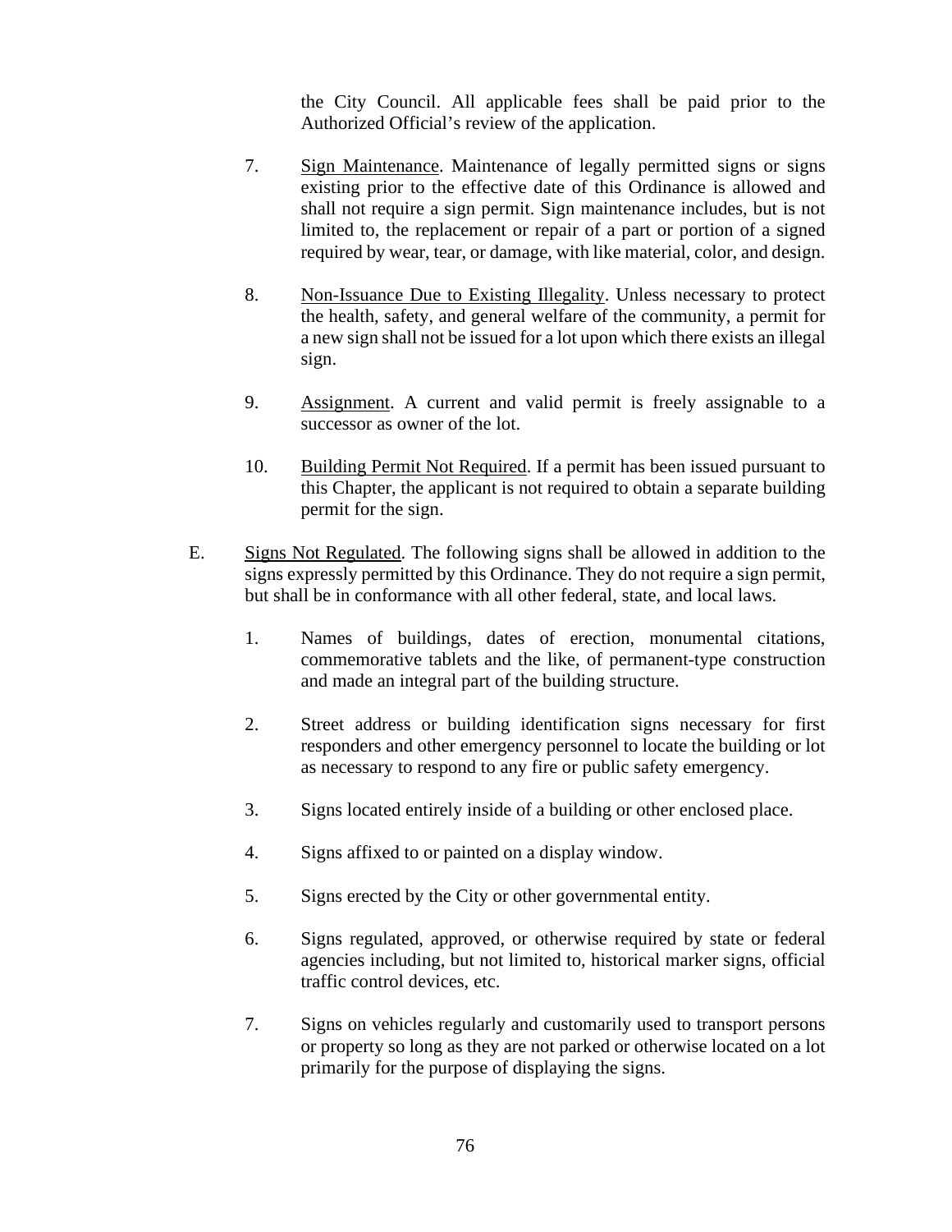the City Council. All applicable fees shall be paid prior to the Authorized Official's review of the application.

7. <u>Sign Maintenance</u>. Maintenance of legally permitted signs or signs existing prior to the effective date of this Ordinance is allowed and shall not require a sign permit. Sign maintenance includes, but is not limited to, the replacement or repair of a part or portion of a signed required by wear, tear, or damage, with like material, color, and design.

8. <u>Non-Issuance Due to Existing Illegality</u>. Unless necessary to protect the health, safety, and general welfare of the community, a permit for a new sign shall not be issued for a lot upon which there exists an illegal sign.

9. <u>Assignment</u>. A current and valid permit is freely assignable to a successor as owner of the lot.

10. <u>Building Permit Not Required</u>. If a permit has been issued pursuant to this Chapter, the applicant is not required to obtain a separate building permit for the sign.

E. <u>Signs Not Regulated</u>. The following signs shall be allowed in addition to the signs expressly permitted by this Ordinance. They do not require a sign permit, but shall be in conformance with all other federal, state, and local laws.

1. Names of buildings, dates of erection, monumental citations, commemorative tablets and the like, of permanent-type construction and made an integral part of the building structure.

2. Street address or building identification signs necessary for first responders and other emergency personnel to locate the building or lot as necessary to respond to any fire or public safety emergency.

3. Signs located entirely inside of a building or other enclosed place.

4. Signs affixed to or painted on a display window.

5. Signs erected by the City or other governmental entity.

6. Signs regulated, approved, or otherwise required by state or federal agencies including, but not limited to, historical marker signs, official traffic control devices, etc.

7. Signs on vehicles regularly and customarily used to transport persons or property so long as they are not parked or otherwise located on a lot primarily for the purpose of displaying the signs.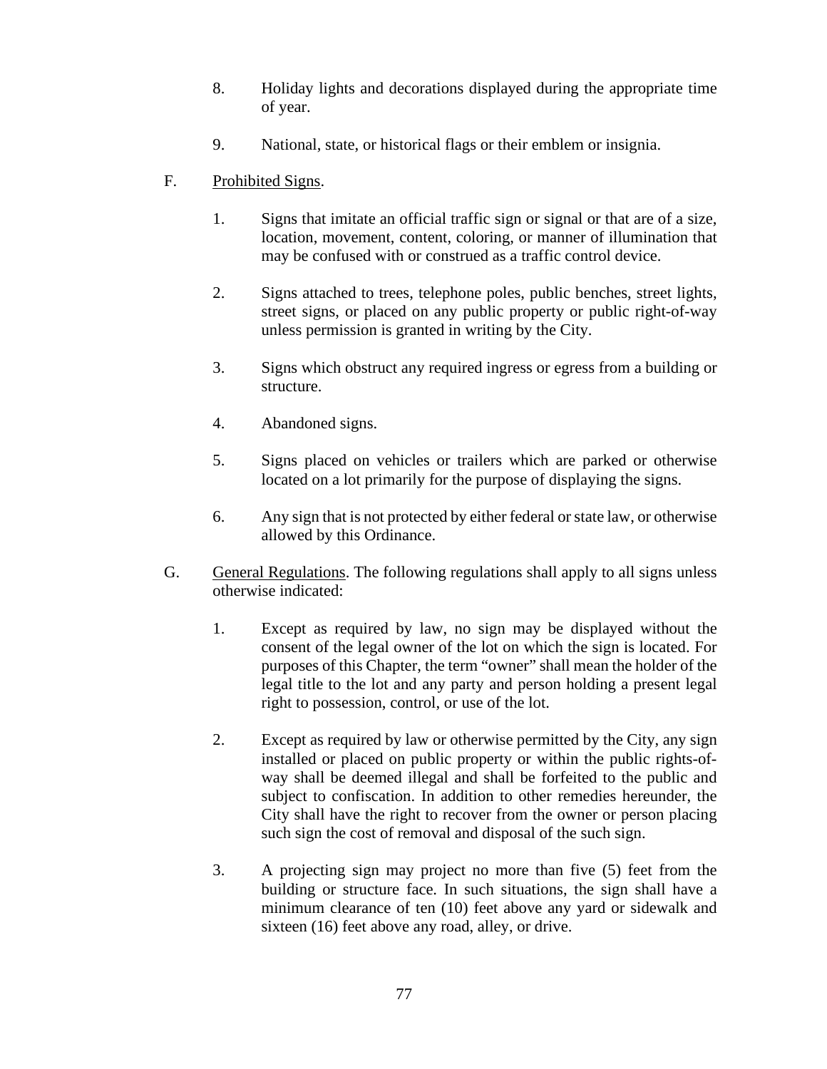8. Holiday lights and decorations displayed during the appropriate time of year.

9. National, state, or historical flags or their emblem or insignia.

F. <u>Prohibited Signs</u>.

1. Signs that imitate an official traffic sign or signal or that are of a size, location, movement, content, coloring, or manner of illumination that may be confused with or construed as a traffic control device.

2. Signs attached to trees, telephone poles, public benches, street lights, street signs, or placed on any public property or public right-of-way unless permission is granted in writing by the City.

3. Signs which obstruct any required ingress or egress from a building or structure.

4. Abandoned signs.

5. Signs placed on vehicles or trailers which are parked or otherwise located on a lot primarily for the purpose of displaying the signs.

6. Any sign that is not protected by either federal or state law, or otherwise allowed by this Ordinance.

G. <u>General Regulations</u>. The following regulations shall apply to all signs unless otherwise indicated:

1. Except as required by law, no sign may be displayed without the consent of the legal owner of the lot on which the sign is located. For purposes of this Chapter, the term "owner" shall mean the holder of the legal title to the lot and any party and person holding a present legal right to possession, control, or use of the lot.

2. Except as required by law or otherwise permitted by the City, any sign installed or placed on public property or within the public rights-of-way shall be deemed illegal and shall be forfeited to the public and subject to confiscation. In addition to other remedies hereunder, the City shall have the right to recover from the owner or person placing such sign the cost of removal and disposal of the such sign.

3. A projecting sign may project no more than five (5) feet from the building or structure face. In such situations, the sign shall have a minimum clearance of ten (10) feet above any yard or sidewalk and sixteen (16) feet above any road, alley, or drive.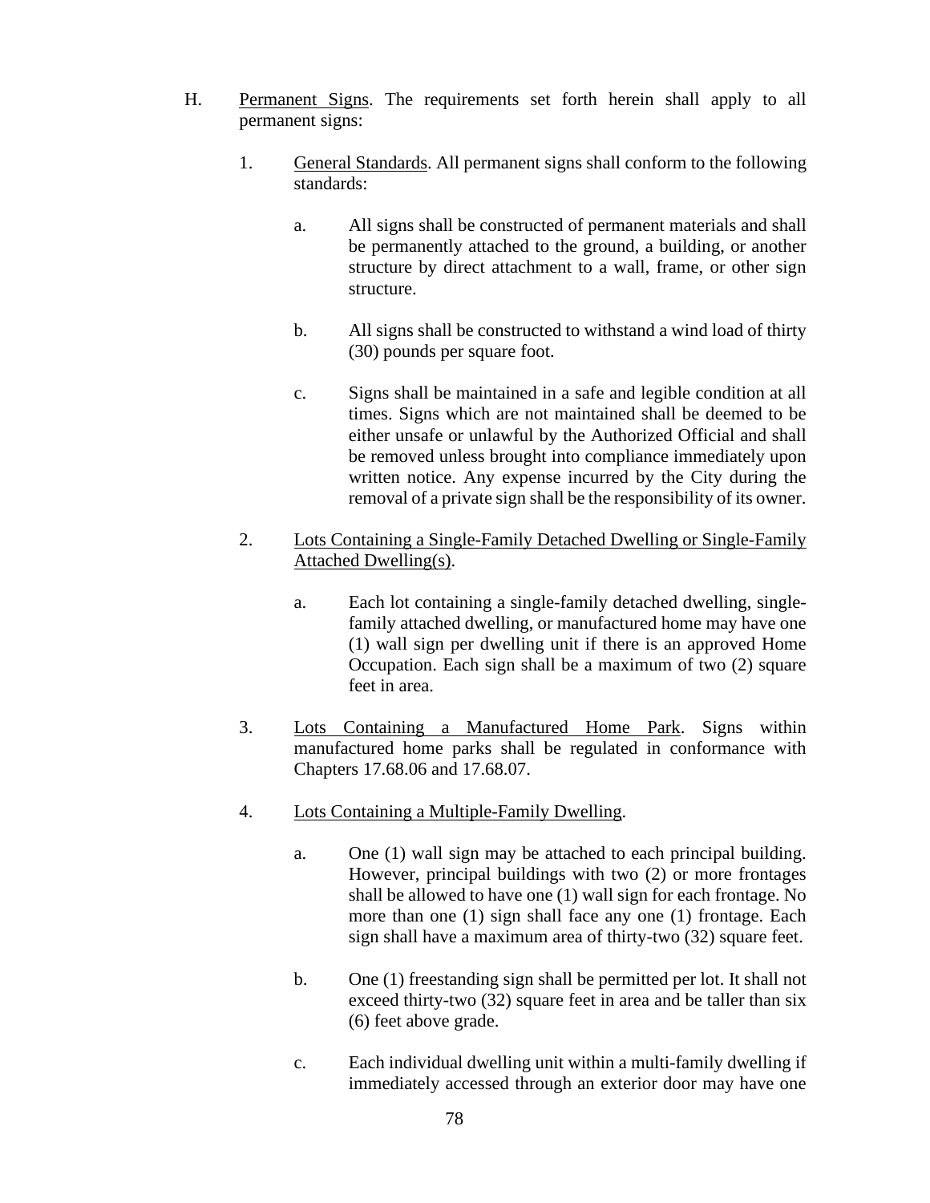H. Permanent Signs. The requirements set forth herein shall apply to all permanent signs:

1. General Standards. All permanent signs shall conform to the following standards:

   a. All signs shall be constructed of permanent materials and shall be permanently attached to the ground, a building, or another structure by direct attachment to a wall, frame, or other sign structure.

   b. All signs shall be constructed to withstand a wind load of thirty (30) pounds per square foot.

   c. Signs shall be maintained in a safe and legible condition at all times. Signs which are not maintained shall be deemed to be either unsafe or unlawful by the Authorized Official and shall be removed unless brought into compliance immediately upon written notice. Any expense incurred by the City during the removal of a private sign shall be the responsibility of its owner.

2. Lots Containing a Single-Family Detached Dwelling or Single-Family Attached Dwelling(s).

   a. Each lot containing a single-family detached dwelling, single-family attached dwelling, or manufactured home may have one (1) wall sign per dwelling unit if there is an approved Home Occupation. Each sign shall be a maximum of two (2) square feet in area.

3. Lots Containing a Manufactured Home Park. Signs within manufactured home parks shall be regulated in conformance with Chapters 17.68.06 and 17.68.07.

4. Lots Containing a Multiple-Family Dwelling.

   a. One (1) wall sign may be attached to each principal building. However, principal buildings with two (2) or more frontages shall be allowed to have one (1) wall sign for each frontage. No more than one (1) sign shall face any one (1) frontage. Each sign shall have a maximum area of thirty-two (32) square feet.

   b. One (1) freestanding sign shall be permitted per lot. It shall not exceed thirty-two (32) square feet in area and be taller than six (6) feet above grade.

   c. Each individual dwelling unit within a multi-family dwelling if immediately accessed through an exterior door may have one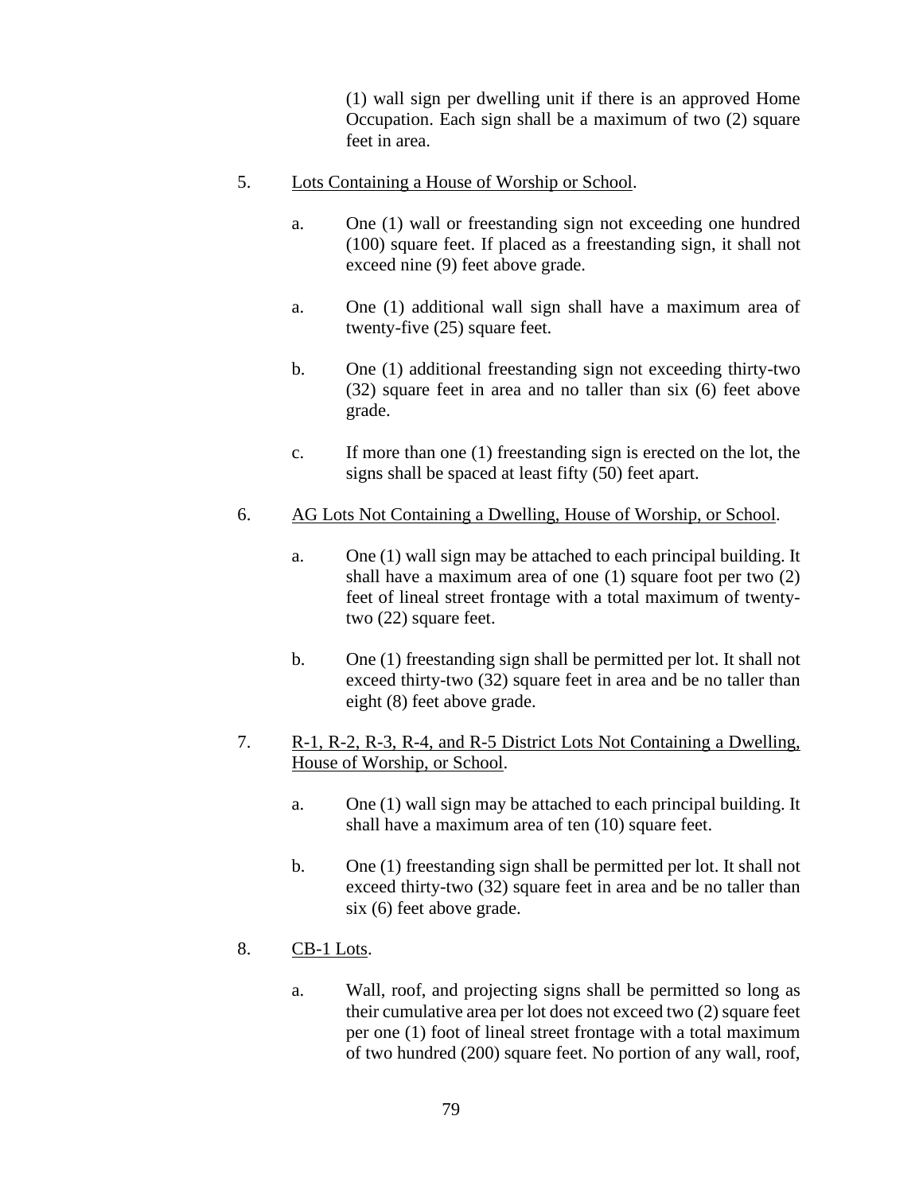(1) wall sign per dwelling unit if there is an approved Home Occupation. Each sign shall be a maximum of two (2) square feet in area.

5. Lots Containing a House of Worship or School.

   a. One (1) wall or freestanding sign not exceeding one hundred (100) square feet. If placed as a freestanding sign, it shall not exceed nine (9) feet above grade.

   a. One (1) additional wall sign shall have a maximum area of twenty-five (25) square feet.

   b. One (1) additional freestanding sign not exceeding thirty-two (32) square feet in area and no taller than six (6) feet above grade.

   c. If more than one (1) freestanding sign is erected on the lot, the signs shall be spaced at least fifty (50) feet apart.

6. AG Lots Not Containing a Dwelling, House of Worship, or School.

   a. One (1) wall sign may be attached to each principal building. It shall have a maximum area of one (1) square foot per two (2) feet of lineal street frontage with a total maximum of twenty-two (22) square feet.

   b. One (1) freestanding sign shall be permitted per lot. It shall not exceed thirty-two (32) square feet in area and be no taller than eight (8) feet above grade.

7. R-1, R-2, R-3, R-4, and R-5 District Lots Not Containing a Dwelling, House of Worship, or School.

   a. One (1) wall sign may be attached to each principal building. It shall have a maximum area of ten (10) square feet.

   b. One (1) freestanding sign shall be permitted per lot. It shall not exceed thirty-two (32) square feet in area and be no taller than six (6) feet above grade.

8. CB-1 Lots.

   a. Wall, roof, and projecting signs shall be permitted so long as their cumulative area per lot does not exceed two (2) square feet per one (1) foot of lineal street frontage with a total maximum of two hundred (200) square feet. No portion of any wall, roof,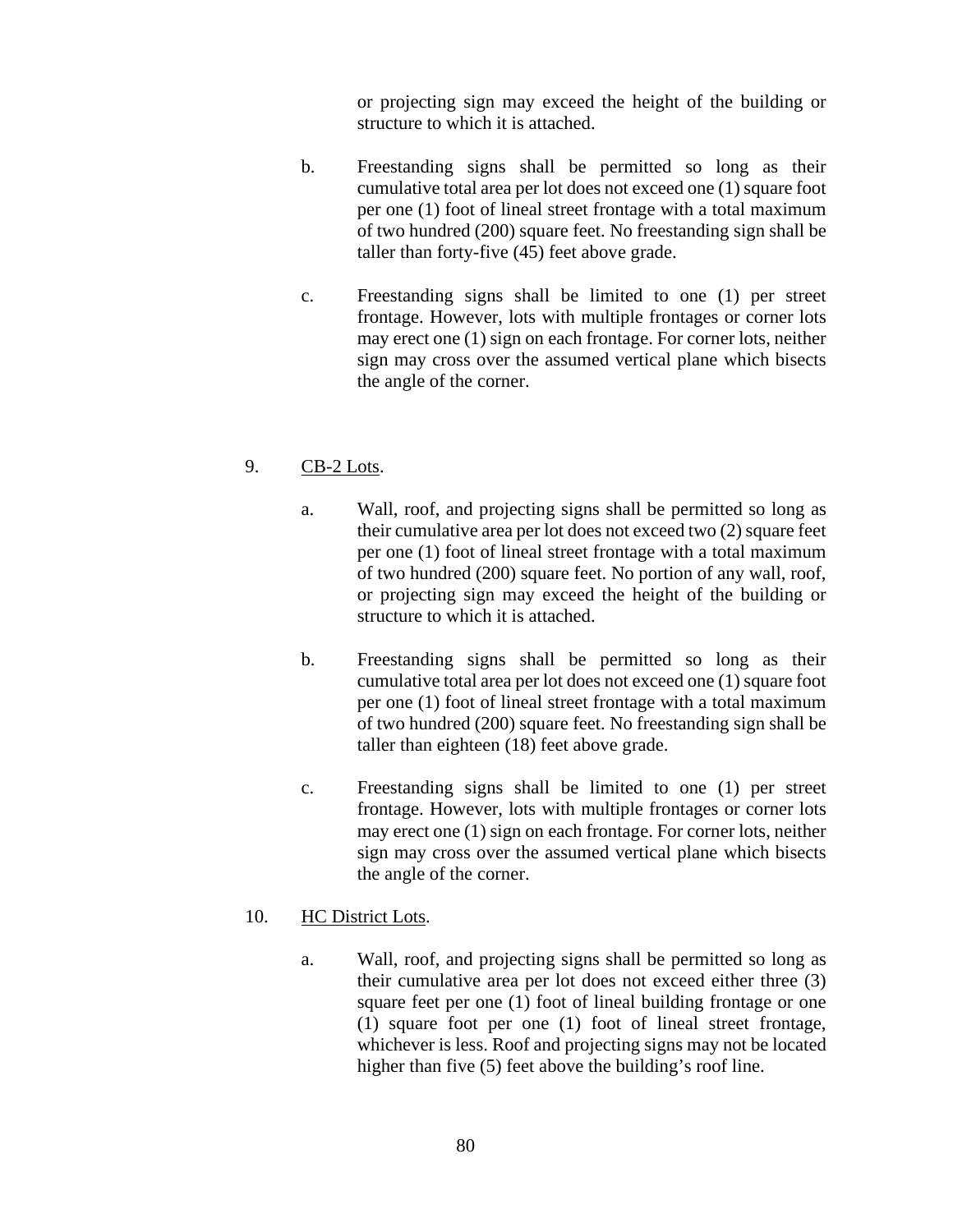or projecting sign may exceed the height of the building or structure to which it is attached.

b. Freestanding signs shall be permitted so long as their cumulative total area per lot does not exceed one (1) square foot per one (1) foot of lineal street frontage with a total maximum of two hundred (200) square feet. No freestanding sign shall be taller than forty-five (45) feet above grade.

c. Freestanding signs shall be limited to one (1) per street frontage. However, lots with multiple frontages or corner lots may erect one (1) sign on each frontage. For corner lots, neither sign may cross over the assumed vertical plane which bisects the angle of the corner.

9. <u>CB-2 Lots</u>.

   a. Wall, roof, and projecting signs shall be permitted so long as their cumulative area per lot does not exceed two (2) square feet per one (1) foot of lineal street frontage with a total maximum of two hundred (200) square feet. No portion of any wall, roof, or projecting sign may exceed the height of the building or structure to which it is attached.

   b. Freestanding signs shall be permitted so long as their cumulative total area per lot does not exceed one (1) square foot per one (1) foot of lineal street frontage with a total maximum of two hundred (200) square feet. No freestanding sign shall be taller than eighteen (18) feet above grade.

   c. Freestanding signs shall be limited to one (1) per street frontage. However, lots with multiple frontages or corner lots may erect one (1) sign on each frontage. For corner lots, neither sign may cross over the assumed vertical plane which bisects the angle of the corner.

10. <u>HC District Lots</u>.

   a. Wall, roof, and projecting signs shall be permitted so long as their cumulative area per lot does not exceed either three (3) square feet per one (1) foot of lineal building frontage or one (1) square foot per one (1) foot of lineal street frontage, whichever is less. Roof and projecting signs may not be located higher than five (5) feet above the building's roof line.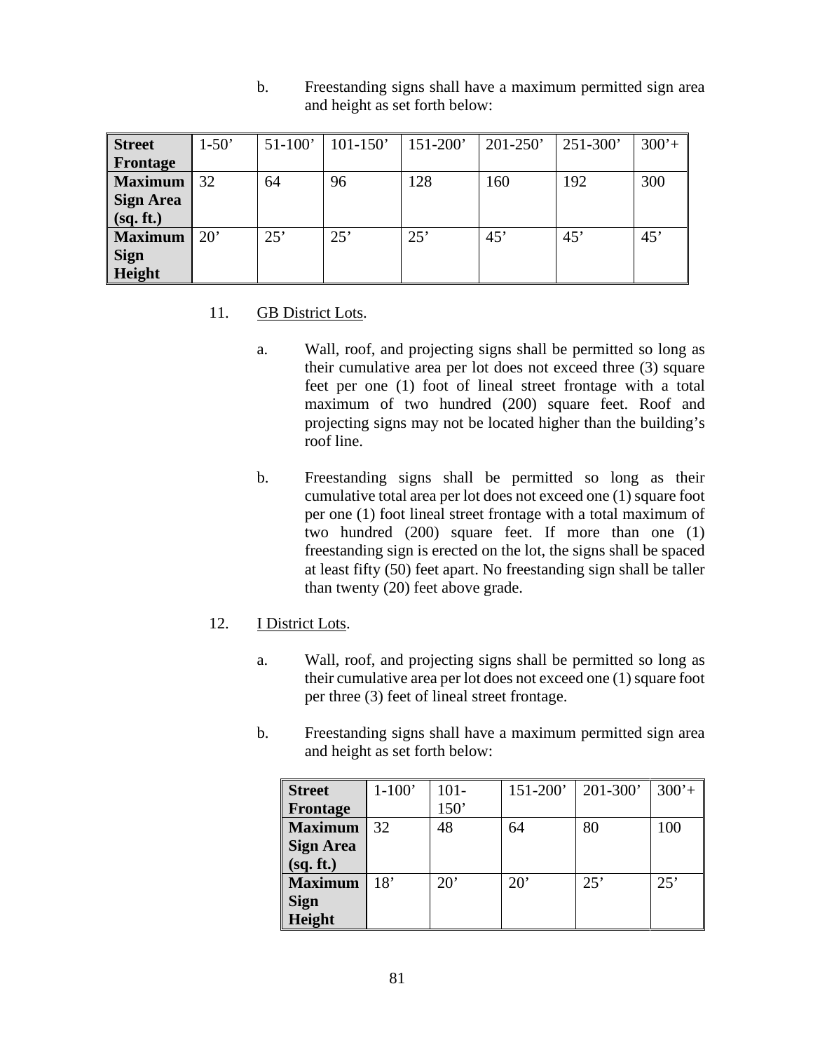b. Freestanding signs shall have a maximum permitted sign area and height as set forth below:

| Street Frontage | 1-50’ | 51-100’ | 101-150’ | 151-200’ | 201-250’ | 251-300’ | 300’+ |
|---|---|---|---|---|---|---|---|
| Maximum Sign Area (sq. ft.) | 32 | 64 | 96 | 128 | 160 | 192 | 300 |
| Maximum Sign Height | 20’ | 25’ | 25’ | 25’ | 45’ | 45’ | 45’ |

11. GB District Lots.

a. Wall, roof, and projecting signs shall be permitted so long as their cumulative area per lot does not exceed three (3) square feet per one (1) foot of lineal street frontage with a total maximum of two hundred (200) square feet. Roof and projecting signs may not be located higher than the building’s roof line.

b. Freestanding signs shall be permitted so long as their cumulative total area per lot does not exceed one (1) square foot per one (1) foot lineal street frontage with a total maximum of two hundred (200) square feet. If more than one (1) freestanding sign is erected on the lot, the signs shall be spaced at least fifty (50) feet apart. No freestanding sign shall be taller than twenty (20) feet above grade.

12. I District Lots.

a. Wall, roof, and projecting signs shall be permitted so long as their cumulative area per lot does not exceed one (1) square foot per three (3) feet of lineal street frontage.

b. Freestanding signs shall have a maximum permitted sign area and height as set forth below:

| Street Frontage | 1-100’ | 101-150’ | 151-200’ | 201-300’ | 300’+ |
|---|---|---|---|---|---|
| Maximum Sign Area (sq. ft.) | 32 | 48 | 64 | 80 | 100 |
| Maximum Sign Height | 18’ | 20’ | 20’ | 25’ | 25’ |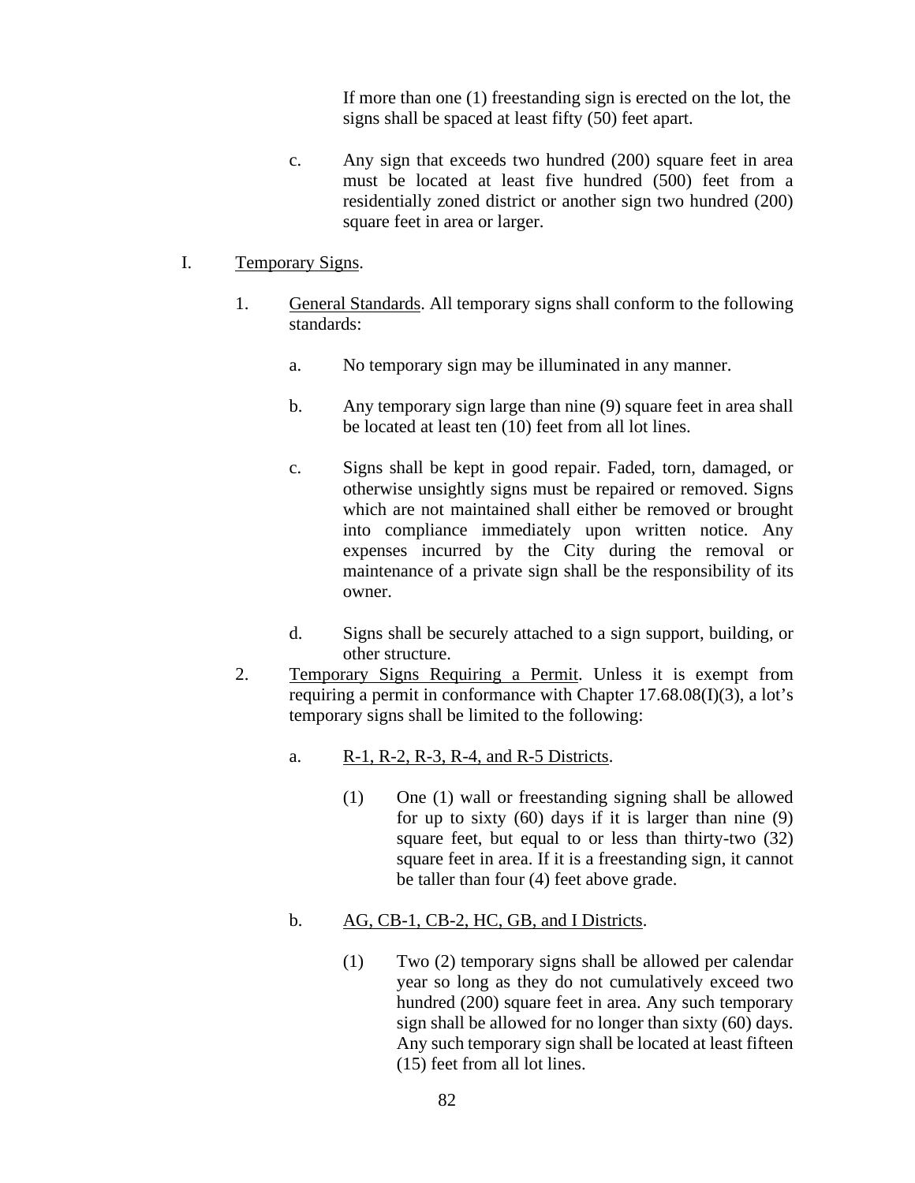If more than one (1) freestanding sign is erected on the lot, the signs shall be spaced at least fifty (50) feet apart.

c. Any sign that exceeds two hundred (200) square feet in area must be located at least five hundred (500) feet from a residentially zoned district or another sign two hundred (200) square feet in area or larger.

I. Temporary Signs.

1. General Standards. All temporary signs shall conform to the following standards:

   a. No temporary sign may be illuminated in any manner.

   b. Any temporary sign large than nine (9) square feet in area shall be located at least ten (10) feet from all lot lines.

   c. Signs shall be kept in good repair. Faded, torn, damaged, or otherwise unsightly signs must be repaired or removed. Signs which are not maintained shall either be removed or brought into compliance immediately upon written notice. Any expenses incurred by the City during the removal or maintenance of a private sign shall be the responsibility of its owner.

   d. Signs shall be securely attached to a sign support, building, or other structure.

2. Temporary Signs Requiring a Permit. Unless it is exempt from requiring a permit in conformance with Chapter 17.68.08(I)(3), a lot's temporary signs shall be limited to the following:

   a. R-1, R-2, R-3, R-4, and R-5 Districts.

      (1) One (1) wall or freestanding signing shall be allowed for up to sixty (60) days if it is larger than nine (9) square feet, but equal to or less than thirty-two (32) square feet in area. If it is a freestanding sign, it cannot be taller than four (4) feet above grade.

   b. AG, CB-1, CB-2, HC, GB, and I Districts.

      (1) Two (2) temporary signs shall be allowed per calendar year so long as they do not cumulatively exceed two hundred (200) square feet in area. Any such temporary sign shall be allowed for no longer than sixty (60) days. Any such temporary sign shall be located at least fifteen (15) feet from all lot lines.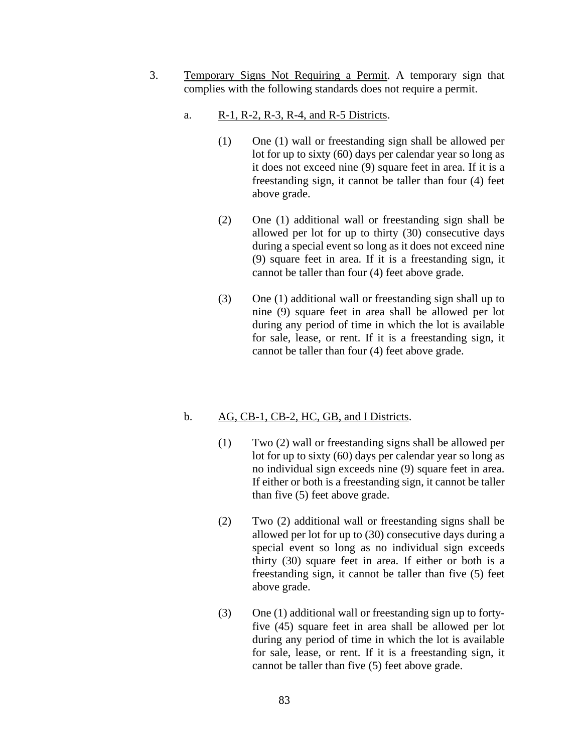3. <u>Temporary Signs Not Requiring a Permit</u>. A temporary sign that complies with the following standards does not require a permit.

   a. <u>R-1, R-2, R-3, R-4, and R-5 Districts</u>.

      (1) One (1) wall or freestanding sign shall be allowed per lot for up to sixty (60) days per calendar year so long as it does not exceed nine (9) square feet in area. If it is a freestanding sign, it cannot be taller than four (4) feet above grade.

      (2) One (1) additional wall or freestanding sign shall be allowed per lot for up to thirty (30) consecutive days during a special event so long as it does not exceed nine (9) square feet in area. If it is a freestanding sign, it cannot be taller than four (4) feet above grade.

      (3) One (1) additional wall or freestanding sign shall up to nine (9) square feet in area shall be allowed per lot during any period of time in which the lot is available for sale, lease, or rent. If it is a freestanding sign, it cannot be taller than four (4) feet above grade.

   b. <u>AG, CB-1, CB-2, HC, GB, and I Districts</u>.

      (1) Two (2) wall or freestanding signs shall be allowed per lot for up to sixty (60) days per calendar year so long as no individual sign exceeds nine (9) square feet in area. If either or both is a freestanding sign, it cannot be taller than five (5) feet above grade.

      (2) Two (2) additional wall or freestanding signs shall be allowed per lot for up to (30) consecutive days during a special event so long as no individual sign exceeds thirty (30) square feet in area. If either or both is a freestanding sign, it cannot be taller than five (5) feet above grade.

      (3) One (1) additional wall or freestanding sign up to forty-five (45) square feet in area shall be allowed per lot during any period of time in which the lot is available for sale, lease, or rent. If it is a freestanding sign, it cannot be taller than five (5) feet above grade.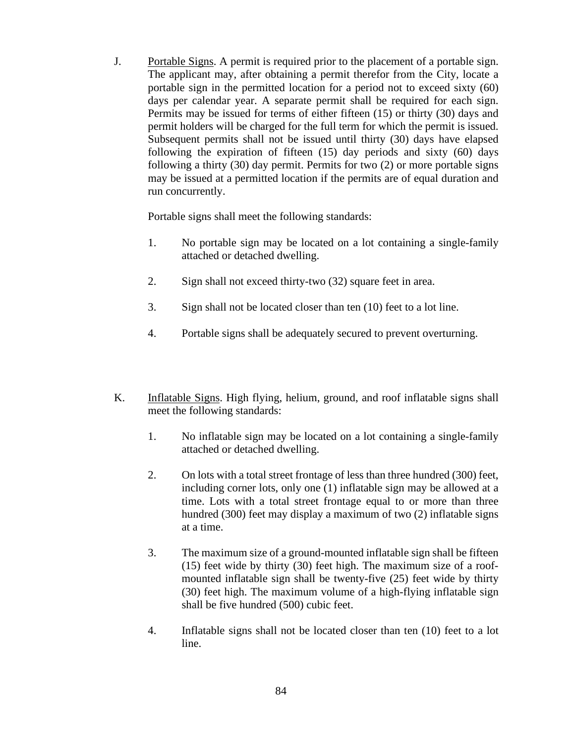J. <u>Portable Signs</u>. A permit is required prior to the placement of a portable sign. The applicant may, after obtaining a permit therefor from the City, locate a portable sign in the permitted location for a period not to exceed sixty (60) days per calendar year. A separate permit shall be required for each sign. Permits may be issued for terms of either fifteen (15) or thirty (30) days and permit holders will be charged for the full term for which the permit is issued. Subsequent permits shall not be issued until thirty (30) days have elapsed following the expiration of fifteen (15) day periods and sixty (60) days following a thirty (30) day permit. Permits for two (2) or more portable signs may be issued at a permitted location if the permits are of equal duration and run concurrently.

Portable signs shall meet the following standards:

1. No portable sign may be located on a lot containing a single-family attached or detached dwelling.

2. Sign shall not exceed thirty-two (32) square feet in area.

3. Sign shall not be located closer than ten (10) feet to a lot line.

4. Portable signs shall be adequately secured to prevent overturning.

K. <u>Inflatable Signs</u>. High flying, helium, ground, and roof inflatable signs shall meet the following standards:

1. No inflatable sign may be located on a lot containing a single-family attached or detached dwelling.

2. On lots with a total street frontage of less than three hundred (300) feet, including corner lots, only one (1) inflatable sign may be allowed at a time. Lots with a total street frontage equal to or more than three hundred (300) feet may display a maximum of two (2) inflatable signs at a time.

3. The maximum size of a ground-mounted inflatable sign shall be fifteen (15) feet wide by thirty (30) feet high. The maximum size of a roof-mounted inflatable sign shall be twenty-five (25) feet wide by thirty (30) feet high. The maximum volume of a high-flying inflatable sign shall be five hundred (500) cubic feet.

4. Inflatable signs shall not be located closer than ten (10) feet to a lot line.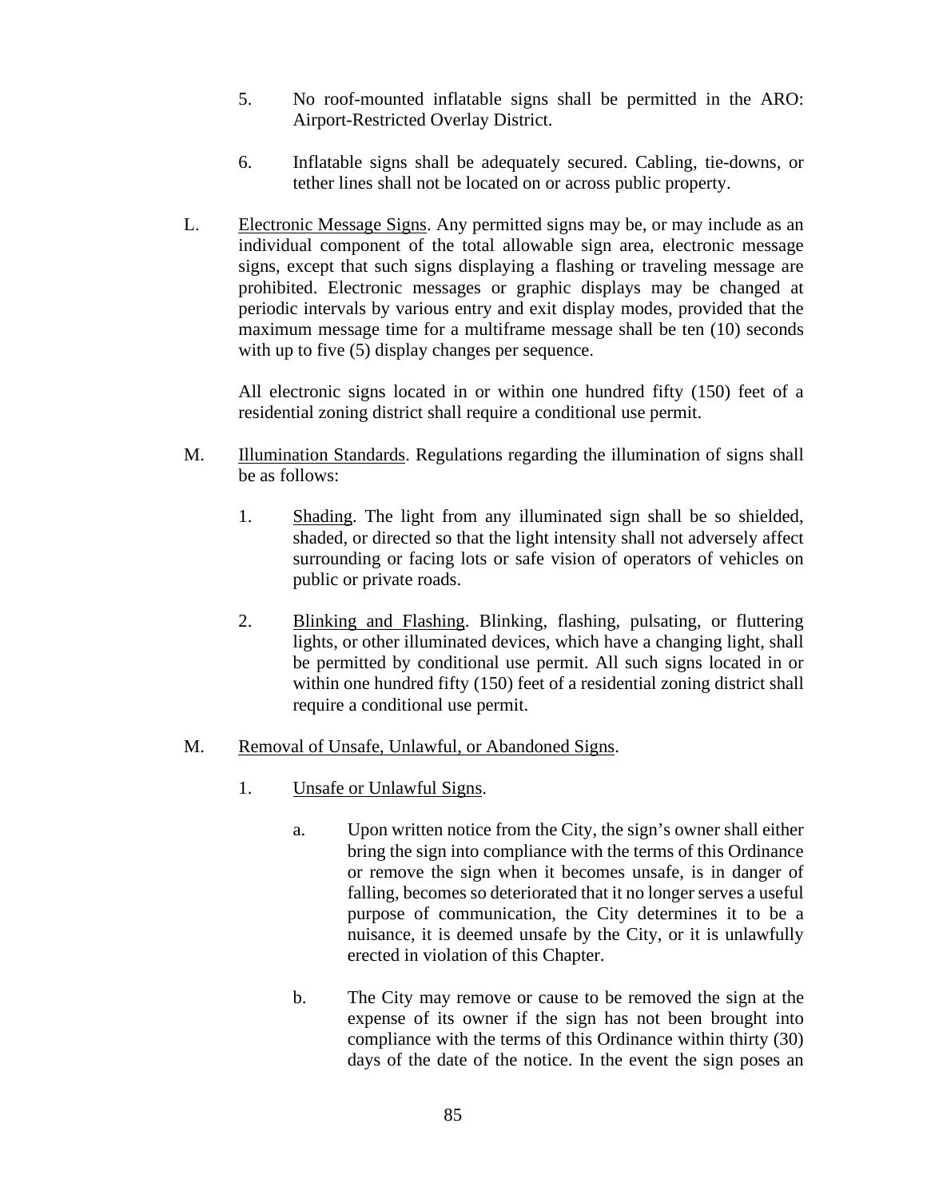5. No roof-mounted inflatable signs shall be permitted in the ARO: Airport-Restricted Overlay District.

6. Inflatable signs shall be adequately secured. Cabling, tie-downs, or tether lines shall not be located on or across public property.

L. Electronic Message Signs. Any permitted signs may be, or may include as an individual component of the total allowable sign area, electronic message signs, except that such signs displaying a flashing or traveling message are prohibited. Electronic messages or graphic displays may be changed at periodic intervals by various entry and exit display modes, provided that the maximum message time for a multiframe message shall be ten (10) seconds with up to five (5) display changes per sequence.

   All electronic signs located in or within one hundred fifty (150) feet of a residential zoning district shall require a conditional use permit.

M. Illumination Standards. Regulations regarding the illumination of signs shall be as follows:

   1. Shading. The light from any illuminated sign shall be so shielded, shaded, or directed so that the light intensity shall not adversely affect surrounding or facing lots or safe vision of operators of vehicles on public or private roads.

   2. Blinking and Flashing. Blinking, flashing, pulsating, or fluttering lights, or other illuminated devices, which have a changing light, shall be permitted by conditional use permit. All such signs located in or within one hundred fifty (150) feet of a residential zoning district shall require a conditional use permit.

M. Removal of Unsafe, Unlawful, or Abandoned Signs.

   1. Unsafe or Unlawful Signs.

      a. Upon written notice from the City, the sign's owner shall either bring the sign into compliance with the terms of this Ordinance or remove the sign when it becomes unsafe, is in danger of falling, becomes so deteriorated that it no longer serves a useful purpose of communication, the City determines it to be a nuisance, it is deemed unsafe by the City, or it is unlawfully erected in violation of this Chapter.

      b. The City may remove or cause to be removed the sign at the expense of its owner if the sign has not been brought into compliance with the terms of this Ordinance within thirty (30) days of the date of the notice. In the event the sign poses an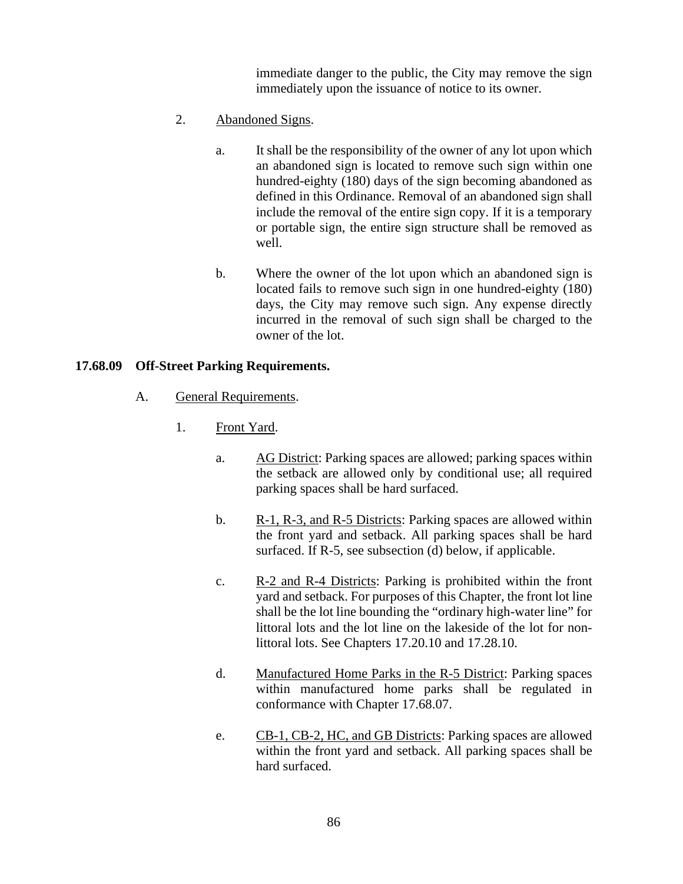immediate danger to the public, the City may remove the sign immediately upon the issuance of notice to its owner.

2. Abandoned Signs.

   a. It shall be the responsibility of the owner of any lot upon which an abandoned sign is located to remove such sign within one hundred-eighty (180) days of the sign becoming abandoned as defined in this Ordinance. Removal of an abandoned sign shall include the removal of the entire sign copy. If it is a temporary or portable sign, the entire sign structure shall be removed as well.

   b. Where the owner of the lot upon which an abandoned sign is located fails to remove such sign in one hundred-eighty (180) days, the City may remove such sign. Any expense directly incurred in the removal of such sign shall be charged to the owner of the lot.

**17.68.09 Off-Street Parking Requirements.**

A. General Requirements.

1. Front Yard.

   a. AG District: Parking spaces are allowed; parking spaces within the setback are allowed only by conditional use; all required parking spaces shall be hard surfaced.

   b. R-1, R-3, and R-5 Districts: Parking spaces are allowed within the front yard and setback. All parking spaces shall be hard surfaced. If R-5, see subsection (d) below, if applicable.

   c. R-2 and R-4 Districts: Parking is prohibited within the front yard and setback. For purposes of this Chapter, the front lot line shall be the lot line bounding the "ordinary high-water line" for littoral lots and the lot line on the lakeside of the lot for non-littoral lots. See Chapters 17.20.10 and 17.28.10.

   d. Manufactured Home Parks in the R-5 District: Parking spaces within manufactured home parks shall be regulated in conformance with Chapter 17.68.07.

   e. CB-1, CB-2, HC, and GB Districts: Parking spaces are allowed within the front yard and setback. All parking spaces shall be hard surfaced.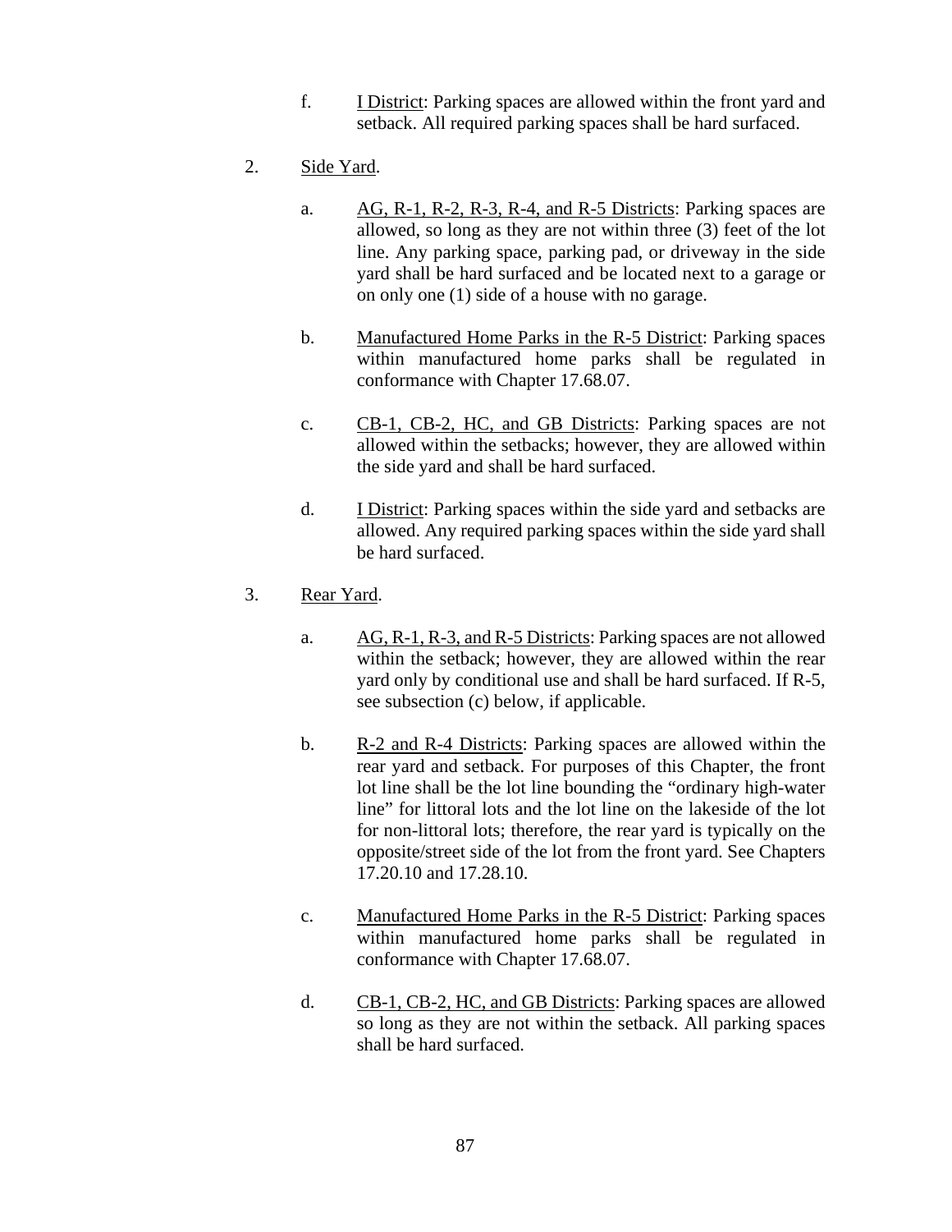f. <u>I District</u>: Parking spaces are allowed within the front yard and setback. All required parking spaces shall be hard surfaced.

2. <u>Side Yard</u>.

   a. <u>AG, R-1, R-2, R-3, R-4, and R-5 Districts</u>: Parking spaces are allowed, so long as they are not within three (3) feet of the lot line. Any parking space, parking pad, or driveway in the side yard shall be hard surfaced and be located next to a garage or on only one (1) side of a house with no garage.

   b. <u>Manufactured Home Parks in the R-5 District</u>: Parking spaces within manufactured home parks shall be regulated in conformance with Chapter 17.68.07.

   c. <u>CB-1, CB-2, HC, and GB Districts</u>: Parking spaces are not allowed within the setbacks; however, they are allowed within the side yard and shall be hard surfaced.

   d. <u>I District</u>: Parking spaces within the side yard and setbacks are allowed. Any required parking spaces within the side yard shall be hard surfaced.

3. <u>Rear Yard</u>.

   a. <u>AG, R-1, R-3, and R-5 Districts</u>: Parking spaces are not allowed within the setback; however, they are allowed within the rear yard only by conditional use and shall be hard surfaced. If R-5, see subsection (c) below, if applicable.

   b. <u>R-2 and R-4 Districts</u>: Parking spaces are allowed within the rear yard and setback. For purposes of this Chapter, the front lot line shall be the lot line bounding the "ordinary high-water line" for littoral lots and the lot line on the lakeside of the lot for non-littoral lots; therefore, the rear yard is typically on the opposite/street side of the lot from the front yard. See Chapters 17.20.10 and 17.28.10.

   c. <u>Manufactured Home Parks in the R-5 District</u>: Parking spaces within manufactured home parks shall be regulated in conformance with Chapter 17.68.07.

   d. <u>CB-1, CB-2, HC, and GB Districts</u>: Parking spaces are allowed so long as they are not within the setback. All parking spaces shall be hard surfaced.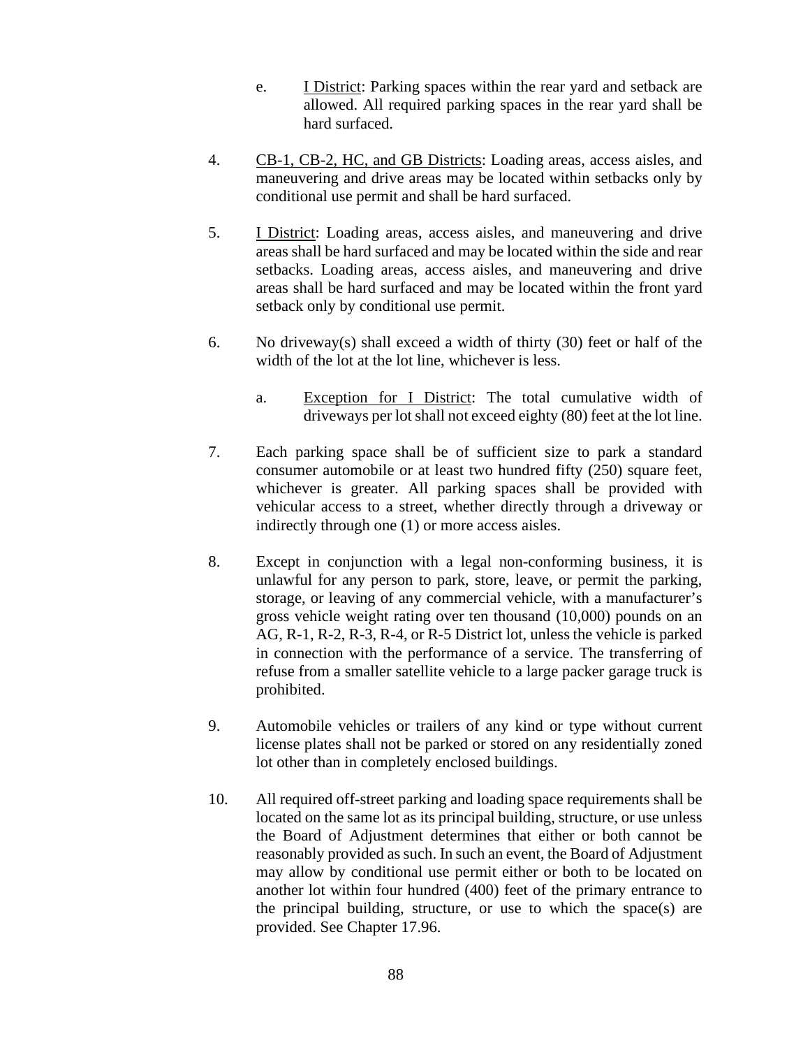e. <u>I District</u>: Parking spaces within the rear yard and setback are allowed. All required parking spaces in the rear yard shall be hard surfaced.

4. <u>CB-1, CB-2, HC, and GB Districts</u>: Loading areas, access aisles, and maneuvering and drive areas may be located within setbacks only by conditional use permit and shall be hard surfaced.

5. <u>I District</u>: Loading areas, access aisles, and maneuvering and drive areas shall be hard surfaced and may be located within the side and rear setbacks. Loading areas, access aisles, and maneuvering and drive areas shall be hard surfaced and may be located within the front yard setback only by conditional use permit.

6. No driveway(s) shall exceed a width of thirty (30) feet or half of the width of the lot at the lot line, whichever is less.

   a. <u>Exception for I District</u>: The total cumulative width of driveways per lot shall not exceed eighty (80) feet at the lot line.

7. Each parking space shall be of sufficient size to park a standard consumer automobile or at least two hundred fifty (250) square feet, whichever is greater. All parking spaces shall be provided with vehicular access to a street, whether directly through a driveway or indirectly through one (1) or more access aisles.

8. Except in conjunction with a legal non-conforming business, it is unlawful for any person to park, store, leave, or permit the parking, storage, or leaving of any commercial vehicle, with a manufacturer's gross vehicle weight rating over ten thousand (10,000) pounds on an AG, R-1, R-2, R-3, R-4, or R-5 District lot, unless the vehicle is parked in connection with the performance of a service. The transferring of refuse from a smaller satellite vehicle to a large packer garage truck is prohibited.

9. Automobile vehicles or trailers of any kind or type without current license plates shall not be parked or stored on any residentially zoned lot other than in completely enclosed buildings.

10. All required off-street parking and loading space requirements shall be located on the same lot as its principal building, structure, or use unless the Board of Adjustment determines that either or both cannot be reasonably provided as such. In such an event, the Board of Adjustment may allow by conditional use permit either or both to be located on another lot within four hundred (400) feet of the primary entrance to the principal building, structure, or use to which the space(s) are provided. See Chapter 17.96.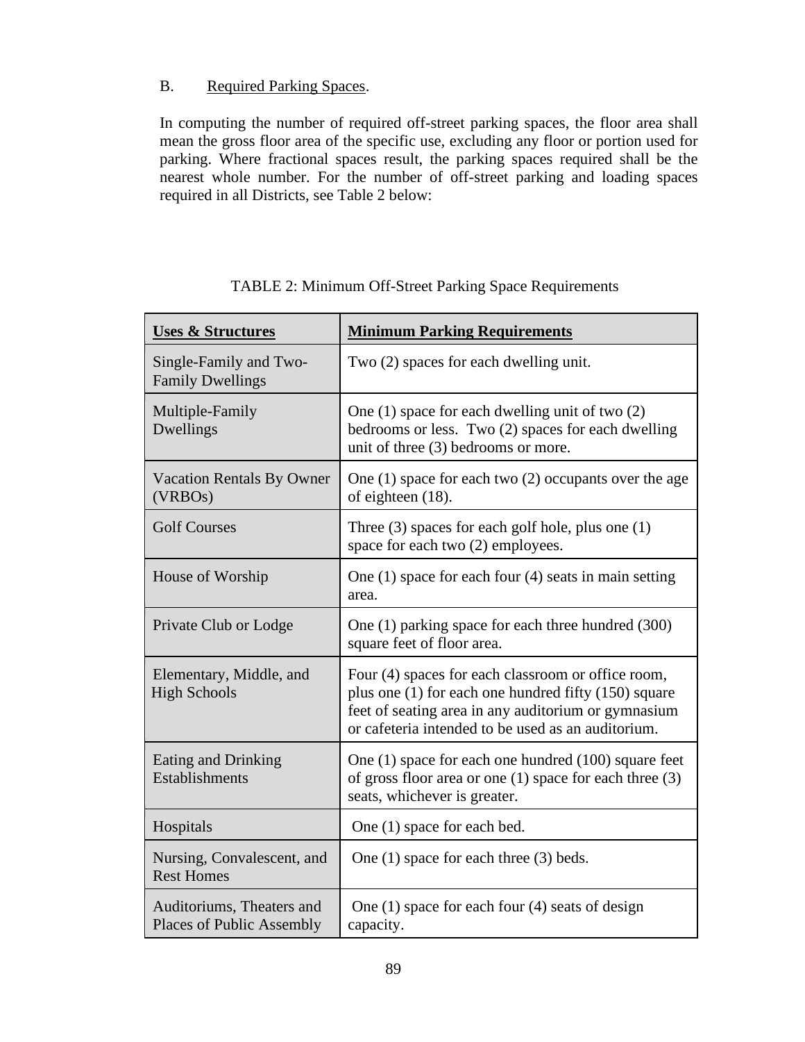B. Required Parking Spaces.

In computing the number of required off-street parking spaces, the floor area shall mean the gross floor area of the specific use, excluding any floor or portion used for parking. Where fractional spaces result, the parking spaces required shall be the nearest whole number. For the number of off-street parking and loading spaces required in all Districts, see Table 2 below:

TABLE 2: Minimum Off-Street Parking Space Requirements

| **Uses & Structures** | **Minimum Parking Requirements** |
|---|---|
| Single-Family and Two-Family Dwellings | Two (2) spaces for each dwelling unit. |
| Multiple-Family Dwellings | One (1) space for each dwelling unit of two (2) bedrooms or less. Two (2) spaces for each dwelling unit of three (3) bedrooms or more. |
| Vacation Rentals By Owner (VRBOs) | One (1) space for each two (2) occupants over the age of eighteen (18). |
| Golf Courses | Three (3) spaces for each golf hole, plus one (1) space for each two (2) employees. |
| House of Worship | One (1) space for each four (4) seats in main setting area. |
| Private Club or Lodge | One (1) parking space for each three hundred (300) square feet of floor area. |
| Elementary, Middle, and High Schools | Four (4) spaces for each classroom or office room, plus one (1) for each one hundred fifty (150) square feet of seating area in any auditorium or gymnasium or cafeteria intended to be used as an auditorium. |
| Eating and Drinking Establishments | One (1) space for each one hundred (100) square feet of gross floor area or one (1) space for each three (3) seats, whichever is greater. |
| Hospitals | One (1) space for each bed. |
| Nursing, Convalescent, and Rest Homes | One (1) space for each three (3) beds. |
| Auditoriums, Theaters and Places of Public Assembly | One (1) space for each four (4) seats of design capacity. |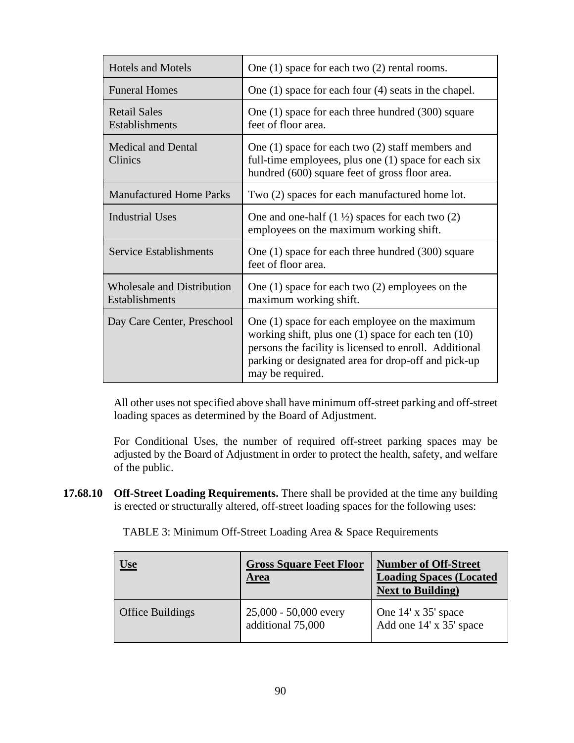| Hotels and Motels | One (1) space for each two (2) rental rooms. |
|---|---|
| Funeral Homes | One (1) space for each four (4) seats in the chapel. |
| Retail Sales Establishments | One (1) space for each three hundred (300) square feet of floor area. |
| Medical and Dental Clinics | One (1) space for each two (2) staff members and full-time employees, plus one (1) space for each six hundred (600) square feet of gross floor area. |
| Manufactured Home Parks | Two (2) spaces for each manufactured home lot. |
| Industrial Uses | One and one-half (1 ½) spaces for each two (2) employees on the maximum working shift. |
| Service Establishments | One (1) space for each three hundred (300) square feet of floor area. |
| Wholesale and Distribution Establishments | One (1) space for each two (2) employees on the maximum working shift. |
| Day Care Center, Preschool | One (1) space for each employee on the maximum working shift, plus one (1) space for each ten (10) persons the facility is licensed to enroll. Additional parking or designated area for drop-off and pick-up may be required. |

All other uses not specified above shall have minimum off-street parking and off-street loading spaces as determined by the Board of Adjustment.

For Conditional Uses, the number of required off-street parking spaces may be adjusted by the Board of Adjustment in order to protect the health, safety, and welfare of the public.

**17.68.10 Off-Street Loading Requirements.** There shall be provided at the time any building is erected or structurally altered, off-street loading spaces for the following uses:

TABLE 3: Minimum Off-Street Loading Area & Space Requirements

| **Use** | **Gross Square Feet Floor Area** | **Number of Off-Street Loading Spaces (Located Next to Building)** |
|---|---|---|
| Office Buildings | 25,000 - 50,000 every additional 75,000 | One 14' x 35' space Add one 14' x 35' space |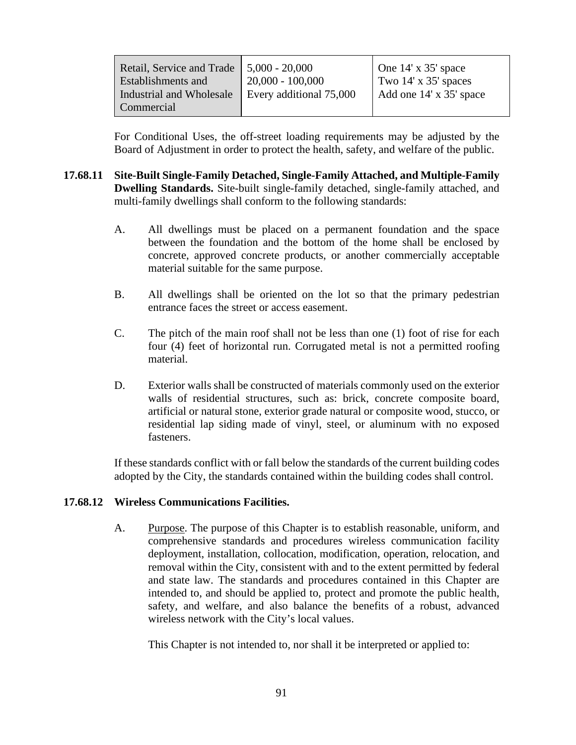| Retail, Service and Trade Establishments and Industrial and Wholesale Commercial | 5,000 - 20,000<br>20,000 - 100,000<br>Every additional 75,000 | One 14' x 35' space<br>Two 14' x 35' spaces<br>Add one 14' x 35' space |
|---|---|---|

For Conditional Uses, the off-street loading requirements may be adjusted by the Board of Adjustment in order to protect the health, safety, and welfare of the public.

**17.68.11 Site-Built Single-Family Detached, Single-Family Attached, and Multiple-Family Dwelling Standards.** Site-built single-family detached, single-family attached, and multi-family dwellings shall conform to the following standards:

A. All dwellings must be placed on a permanent foundation and the space between the foundation and the bottom of the home shall be enclosed by concrete, approved concrete products, or another commercially acceptable material suitable for the same purpose.

B. All dwellings shall be oriented on the lot so that the primary pedestrian entrance faces the street or access easement.

C. The pitch of the main roof shall not be less than one (1) foot of rise for each four (4) feet of horizontal run. Corrugated metal is not a permitted roofing material.

D. Exterior walls shall be constructed of materials commonly used on the exterior walls of residential structures, such as: brick, concrete composite board, artificial or natural stone, exterior grade natural or composite wood, stucco, or residential lap siding made of vinyl, steel, or aluminum with no exposed fasteners.

If these standards conflict with or fall below the standards of the current building codes adopted by the City, the standards contained within the building codes shall control.

**17.68.12 Wireless Communications Facilities.**

A. Purpose. The purpose of this Chapter is to establish reasonable, uniform, and comprehensive standards and procedures wireless communication facility deployment, installation, collocation, modification, operation, relocation, and removal within the City, consistent with and to the extent permitted by federal and state law. The standards and procedures contained in this Chapter are intended to, and should be applied to, protect and promote the public health, safety, and welfare, and also balance the benefits of a robust, advanced wireless network with the City's local values.

This Chapter is not intended to, nor shall it be interpreted or applied to: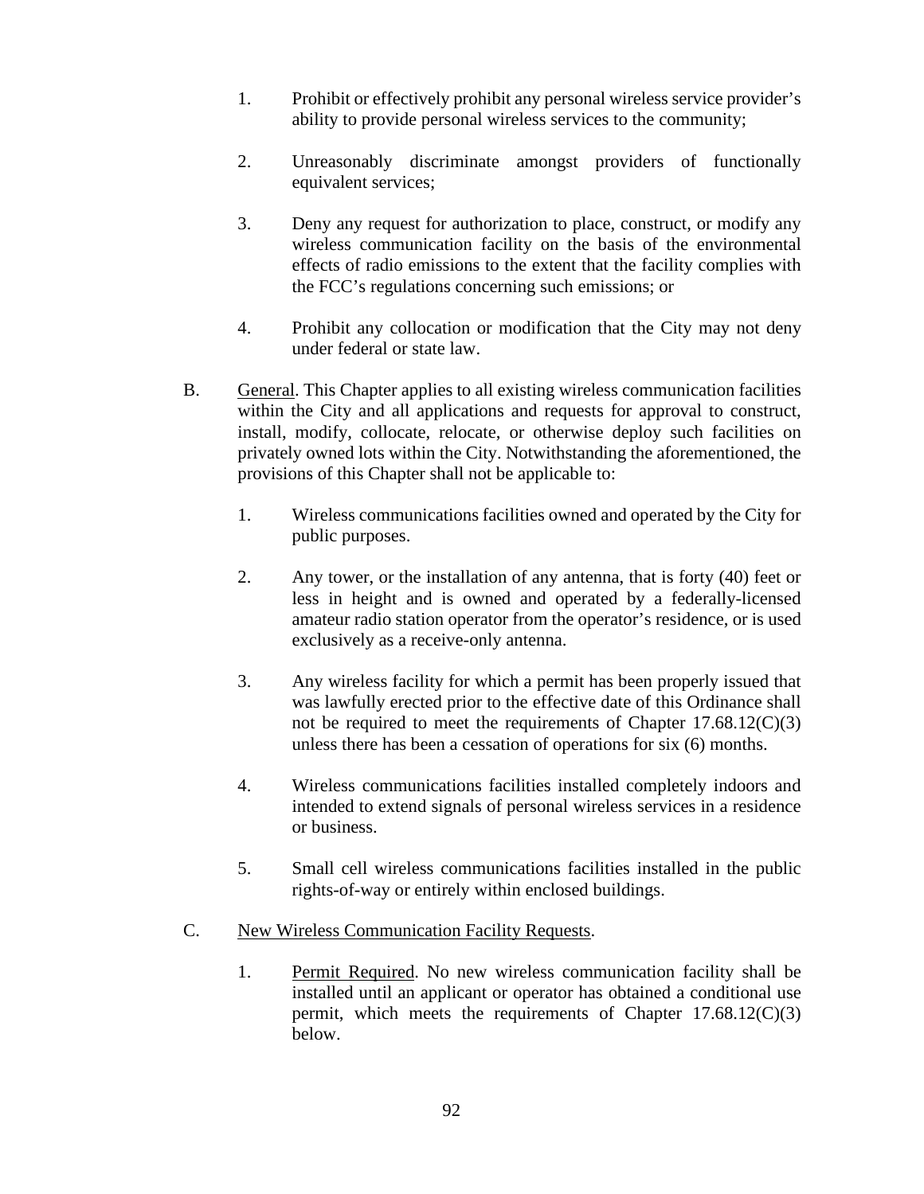1. Prohibit or effectively prohibit any personal wireless service provider's ability to provide personal wireless services to the community;

2. Unreasonably discriminate amongst providers of functionally equivalent services;

3. Deny any request for authorization to place, construct, or modify any wireless communication facility on the basis of the environmental effects of radio emissions to the extent that the facility complies with the FCC's regulations concerning such emissions; or

4. Prohibit any collocation or modification that the City may not deny under federal or state law.

B. General. This Chapter applies to all existing wireless communication facilities within the City and all applications and requests for approval to construct, install, modify, collocate, relocate, or otherwise deploy such facilities on privately owned lots within the City. Notwithstanding the aforementioned, the provisions of this Chapter shall not be applicable to:

   1. Wireless communications facilities owned and operated by the City for public purposes.

   2. Any tower, or the installation of any antenna, that is forty (40) feet or less in height and is owned and operated by a federally-licensed amateur radio station operator from the operator's residence, or is used exclusively as a receive-only antenna.

   3. Any wireless facility for which a permit has been properly issued that was lawfully erected prior to the effective date of this Ordinance shall not be required to meet the requirements of Chapter 17.68.12(C)(3) unless there has been a cessation of operations for six (6) months.

   4. Wireless communications facilities installed completely indoors and intended to extend signals of personal wireless services in a residence or business.

   5. Small cell wireless communications facilities installed in the public rights-of-way or entirely within enclosed buildings.

C. New Wireless Communication Facility Requests.

   1. Permit Required. No new wireless communication facility shall be installed until an applicant or operator has obtained a conditional use permit, which meets the requirements of Chapter 17.68.12(C)(3) below.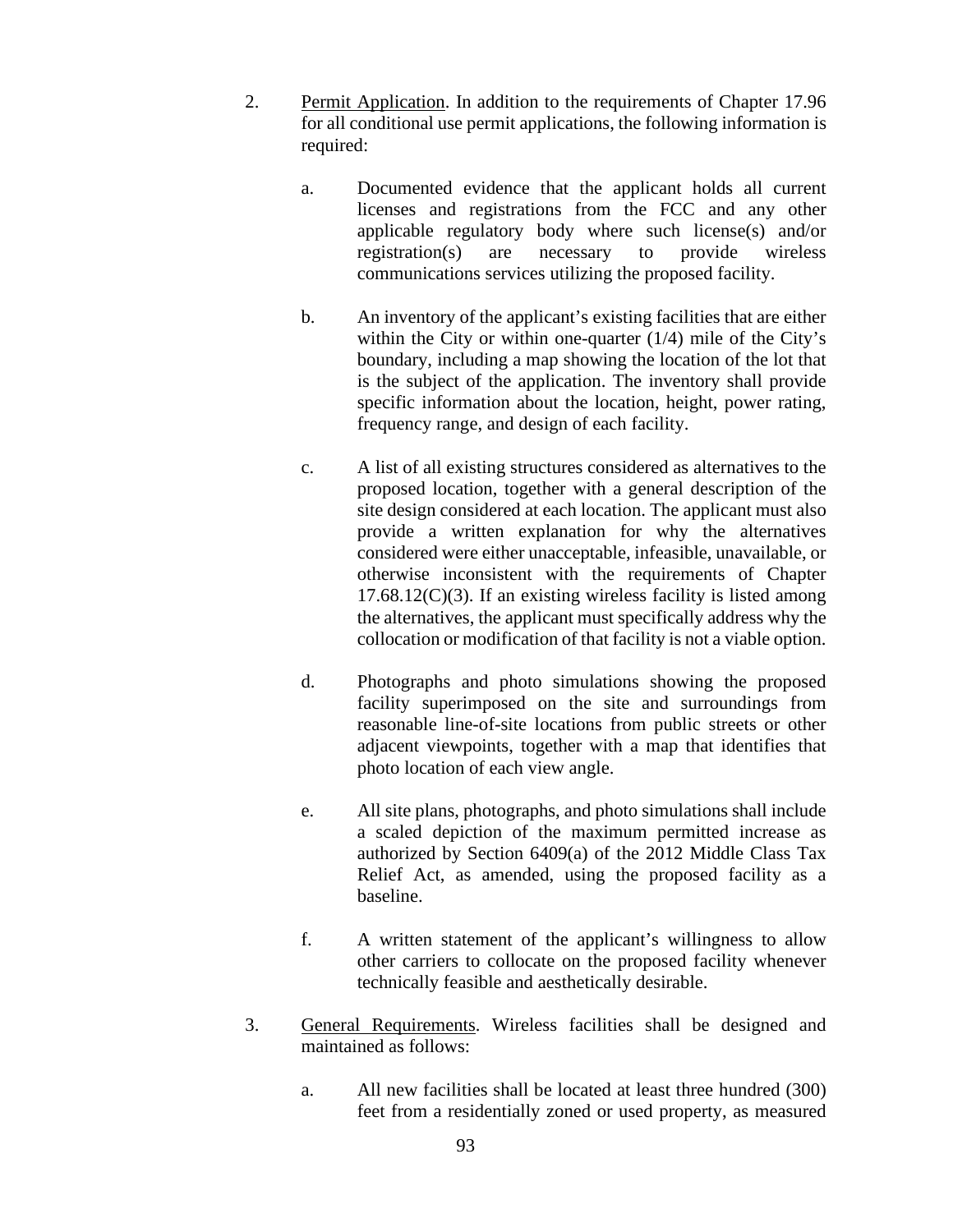2. Permit Application. In addition to the requirements of Chapter 17.96 for all conditional use permit applications, the following information is required:

   a. Documented evidence that the applicant holds all current licenses and registrations from the FCC and any other applicable regulatory body where such license(s) and/or registration(s) are necessary to provide wireless communications services utilizing the proposed facility.

   b. An inventory of the applicant's existing facilities that are either within the City or within one-quarter (1/4) mile of the City's boundary, including a map showing the location of the lot that is the subject of the application. The inventory shall provide specific information about the location, height, power rating, frequency range, and design of each facility.

   c. A list of all existing structures considered as alternatives to the proposed location, together with a general description of the site design considered at each location. The applicant must also provide a written explanation for why the alternatives considered were either unacceptable, infeasible, unavailable, or otherwise inconsistent with the requirements of Chapter 17.68.12(C)(3). If an existing wireless facility is listed among the alternatives, the applicant must specifically address why the collocation or modification of that facility is not a viable option.

   d. Photographs and photo simulations showing the proposed facility superimposed on the site and surroundings from reasonable line-of-site locations from public streets or other adjacent viewpoints, together with a map that identifies that photo location of each view angle.

   e. All site plans, photographs, and photo simulations shall include a scaled depiction of the maximum permitted increase as authorized by Section 6409(a) of the 2012 Middle Class Tax Relief Act, as amended, using the proposed facility as a baseline.

   f. A written statement of the applicant's willingness to allow other carriers to collocate on the proposed facility whenever technically feasible and aesthetically desirable.

3. General Requirements. Wireless facilities shall be designed and maintained as follows:

   a. All new facilities shall be located at least three hundred (300) feet from a residentially zoned or used property, as measured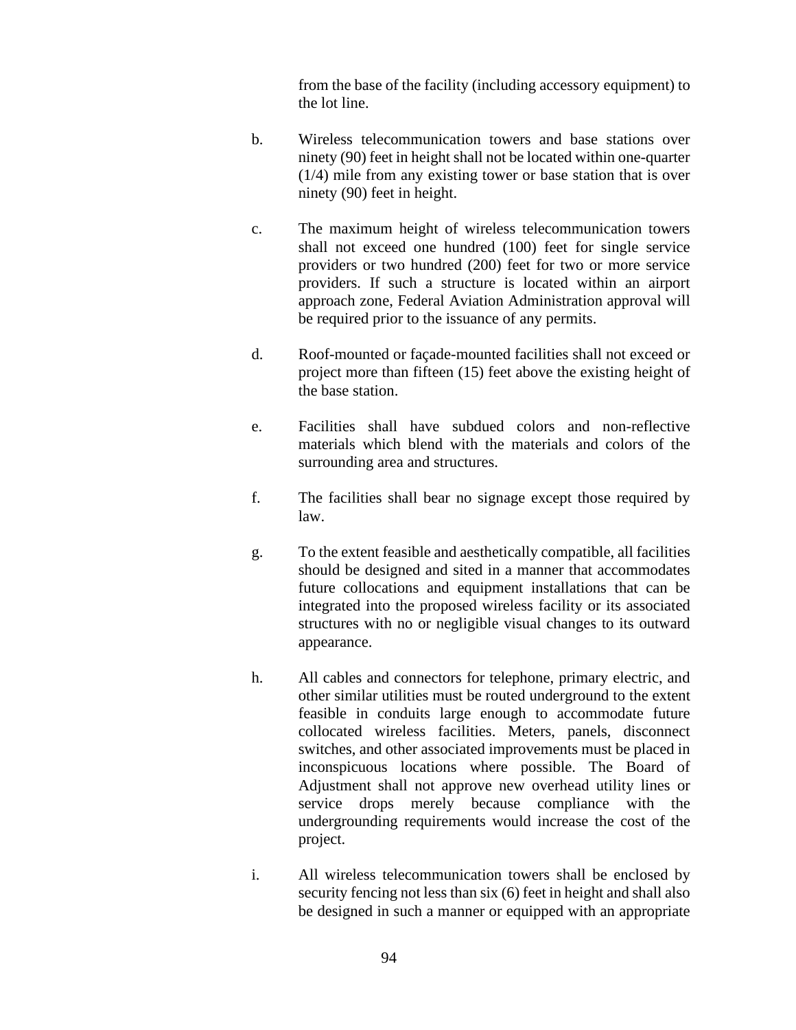from the base of the facility (including accessory equipment) to the lot line.

b. Wireless telecommunication towers and base stations over ninety (90) feet in height shall not be located within one-quarter (1/4) mile from any existing tower or base station that is over ninety (90) feet in height.

c. The maximum height of wireless telecommunication towers shall not exceed one hundred (100) feet for single service providers or two hundred (200) feet for two or more service providers. If such a structure is located within an airport approach zone, Federal Aviation Administration approval will be required prior to the issuance of any permits.

d. Roof-mounted or façade-mounted facilities shall not exceed or project more than fifteen (15) feet above the existing height of the base station.

e. Facilities shall have subdued colors and non-reflective materials which blend with the materials and colors of the surrounding area and structures.

f. The facilities shall bear no signage except those required by law.

g. To the extent feasible and aesthetically compatible, all facilities should be designed and sited in a manner that accommodates future collocations and equipment installations that can be integrated into the proposed wireless facility or its associated structures with no or negligible visual changes to its outward appearance.

h. All cables and connectors for telephone, primary electric, and other similar utilities must be routed underground to the extent feasible in conduits large enough to accommodate future collocated wireless facilities. Meters, panels, disconnect switches, and other associated improvements must be placed in inconspicuous locations where possible. The Board of Adjustment shall not approve new overhead utility lines or service drops merely because compliance with the undergrounding requirements would increase the cost of the project.

i. All wireless telecommunication towers shall be enclosed by security fencing not less than six (6) feet in height and shall also be designed in such a manner or equipped with an appropriate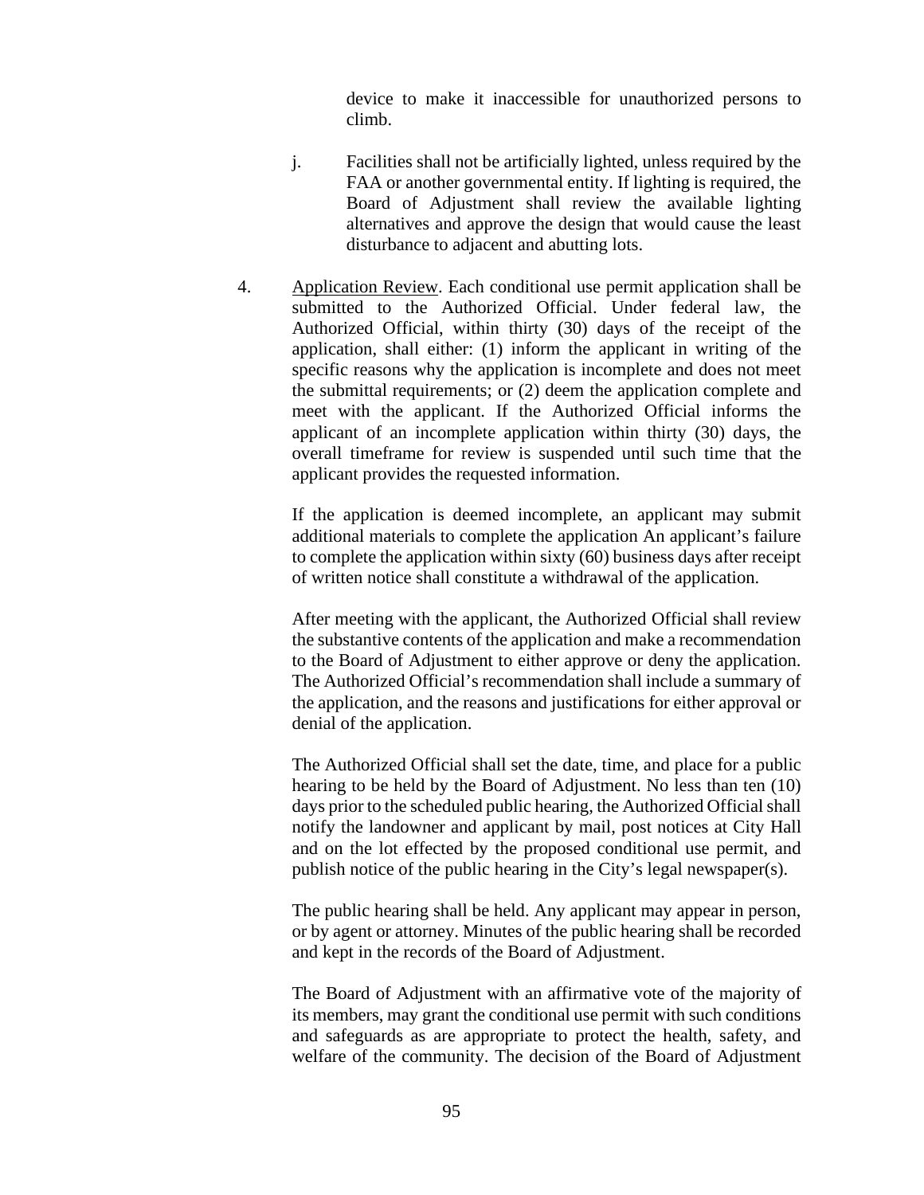device to make it inaccessible for unauthorized persons to climb.

j. Facilities shall not be artificially lighted, unless required by the FAA or another governmental entity. If lighting is required, the Board of Adjustment shall review the available lighting alternatives and approve the design that would cause the least disturbance to adjacent and abutting lots.

4. <u>Application Review</u>. Each conditional use permit application shall be submitted to the Authorized Official. Under federal law, the Authorized Official, within thirty (30) days of the receipt of the application, shall either: (1) inform the applicant in writing of the specific reasons why the application is incomplete and does not meet the submittal requirements; or (2) deem the application complete and meet with the applicant. If the Authorized Official informs the applicant of an incomplete application within thirty (30) days, the overall timeframe for review is suspended until such time that the applicant provides the requested information.

   If the application is deemed incomplete, an applicant may submit additional materials to complete the application An applicant's failure to complete the application within sixty (60) business days after receipt of written notice shall constitute a withdrawal of the application.

   After meeting with the applicant, the Authorized Official shall review the substantive contents of the application and make a recommendation to the Board of Adjustment to either approve or deny the application. The Authorized Official's recommendation shall include a summary of the application, and the reasons and justifications for either approval or denial of the application.

   The Authorized Official shall set the date, time, and place for a public hearing to be held by the Board of Adjustment. No less than ten (10) days prior to the scheduled public hearing, the Authorized Official shall notify the landowner and applicant by mail, post notices at City Hall and on the lot effected by the proposed conditional use permit, and publish notice of the public hearing in the City's legal newspaper(s).

   The public hearing shall be held. Any applicant may appear in person, or by agent or attorney. Minutes of the public hearing shall be recorded and kept in the records of the Board of Adjustment.

   The Board of Adjustment with an affirmative vote of the majority of its members, may grant the conditional use permit with such conditions and safeguards as are appropriate to protect the health, safety, and welfare of the community. The decision of the Board of Adjustment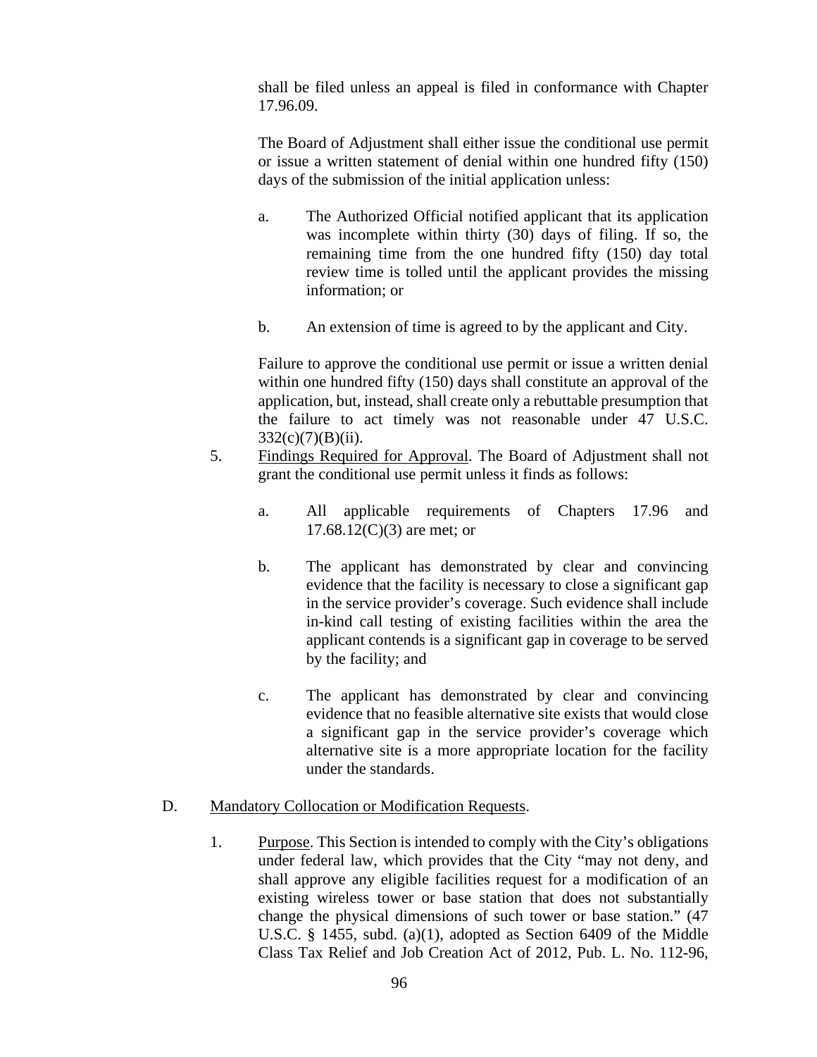shall be filed unless an appeal is filed in conformance with Chapter 17.96.09.

The Board of Adjustment shall either issue the conditional use permit or issue a written statement of denial within one hundred fifty (150) days of the submission of the initial application unless:

a. The Authorized Official notified applicant that its application was incomplete within thirty (30) days of filing. If so, the remaining time from the one hundred fifty (150) day total review time is tolled until the applicant provides the missing information; or

b. An extension of time is agreed to by the applicant and City.

Failure to approve the conditional use permit or issue a written denial within one hundred fifty (150) days shall constitute an approval of the application, but, instead, shall create only a rebuttable presumption that the failure to act timely was not reasonable under 47 U.S.C. 332(c)(7)(B)(ii).

5. Findings Required for Approval. The Board of Adjustment shall not grant the conditional use permit unless it finds as follows:

   a. All applicable requirements of Chapters 17.96 and 17.68.12(C)(3) are met; or

   b. The applicant has demonstrated by clear and convincing evidence that the facility is necessary to close a significant gap in the service provider's coverage. Such evidence shall include in-kind call testing of existing facilities within the area the applicant contends is a significant gap in coverage to be served by the facility; and

   c. The applicant has demonstrated by clear and convincing evidence that no feasible alternative site exists that would close a significant gap in the service provider's coverage which alternative site is a more appropriate location for the facility under the standards.

D. Mandatory Collocation or Modification Requests.

1. Purpose. This Section is intended to comply with the City's obligations under federal law, which provides that the City "may not deny, and shall approve any eligible facilities request for a modification of an existing wireless tower or base station that does not substantially change the physical dimensions of such tower or base station." (47 U.S.C. § 1455, subd. (a)(1), adopted as Section 6409 of the Middle Class Tax Relief and Job Creation Act of 2012, Pub. L. No. 112-96,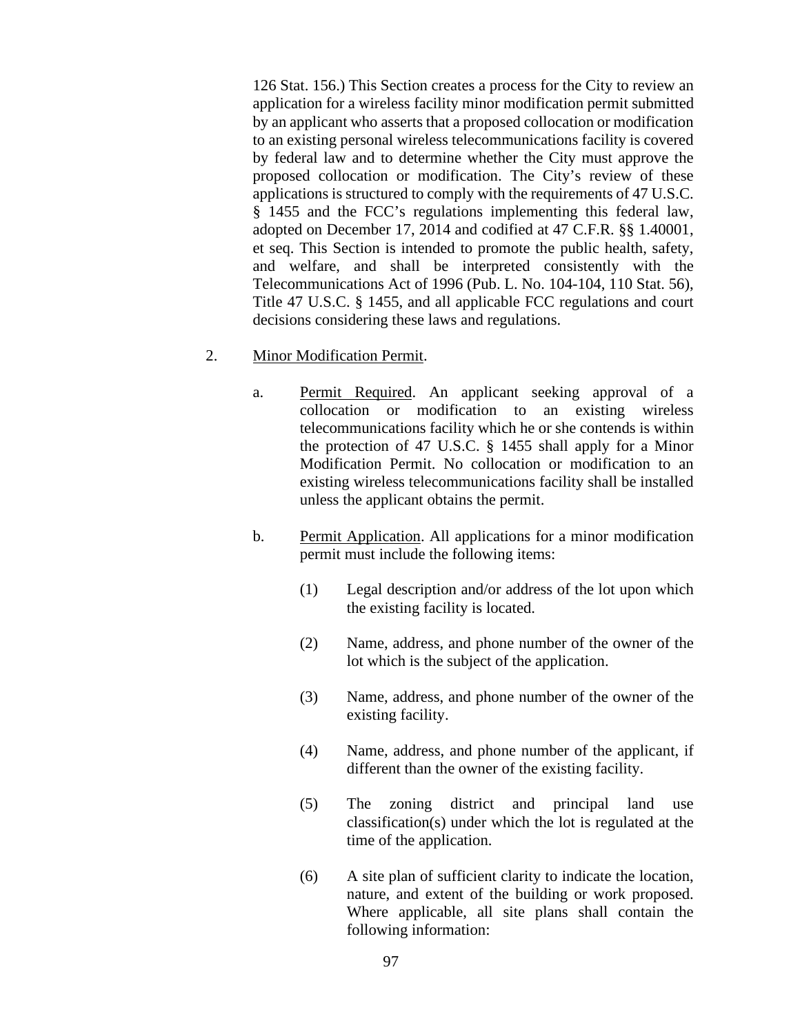126 Stat. 156.) This Section creates a process for the City to review an application for a wireless facility minor modification permit submitted by an applicant who asserts that a proposed collocation or modification to an existing personal wireless telecommunications facility is covered by federal law and to determine whether the City must approve the proposed collocation or modification. The City's review of these applications is structured to comply with the requirements of 47 U.S.C. § 1455 and the FCC's regulations implementing this federal law, adopted on December 17, 2014 and codified at 47 C.F.R. §§ 1.40001, et seq. This Section is intended to promote the public health, safety, and welfare, and shall be interpreted consistently with the Telecommunications Act of 1996 (Pub. L. No. 104-104, 110 Stat. 56), Title 47 U.S.C. § 1455, and all applicable FCC regulations and court decisions considering these laws and regulations.

2. Minor Modification Permit.

   a. Permit Required. An applicant seeking approval of a collocation or modification to an existing wireless telecommunications facility which he or she contends is within the protection of 47 U.S.C. § 1455 shall apply for a Minor Modification Permit. No collocation or modification to an existing wireless telecommunications facility shall be installed unless the applicant obtains the permit.

   b. Permit Application. All applications for a minor modification permit must include the following items:

      (1) Legal description and/or address of the lot upon which the existing facility is located.

      (2) Name, address, and phone number of the owner of the lot which is the subject of the application.

      (3) Name, address, and phone number of the owner of the existing facility.

      (4) Name, address, and phone number of the applicant, if different than the owner of the existing facility.

      (5) The zoning district and principal land use classification(s) under which the lot is regulated at the time of the application.

      (6) A site plan of sufficient clarity to indicate the location, nature, and extent of the building or work proposed. Where applicable, all site plans shall contain the following information: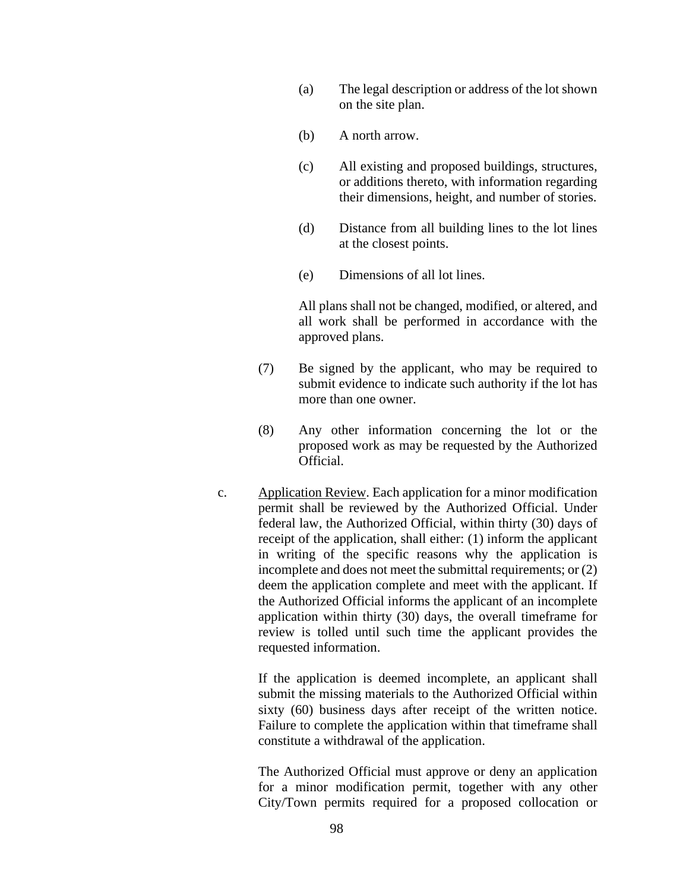(a) The legal description or address of the lot shown on the site plan.

(b) A north arrow.

(c) All existing and proposed buildings, structures, or additions thereto, with information regarding their dimensions, height, and number of stories.

(d) Distance from all building lines to the lot lines at the closest points.

(e) Dimensions of all lot lines.

All plans shall not be changed, modified, or altered, and all work shall be performed in accordance with the approved plans.

(7) Be signed by the applicant, who may be required to submit evidence to indicate such authority if the lot has more than one owner.

(8) Any other information concerning the lot or the proposed work as may be requested by the Authorized Official.

c. Application Review. Each application for a minor modification permit shall be reviewed by the Authorized Official. Under federal law, the Authorized Official, within thirty (30) days of receipt of the application, shall either: (1) inform the applicant in writing of the specific reasons why the application is incomplete and does not meet the submittal requirements; or (2) deem the application complete and meet with the applicant. If the Authorized Official informs the applicant of an incomplete application within thirty (30) days, the overall timeframe for review is tolled until such time the applicant provides the requested information.

If the application is deemed incomplete, an applicant shall submit the missing materials to the Authorized Official within sixty (60) business days after receipt of the written notice. Failure to complete the application within that timeframe shall constitute a withdrawal of the application.

The Authorized Official must approve or deny an application for a minor modification permit, together with any other City/Town permits required for a proposed collocation or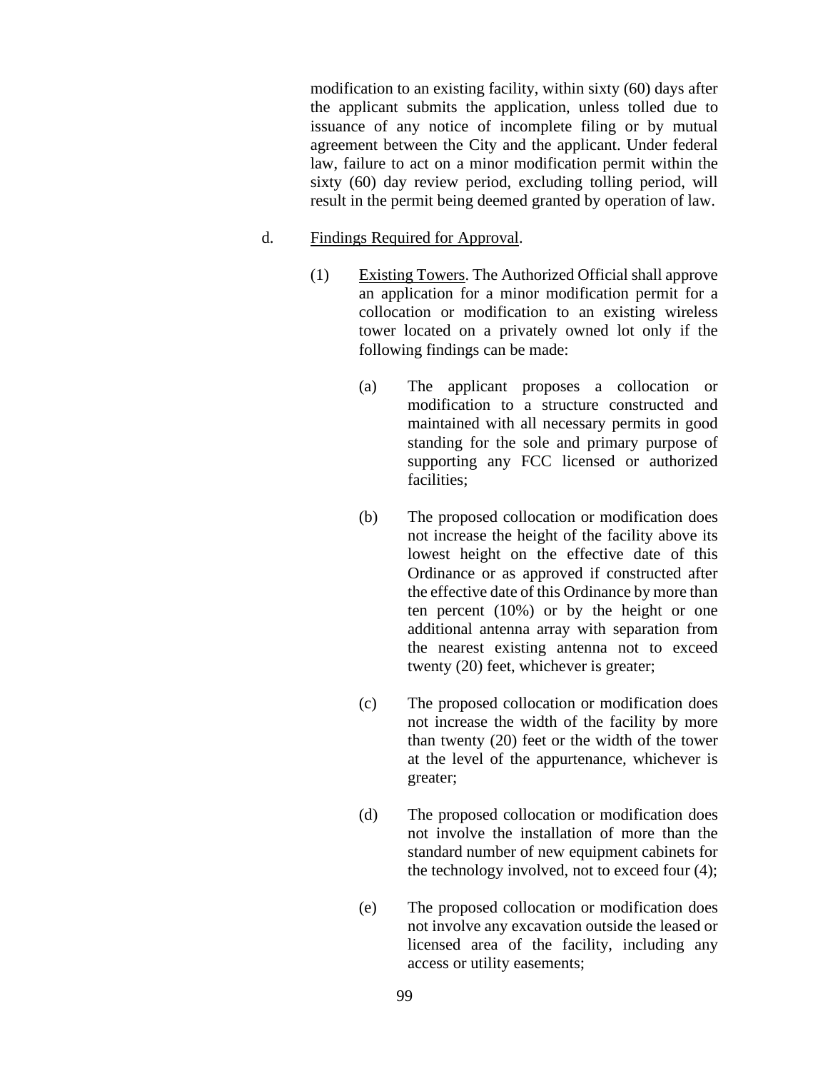modification to an existing facility, within sixty (60) days after the applicant submits the application, unless tolled due to issuance of any notice of incomplete filing or by mutual agreement between the City and the applicant. Under federal law, failure to act on a minor modification permit within the sixty (60) day review period, excluding tolling period, will result in the permit being deemed granted by operation of law.

d. Findings Required for Approval.

(1) Existing Towers. The Authorized Official shall approve an application for a minor modification permit for a collocation or modification to an existing wireless tower located on a privately owned lot only if the following findings can be made:

(a) The applicant proposes a collocation or modification to a structure constructed and maintained with all necessary permits in good standing for the sole and primary purpose of supporting any FCC licensed or authorized facilities;

(b) The proposed collocation or modification does not increase the height of the facility above its lowest height on the effective date of this Ordinance or as approved if constructed after the effective date of this Ordinance by more than ten percent (10%) or by the height or one additional antenna array with separation from the nearest existing antenna not to exceed twenty (20) feet, whichever is greater;

(c) The proposed collocation or modification does not increase the width of the facility by more than twenty (20) feet or the width of the tower at the level of the appurtenance, whichever is greater;

(d) The proposed collocation or modification does not involve the installation of more than the standard number of new equipment cabinets for the technology involved, not to exceed four (4);

(e) The proposed collocation or modification does not involve any excavation outside the leased or licensed area of the facility, including any access or utility easements;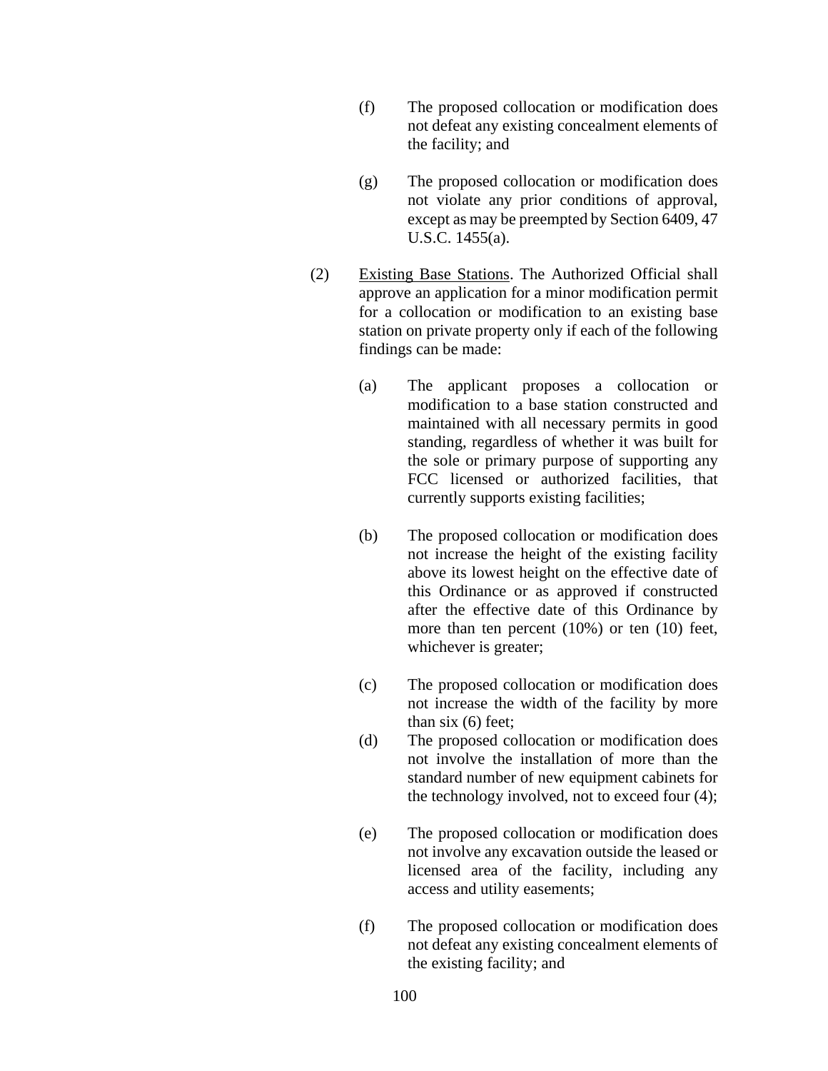(f) The proposed collocation or modification does not defeat any existing concealment elements of the facility; and

(g) The proposed collocation or modification does not violate any prior conditions of approval, except as may be preempted by Section 6409, 47 U.S.C. 1455(a).

(2) Existing Base Stations. The Authorized Official shall approve an application for a minor modification permit for a collocation or modification to an existing base station on private property only if each of the following findings can be made:

(a) The applicant proposes a collocation or modification to a base station constructed and maintained with all necessary permits in good standing, regardless of whether it was built for the sole or primary purpose of supporting any FCC licensed or authorized facilities, that currently supports existing facilities;

(b) The proposed collocation or modification does not increase the height of the existing facility above its lowest height on the effective date of this Ordinance or as approved if constructed after the effective date of this Ordinance by more than ten percent (10%) or ten (10) feet, whichever is greater;

(c) The proposed collocation or modification does not increase the width of the facility by more than six (6) feet;

(d) The proposed collocation or modification does not involve the installation of more than the standard number of new equipment cabinets for the technology involved, not to exceed four (4);

(e) The proposed collocation or modification does not involve any excavation outside the leased or licensed area of the facility, including any access and utility easements;

(f) The proposed collocation or modification does not defeat any existing concealment elements of the existing facility; and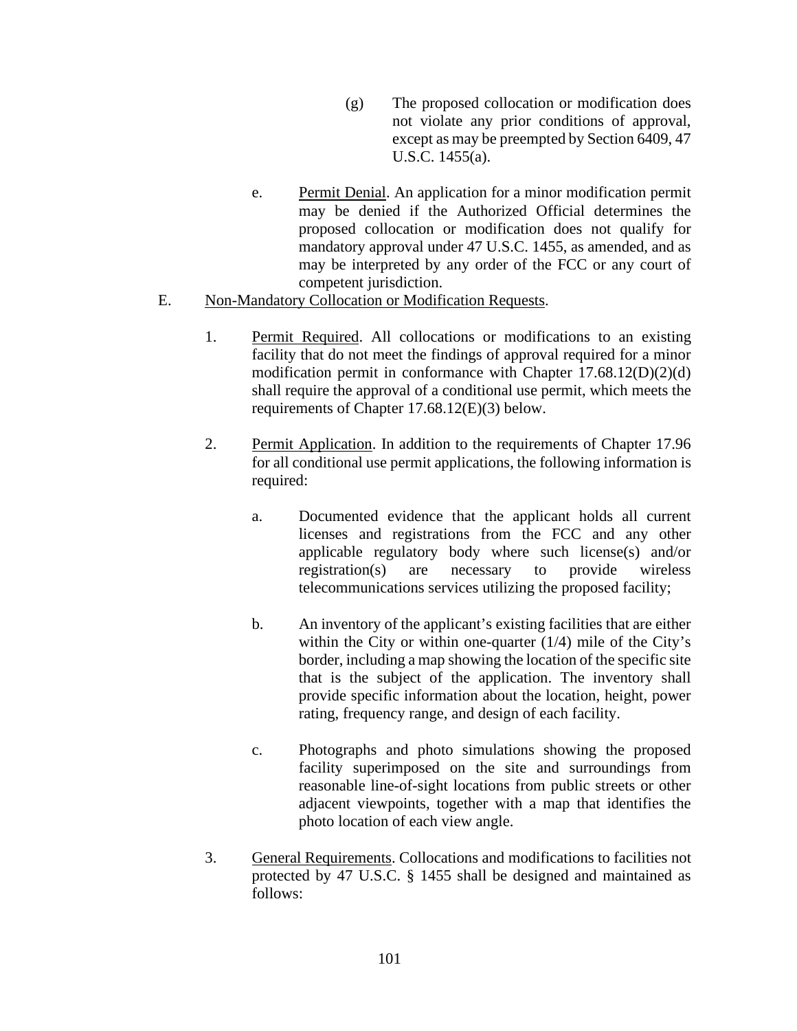(g) The proposed collocation or modification does not violate any prior conditions of approval, except as may be preempted by Section 6409, 47 U.S.C. 1455(a).

e. Permit Denial. An application for a minor modification permit may be denied if the Authorized Official determines the proposed collocation or modification does not qualify for mandatory approval under 47 U.S.C. 1455, as amended, and as may be interpreted by any order of the FCC or any court of competent jurisdiction.

E. Non-Mandatory Collocation or Modification Requests.

1. Permit Required. All collocations or modifications to an existing facility that do not meet the findings of approval required for a minor modification permit in conformance with Chapter 17.68.12(D)(2)(d) shall require the approval of a conditional use permit, which meets the requirements of Chapter 17.68.12(E)(3) below.

2. Permit Application. In addition to the requirements of Chapter 17.96 for all conditional use permit applications, the following information is required:

a. Documented evidence that the applicant holds all current licenses and registrations from the FCC and any other applicable regulatory body where such license(s) and/or registration(s) are necessary to provide wireless telecommunications services utilizing the proposed facility;

b. An inventory of the applicant's existing facilities that are either within the City or within one-quarter (1/4) mile of the City's border, including a map showing the location of the specific site that is the subject of the application. The inventory shall provide specific information about the location, height, power rating, frequency range, and design of each facility.

c. Photographs and photo simulations showing the proposed facility superimposed on the site and surroundings from reasonable line-of-sight locations from public streets or other adjacent viewpoints, together with a map that identifies the photo location of each view angle.

3. General Requirements. Collocations and modifications to facilities not protected by 47 U.S.C. § 1455 shall be designed and maintained as follows: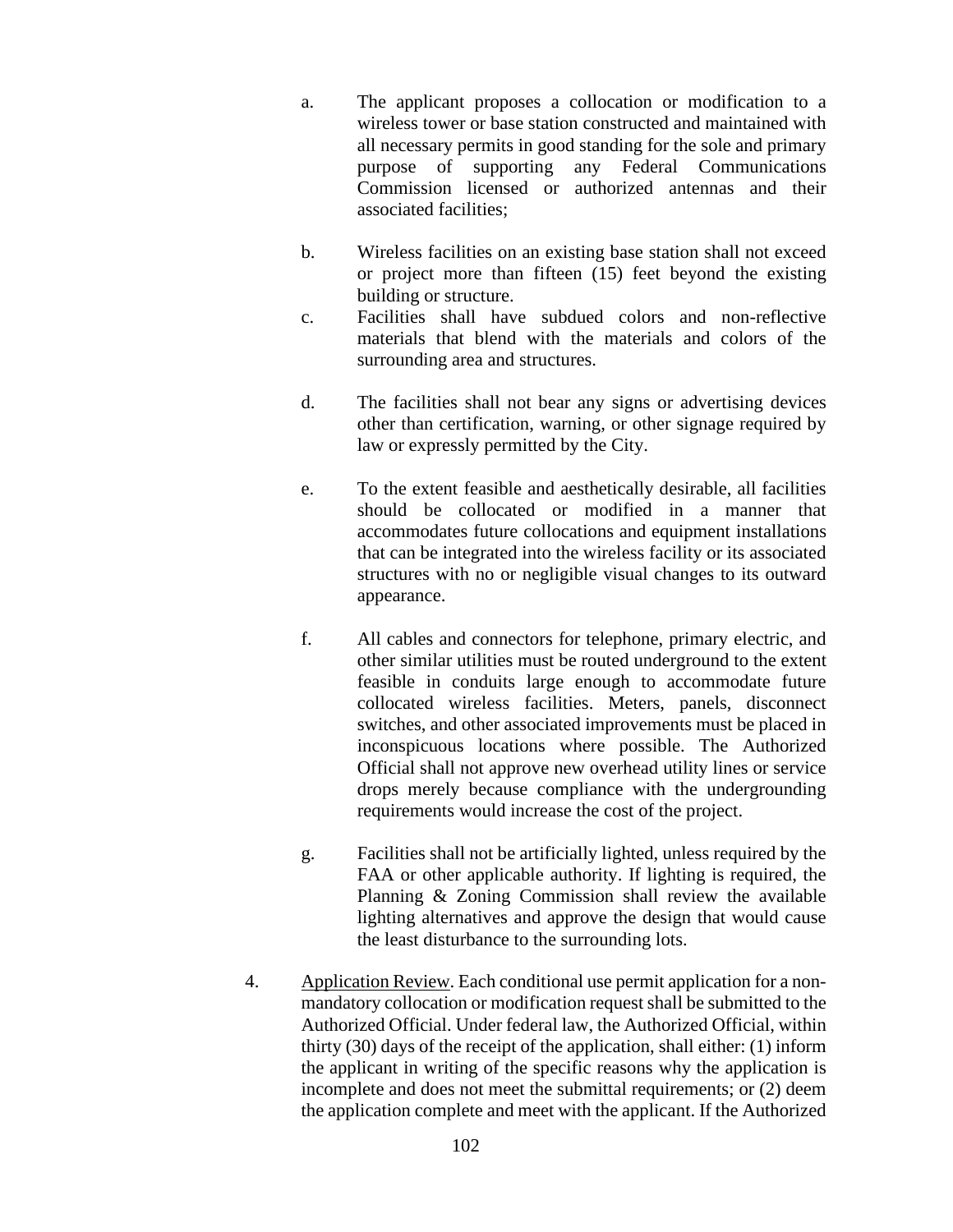a. The applicant proposes a collocation or modification to a wireless tower or base station constructed and maintained with all necessary permits in good standing for the sole and primary purpose of supporting any Federal Communications Commission licensed or authorized antennas and their associated facilities;

b. Wireless facilities on an existing base station shall not exceed or project more than fifteen (15) feet beyond the existing building or structure.

c. Facilities shall have subdued colors and non-reflective materials that blend with the materials and colors of the surrounding area and structures.

d. The facilities shall not bear any signs or advertising devices other than certification, warning, or other signage required by law or expressly permitted by the City.

e. To the extent feasible and aesthetically desirable, all facilities should be collocated or modified in a manner that accommodates future collocations and equipment installations that can be integrated into the wireless facility or its associated structures with no or negligible visual changes to its outward appearance.

f. All cables and connectors for telephone, primary electric, and other similar utilities must be routed underground to the extent feasible in conduits large enough to accommodate future collocated wireless facilities. Meters, panels, disconnect switches, and other associated improvements must be placed in inconspicuous locations where possible. The Authorized Official shall not approve new overhead utility lines or service drops merely because compliance with the undergrounding requirements would increase the cost of the project.

g. Facilities shall not be artificially lighted, unless required by the FAA or other applicable authority. If lighting is required, the Planning & Zoning Commission shall review the available lighting alternatives and approve the design that would cause the least disturbance to the surrounding lots.

4. Application Review. Each conditional use permit application for a non-mandatory collocation or modification request shall be submitted to the Authorized Official. Under federal law, the Authorized Official, within thirty (30) days of the receipt of the application, shall either: (1) inform the applicant in writing of the specific reasons why the application is incomplete and does not meet the submittal requirements; or (2) deem the application complete and meet with the applicant. If the Authorized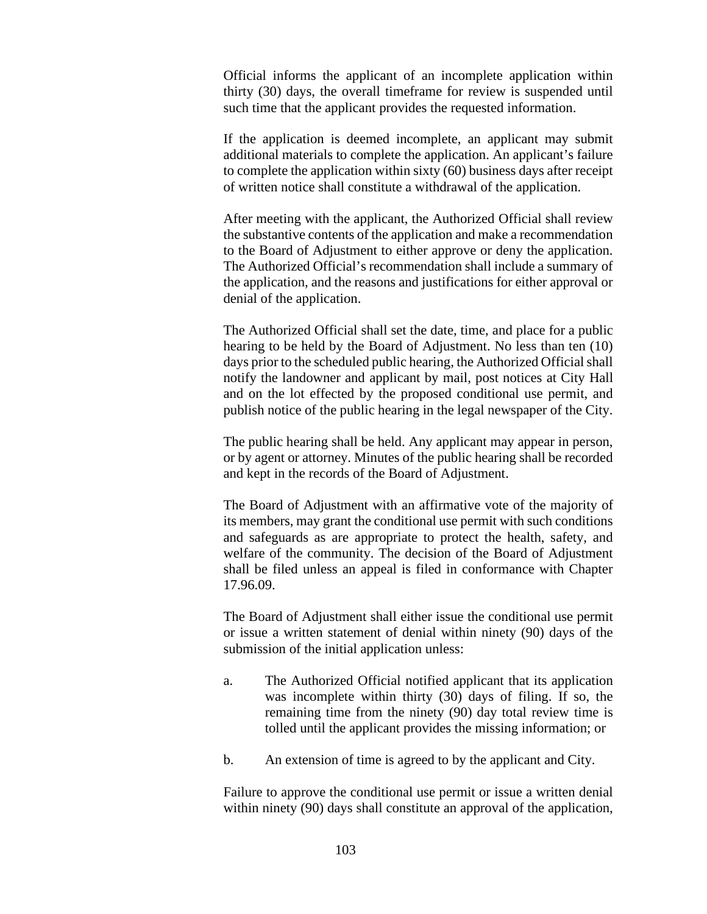Official informs the applicant of an incomplete application within thirty (30) days, the overall timeframe for review is suspended until such time that the applicant provides the requested information.

If the application is deemed incomplete, an applicant may submit additional materials to complete the application. An applicant's failure to complete the application within sixty (60) business days after receipt of written notice shall constitute a withdrawal of the application.

After meeting with the applicant, the Authorized Official shall review the substantive contents of the application and make a recommendation to the Board of Adjustment to either approve or deny the application. The Authorized Official's recommendation shall include a summary of the application, and the reasons and justifications for either approval or denial of the application.

The Authorized Official shall set the date, time, and place for a public hearing to be held by the Board of Adjustment. No less than ten (10) days prior to the scheduled public hearing, the Authorized Official shall notify the landowner and applicant by mail, post notices at City Hall and on the lot effected by the proposed conditional use permit, and publish notice of the public hearing in the legal newspaper of the City.

The public hearing shall be held. Any applicant may appear in person, or by agent or attorney. Minutes of the public hearing shall be recorded and kept in the records of the Board of Adjustment.

The Board of Adjustment with an affirmative vote of the majority of its members, may grant the conditional use permit with such conditions and safeguards as are appropriate to protect the health, safety, and welfare of the community. The decision of the Board of Adjustment shall be filed unless an appeal is filed in conformance with Chapter 17.96.09.

The Board of Adjustment shall either issue the conditional use permit or issue a written statement of denial within ninety (90) days of the submission of the initial application unless:

a. The Authorized Official notified applicant that its application was incomplete within thirty (30) days of filing. If so, the remaining time from the ninety (90) day total review time is tolled until the applicant provides the missing information; or

b. An extension of time is agreed to by the applicant and City.

Failure to approve the conditional use permit or issue a written denial within ninety (90) days shall constitute an approval of the application,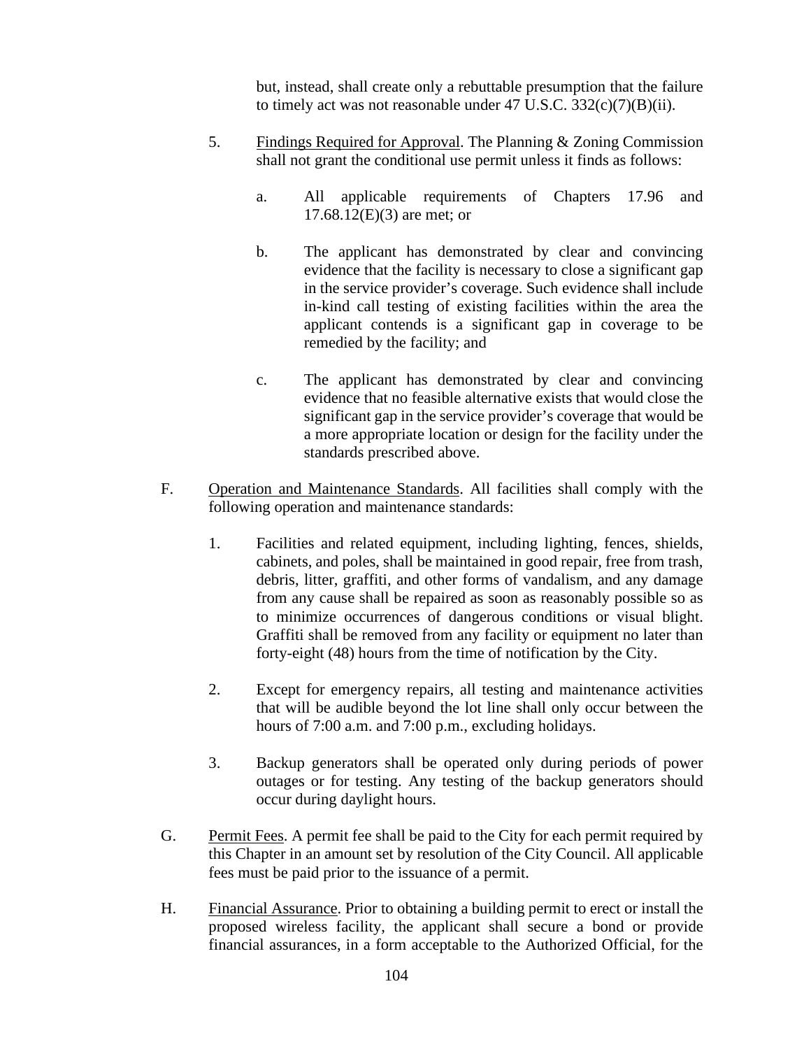but, instead, shall create only a rebuttable presumption that the failure to timely act was not reasonable under 47 U.S.C. 332(c)(7)(B)(ii).

5. Findings Required for Approval. The Planning & Zoning Commission shall not grant the conditional use permit unless it finds as follows:

   a. All applicable requirements of Chapters 17.96 and 17.68.12(E)(3) are met; or

   b. The applicant has demonstrated by clear and convincing evidence that the facility is necessary to close a significant gap in the service provider's coverage. Such evidence shall include in-kind call testing of existing facilities within the area the applicant contends is a significant gap in coverage to be remedied by the facility; and

   c. The applicant has demonstrated by clear and convincing evidence that no feasible alternative exists that would close the significant gap in the service provider's coverage that would be a more appropriate location or design for the facility under the standards prescribed above.

F. Operation and Maintenance Standards. All facilities shall comply with the following operation and maintenance standards:

   1. Facilities and related equipment, including lighting, fences, shields, cabinets, and poles, shall be maintained in good repair, free from trash, debris, litter, graffiti, and other forms of vandalism, and any damage from any cause shall be repaired as soon as reasonably possible so as to minimize occurrences of dangerous conditions or visual blight. Graffiti shall be removed from any facility or equipment no later than forty-eight (48) hours from the time of notification by the City.

   2. Except for emergency repairs, all testing and maintenance activities that will be audible beyond the lot line shall only occur between the hours of 7:00 a.m. and 7:00 p.m., excluding holidays.

   3. Backup generators shall be operated only during periods of power outages or for testing. Any testing of the backup generators should occur during daylight hours.

G. Permit Fees. A permit fee shall be paid to the City for each permit required by this Chapter in an amount set by resolution of the City Council. All applicable fees must be paid prior to the issuance of a permit.

H. Financial Assurance. Prior to obtaining a building permit to erect or install the proposed wireless facility, the applicant shall secure a bond or provide financial assurances, in a form acceptable to the Authorized Official, for the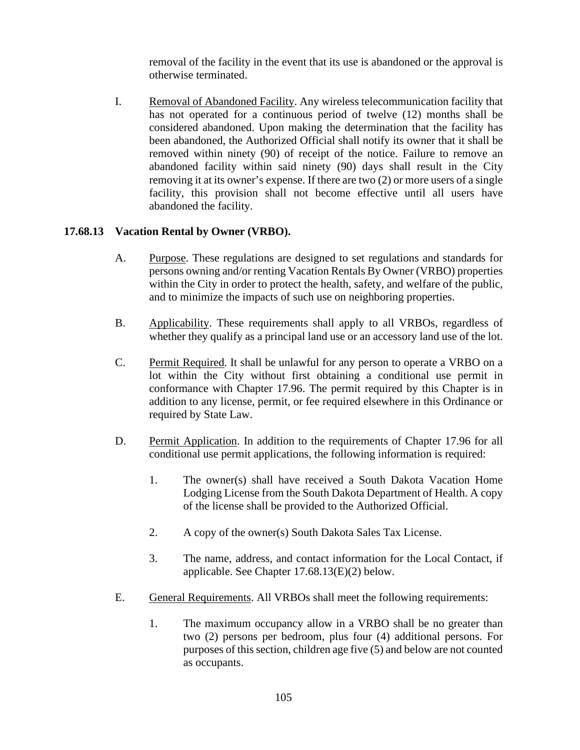removal of the facility in the event that its use is abandoned or the approval is otherwise terminated.

I. Removal of Abandoned Facility. Any wireless telecommunication facility that has not operated for a continuous period of twelve (12) months shall be considered abandoned. Upon making the determination that the facility has been abandoned, the Authorized Official shall notify its owner that it shall be removed within ninety (90) of receipt of the notice. Failure to remove an abandoned facility within said ninety (90) days shall result in the City removing it at its owner's expense. If there are two (2) or more users of a single facility, this provision shall not become effective until all users have abandoned the facility.

**17.68.13 Vacation Rental by Owner (VRBO).**

A. Purpose. These regulations are designed to set regulations and standards for persons owning and/or renting Vacation Rentals By Owner (VRBO) properties within the City in order to protect the health, safety, and welfare of the public, and to minimize the impacts of such use on neighboring properties.

B. Applicability. These requirements shall apply to all VRBOs, regardless of whether they qualify as a principal land use or an accessory land use of the lot.

C. Permit Required. It shall be unlawful for any person to operate a VRBO on a lot within the City without first obtaining a conditional use permit in conformance with Chapter 17.96. The permit required by this Chapter is in addition to any license, permit, or fee required elsewhere in this Ordinance or required by State Law.

D. Permit Application. In addition to the requirements of Chapter 17.96 for all conditional use permit applications, the following information is required:

1. The owner(s) shall have received a South Dakota Vacation Home Lodging License from the South Dakota Department of Health. A copy of the license shall be provided to the Authorized Official.

2. A copy of the owner(s) South Dakota Sales Tax License.

3. The name, address, and contact information for the Local Contact, if applicable. See Chapter 17.68.13(E)(2) below.

E. General Requirements. All VRBOs shall meet the following requirements:

1. The maximum occupancy allow in a VRBO shall be no greater than two (2) persons per bedroom, plus four (4) additional persons. For purposes of this section, children age five (5) and below are not counted as occupants.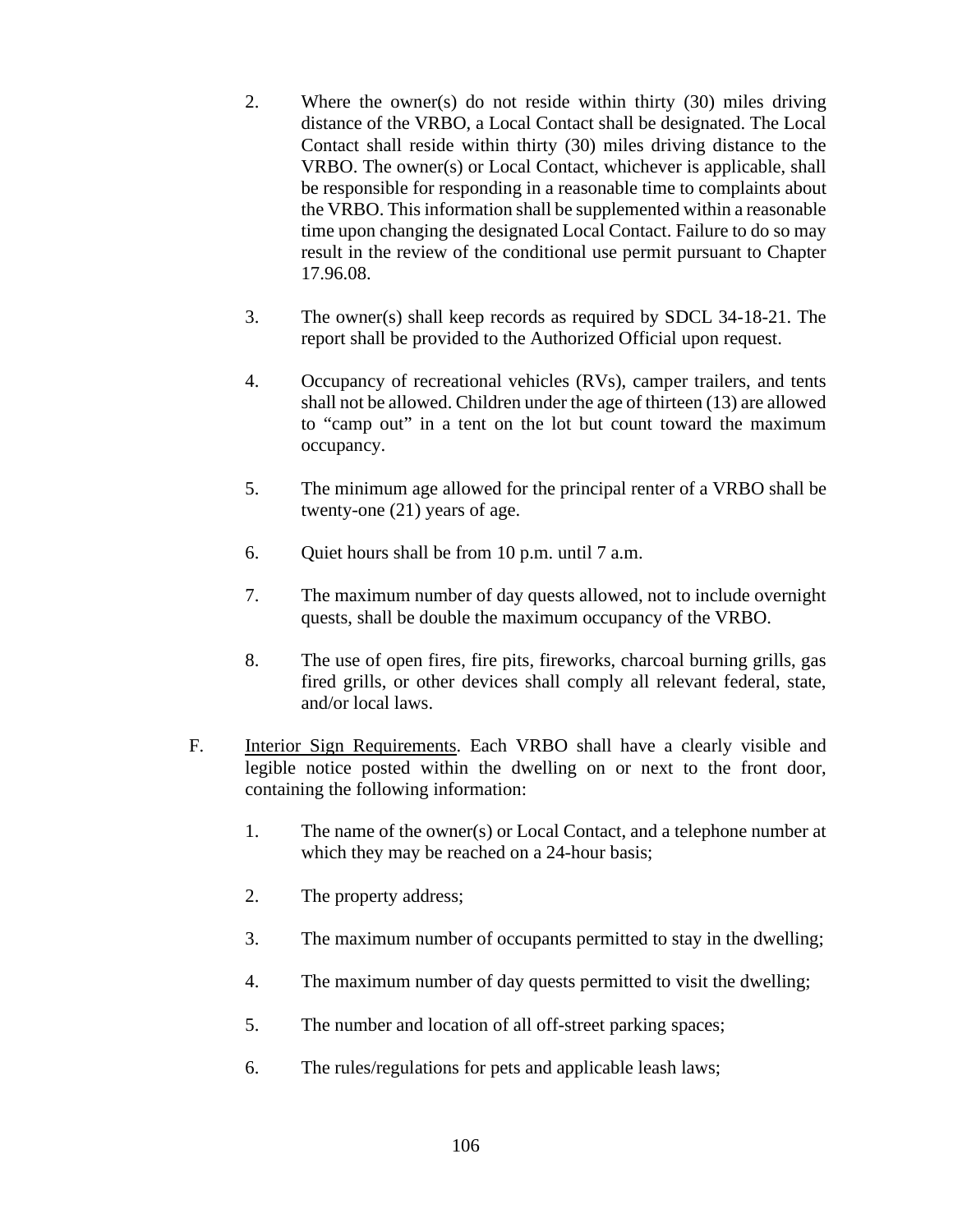2. Where the owner(s) do not reside within thirty (30) miles driving distance of the VRBO, a Local Contact shall be designated. The Local Contact shall reside within thirty (30) miles driving distance to the VRBO. The owner(s) or Local Contact, whichever is applicable, shall be responsible for responding in a reasonable time to complaints about the VRBO. This information shall be supplemented within a reasonable time upon changing the designated Local Contact. Failure to do so may result in the review of the conditional use permit pursuant to Chapter 17.96.08.

3. The owner(s) shall keep records as required by SDCL 34-18-21. The report shall be provided to the Authorized Official upon request.

4. Occupancy of recreational vehicles (RVs), camper trailers, and tents shall not be allowed. Children under the age of thirteen (13) are allowed to "camp out" in a tent on the lot but count toward the maximum occupancy.

5. The minimum age allowed for the principal renter of a VRBO shall be twenty-one (21) years of age.

6. Quiet hours shall be from 10 p.m. until 7 a.m.

7. The maximum number of day quests allowed, not to include overnight quests, shall be double the maximum occupancy of the VRBO.

8. The use of open fires, fire pits, fireworks, charcoal burning grills, gas fired grills, or other devices shall comply all relevant federal, state, and/or local laws.

F. Interior Sign Requirements. Each VRBO shall have a clearly visible and legible notice posted within the dwelling on or next to the front door, containing the following information:

1. The name of the owner(s) or Local Contact, and a telephone number at which they may be reached on a 24-hour basis;

2. The property address;

3. The maximum number of occupants permitted to stay in the dwelling;

4. The maximum number of day quests permitted to visit the dwelling;

5. The number and location of all off-street parking spaces;

6. The rules/regulations for pets and applicable leash laws;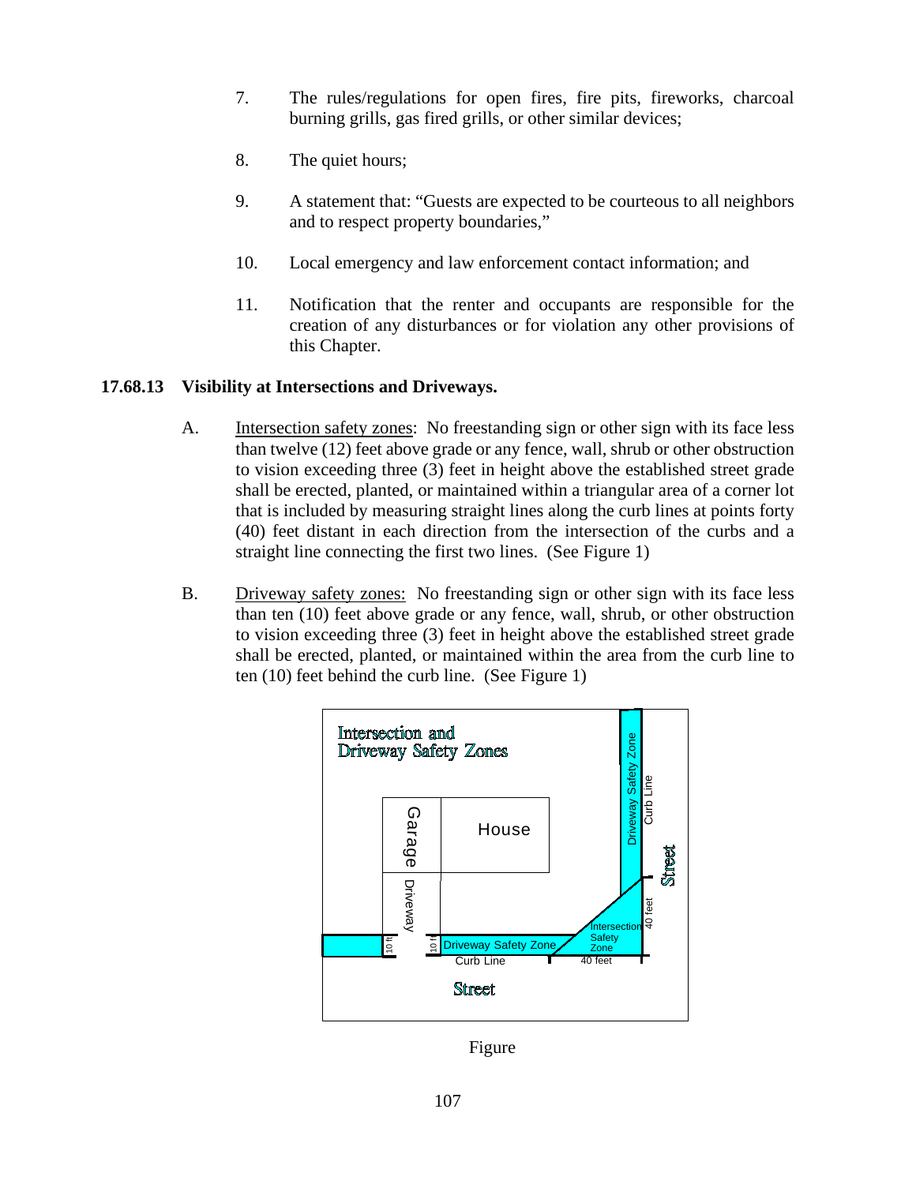7. The rules/regulations for open fires, fire pits, fireworks, charcoal burning grills, gas fired grills, or other similar devices;

8. The quiet hours;

9. A statement that: "Guests are expected to be courteous to all neighbors and to respect property boundaries,"

10. Local emergency and law enforcement contact information; and

11. Notification that the renter and occupants are responsible for the creation of any disturbances or for violation any other provisions of this Chapter.

### 17.68.13 Visibility at Intersections and Driveways.

A. Intersection safety zones: No freestanding sign or other sign with its face less than twelve (12) feet above grade or any fence, wall, shrub or other obstruction to vision exceeding three (3) feet in height above the established street grade shall be erected, planted, or maintained within a triangular area of a corner lot that is included by measuring straight lines along the curb lines at points forty (40) feet distant in each direction from the intersection of the curbs and a straight line connecting the first two lines. (See Figure 1)

B. Driveway safety zones: No freestanding sign or other sign with its face less than ten (10) feet above grade or any fence, wall, shrub, or other obstruction to vision exceeding three (3) feet in height above the established street grade shall be erected, planted, or maintained within the area from the curb line to ten (10) feet behind the curb line. (See Figure 1)

Intersection and Driveway Safety Zones

Garage | House | Driveway | Driveway Safety Zone | Curb Line | Street | Intersection Safety Zone | 40 feet | 40 feet | 10 ft | 10 ft

Figure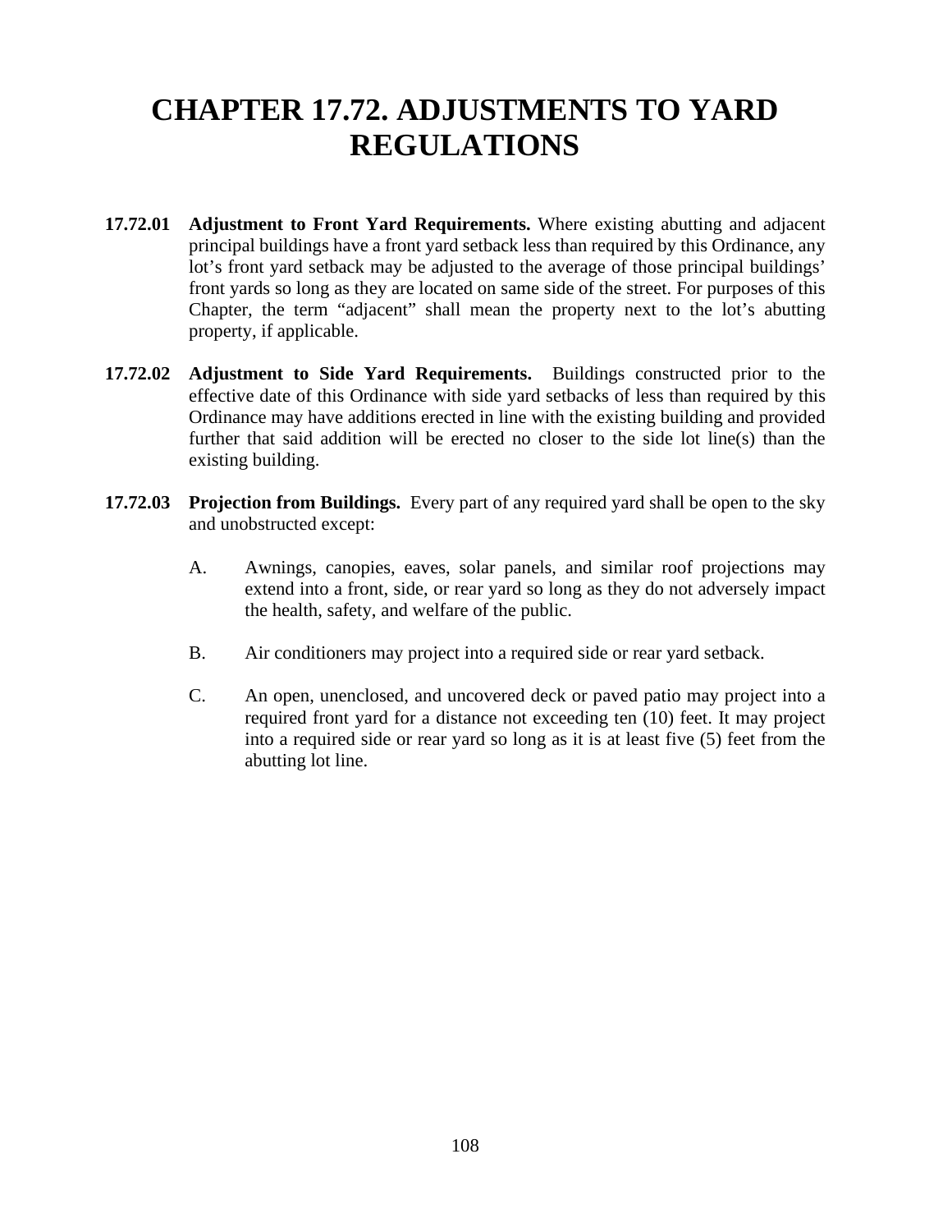# CHAPTER 17.72. ADJUSTMENTS TO YARD REGULATIONS

**17.72.01 Adjustment to Front Yard Requirements.** Where existing abutting and adjacent principal buildings have a front yard setback less than required by this Ordinance, any lot's front yard setback may be adjusted to the average of those principal buildings' front yards so long as they are located on same side of the street. For purposes of this Chapter, the term "adjacent" shall mean the property next to the lot's abutting property, if applicable.

**17.72.02 Adjustment to Side Yard Requirements.** Buildings constructed prior to the effective date of this Ordinance with side yard setbacks of less than required by this Ordinance may have additions erected in line with the existing building and provided further that said addition will be erected no closer to the side lot line(s) than the existing building.

**17.72.03 Projection from Buildings.** Every part of any required yard shall be open to the sky and unobstructed except:

A. Awnings, canopies, eaves, solar panels, and similar roof projections may extend into a front, side, or rear yard so long as they do not adversely impact the health, safety, and welfare of the public.

B. Air conditioners may project into a required side or rear yard setback.

C. An open, unenclosed, and uncovered deck or paved patio may project into a required front yard for a distance not exceeding ten (10) feet. It may project into a required side or rear yard so long as it is at least five (5) feet from the abutting lot line.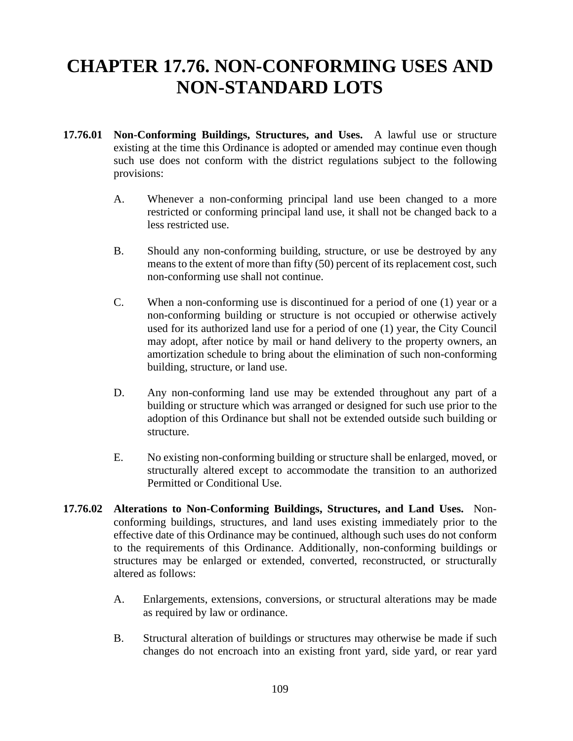# CHAPTER 17.76. NON-CONFORMING USES AND NON-STANDARD LOTS

**17.76.01 Non-Conforming Buildings, Structures, and Uses.** A lawful use or structure existing at the time this Ordinance is adopted or amended may continue even though such use does not conform with the district regulations subject to the following provisions:

A. Whenever a non-conforming principal land use been changed to a more restricted or conforming principal land use, it shall not be changed back to a less restricted use.

B. Should any non-conforming building, structure, or use be destroyed by any means to the extent of more than fifty (50) percent of its replacement cost, such non-conforming use shall not continue.

C. When a non-conforming use is discontinued for a period of one (1) year or a non-conforming building or structure is not occupied or otherwise actively used for its authorized land use for a period of one (1) year, the City Council may adopt, after notice by mail or hand delivery to the property owners, an amortization schedule to bring about the elimination of such non-conforming building, structure, or land use.

D. Any non-conforming land use may be extended throughout any part of a building or structure which was arranged or designed for such use prior to the adoption of this Ordinance but shall not be extended outside such building or structure.

E. No existing non-conforming building or structure shall be enlarged, moved, or structurally altered except to accommodate the transition to an authorized Permitted or Conditional Use.

**17.76.02 Alterations to Non-Conforming Buildings, Structures, and Land Uses.** Non-conforming buildings, structures, and land uses existing immediately prior to the effective date of this Ordinance may be continued, although such uses do not conform to the requirements of this Ordinance. Additionally, non-conforming buildings or structures may be enlarged or extended, converted, reconstructed, or structurally altered as follows:

A. Enlargements, extensions, conversions, or structural alterations may be made as required by law or ordinance.

B. Structural alteration of buildings or structures may otherwise be made if such changes do not encroach into an existing front yard, side yard, or rear yard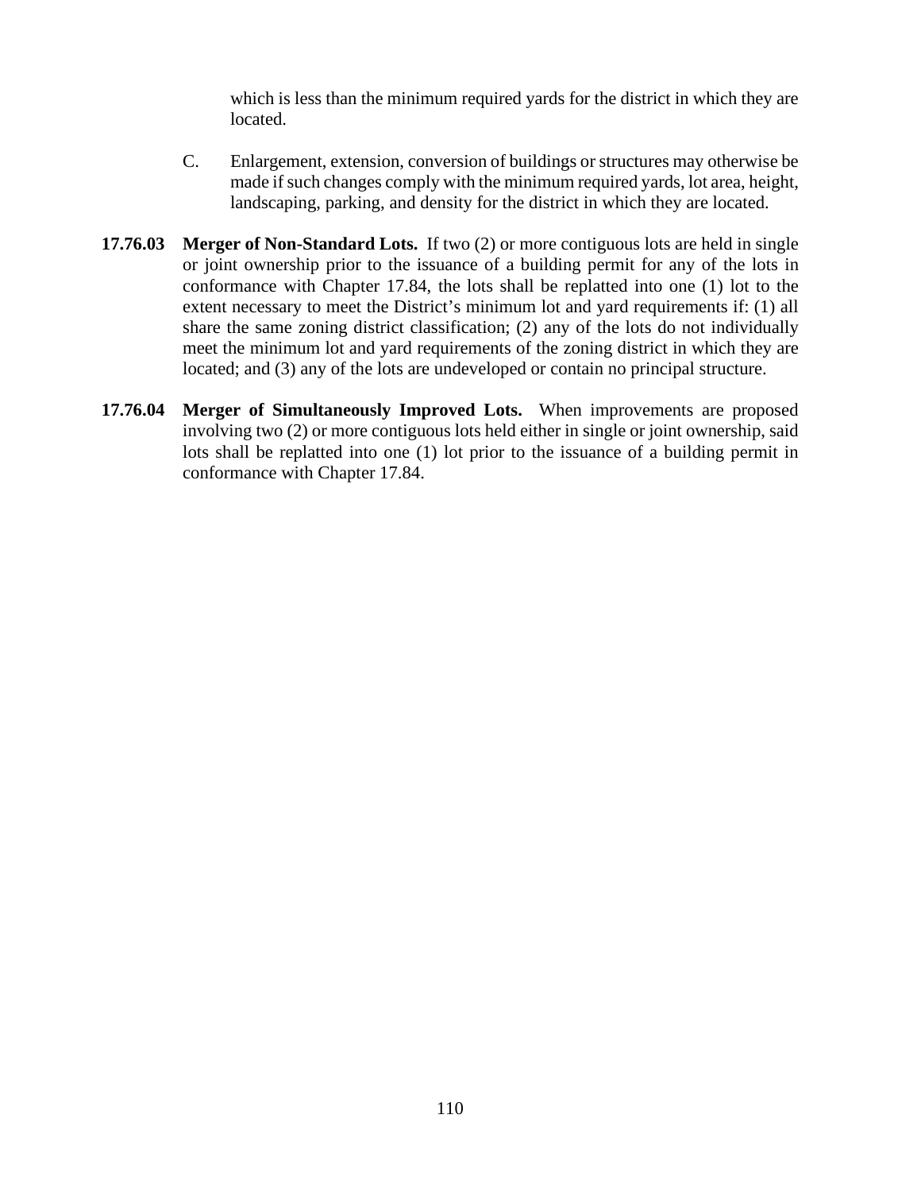which is less than the minimum required yards for the district in which they are located.

C. Enlargement, extension, conversion of buildings or structures may otherwise be made if such changes comply with the minimum required yards, lot area, height, landscaping, parking, and density for the district in which they are located.

**17.76.03 Merger of Non-Standard Lots.** If two (2) or more contiguous lots are held in single or joint ownership prior to the issuance of a building permit for any of the lots in conformance with Chapter 17.84, the lots shall be replatted into one (1) lot to the extent necessary to meet the District's minimum lot and yard requirements if: (1) all share the same zoning district classification; (2) any of the lots do not individually meet the minimum lot and yard requirements of the zoning district in which they are located; and (3) any of the lots are undeveloped or contain no principal structure.

**17.76.04 Merger of Simultaneously Improved Lots.** When improvements are proposed involving two (2) or more contiguous lots held either in single or joint ownership, said lots shall be replatted into one (1) lot prior to the issuance of a building permit in conformance with Chapter 17.84.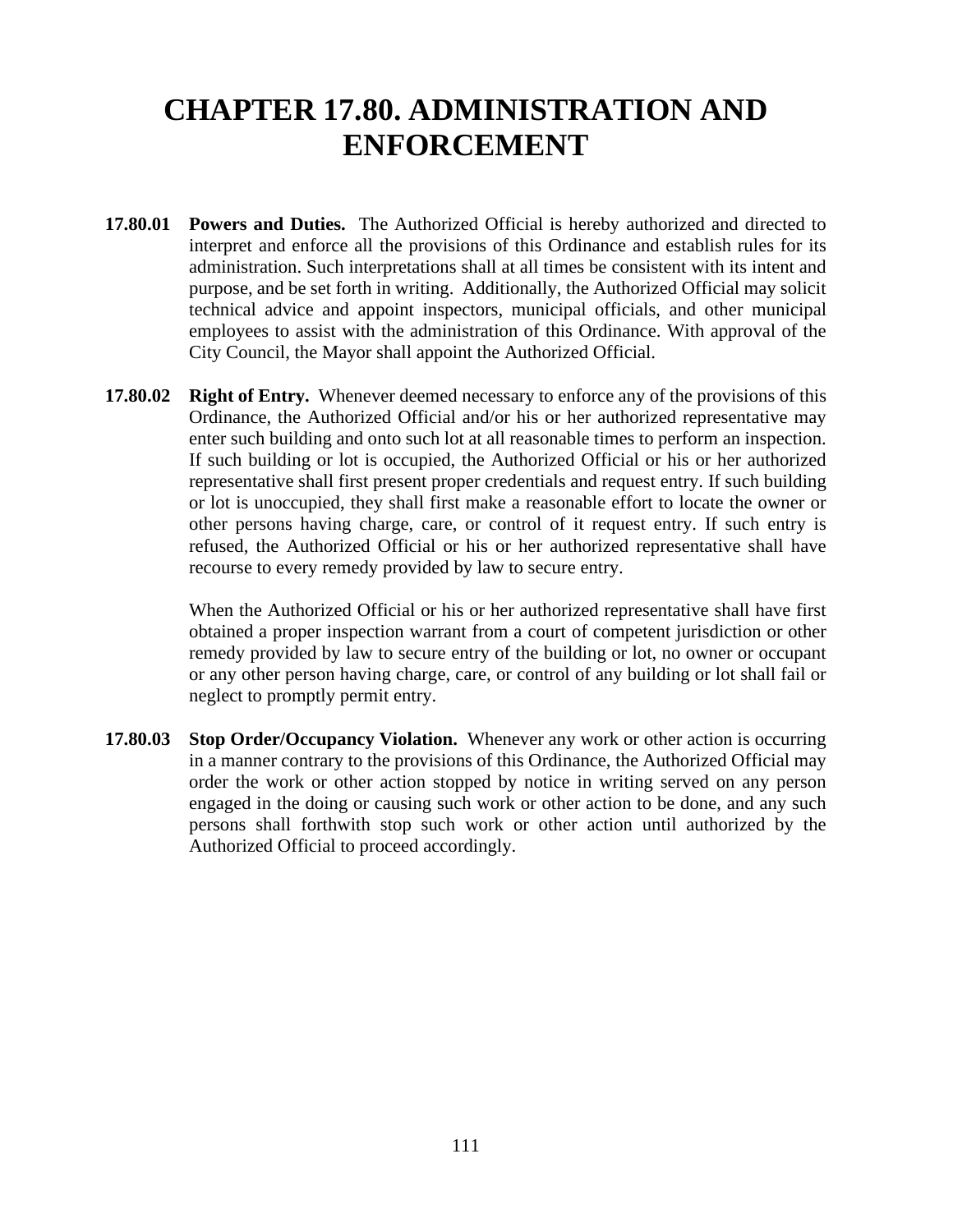# CHAPTER 17.80. ADMINISTRATION AND ENFORCEMENT

**17.80.01 Powers and Duties.** The Authorized Official is hereby authorized and directed to interpret and enforce all the provisions of this Ordinance and establish rules for its administration. Such interpretations shall at all times be consistent with its intent and purpose, and be set forth in writing. Additionally, the Authorized Official may solicit technical advice and appoint inspectors, municipal officials, and other municipal employees to assist with the administration of this Ordinance. With approval of the City Council, the Mayor shall appoint the Authorized Official.

**17.80.02 Right of Entry.** Whenever deemed necessary to enforce any of the provisions of this Ordinance, the Authorized Official and/or his or her authorized representative may enter such building and onto such lot at all reasonable times to perform an inspection. If such building or lot is occupied, the Authorized Official or his or her authorized representative shall first present proper credentials and request entry. If such building or lot is unoccupied, they shall first make a reasonable effort to locate the owner or other persons having charge, care, or control of it request entry. If such entry is refused, the Authorized Official or his or her authorized representative shall have recourse to every remedy provided by law to secure entry.

When the Authorized Official or his or her authorized representative shall have first obtained a proper inspection warrant from a court of competent jurisdiction or other remedy provided by law to secure entry of the building or lot, no owner or occupant or any other person having charge, care, or control of any building or lot shall fail or neglect to promptly permit entry.

**17.80.03 Stop Order/Occupancy Violation.** Whenever any work or other action is occurring in a manner contrary to the provisions of this Ordinance, the Authorized Official may order the work or other action stopped by notice in writing served on any person engaged in the doing or causing such work or other action to be done, and any such persons shall forthwith stop such work or other action until authorized by the Authorized Official to proceed accordingly.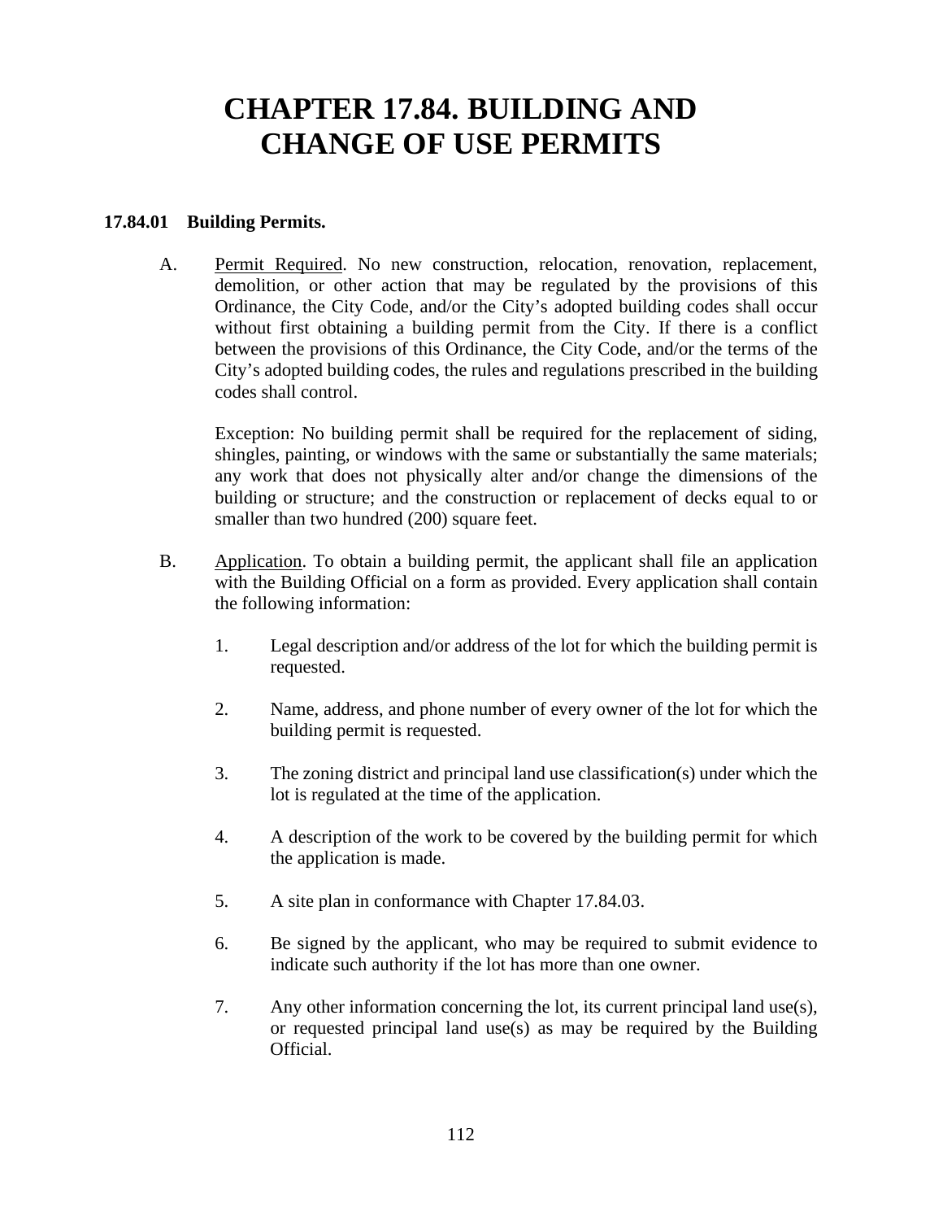# CHAPTER 17.84. BUILDING AND CHANGE OF USE PERMITS

## 17.84.01 Building Permits.

A. Permit Required. No new construction, relocation, renovation, replacement, demolition, or other action that may be regulated by the provisions of this Ordinance, the City Code, and/or the City's adopted building codes shall occur without first obtaining a building permit from the City. If there is a conflict between the provisions of this Ordinance, the City Code, and/or the terms of the City's adopted building codes, the rules and regulations prescribed in the building codes shall control.

   Exception: No building permit shall be required for the replacement of siding, shingles, painting, or windows with the same or substantially the same materials; any work that does not physically alter and/or change the dimensions of the building or structure; and the construction or replacement of decks equal to or smaller than two hundred (200) square feet.

B. Application. To obtain a building permit, the applicant shall file an application with the Building Official on a form as provided. Every application shall contain the following information:

   1. Legal description and/or address of the lot for which the building permit is requested.

   2. Name, address, and phone number of every owner of the lot for which the building permit is requested.

   3. The zoning district and principal land use classification(s) under which the lot is regulated at the time of the application.

   4. A description of the work to be covered by the building permit for which the application is made.

   5. A site plan in conformance with Chapter 17.84.03.

   6. Be signed by the applicant, who may be required to submit evidence to indicate such authority if the lot has more than one owner.

   7. Any other information concerning the lot, its current principal land use(s), or requested principal land use(s) as may be required by the Building Official.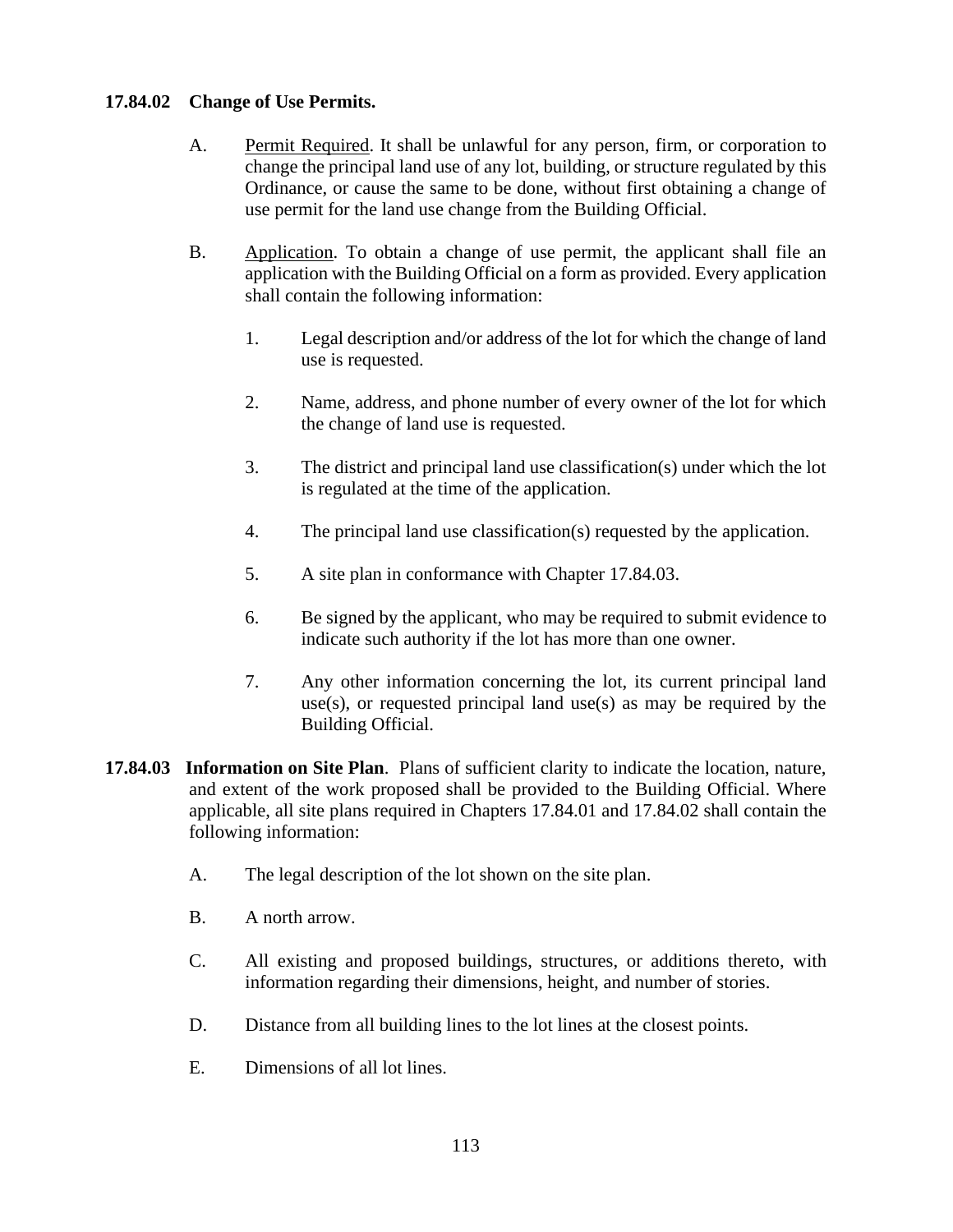**17.84.02 Change of Use Permits.**

A. Permit Required. It shall be unlawful for any person, firm, or corporation to change the principal land use of any lot, building, or structure regulated by this Ordinance, or cause the same to be done, without first obtaining a change of use permit for the land use change from the Building Official.

B. Application. To obtain a change of use permit, the applicant shall file an application with the Building Official on a form as provided. Every application shall contain the following information:

1. Legal description and/or address of the lot for which the change of land use is requested.

2. Name, address, and phone number of every owner of the lot for which the change of land use is requested.

3. The district and principal land use classification(s) under which the lot is regulated at the time of the application.

4. The principal land use classification(s) requested by the application.

5. A site plan in conformance with Chapter 17.84.03.

6. Be signed by the applicant, who may be required to submit evidence to indicate such authority if the lot has more than one owner.

7. Any other information concerning the lot, its current principal land use(s), or requested principal land use(s) as may be required by the Building Official.

**17.84.03 Information on Site Plan**. Plans of sufficient clarity to indicate the location, nature, and extent of the work proposed shall be provided to the Building Official. Where applicable, all site plans required in Chapters 17.84.01 and 17.84.02 shall contain the following information:

A. The legal description of the lot shown on the site plan.

B. A north arrow.

C. All existing and proposed buildings, structures, or additions thereto, with information regarding their dimensions, height, and number of stories.

D. Distance from all building lines to the lot lines at the closest points.

E. Dimensions of all lot lines.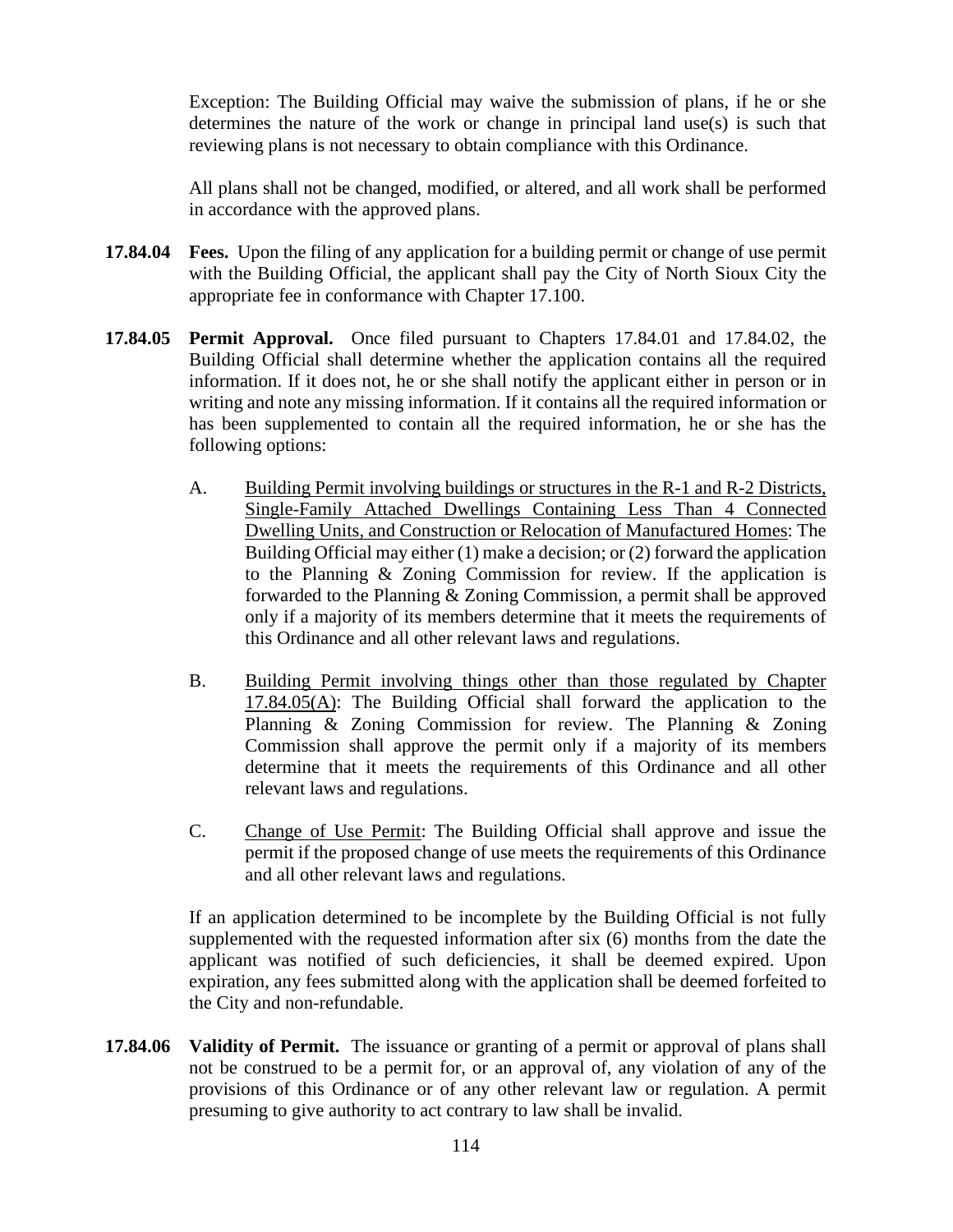Exception: The Building Official may waive the submission of plans, if he or she determines the nature of the work or change in principal land use(s) is such that reviewing plans is not necessary to obtain compliance with this Ordinance.

All plans shall not be changed, modified, or altered, and all work shall be performed in accordance with the approved plans.

**17.84.04 Fees.** Upon the filing of any application for a building permit or change of use permit with the Building Official, the applicant shall pay the City of North Sioux City the appropriate fee in conformance with Chapter 17.100.

**17.84.05 Permit Approval.** Once filed pursuant to Chapters 17.84.01 and 17.84.02, the Building Official shall determine whether the application contains all the required information. If it does not, he or she shall notify the applicant either in person or in writing and note any missing information. If it contains all the required information or has been supplemented to contain all the required information, he or she has the following options:

A. <u>Building Permit involving buildings or structures in the R-1 and R-2 Districts, Single-Family Attached Dwellings Containing Less Than 4 Connected Dwelling Units, and Construction or Relocation of Manufactured Homes</u>: The Building Official may either (1) make a decision; or (2) forward the application to the Planning & Zoning Commission for review. If the application is forwarded to the Planning & Zoning Commission, a permit shall be approved only if a majority of its members determine that it meets the requirements of this Ordinance and all other relevant laws and regulations.

B. <u>Building Permit involving things other than those regulated by Chapter 17.84.05(A)</u>: The Building Official shall forward the application to the Planning & Zoning Commission for review. The Planning & Zoning Commission shall approve the permit only if a majority of its members determine that it meets the requirements of this Ordinance and all other relevant laws and regulations.

C. <u>Change of Use Permit</u>: The Building Official shall approve and issue the permit if the proposed change of use meets the requirements of this Ordinance and all other relevant laws and regulations.

If an application determined to be incomplete by the Building Official is not fully supplemented with the requested information after six (6) months from the date the applicant was notified of such deficiencies, it shall be deemed expired. Upon expiration, any fees submitted along with the application shall be deemed forfeited to the City and non-refundable.

**17.84.06 Validity of Permit.** The issuance or granting of a permit or approval of plans shall not be construed to be a permit for, or an approval of, any violation of any of the provisions of this Ordinance or of any other relevant law or regulation. A permit presuming to give authority to act contrary to law shall be invalid.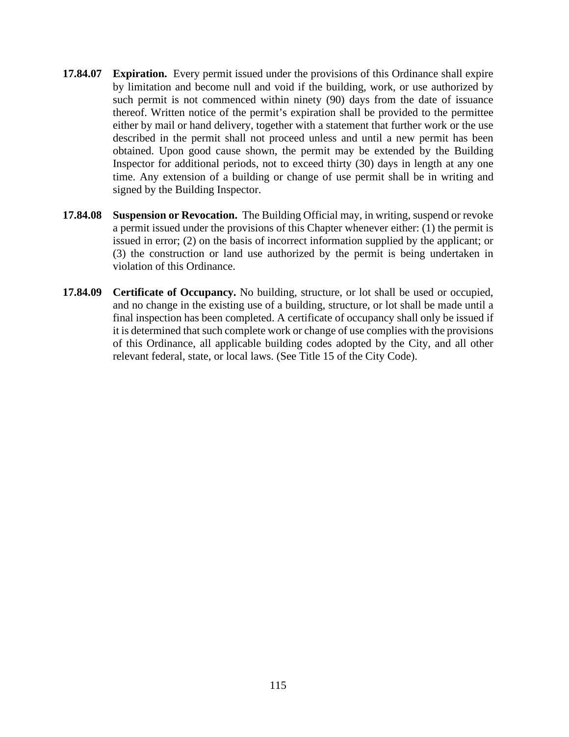**17.84.07 Expiration.** Every permit issued under the provisions of this Ordinance shall expire by limitation and become null and void if the building, work, or use authorized by such permit is not commenced within ninety (90) days from the date of issuance thereof. Written notice of the permit's expiration shall be provided to the permittee either by mail or hand delivery, together with a statement that further work or the use described in the permit shall not proceed unless and until a new permit has been obtained. Upon good cause shown, the permit may be extended by the Building Inspector for additional periods, not to exceed thirty (30) days in length at any one time. Any extension of a building or change of use permit shall be in writing and signed by the Building Inspector.

**17.84.08 Suspension or Revocation.** The Building Official may, in writing, suspend or revoke a permit issued under the provisions of this Chapter whenever either: (1) the permit is issued in error; (2) on the basis of incorrect information supplied by the applicant; or (3) the construction or land use authorized by the permit is being undertaken in violation of this Ordinance.

**17.84.09 Certificate of Occupancy.** No building, structure, or lot shall be used or occupied, and no change in the existing use of a building, structure, or lot shall be made until a final inspection has been completed. A certificate of occupancy shall only be issued if it is determined that such complete work or change of use complies with the provisions of this Ordinance, all applicable building codes adopted by the City, and all other relevant federal, state, or local laws. (See Title 15 of the City Code).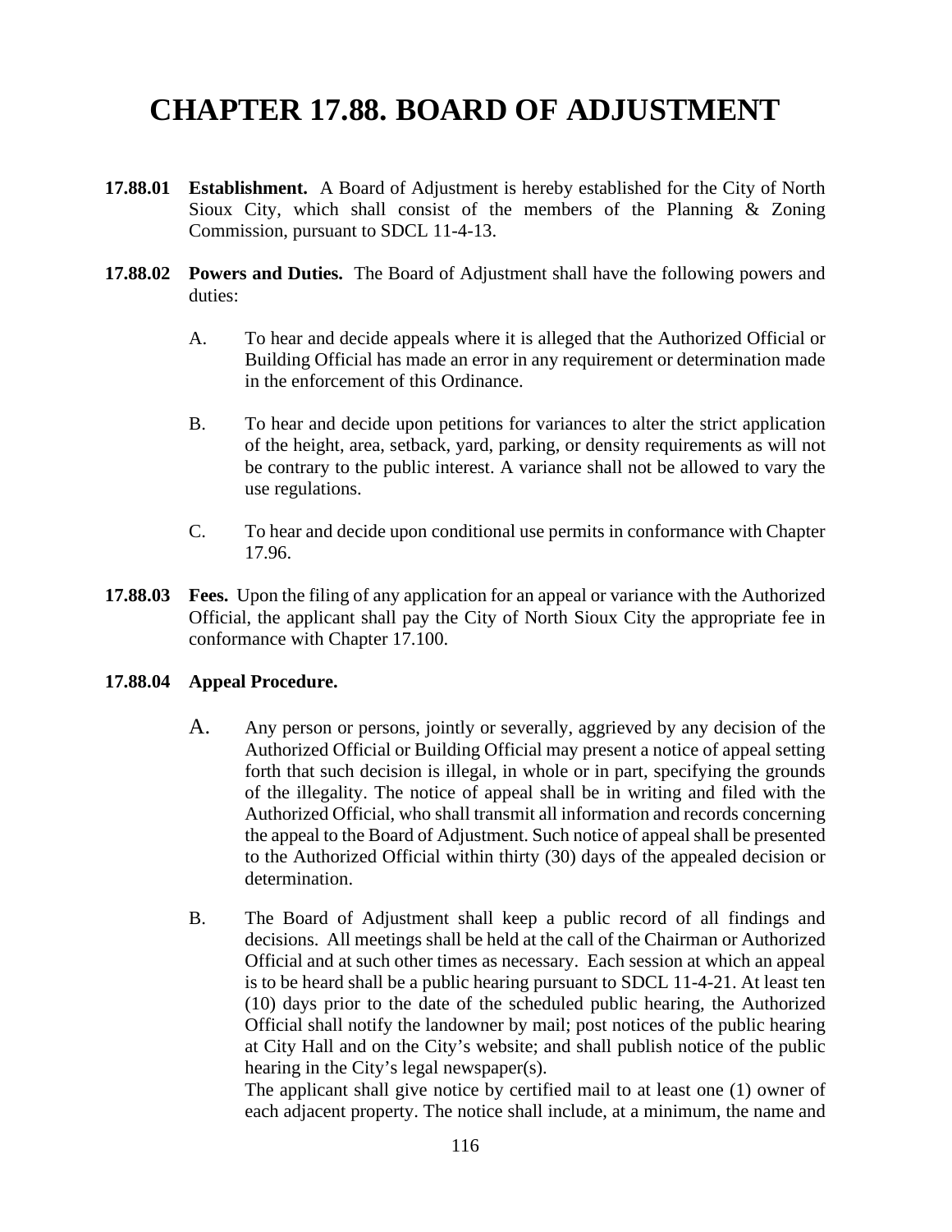# CHAPTER 17.88. BOARD OF ADJUSTMENT

**17.88.01 Establishment.** A Board of Adjustment is hereby established for the City of North Sioux City, which shall consist of the members of the Planning & Zoning Commission, pursuant to SDCL 11-4-13.

**17.88.02 Powers and Duties.** The Board of Adjustment shall have the following powers and duties:

A. To hear and decide appeals where it is alleged that the Authorized Official or Building Official has made an error in any requirement or determination made in the enforcement of this Ordinance.

B. To hear and decide upon petitions for variances to alter the strict application of the height, area, setback, yard, parking, or density requirements as will not be contrary to the public interest. A variance shall not be allowed to vary the use regulations.

C. To hear and decide upon conditional use permits in conformance with Chapter 17.96.

**17.88.03 Fees.** Upon the filing of any application for an appeal or variance with the Authorized Official, the applicant shall pay the City of North Sioux City the appropriate fee in conformance with Chapter 17.100.

**17.88.04 Appeal Procedure.**

A. Any person or persons, jointly or severally, aggrieved by any decision of the Authorized Official or Building Official may present a notice of appeal setting forth that such decision is illegal, in whole or in part, specifying the grounds of the illegality. The notice of appeal shall be in writing and filed with the Authorized Official, who shall transmit all information and records concerning the appeal to the Board of Adjustment. Such notice of appeal shall be presented to the Authorized Official within thirty (30) days of the appealed decision or determination.

B. The Board of Adjustment shall keep a public record of all findings and decisions. All meetings shall be held at the call of the Chairman or Authorized Official and at such other times as necessary. Each session at which an appeal is to be heard shall be a public hearing pursuant to SDCL 11-4-21. At least ten (10) days prior to the date of the scheduled public hearing, the Authorized Official shall notify the landowner by mail; post notices of the public hearing at City Hall and on the City's website; and shall publish notice of the public hearing in the City's legal newspaper(s).

The applicant shall give notice by certified mail to at least one (1) owner of each adjacent property. The notice shall include, at a minimum, the name and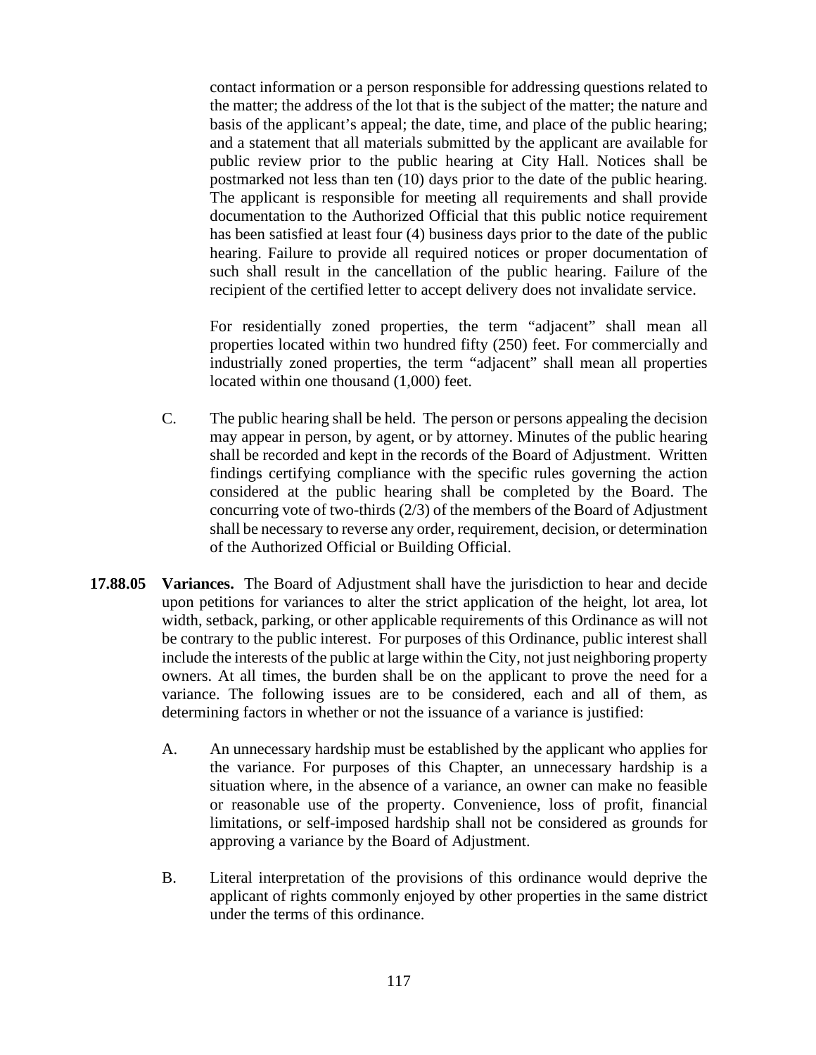contact information or a person responsible for addressing questions related to the matter; the address of the lot that is the subject of the matter; the nature and basis of the applicant's appeal; the date, time, and place of the public hearing; and a statement that all materials submitted by the applicant are available for public review prior to the public hearing at City Hall. Notices shall be postmarked not less than ten (10) days prior to the date of the public hearing. The applicant is responsible for meeting all requirements and shall provide documentation to the Authorized Official that this public notice requirement has been satisfied at least four (4) business days prior to the date of the public hearing. Failure to provide all required notices or proper documentation of such shall result in the cancellation of the public hearing. Failure of the recipient of the certified letter to accept delivery does not invalidate service.

For residentially zoned properties, the term "adjacent" shall mean all properties located within two hundred fifty (250) feet. For commercially and industrially zoned properties, the term "adjacent" shall mean all properties located within one thousand (1,000) feet.

C. The public hearing shall be held. The person or persons appealing the decision may appear in person, by agent, or by attorney. Minutes of the public hearing shall be recorded and kept in the records of the Board of Adjustment. Written findings certifying compliance with the specific rules governing the action considered at the public hearing shall be completed by the Board. The concurring vote of two-thirds (2/3) of the members of the Board of Adjustment shall be necessary to reverse any order, requirement, decision, or determination of the Authorized Official or Building Official.

**17.88.05 Variances.** The Board of Adjustment shall have the jurisdiction to hear and decide upon petitions for variances to alter the strict application of the height, lot area, lot width, setback, parking, or other applicable requirements of this Ordinance as will not be contrary to the public interest. For purposes of this Ordinance, public interest shall include the interests of the public at large within the City, not just neighboring property owners. At all times, the burden shall be on the applicant to prove the need for a variance. The following issues are to be considered, each and all of them, as determining factors in whether or not the issuance of a variance is justified:

A. An unnecessary hardship must be established by the applicant who applies for the variance. For purposes of this Chapter, an unnecessary hardship is a situation where, in the absence of a variance, an owner can make no feasible or reasonable use of the property. Convenience, loss of profit, financial limitations, or self-imposed hardship shall not be considered as grounds for approving a variance by the Board of Adjustment.

B. Literal interpretation of the provisions of this ordinance would deprive the applicant of rights commonly enjoyed by other properties in the same district under the terms of this ordinance.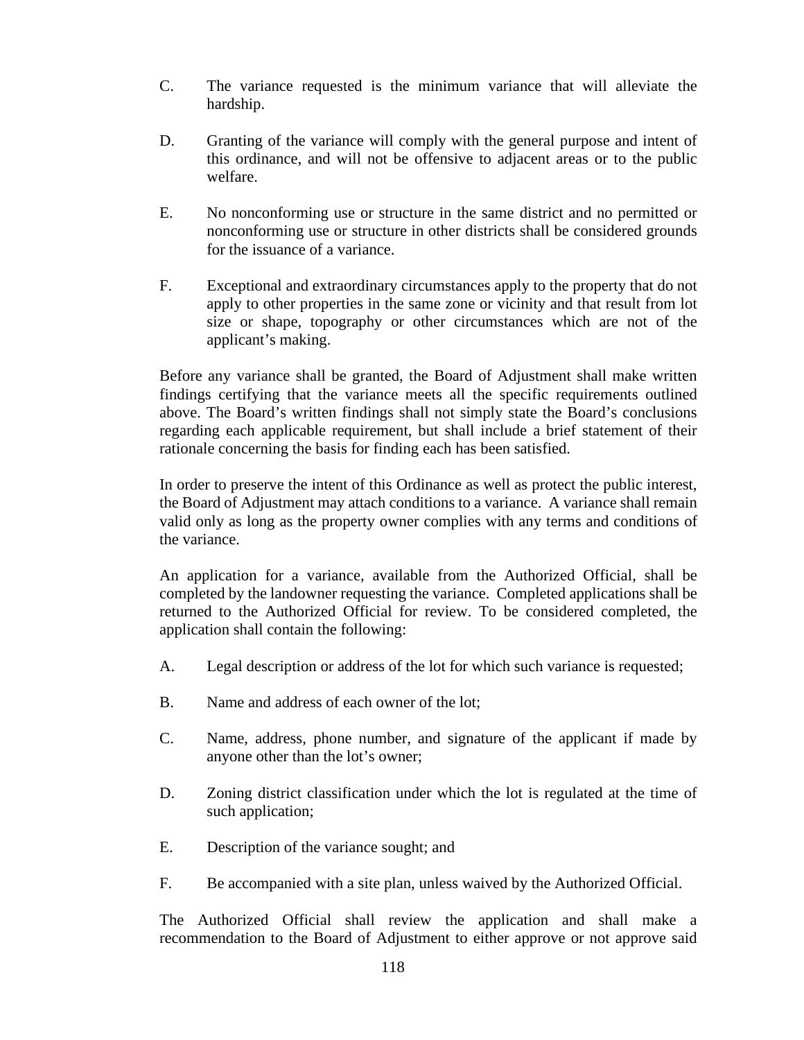C. The variance requested is the minimum variance that will alleviate the hardship.

D. Granting of the variance will comply with the general purpose and intent of this ordinance, and will not be offensive to adjacent areas or to the public welfare.

E. No nonconforming use or structure in the same district and no permitted or nonconforming use or structure in other districts shall be considered grounds for the issuance of a variance.

F. Exceptional and extraordinary circumstances apply to the property that do not apply to other properties in the same zone or vicinity and that result from lot size or shape, topography or other circumstances which are not of the applicant's making.

Before any variance shall be granted, the Board of Adjustment shall make written findings certifying that the variance meets all the specific requirements outlined above. The Board's written findings shall not simply state the Board's conclusions regarding each applicable requirement, but shall include a brief statement of their rationale concerning the basis for finding each has been satisfied.

In order to preserve the intent of this Ordinance as well as protect the public interest, the Board of Adjustment may attach conditions to a variance. A variance shall remain valid only as long as the property owner complies with any terms and conditions of the variance.

An application for a variance, available from the Authorized Official, shall be completed by the landowner requesting the variance. Completed applications shall be returned to the Authorized Official for review. To be considered completed, the application shall contain the following:

A. Legal description or address of the lot for which such variance is requested;

B. Name and address of each owner of the lot;

C. Name, address, phone number, and signature of the applicant if made by anyone other than the lot's owner;

D. Zoning district classification under which the lot is regulated at the time of such application;

E. Description of the variance sought; and

F. Be accompanied with a site plan, unless waived by the Authorized Official.

The Authorized Official shall review the application and shall make a recommendation to the Board of Adjustment to either approve or not approve said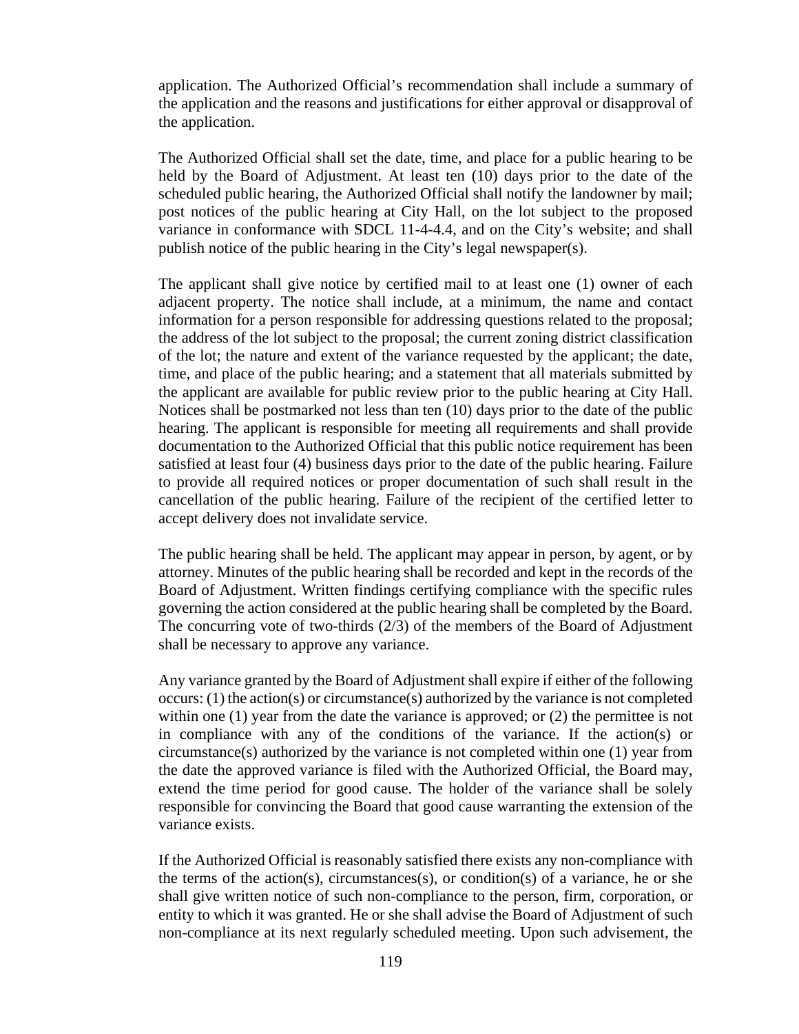application. The Authorized Official's recommendation shall include a summary of the application and the reasons and justifications for either approval or disapproval of the application.

The Authorized Official shall set the date, time, and place for a public hearing to be held by the Board of Adjustment. At least ten (10) days prior to the date of the scheduled public hearing, the Authorized Official shall notify the landowner by mail; post notices of the public hearing at City Hall, on the lot subject to the proposed variance in conformance with SDCL 11-4-4.4, and on the City's website; and shall publish notice of the public hearing in the City's legal newspaper(s).

The applicant shall give notice by certified mail to at least one (1) owner of each adjacent property. The notice shall include, at a minimum, the name and contact information for a person responsible for addressing questions related to the proposal; the address of the lot subject to the proposal; the current zoning district classification of the lot; the nature and extent of the variance requested by the applicant; the date, time, and place of the public hearing; and a statement that all materials submitted by the applicant are available for public review prior to the public hearing at City Hall. Notices shall be postmarked not less than ten (10) days prior to the date of the public hearing. The applicant is responsible for meeting all requirements and shall provide documentation to the Authorized Official that this public notice requirement has been satisfied at least four (4) business days prior to the date of the public hearing. Failure to provide all required notices or proper documentation of such shall result in the cancellation of the public hearing. Failure of the recipient of the certified letter to accept delivery does not invalidate service.

The public hearing shall be held. The applicant may appear in person, by agent, or by attorney. Minutes of the public hearing shall be recorded and kept in the records of the Board of Adjustment. Written findings certifying compliance with the specific rules governing the action considered at the public hearing shall be completed by the Board. The concurring vote of two-thirds (2/3) of the members of the Board of Adjustment shall be necessary to approve any variance.

Any variance granted by the Board of Adjustment shall expire if either of the following occurs: (1) the action(s) or circumstance(s) authorized by the variance is not completed within one (1) year from the date the variance is approved; or (2) the permittee is not in compliance with any of the conditions of the variance. If the action(s) or circumstance(s) authorized by the variance is not completed within one (1) year from the date the approved variance is filed with the Authorized Official, the Board may, extend the time period for good cause. The holder of the variance shall be solely responsible for convincing the Board that good cause warranting the extension of the variance exists.

If the Authorized Official is reasonably satisfied there exists any non-compliance with the terms of the action(s), circumstances(s), or condition(s) of a variance, he or she shall give written notice of such non-compliance to the person, firm, corporation, or entity to which it was granted. He or she shall advise the Board of Adjustment of such non-compliance at its next regularly scheduled meeting. Upon such advisement, the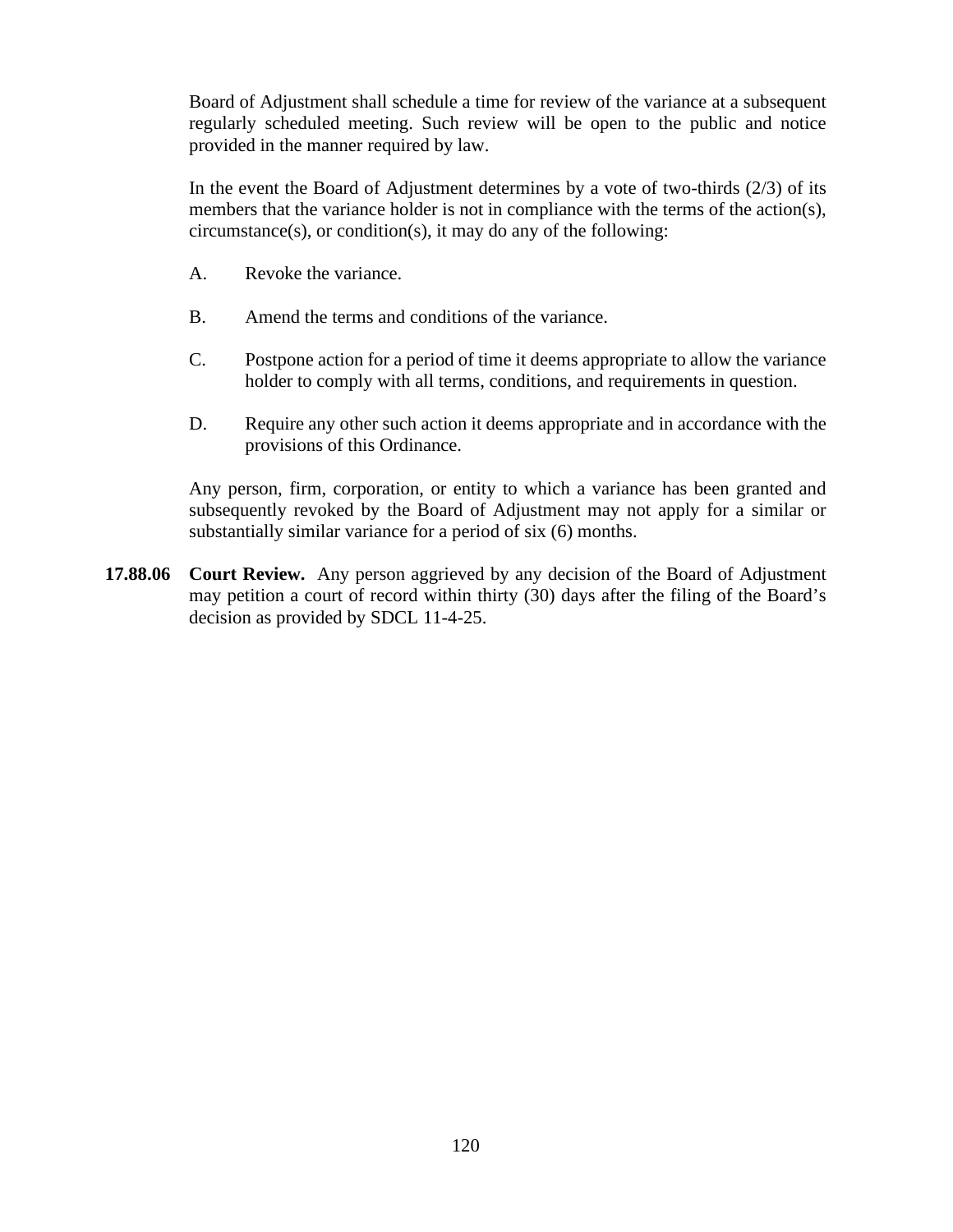Board of Adjustment shall schedule a time for review of the variance at a subsequent regularly scheduled meeting. Such review will be open to the public and notice provided in the manner required by law.

In the event the Board of Adjustment determines by a vote of two-thirds (2/3) of its members that the variance holder is not in compliance with the terms of the action(s), circumstance(s), or condition(s), it may do any of the following:

A. Revoke the variance.

B. Amend the terms and conditions of the variance.

C. Postpone action for a period of time it deems appropriate to allow the variance holder to comply with all terms, conditions, and requirements in question.

D. Require any other such action it deems appropriate and in accordance with the provisions of this Ordinance.

Any person, firm, corporation, or entity to which a variance has been granted and subsequently revoked by the Board of Adjustment may not apply for a similar or substantially similar variance for a period of six (6) months.

**17.88.06 Court Review.** Any person aggrieved by any decision of the Board of Adjustment may petition a court of record within thirty (30) days after the filing of the Board's decision as provided by SDCL 11-4-25.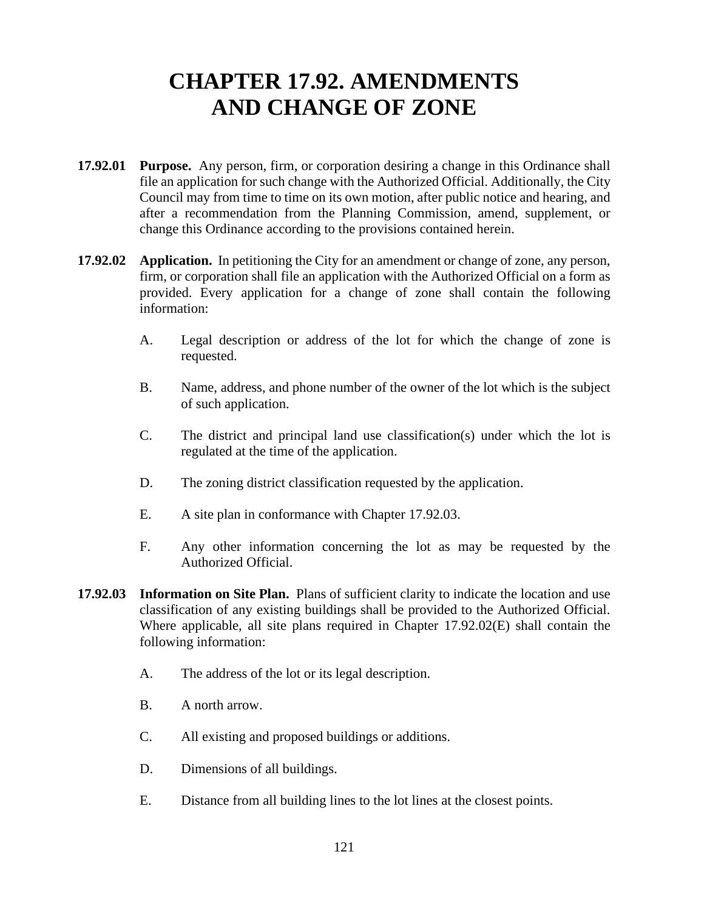# CHAPTER 17.92. AMENDMENTS AND CHANGE OF ZONE

**17.92.01 Purpose.** Any person, firm, or corporation desiring a change in this Ordinance shall file an application for such change with the Authorized Official. Additionally, the City Council may from time to time on its own motion, after public notice and hearing, and after a recommendation from the Planning Commission, amend, supplement, or change this Ordinance according to the provisions contained herein.

**17.92.02 Application.** In petitioning the City for an amendment or change of zone, any person, firm, or corporation shall file an application with the Authorized Official on a form as provided. Every application for a change of zone shall contain the following information:

A. Legal description or address of the lot for which the change of zone is requested.

B. Name, address, and phone number of the owner of the lot which is the subject of such application.

C. The district and principal land use classification(s) under which the lot is regulated at the time of the application.

D. The zoning district classification requested by the application.

E. A site plan in conformance with Chapter 17.92.03.

F. Any other information concerning the lot as may be requested by the Authorized Official.

**17.92.03 Information on Site Plan.** Plans of sufficient clarity to indicate the location and use classification of any existing buildings shall be provided to the Authorized Official. Where applicable, all site plans required in Chapter 17.92.02(E) shall contain the following information:

A. The address of the lot or its legal description.

B. A north arrow.

C. All existing and proposed buildings or additions.

D. Dimensions of all buildings.

E. Distance from all building lines to the lot lines at the closest points.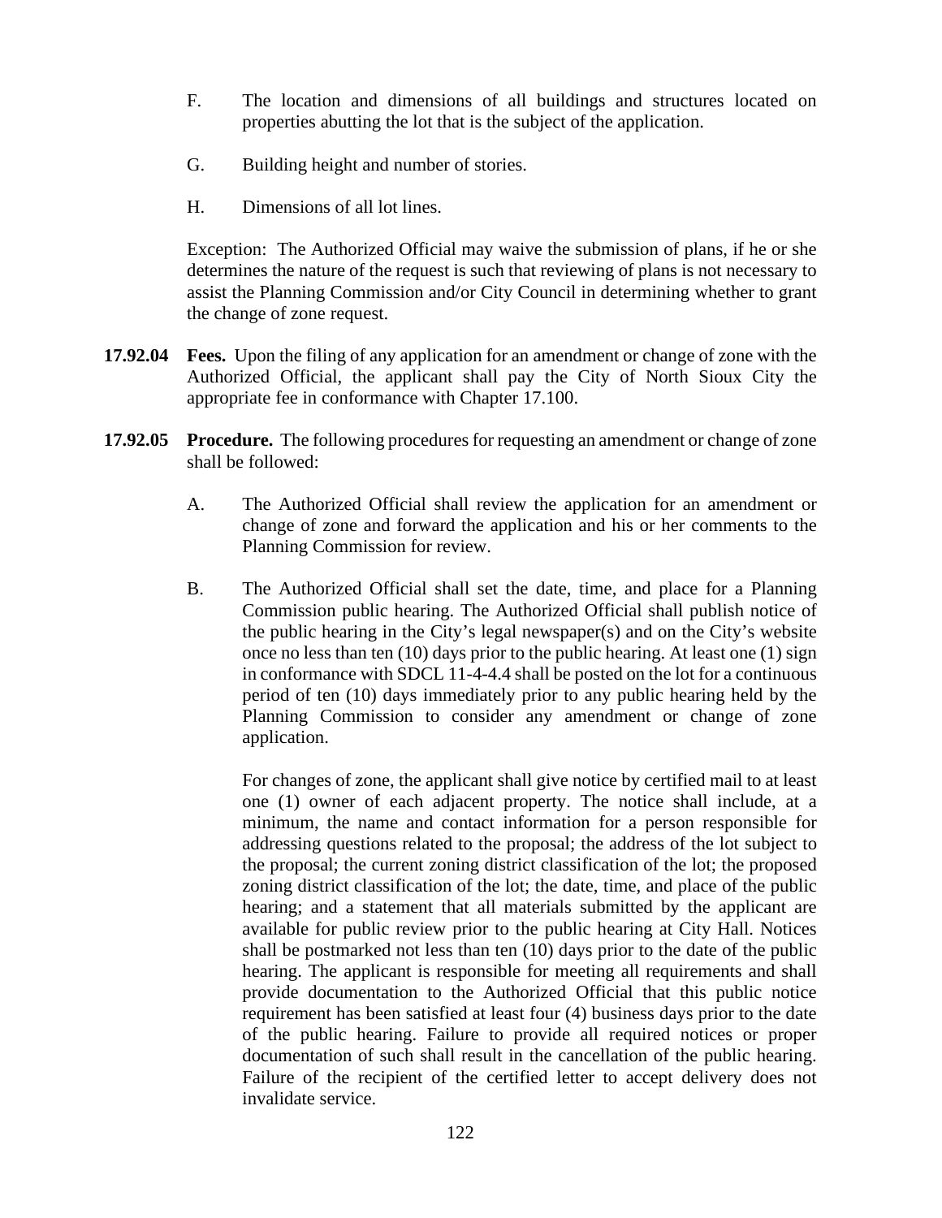F. The location and dimensions of all buildings and structures located on properties abutting the lot that is the subject of the application.

G. Building height and number of stories.

H. Dimensions of all lot lines.

Exception: The Authorized Official may waive the submission of plans, if he or she determines the nature of the request is such that reviewing of plans is not necessary to assist the Planning Commission and/or City Council in determining whether to grant the change of zone request.

**17.92.04 Fees.** Upon the filing of any application for an amendment or change of zone with the Authorized Official, the applicant shall pay the City of North Sioux City the appropriate fee in conformance with Chapter 17.100.

**17.92.05 Procedure.** The following procedures for requesting an amendment or change of zone shall be followed:

A. The Authorized Official shall review the application for an amendment or change of zone and forward the application and his or her comments to the Planning Commission for review.

B. The Authorized Official shall set the date, time, and place for a Planning Commission public hearing. The Authorized Official shall publish notice of the public hearing in the City's legal newspaper(s) and on the City's website once no less than ten (10) days prior to the public hearing. At least one (1) sign in conformance with SDCL 11-4-4.4 shall be posted on the lot for a continuous period of ten (10) days immediately prior to any public hearing held by the Planning Commission to consider any amendment or change of zone application.

For changes of zone, the applicant shall give notice by certified mail to at least one (1) owner of each adjacent property. The notice shall include, at a minimum, the name and contact information for a person responsible for addressing questions related to the proposal; the address of the lot subject to the proposal; the current zoning district classification of the lot; the proposed zoning district classification of the lot; the date, time, and place of the public hearing; and a statement that all materials submitted by the applicant are available for public review prior to the public hearing at City Hall. Notices shall be postmarked not less than ten (10) days prior to the date of the public hearing. The applicant is responsible for meeting all requirements and shall provide documentation to the Authorized Official that this public notice requirement has been satisfied at least four (4) business days prior to the date of the public hearing. Failure to provide all required notices or proper documentation of such shall result in the cancellation of the public hearing. Failure of the recipient of the certified letter to accept delivery does not invalidate service.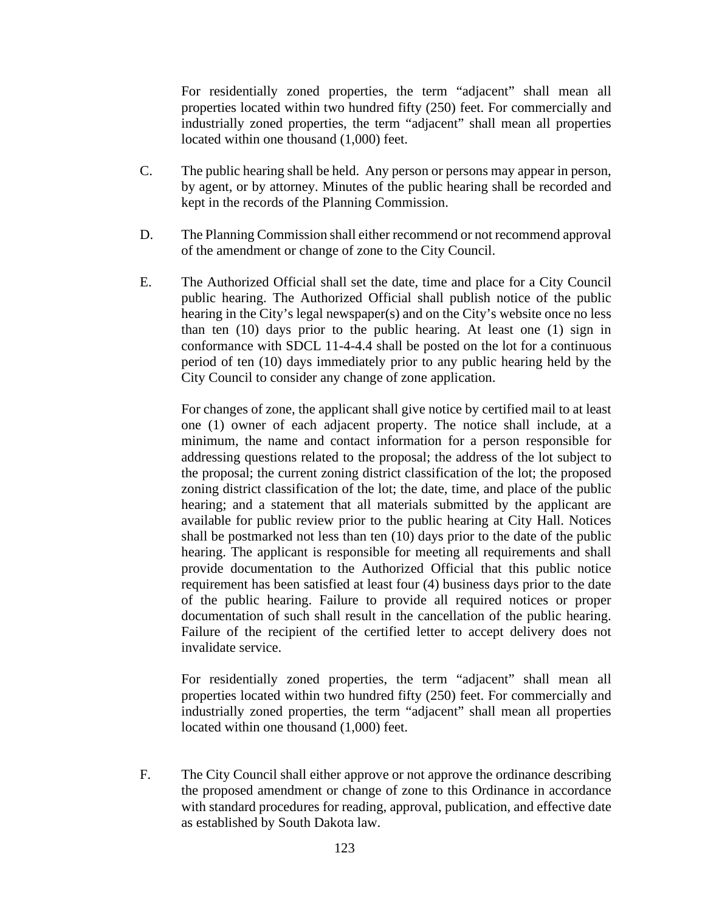For residentially zoned properties, the term "adjacent" shall mean all properties located within two hundred fifty (250) feet. For commercially and industrially zoned properties, the term "adjacent" shall mean all properties located within one thousand (1,000) feet.

C. The public hearing shall be held. Any person or persons may appear in person, by agent, or by attorney. Minutes of the public hearing shall be recorded and kept in the records of the Planning Commission.

D. The Planning Commission shall either recommend or not recommend approval of the amendment or change of zone to the City Council.

E. The Authorized Official shall set the date, time and place for a City Council public hearing. The Authorized Official shall publish notice of the public hearing in the City's legal newspaper(s) and on the City's website once no less than ten (10) days prior to the public hearing. At least one (1) sign in conformance with SDCL 11-4-4.4 shall be posted on the lot for a continuous period of ten (10) days immediately prior to any public hearing held by the City Council to consider any change of zone application.

For changes of zone, the applicant shall give notice by certified mail to at least one (1) owner of each adjacent property. The notice shall include, at a minimum, the name and contact information for a person responsible for addressing questions related to the proposal; the address of the lot subject to the proposal; the current zoning district classification of the lot; the proposed zoning district classification of the lot; the date, time, and place of the public hearing; and a statement that all materials submitted by the applicant are available for public review prior to the public hearing at City Hall. Notices shall be postmarked not less than ten (10) days prior to the date of the public hearing. The applicant is responsible for meeting all requirements and shall provide documentation to the Authorized Official that this public notice requirement has been satisfied at least four (4) business days prior to the date of the public hearing. Failure to provide all required notices or proper documentation of such shall result in the cancellation of the public hearing. Failure of the recipient of the certified letter to accept delivery does not invalidate service.

For residentially zoned properties, the term "adjacent" shall mean all properties located within two hundred fifty (250) feet. For commercially and industrially zoned properties, the term "adjacent" shall mean all properties located within one thousand (1,000) feet.

F. The City Council shall either approve or not approve the ordinance describing the proposed amendment or change of zone to this Ordinance in accordance with standard procedures for reading, approval, publication, and effective date as established by South Dakota law.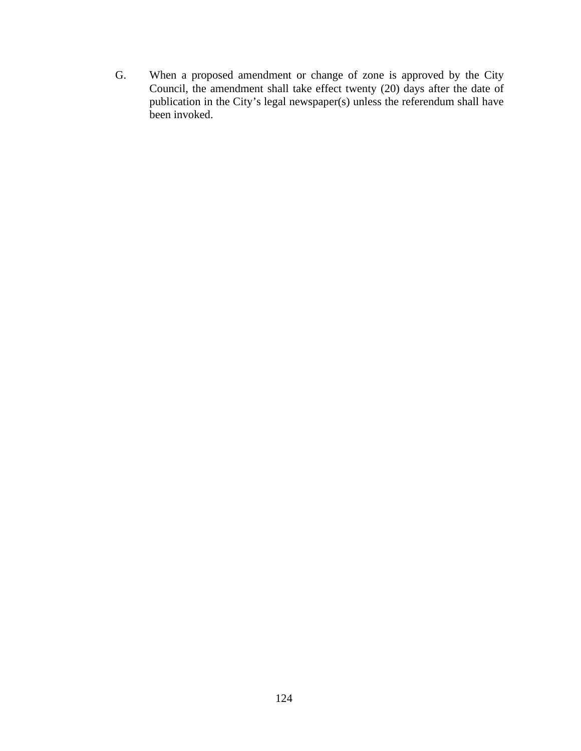G. When a proposed amendment or change of zone is approved by the City Council, the amendment shall take effect twenty (20) days after the date of publication in the City's legal newspaper(s) unless the referendum shall have been invoked.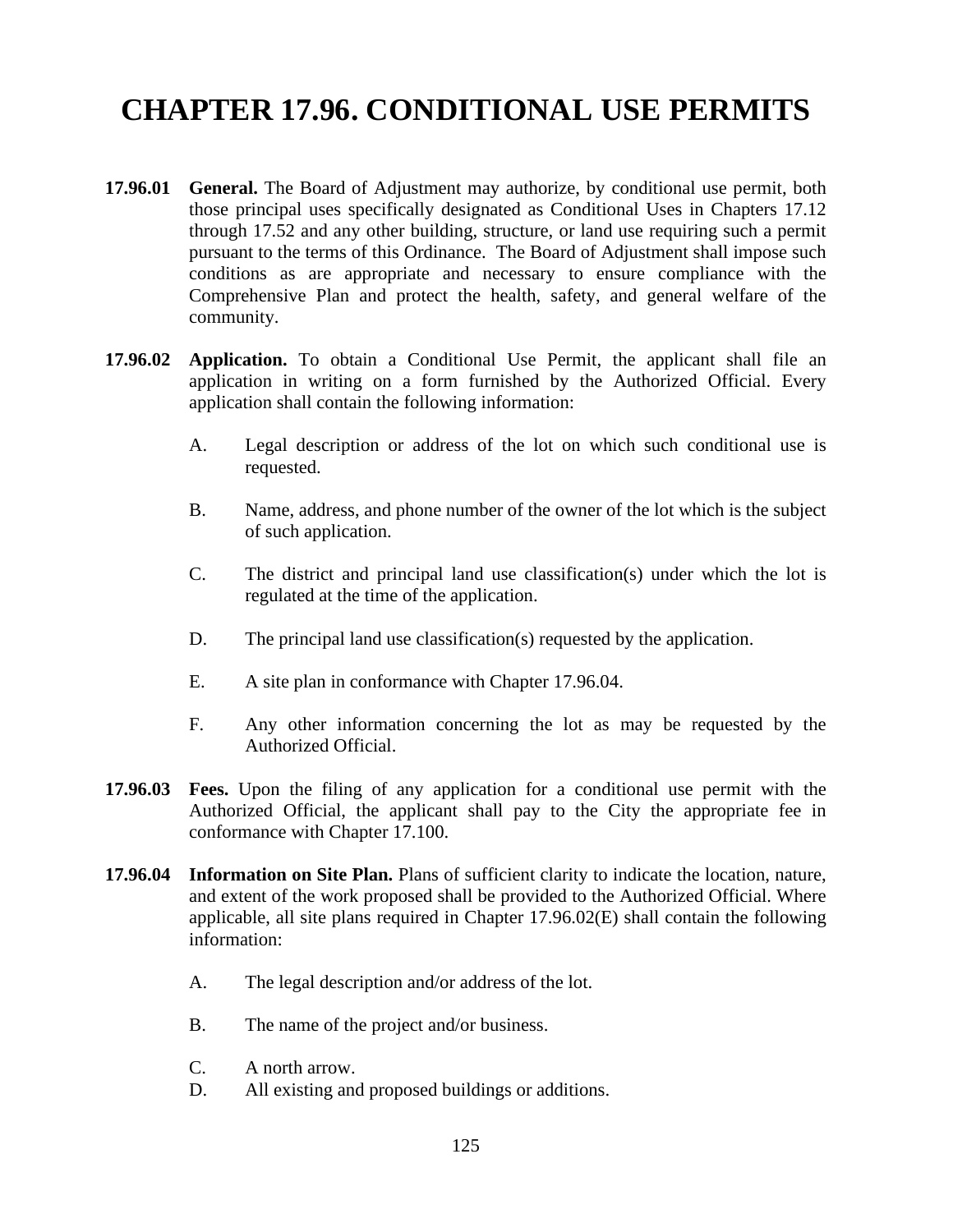# CHAPTER 17.96. CONDITIONAL USE PERMITS

**17.96.01 General.** The Board of Adjustment may authorize, by conditional use permit, both those principal uses specifically designated as Conditional Uses in Chapters 17.12 through 17.52 and any other building, structure, or land use requiring such a permit pursuant to the terms of this Ordinance. The Board of Adjustment shall impose such conditions as are appropriate and necessary to ensure compliance with the Comprehensive Plan and protect the health, safety, and general welfare of the community.

**17.96.02 Application.** To obtain a Conditional Use Permit, the applicant shall file an application in writing on a form furnished by the Authorized Official. Every application shall contain the following information:

A. Legal description or address of the lot on which such conditional use is requested.

B. Name, address, and phone number of the owner of the lot which is the subject of such application.

C. The district and principal land use classification(s) under which the lot is regulated at the time of the application.

D. The principal land use classification(s) requested by the application.

E. A site plan in conformance with Chapter 17.96.04.

F. Any other information concerning the lot as may be requested by the Authorized Official.

**17.96.03 Fees.** Upon the filing of any application for a conditional use permit with the Authorized Official, the applicant shall pay to the City the appropriate fee in conformance with Chapter 17.100.

**17.96.04 Information on Site Plan.** Plans of sufficient clarity to indicate the location, nature, and extent of the work proposed shall be provided to the Authorized Official. Where applicable, all site plans required in Chapter 17.96.02(E) shall contain the following information:

A. The legal description and/or address of the lot.

B. The name of the project and/or business.

C. A north arrow.

D. All existing and proposed buildings or additions.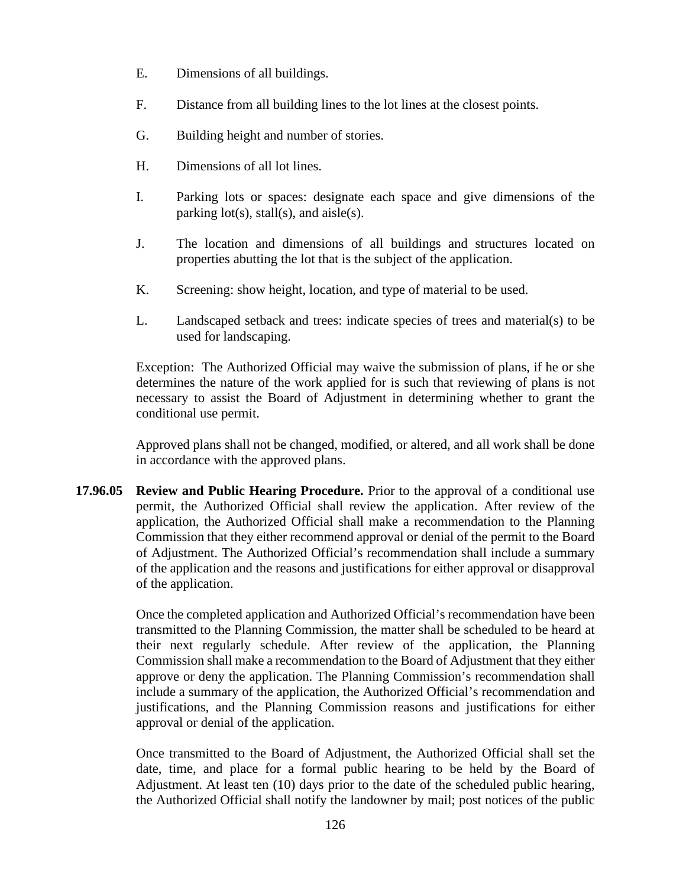E. Dimensions of all buildings.

F. Distance from all building lines to the lot lines at the closest points.

G. Building height and number of stories.

H. Dimensions of all lot lines.

I. Parking lots or spaces: designate each space and give dimensions of the parking lot(s), stall(s), and aisle(s).

J. The location and dimensions of all buildings and structures located on properties abutting the lot that is the subject of the application.

K. Screening: show height, location, and type of material to be used.

L. Landscaped setback and trees: indicate species of trees and material(s) to be used for landscaping.

Exception: The Authorized Official may waive the submission of plans, if he or she determines the nature of the work applied for is such that reviewing of plans is not necessary to assist the Board of Adjustment in determining whether to grant the conditional use permit.

Approved plans shall not be changed, modified, or altered, and all work shall be done in accordance with the approved plans.

**17.96.05 Review and Public Hearing Procedure.** Prior to the approval of a conditional use permit, the Authorized Official shall review the application. After review of the application, the Authorized Official shall make a recommendation to the Planning Commission that they either recommend approval or denial of the permit to the Board of Adjustment. The Authorized Official's recommendation shall include a summary of the application and the reasons and justifications for either approval or disapproval of the application.

Once the completed application and Authorized Official's recommendation have been transmitted to the Planning Commission, the matter shall be scheduled to be heard at their next regularly schedule. After review of the application, the Planning Commission shall make a recommendation to the Board of Adjustment that they either approve or deny the application. The Planning Commission's recommendation shall include a summary of the application, the Authorized Official's recommendation and justifications, and the Planning Commission reasons and justifications for either approval or denial of the application.

Once transmitted to the Board of Adjustment, the Authorized Official shall set the date, time, and place for a formal public hearing to be held by the Board of Adjustment. At least ten (10) days prior to the date of the scheduled public hearing, the Authorized Official shall notify the landowner by mail; post notices of the public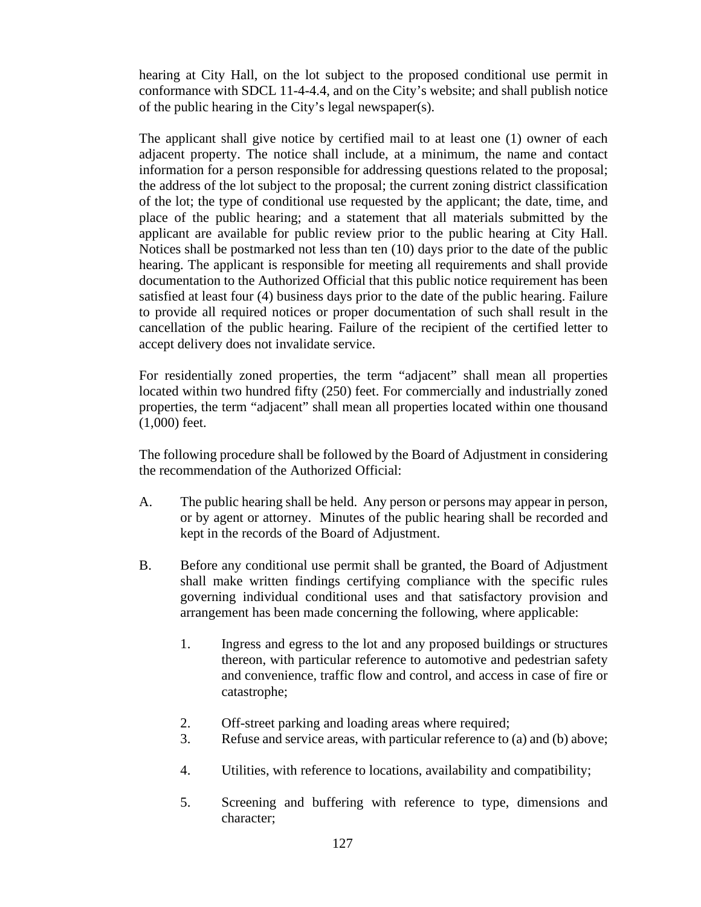hearing at City Hall, on the lot subject to the proposed conditional use permit in conformance with SDCL 11-4-4.4, and on the City's website; and shall publish notice of the public hearing in the City's legal newspaper(s).

The applicant shall give notice by certified mail to at least one (1) owner of each adjacent property. The notice shall include, at a minimum, the name and contact information for a person responsible for addressing questions related to the proposal; the address of the lot subject to the proposal; the current zoning district classification of the lot; the type of conditional use requested by the applicant; the date, time, and place of the public hearing; and a statement that all materials submitted by the applicant are available for public review prior to the public hearing at City Hall. Notices shall be postmarked not less than ten (10) days prior to the date of the public hearing. The applicant is responsible for meeting all requirements and shall provide documentation to the Authorized Official that this public notice requirement has been satisfied at least four (4) business days prior to the date of the public hearing. Failure to provide all required notices or proper documentation of such shall result in the cancellation of the public hearing. Failure of the recipient of the certified letter to accept delivery does not invalidate service.

For residentially zoned properties, the term "adjacent" shall mean all properties located within two hundred fifty (250) feet. For commercially and industrially zoned properties, the term "adjacent" shall mean all properties located within one thousand (1,000) feet.

The following procedure shall be followed by the Board of Adjustment in considering the recommendation of the Authorized Official:

A. The public hearing shall be held. Any person or persons may appear in person, or by agent or attorney. Minutes of the public hearing shall be recorded and kept in the records of the Board of Adjustment.

B. Before any conditional use permit shall be granted, the Board of Adjustment shall make written findings certifying compliance with the specific rules governing individual conditional uses and that satisfactory provision and arrangement has been made concerning the following, where applicable:

   1. Ingress and egress to the lot and any proposed buildings or structures thereon, with particular reference to automotive and pedestrian safety and convenience, traffic flow and control, and access in case of fire or catastrophe;

   2. Off-street parking and loading areas where required;

   3. Refuse and service areas, with particular reference to (a) and (b) above;

   4. Utilities, with reference to locations, availability and compatibility;

   5. Screening and buffering with reference to type, dimensions and character;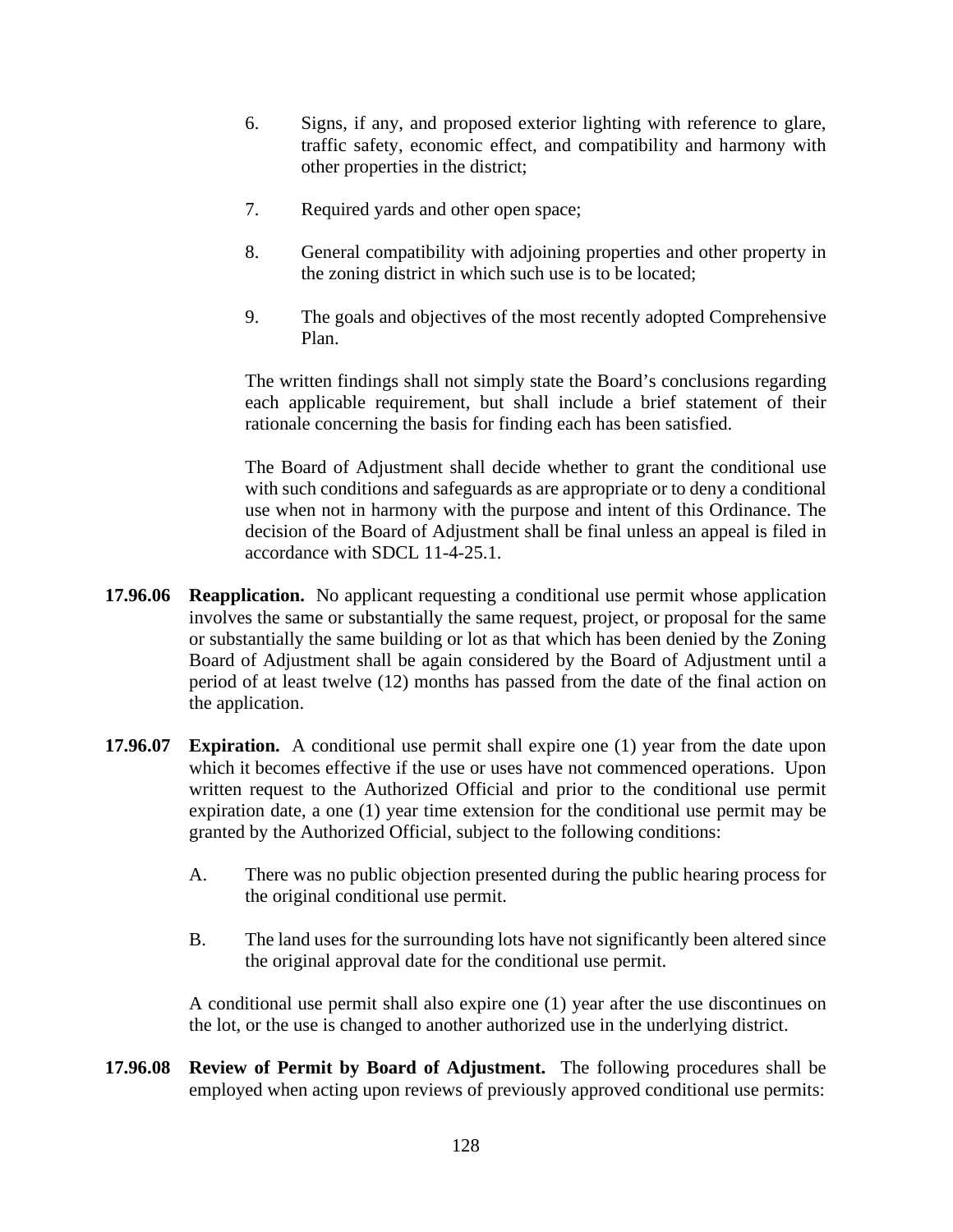6. Signs, if any, and proposed exterior lighting with reference to glare, traffic safety, economic effect, and compatibility and harmony with other properties in the district;

7. Required yards and other open space;

8. General compatibility with adjoining properties and other property in the zoning district in which such use is to be located;

9. The goals and objectives of the most recently adopted Comprehensive Plan.

The written findings shall not simply state the Board's conclusions regarding each applicable requirement, but shall include a brief statement of their rationale concerning the basis for finding each has been satisfied.

The Board of Adjustment shall decide whether to grant the conditional use with such conditions and safeguards as are appropriate or to deny a conditional use when not in harmony with the purpose and intent of this Ordinance. The decision of the Board of Adjustment shall be final unless an appeal is filed in accordance with SDCL 11-4-25.1.

**17.96.06 Reapplication.** No applicant requesting a conditional use permit whose application involves the same or substantially the same request, project, or proposal for the same or substantially the same building or lot as that which has been denied by the Zoning Board of Adjustment shall be again considered by the Board of Adjustment until a period of at least twelve (12) months has passed from the date of the final action on the application.

**17.96.07 Expiration.** A conditional use permit shall expire one (1) year from the date upon which it becomes effective if the use or uses have not commenced operations. Upon written request to the Authorized Official and prior to the conditional use permit expiration date, a one (1) year time extension for the conditional use permit may be granted by the Authorized Official, subject to the following conditions:

A. There was no public objection presented during the public hearing process for the original conditional use permit.

B. The land uses for the surrounding lots have not significantly been altered since the original approval date for the conditional use permit.

A conditional use permit shall also expire one (1) year after the use discontinues on the lot, or the use is changed to another authorized use in the underlying district.

**17.96.08 Review of Permit by Board of Adjustment.** The following procedures shall be employed when acting upon reviews of previously approved conditional use permits: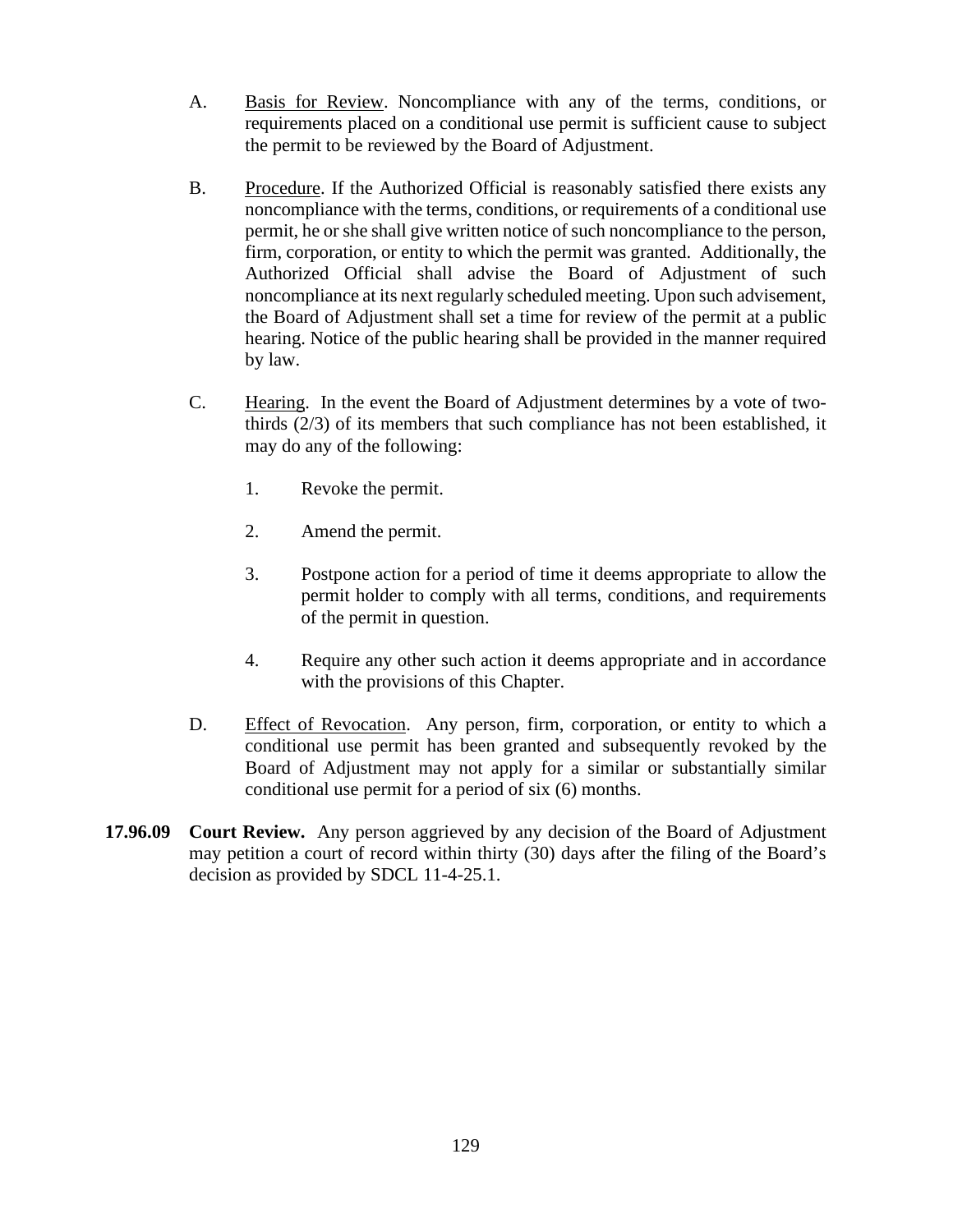A. Basis for Review. Noncompliance with any of the terms, conditions, or requirements placed on a conditional use permit is sufficient cause to subject the permit to be reviewed by the Board of Adjustment.

B. Procedure. If the Authorized Official is reasonably satisfied there exists any noncompliance with the terms, conditions, or requirements of a conditional use permit, he or she shall give written notice of such noncompliance to the person, firm, corporation, or entity to which the permit was granted. Additionally, the Authorized Official shall advise the Board of Adjustment of such noncompliance at its next regularly scheduled meeting. Upon such advisement, the Board of Adjustment shall set a time for review of the permit at a public hearing. Notice of the public hearing shall be provided in the manner required by law.

C. Hearing. In the event the Board of Adjustment determines by a vote of two-thirds (2/3) of its members that such compliance has not been established, it may do any of the following:

   1. Revoke the permit.

   2. Amend the permit.

   3. Postpone action for a period of time it deems appropriate to allow the permit holder to comply with all terms, conditions, and requirements of the permit in question.

   4. Require any other such action it deems appropriate and in accordance with the provisions of this Chapter.

D. Effect of Revocation. Any person, firm, corporation, or entity to which a conditional use permit has been granted and subsequently revoked by the Board of Adjustment may not apply for a similar or substantially similar conditional use permit for a period of six (6) months.

**17.96.09 Court Review.** Any person aggrieved by any decision of the Board of Adjustment may petition a court of record within thirty (30) days after the filing of the Board's decision as provided by SDCL 11-4-25.1.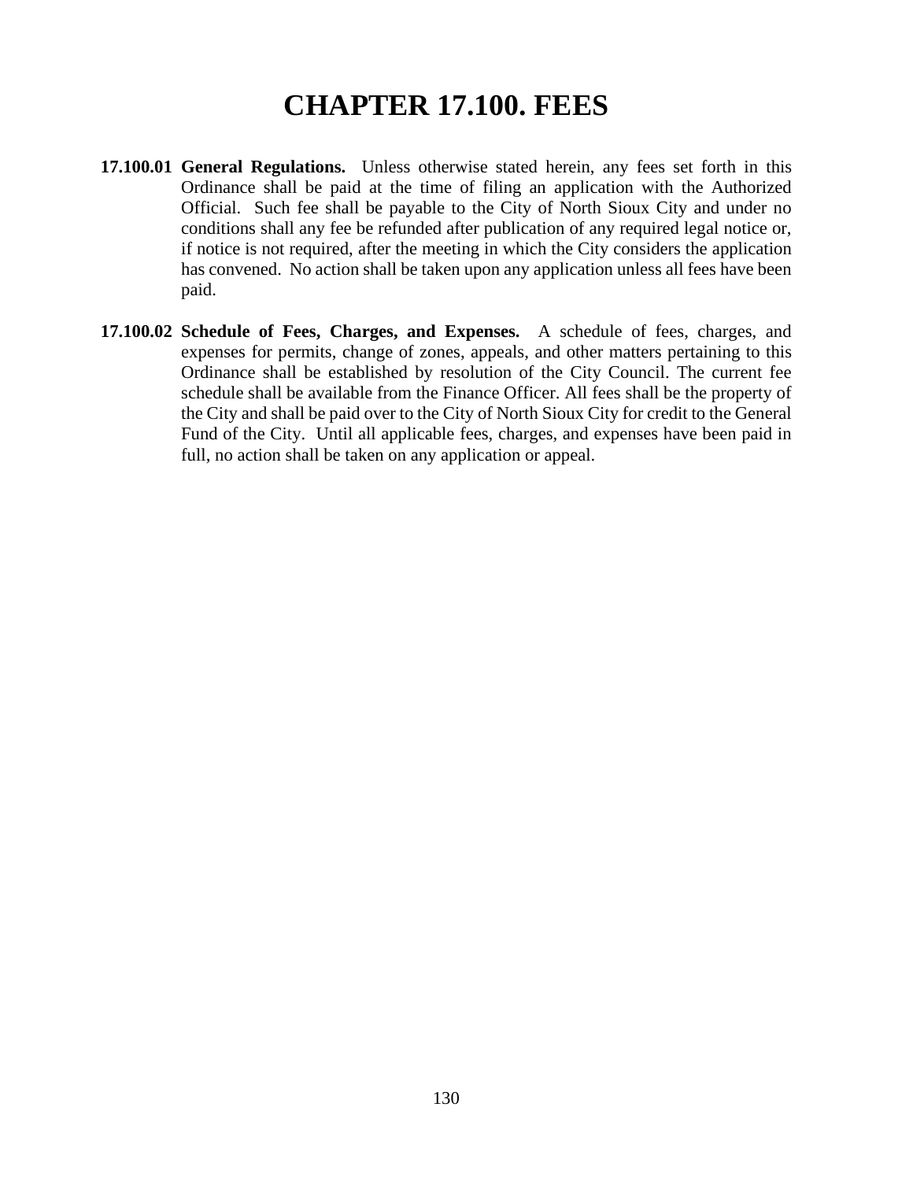# CHAPTER 17.100. FEES

**17.100.01 General Regulations.** Unless otherwise stated herein, any fees set forth in this Ordinance shall be paid at the time of filing an application with the Authorized Official. Such fee shall be payable to the City of North Sioux City and under no conditions shall any fee be refunded after publication of any required legal notice or, if notice is not required, after the meeting in which the City considers the application has convened. No action shall be taken upon any application unless all fees have been paid.

**17.100.02 Schedule of Fees, Charges, and Expenses.** A schedule of fees, charges, and expenses for permits, change of zones, appeals, and other matters pertaining to this Ordinance shall be established by resolution of the City Council. The current fee schedule shall be available from the Finance Officer. All fees shall be the property of the City and shall be paid over to the City of North Sioux City for credit to the General Fund of the City. Until all applicable fees, charges, and expenses have been paid in full, no action shall be taken on any application or appeal.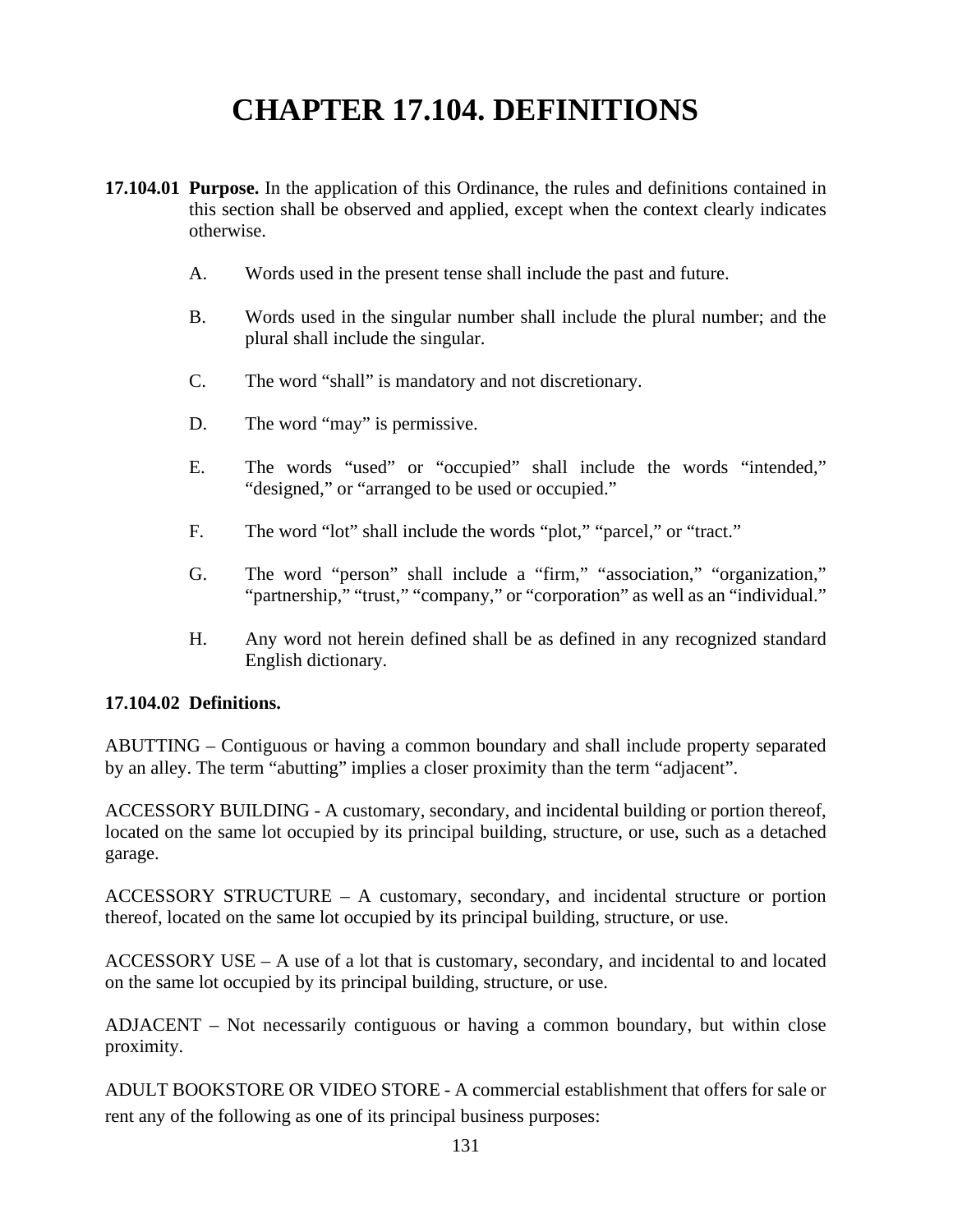# CHAPTER 17.104. DEFINITIONS

**17.104.01 Purpose.** In the application of this Ordinance, the rules and definitions contained in this section shall be observed and applied, except when the context clearly indicates otherwise.

A. Words used in the present tense shall include the past and future.

B. Words used in the singular number shall include the plural number; and the plural shall include the singular.

C. The word "shall" is mandatory and not discretionary.

D. The word "may" is permissive.

E. The words "used" or "occupied" shall include the words "intended," "designed," or "arranged to be used or occupied."

F. The word "lot" shall include the words "plot," "parcel," or "tract."

G. The word "person" shall include a "firm," "association," "organization," "partnership," "trust," "company," or "corporation" as well as an "individual."

H. Any word not herein defined shall be as defined in any recognized standard English dictionary.

**17.104.02 Definitions.**

ABUTTING – Contiguous or having a common boundary and shall include property separated by an alley. The term "abutting" implies a closer proximity than the term "adjacent".

ACCESSORY BUILDING - A customary, secondary, and incidental building or portion thereof, located on the same lot occupied by its principal building, structure, or use, such as a detached garage.

ACCESSORY STRUCTURE – A customary, secondary, and incidental structure or portion thereof, located on the same lot occupied by its principal building, structure, or use.

ACCESSORY USE – A use of a lot that is customary, secondary, and incidental to and located on the same lot occupied by its principal building, structure, or use.

ADJACENT – Not necessarily contiguous or having a common boundary, but within close proximity.

ADULT BOOKSTORE OR VIDEO STORE - A commercial establishment that offers for sale or rent any of the following as one of its principal business purposes: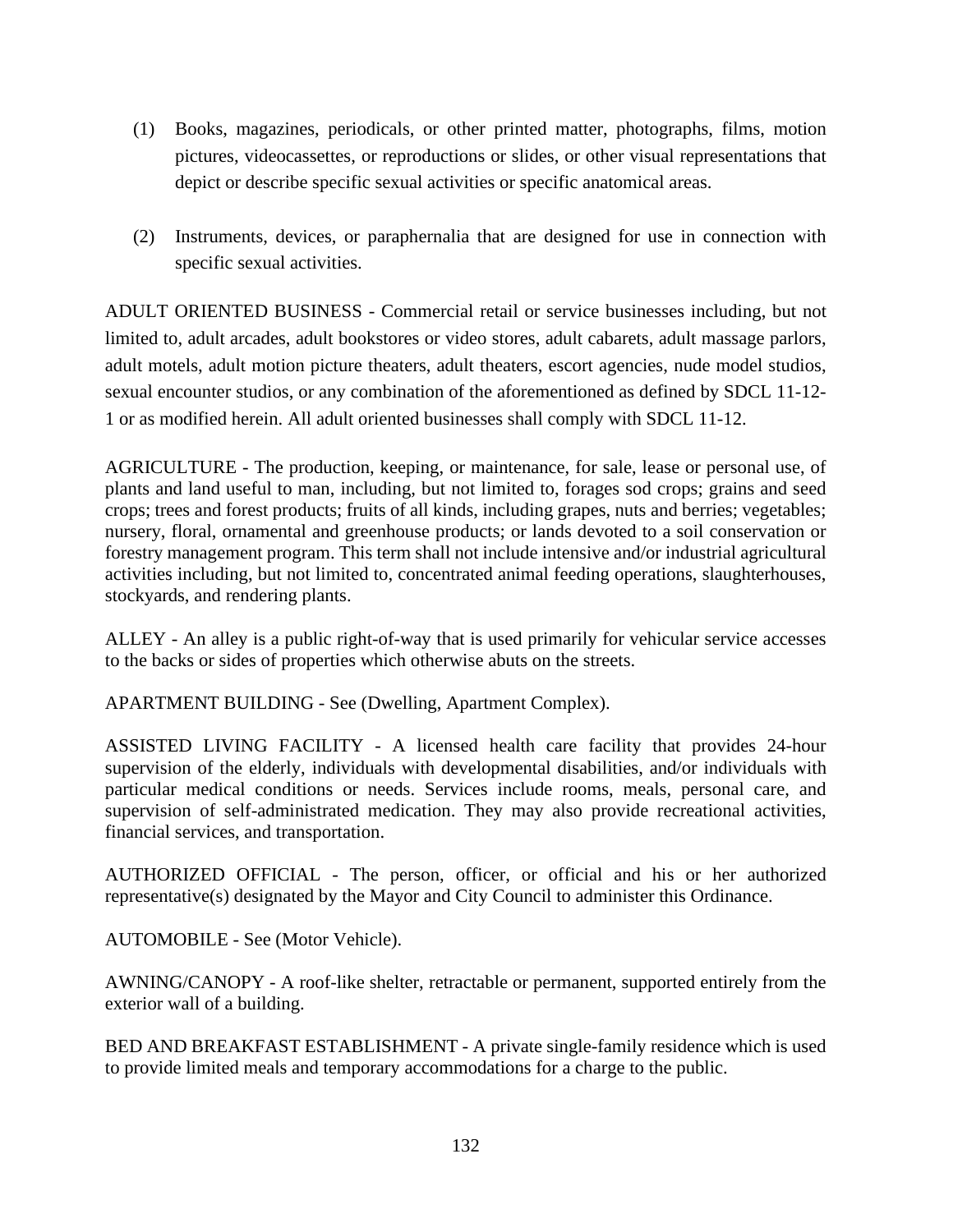(1) Books, magazines, periodicals, or other printed matter, photographs, films, motion pictures, videocassettes, or reproductions or slides, or other visual representations that depict or describe specific sexual activities or specific anatomical areas.

(2) Instruments, devices, or paraphernalia that are designed for use in connection with specific sexual activities.

ADULT ORIENTED BUSINESS - Commercial retail or service businesses including, but not limited to, adult arcades, adult bookstores or video stores, adult cabarets, adult massage parlors, adult motels, adult motion picture theaters, adult theaters, escort agencies, nude model studios, sexual encounter studios, or any combination of the aforementioned as defined by SDCL 11-12-1 or as modified herein. All adult oriented businesses shall comply with SDCL 11-12.

AGRICULTURE - The production, keeping, or maintenance, for sale, lease or personal use, of plants and land useful to man, including, but not limited to, forages sod crops; grains and seed crops; trees and forest products; fruits of all kinds, including grapes, nuts and berries; vegetables; nursery, floral, ornamental and greenhouse products; or lands devoted to a soil conservation or forestry management program. This term shall not include intensive and/or industrial agricultural activities including, but not limited to, concentrated animal feeding operations, slaughterhouses, stockyards, and rendering plants.

ALLEY - An alley is a public right-of-way that is used primarily for vehicular service accesses to the backs or sides of properties which otherwise abuts on the streets.

APARTMENT BUILDING - See (Dwelling, Apartment Complex).

ASSISTED LIVING FACILITY - A licensed health care facility that provides 24-hour supervision of the elderly, individuals with developmental disabilities, and/or individuals with particular medical conditions or needs. Services include rooms, meals, personal care, and supervision of self-administrated medication. They may also provide recreational activities, financial services, and transportation.

AUTHORIZED OFFICIAL - The person, officer, or official and his or her authorized representative(s) designated by the Mayor and City Council to administer this Ordinance.

AUTOMOBILE - See (Motor Vehicle).

AWNING/CANOPY - A roof-like shelter, retractable or permanent, supported entirely from the exterior wall of a building.

BED AND BREAKFAST ESTABLISHMENT - A private single-family residence which is used to provide limited meals and temporary accommodations for a charge to the public.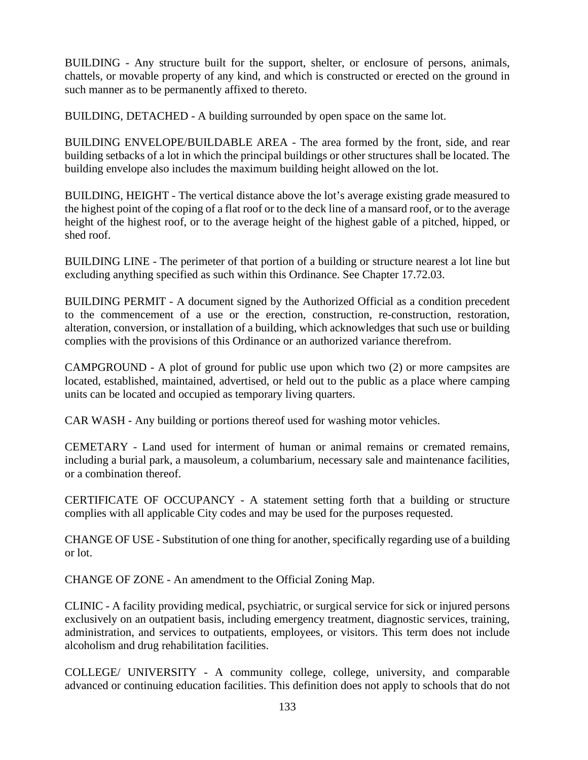BUILDING - Any structure built for the support, shelter, or enclosure of persons, animals, chattels, or movable property of any kind, and which is constructed or erected on the ground in such manner as to be permanently affixed to thereto.

BUILDING, DETACHED - A building surrounded by open space on the same lot.

BUILDING ENVELOPE/BUILDABLE AREA - The area formed by the front, side, and rear building setbacks of a lot in which the principal buildings or other structures shall be located. The building envelope also includes the maximum building height allowed on the lot.

BUILDING, HEIGHT - The vertical distance above the lot's average existing grade measured to the highest point of the coping of a flat roof or to the deck line of a mansard roof, or to the average height of the highest roof, or to the average height of the highest gable of a pitched, hipped, or shed roof.

BUILDING LINE - The perimeter of that portion of a building or structure nearest a lot line but excluding anything specified as such within this Ordinance. See Chapter 17.72.03.

BUILDING PERMIT - A document signed by the Authorized Official as a condition precedent to the commencement of a use or the erection, construction, re-construction, restoration, alteration, conversion, or installation of a building, which acknowledges that such use or building complies with the provisions of this Ordinance or an authorized variance therefrom.

CAMPGROUND - A plot of ground for public use upon which two (2) or more campsites are located, established, maintained, advertised, or held out to the public as a place where camping units can be located and occupied as temporary living quarters.

CAR WASH - Any building or portions thereof used for washing motor vehicles.

CEMETARY - Land used for interment of human or animal remains or cremated remains, including a burial park, a mausoleum, a columbarium, necessary sale and maintenance facilities, or a combination thereof.

CERTIFICATE OF OCCUPANCY - A statement setting forth that a building or structure complies with all applicable City codes and may be used for the purposes requested.

CHANGE OF USE - Substitution of one thing for another, specifically regarding use of a building or lot.

CHANGE OF ZONE - An amendment to the Official Zoning Map.

CLINIC - A facility providing medical, psychiatric, or surgical service for sick or injured persons exclusively on an outpatient basis, including emergency treatment, diagnostic services, training, administration, and services to outpatients, employees, or visitors. This term does not include alcoholism and drug rehabilitation facilities.

COLLEGE/ UNIVERSITY - A community college, college, university, and comparable advanced or continuing education facilities. This definition does not apply to schools that do not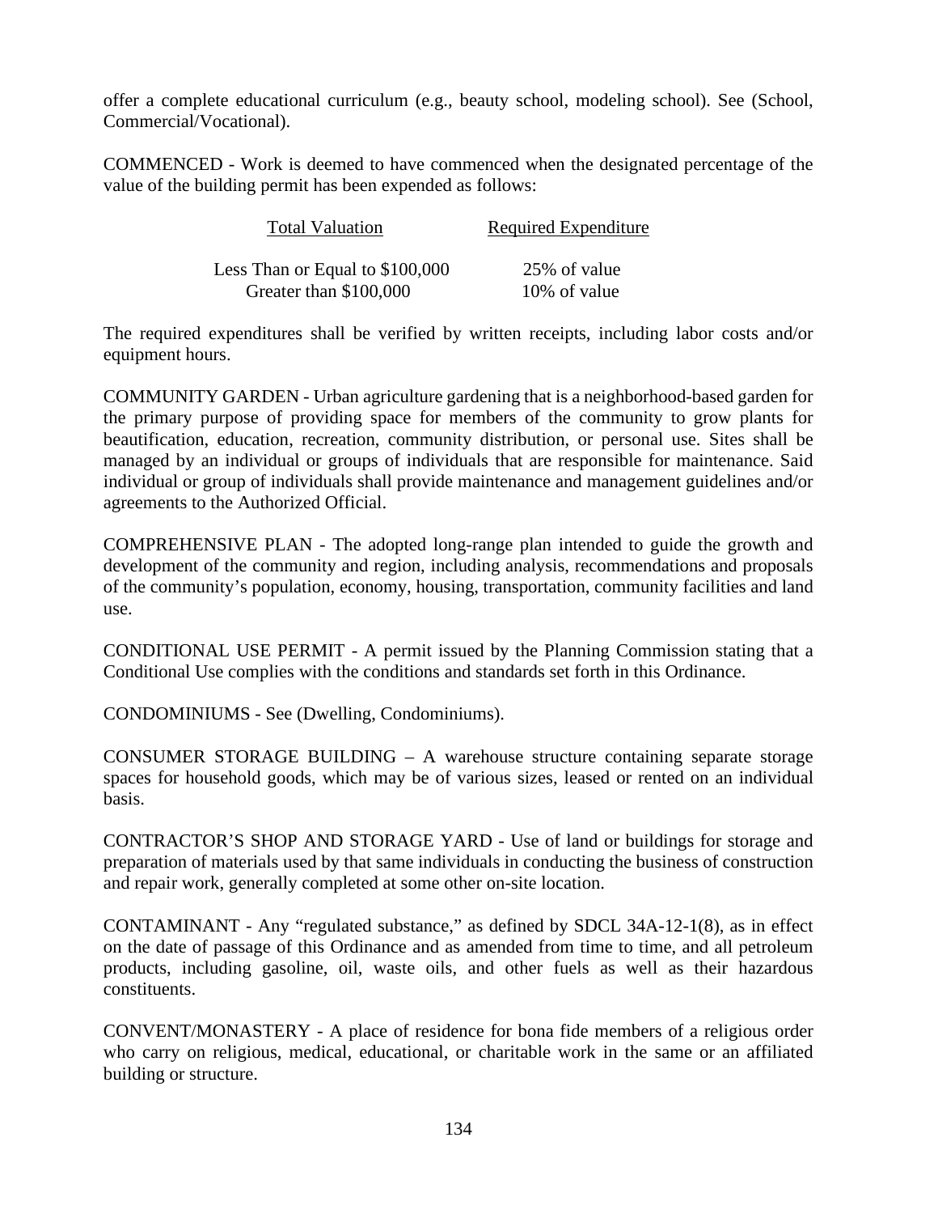offer a complete educational curriculum (e.g., beauty school, modeling school). See (School, Commercial/Vocational).

COMMENCED - Work is deemed to have commenced when the designated percentage of the value of the building permit has been expended as follows:

| Total Valuation | Required Expenditure |
|---|---|
| Less Than or Equal to $100,000 | 25% of value |
| Greater than $100,000 | 10% of value |

The required expenditures shall be verified by written receipts, including labor costs and/or equipment hours.

COMMUNITY GARDEN - Urban agriculture gardening that is a neighborhood-based garden for the primary purpose of providing space for members of the community to grow plants for beautification, education, recreation, community distribution, or personal use. Sites shall be managed by an individual or groups of individuals that are responsible for maintenance. Said individual or group of individuals shall provide maintenance and management guidelines and/or agreements to the Authorized Official.

COMPREHENSIVE PLAN - The adopted long-range plan intended to guide the growth and development of the community and region, including analysis, recommendations and proposals of the community's population, economy, housing, transportation, community facilities and land use.

CONDITIONAL USE PERMIT - A permit issued by the Planning Commission stating that a Conditional Use complies with the conditions and standards set forth in this Ordinance.

CONDOMINIUMS - See (Dwelling, Condominiums).

CONSUMER STORAGE BUILDING – A warehouse structure containing separate storage spaces for household goods, which may be of various sizes, leased or rented on an individual basis.

CONTRACTOR'S SHOP AND STORAGE YARD - Use of land or buildings for storage and preparation of materials used by that same individuals in conducting the business of construction and repair work, generally completed at some other on-site location.

CONTAMINANT - Any "regulated substance," as defined by SDCL 34A-12-1(8), as in effect on the date of passage of this Ordinance and as amended from time to time, and all petroleum products, including gasoline, oil, waste oils, and other fuels as well as their hazardous constituents.

CONVENT/MONASTERY - A place of residence for bona fide members of a religious order who carry on religious, medical, educational, or charitable work in the same or an affiliated building or structure.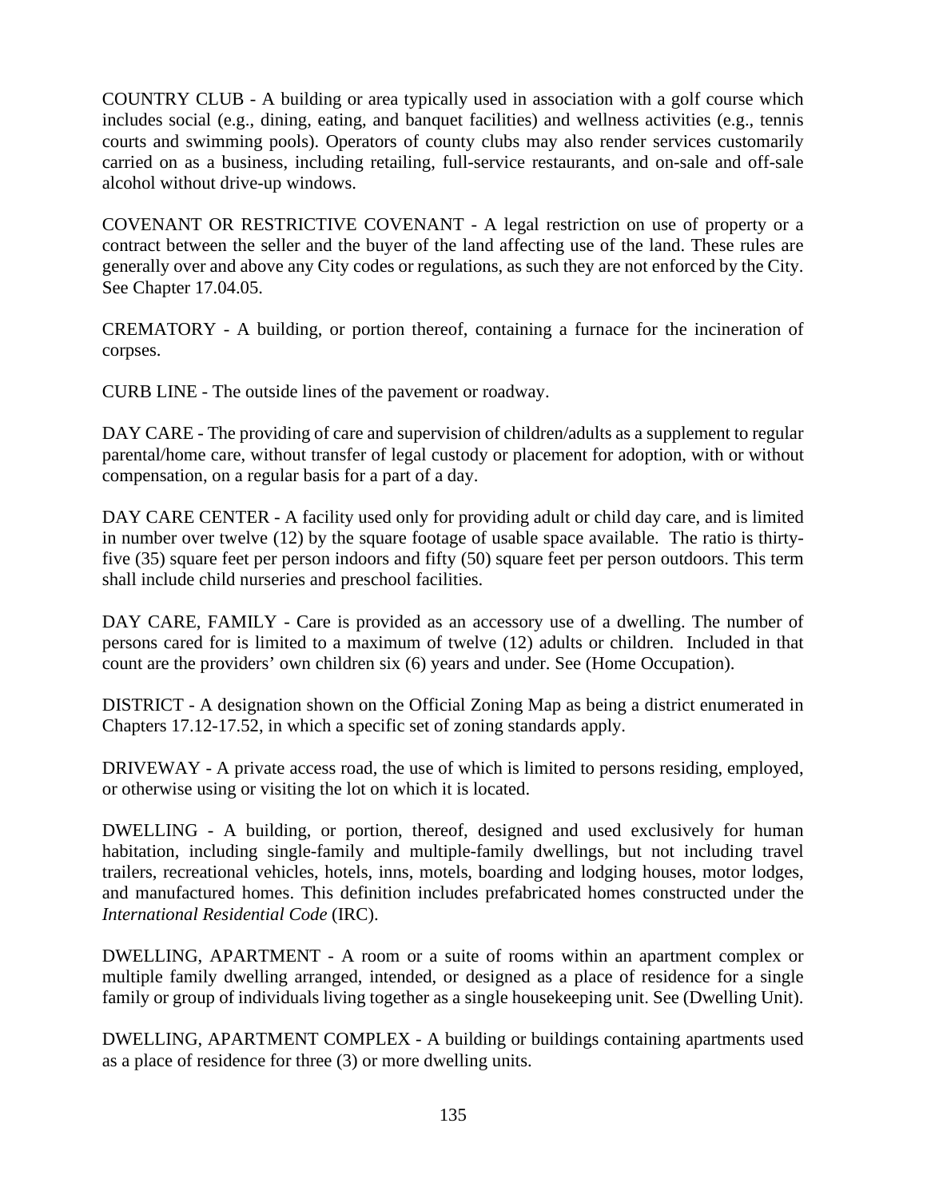COUNTRY CLUB - A building or area typically used in association with a golf course which includes social (e.g., dining, eating, and banquet facilities) and wellness activities (e.g., tennis courts and swimming pools). Operators of county clubs may also render services customarily carried on as a business, including retailing, full-service restaurants, and on-sale and off-sale alcohol without drive-up windows.

COVENANT OR RESTRICTIVE COVENANT - A legal restriction on use of property or a contract between the seller and the buyer of the land affecting use of the land. These rules are generally over and above any City codes or regulations, as such they are not enforced by the City. See Chapter 17.04.05.

CREMATORY - A building, or portion thereof, containing a furnace for the incineration of corpses.

CURB LINE - The outside lines of the pavement or roadway.

DAY CARE - The providing of care and supervision of children/adults as a supplement to regular parental/home care, without transfer of legal custody or placement for adoption, with or without compensation, on a regular basis for a part of a day.

DAY CARE CENTER - A facility used only for providing adult or child day care, and is limited in number over twelve (12) by the square footage of usable space available. The ratio is thirty-five (35) square feet per person indoors and fifty (50) square feet per person outdoors. This term shall include child nurseries and preschool facilities.

DAY CARE, FAMILY - Care is provided as an accessory use of a dwelling. The number of persons cared for is limited to a maximum of twelve (12) adults or children. Included in that count are the providers' own children six (6) years and under. See (Home Occupation).

DISTRICT - A designation shown on the Official Zoning Map as being a district enumerated in Chapters 17.12-17.52, in which a specific set of zoning standards apply.

DRIVEWAY - A private access road, the use of which is limited to persons residing, employed, or otherwise using or visiting the lot on which it is located.

DWELLING - A building, or portion, thereof, designed and used exclusively for human habitation, including single-family and multiple-family dwellings, but not including travel trailers, recreational vehicles, hotels, inns, motels, boarding and lodging houses, motor lodges, and manufactured homes. This definition includes prefabricated homes constructed under the *International Residential Code* (IRC).

DWELLING, APARTMENT - A room or a suite of rooms within an apartment complex or multiple family dwelling arranged, intended, or designed as a place of residence for a single family or group of individuals living together as a single housekeeping unit. See (Dwelling Unit).

DWELLING, APARTMENT COMPLEX - A building or buildings containing apartments used as a place of residence for three (3) or more dwelling units.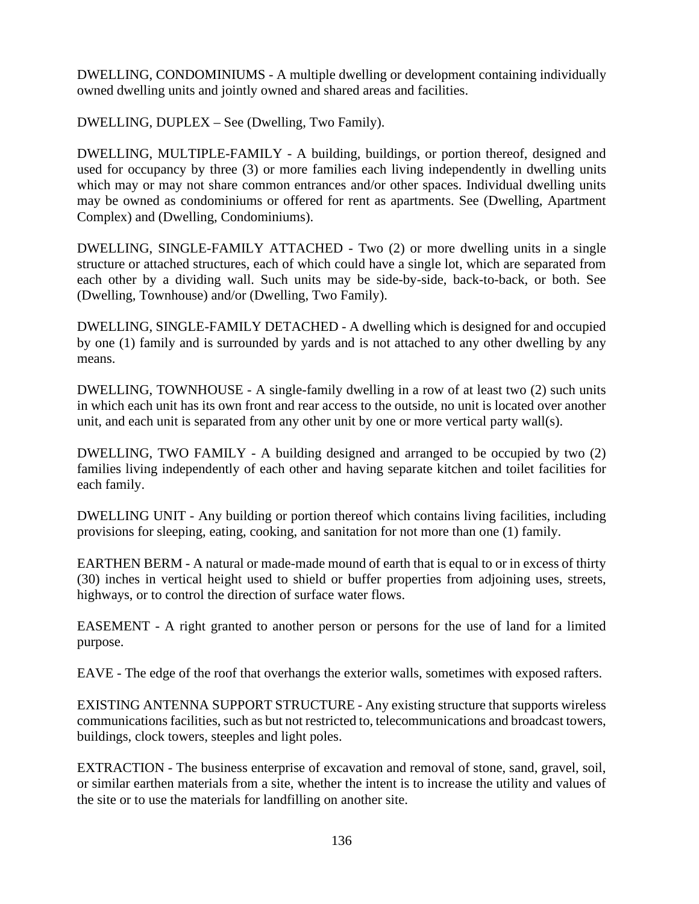DWELLING, CONDOMINIUMS - A multiple dwelling or development containing individually owned dwelling units and jointly owned and shared areas and facilities.

DWELLING, DUPLEX – See (Dwelling, Two Family).

DWELLING, MULTIPLE-FAMILY - A building, buildings, or portion thereof, designed and used for occupancy by three (3) or more families each living independently in dwelling units which may or may not share common entrances and/or other spaces. Individual dwelling units may be owned as condominiums or offered for rent as apartments. See (Dwelling, Apartment Complex) and (Dwelling, Condominiums).

DWELLING, SINGLE-FAMILY ATTACHED - Two (2) or more dwelling units in a single structure or attached structures, each of which could have a single lot, which are separated from each other by a dividing wall. Such units may be side-by-side, back-to-back, or both. See (Dwelling, Townhouse) and/or (Dwelling, Two Family).

DWELLING, SINGLE-FAMILY DETACHED - A dwelling which is designed for and occupied by one (1) family and is surrounded by yards and is not attached to any other dwelling by any means.

DWELLING, TOWNHOUSE - A single-family dwelling in a row of at least two (2) such units in which each unit has its own front and rear access to the outside, no unit is located over another unit, and each unit is separated from any other unit by one or more vertical party wall(s).

DWELLING, TWO FAMILY - A building designed and arranged to be occupied by two (2) families living independently of each other and having separate kitchen and toilet facilities for each family.

DWELLING UNIT - Any building or portion thereof which contains living facilities, including provisions for sleeping, eating, cooking, and sanitation for not more than one (1) family.

EARTHEN BERM - A natural or made-made mound of earth that is equal to or in excess of thirty (30) inches in vertical height used to shield or buffer properties from adjoining uses, streets, highways, or to control the direction of surface water flows.

EASEMENT - A right granted to another person or persons for the use of land for a limited purpose.

EAVE - The edge of the roof that overhangs the exterior walls, sometimes with exposed rafters.

EXISTING ANTENNA SUPPORT STRUCTURE - Any existing structure that supports wireless communications facilities, such as but not restricted to, telecommunications and broadcast towers, buildings, clock towers, steeples and light poles.

EXTRACTION - The business enterprise of excavation and removal of stone, sand, gravel, soil, or similar earthen materials from a site, whether the intent is to increase the utility and values of the site or to use the materials for landfilling on another site.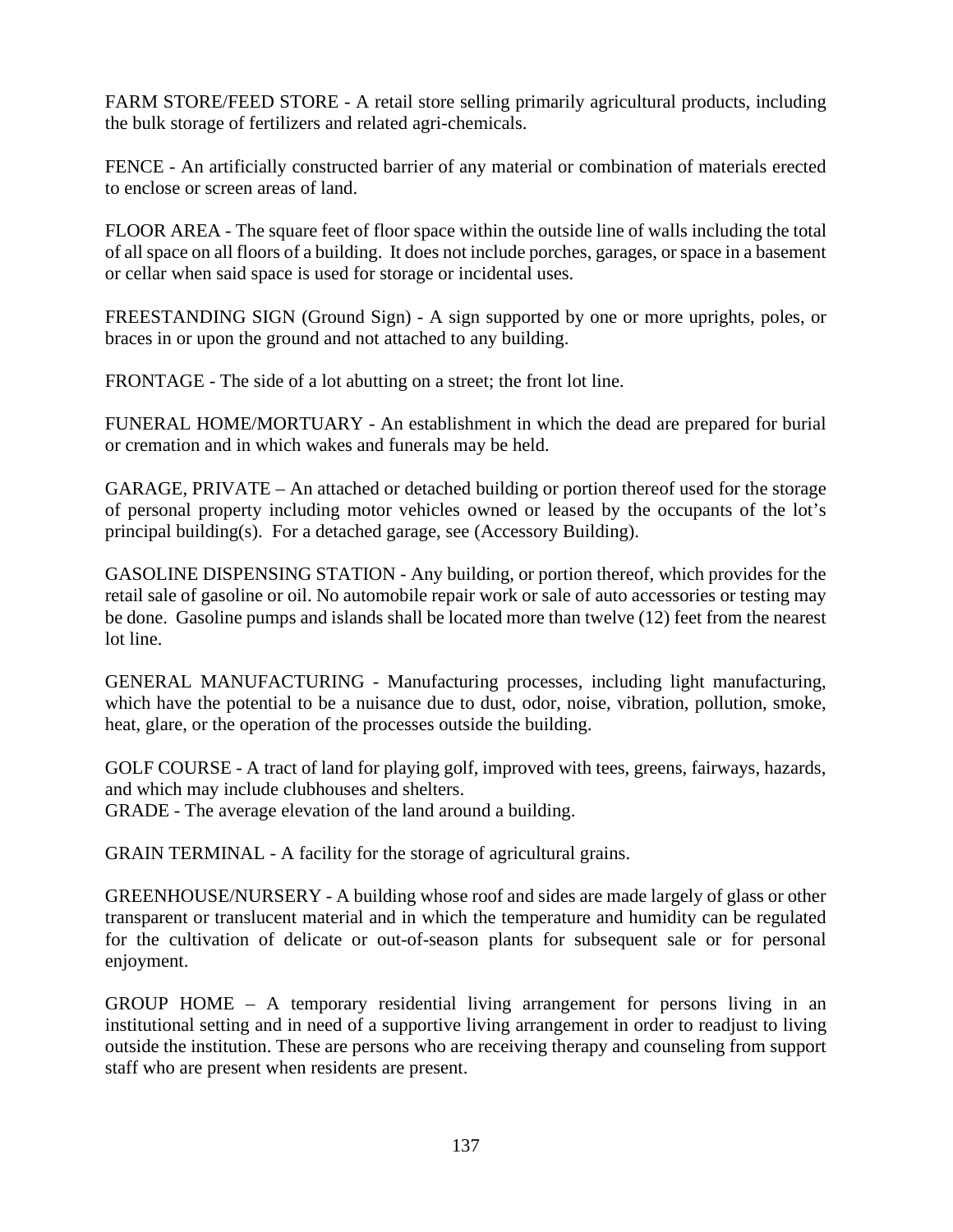FARM STORE/FEED STORE - A retail store selling primarily agricultural products, including the bulk storage of fertilizers and related agri-chemicals.

FENCE - An artificially constructed barrier of any material or combination of materials erected to enclose or screen areas of land.

FLOOR AREA - The square feet of floor space within the outside line of walls including the total of all space on all floors of a building. It does not include porches, garages, or space in a basement or cellar when said space is used for storage or incidental uses.

FREESTANDING SIGN (Ground Sign) - A sign supported by one or more uprights, poles, or braces in or upon the ground and not attached to any building.

FRONTAGE - The side of a lot abutting on a street; the front lot line.

FUNERAL HOME/MORTUARY - An establishment in which the dead are prepared for burial or cremation and in which wakes and funerals may be held.

GARAGE, PRIVATE – An attached or detached building or portion thereof used for the storage of personal property including motor vehicles owned or leased by the occupants of the lot's principal building(s). For a detached garage, see (Accessory Building).

GASOLINE DISPENSING STATION - Any building, or portion thereof, which provides for the retail sale of gasoline or oil. No automobile repair work or sale of auto accessories or testing may be done. Gasoline pumps and islands shall be located more than twelve (12) feet from the nearest lot line.

GENERAL MANUFACTURING - Manufacturing processes, including light manufacturing, which have the potential to be a nuisance due to dust, odor, noise, vibration, pollution, smoke, heat, glare, or the operation of the processes outside the building.

GOLF COURSE - A tract of land for playing golf, improved with tees, greens, fairways, hazards, and which may include clubhouses and shelters.

GRADE - The average elevation of the land around a building.

GRAIN TERMINAL - A facility for the storage of agricultural grains.

GREENHOUSE/NURSERY - A building whose roof and sides are made largely of glass or other transparent or translucent material and in which the temperature and humidity can be regulated for the cultivation of delicate or out-of-season plants for subsequent sale or for personal enjoyment.

GROUP HOME – A temporary residential living arrangement for persons living in an institutional setting and in need of a supportive living arrangement in order to readjust to living outside the institution. These are persons who are receiving therapy and counseling from support staff who are present when residents are present.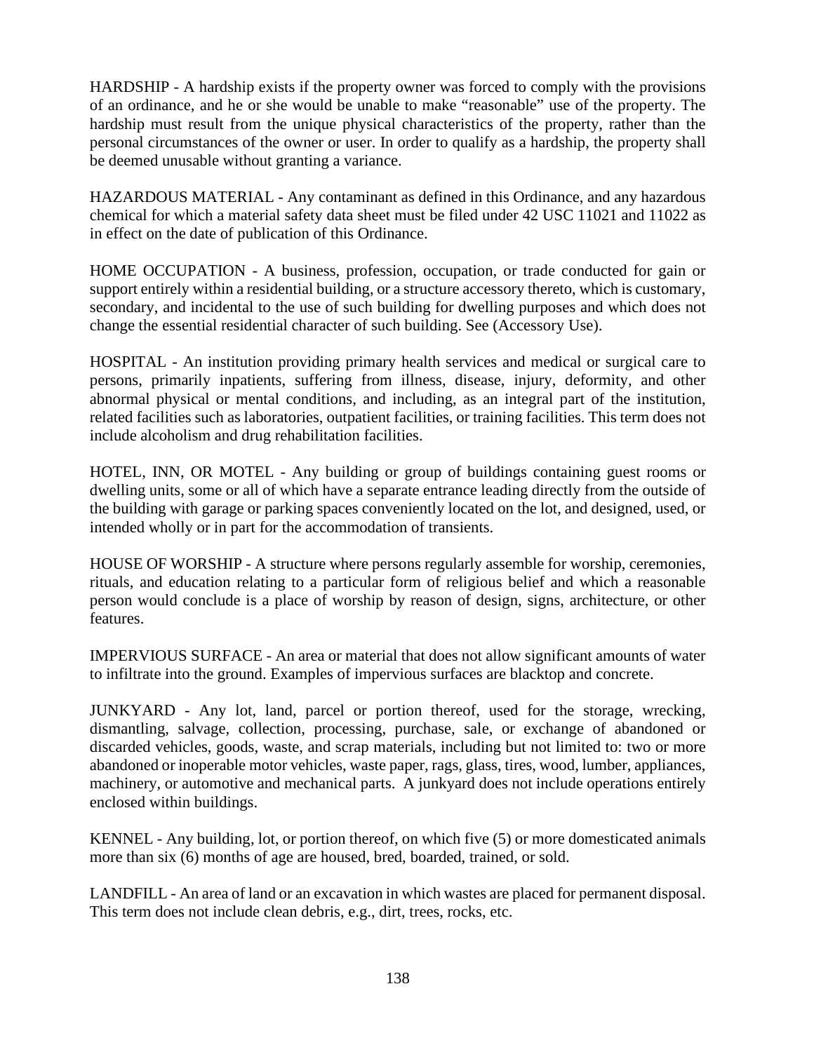HARDSHIP - A hardship exists if the property owner was forced to comply with the provisions of an ordinance, and he or she would be unable to make “reasonable” use of the property. The hardship must result from the unique physical characteristics of the property, rather than the personal circumstances of the owner or user. In order to qualify as a hardship, the property shall be deemed unusable without granting a variance.

HAZARDOUS MATERIAL - Any contaminant as defined in this Ordinance, and any hazardous chemical for which a material safety data sheet must be filed under 42 USC 11021 and 11022 as in effect on the date of publication of this Ordinance.

HOME OCCUPATION - A business, profession, occupation, or trade conducted for gain or support entirely within a residential building, or a structure accessory thereto, which is customary, secondary, and incidental to the use of such building for dwelling purposes and which does not change the essential residential character of such building. See (Accessory Use).

HOSPITAL - An institution providing primary health services and medical or surgical care to persons, primarily inpatients, suffering from illness, disease, injury, deformity, and other abnormal physical or mental conditions, and including, as an integral part of the institution, related facilities such as laboratories, outpatient facilities, or training facilities. This term does not include alcoholism and drug rehabilitation facilities.

HOTEL, INN, OR MOTEL - Any building or group of buildings containing guest rooms or dwelling units, some or all of which have a separate entrance leading directly from the outside of the building with garage or parking spaces conveniently located on the lot, and designed, used, or intended wholly or in part for the accommodation of transients.

HOUSE OF WORSHIP - A structure where persons regularly assemble for worship, ceremonies, rituals, and education relating to a particular form of religious belief and which a reasonable person would conclude is a place of worship by reason of design, signs, architecture, or other features.

IMPERVIOUS SURFACE - An area or material that does not allow significant amounts of water to infiltrate into the ground. Examples of impervious surfaces are blacktop and concrete.

JUNKYARD - Any lot, land, parcel or portion thereof, used for the storage, wrecking, dismantling, salvage, collection, processing, purchase, sale, or exchange of abandoned or discarded vehicles, goods, waste, and scrap materials, including but not limited to: two or more abandoned or inoperable motor vehicles, waste paper, rags, glass, tires, wood, lumber, appliances, machinery, or automotive and mechanical parts. A junkyard does not include operations entirely enclosed within buildings.

KENNEL - Any building, lot, or portion thereof, on which five (5) or more domesticated animals more than six (6) months of age are housed, bred, boarded, trained, or sold.

LANDFILL - An area of land or an excavation in which wastes are placed for permanent disposal. This term does not include clean debris, e.g., dirt, trees, rocks, etc.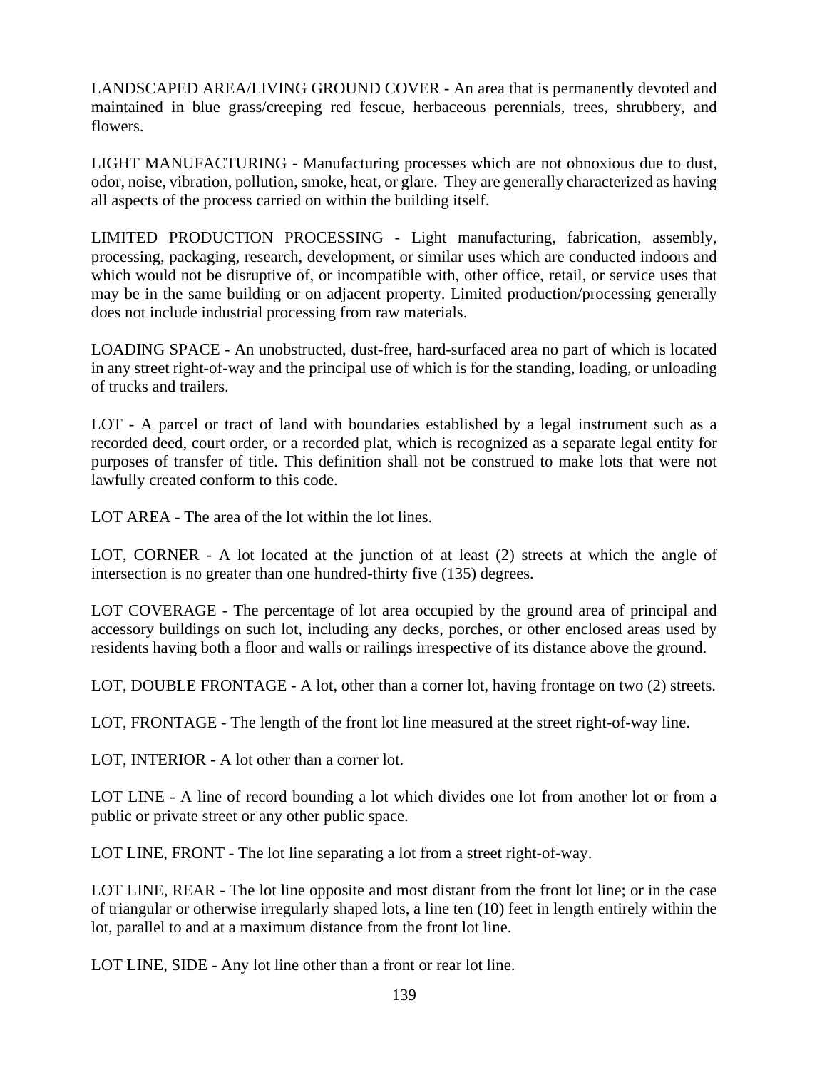LANDSCAPED AREA/LIVING GROUND COVER - An area that is permanently devoted and maintained in blue grass/creeping red fescue, herbaceous perennials, trees, shrubbery, and flowers.

LIGHT MANUFACTURING - Manufacturing processes which are not obnoxious due to dust, odor, noise, vibration, pollution, smoke, heat, or glare. They are generally characterized as having all aspects of the process carried on within the building itself.

LIMITED PRODUCTION PROCESSING - Light manufacturing, fabrication, assembly, processing, packaging, research, development, or similar uses which are conducted indoors and which would not be disruptive of, or incompatible with, other office, retail, or service uses that may be in the same building or on adjacent property. Limited production/processing generally does not include industrial processing from raw materials.

LOADING SPACE - An unobstructed, dust-free, hard-surfaced area no part of which is located in any street right-of-way and the principal use of which is for the standing, loading, or unloading of trucks and trailers.

LOT - A parcel or tract of land with boundaries established by a legal instrument such as a recorded deed, court order, or a recorded plat, which is recognized as a separate legal entity for purposes of transfer of title. This definition shall not be construed to make lots that were not lawfully created conform to this code.

LOT AREA - The area of the lot within the lot lines.

LOT, CORNER - A lot located at the junction of at least (2) streets at which the angle of intersection is no greater than one hundred-thirty five (135) degrees.

LOT COVERAGE - The percentage of lot area occupied by the ground area of principal and accessory buildings on such lot, including any decks, porches, or other enclosed areas used by residents having both a floor and walls or railings irrespective of its distance above the ground.

LOT, DOUBLE FRONTAGE - A lot, other than a corner lot, having frontage on two (2) streets.

LOT, FRONTAGE - The length of the front lot line measured at the street right-of-way line.

LOT, INTERIOR - A lot other than a corner lot.

LOT LINE - A line of record bounding a lot which divides one lot from another lot or from a public or private street or any other public space.

LOT LINE, FRONT - The lot line separating a lot from a street right-of-way.

LOT LINE, REAR - The lot line opposite and most distant from the front lot line; or in the case of triangular or otherwise irregularly shaped lots, a line ten (10) feet in length entirely within the lot, parallel to and at a maximum distance from the front lot line.

LOT LINE, SIDE - Any lot line other than a front or rear lot line.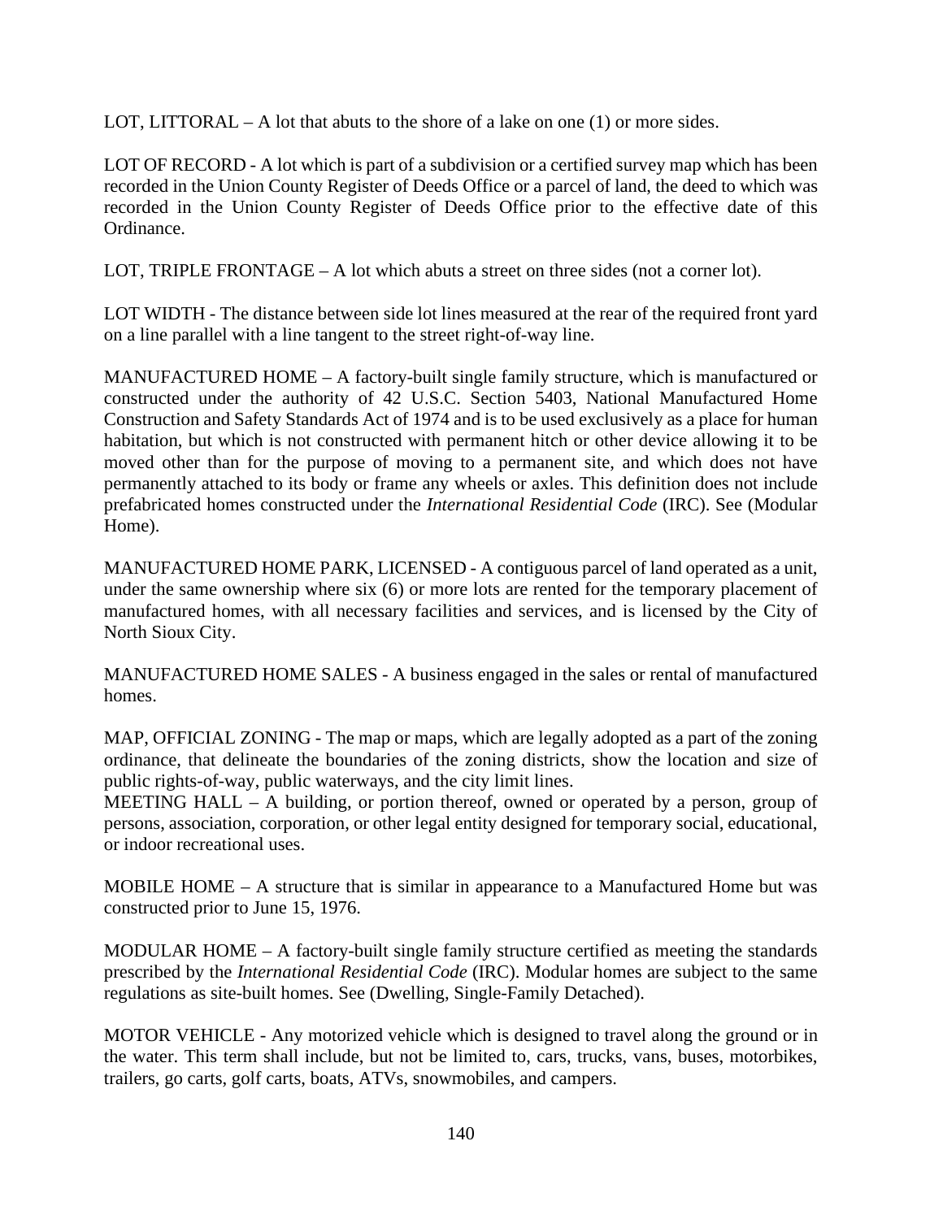LOT, LITTORAL – A lot that abuts to the shore of a lake on one (1) or more sides.

LOT OF RECORD - A lot which is part of a subdivision or a certified survey map which has been recorded in the Union County Register of Deeds Office or a parcel of land, the deed to which was recorded in the Union County Register of Deeds Office prior to the effective date of this Ordinance.

LOT, TRIPLE FRONTAGE – A lot which abuts a street on three sides (not a corner lot).

LOT WIDTH - The distance between side lot lines measured at the rear of the required front yard on a line parallel with a line tangent to the street right-of-way line.

MANUFACTURED HOME – A factory-built single family structure, which is manufactured or constructed under the authority of 42 U.S.C. Section 5403, National Manufactured Home Construction and Safety Standards Act of 1974 and is to be used exclusively as a place for human habitation, but which is not constructed with permanent hitch or other device allowing it to be moved other than for the purpose of moving to a permanent site, and which does not have permanently attached to its body or frame any wheels or axles. This definition does not include prefabricated homes constructed under the *International Residential Code* (IRC). See (Modular Home).

MANUFACTURED HOME PARK, LICENSED - A contiguous parcel of land operated as a unit, under the same ownership where six (6) or more lots are rented for the temporary placement of manufactured homes, with all necessary facilities and services, and is licensed by the City of North Sioux City.

MANUFACTURED HOME SALES - A business engaged in the sales or rental of manufactured homes.

MAP, OFFICIAL ZONING - The map or maps, which are legally adopted as a part of the zoning ordinance, that delineate the boundaries of the zoning districts, show the location and size of public rights-of-way, public waterways, and the city limit lines.

MEETING HALL – A building, or portion thereof, owned or operated by a person, group of persons, association, corporation, or other legal entity designed for temporary social, educational, or indoor recreational uses.

MOBILE HOME – A structure that is similar in appearance to a Manufactured Home but was constructed prior to June 15, 1976.

MODULAR HOME – A factory-built single family structure certified as meeting the standards prescribed by the *International Residential Code* (IRC). Modular homes are subject to the same regulations as site-built homes. See (Dwelling, Single-Family Detached).

MOTOR VEHICLE - Any motorized vehicle which is designed to travel along the ground or in the water. This term shall include, but not be limited to, cars, trucks, vans, buses, motorbikes, trailers, go carts, golf carts, boats, ATVs, snowmobiles, and campers.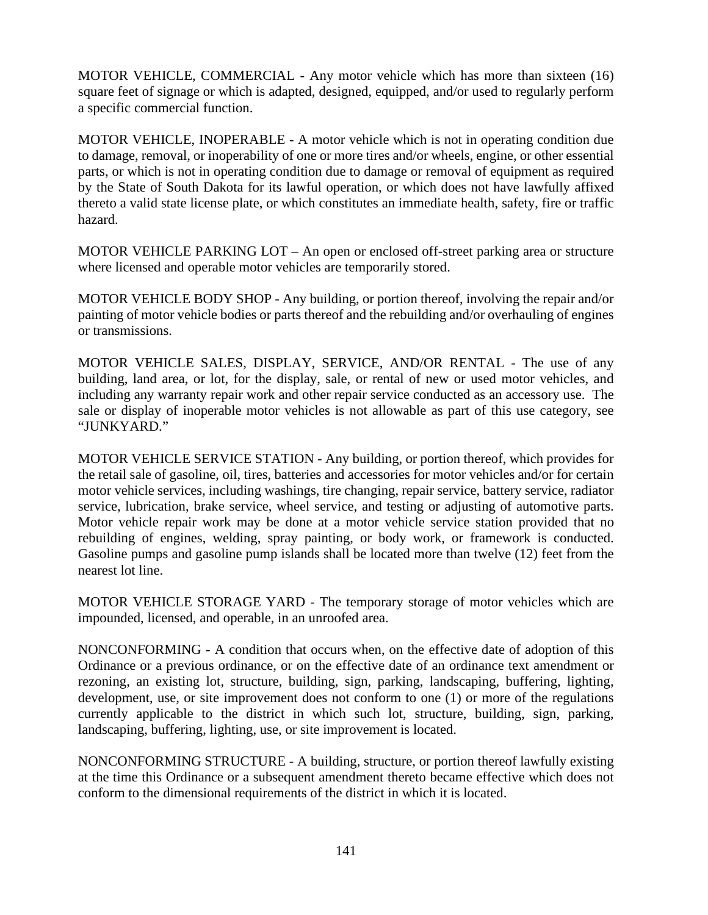MOTOR VEHICLE, COMMERCIAL - Any motor vehicle which has more than sixteen (16) square feet of signage or which is adapted, designed, equipped, and/or used to regularly perform a specific commercial function.

MOTOR VEHICLE, INOPERABLE - A motor vehicle which is not in operating condition due to damage, removal, or inoperability of one or more tires and/or wheels, engine, or other essential parts, or which is not in operating condition due to damage or removal of equipment as required by the State of South Dakota for its lawful operation, or which does not have lawfully affixed thereto a valid state license plate, or which constitutes an immediate health, safety, fire or traffic hazard.

MOTOR VEHICLE PARKING LOT – An open or enclosed off-street parking area or structure where licensed and operable motor vehicles are temporarily stored.

MOTOR VEHICLE BODY SHOP - Any building, or portion thereof, involving the repair and/or painting of motor vehicle bodies or parts thereof and the rebuilding and/or overhauling of engines or transmissions.

MOTOR VEHICLE SALES, DISPLAY, SERVICE, AND/OR RENTAL - The use of any building, land area, or lot, for the display, sale, or rental of new or used motor vehicles, and including any warranty repair work and other repair service conducted as an accessory use. The sale or display of inoperable motor vehicles is not allowable as part of this use category, see "JUNKYARD."

MOTOR VEHICLE SERVICE STATION - Any building, or portion thereof, which provides for the retail sale of gasoline, oil, tires, batteries and accessories for motor vehicles and/or for certain motor vehicle services, including washings, tire changing, repair service, battery service, radiator service, lubrication, brake service, wheel service, and testing or adjusting of automotive parts. Motor vehicle repair work may be done at a motor vehicle service station provided that no rebuilding of engines, welding, spray painting, or body work, or framework is conducted. Gasoline pumps and gasoline pump islands shall be located more than twelve (12) feet from the nearest lot line.

MOTOR VEHICLE STORAGE YARD - The temporary storage of motor vehicles which are impounded, licensed, and operable, in an unroofed area.

NONCONFORMING - A condition that occurs when, on the effective date of adoption of this Ordinance or a previous ordinance, or on the effective date of an ordinance text amendment or rezoning, an existing lot, structure, building, sign, parking, landscaping, buffering, lighting, development, use, or site improvement does not conform to one (1) or more of the regulations currently applicable to the district in which such lot, structure, building, sign, parking, landscaping, buffering, lighting, use, or site improvement is located.

NONCONFORMING STRUCTURE - A building, structure, or portion thereof lawfully existing at the time this Ordinance or a subsequent amendment thereto became effective which does not conform to the dimensional requirements of the district in which it is located.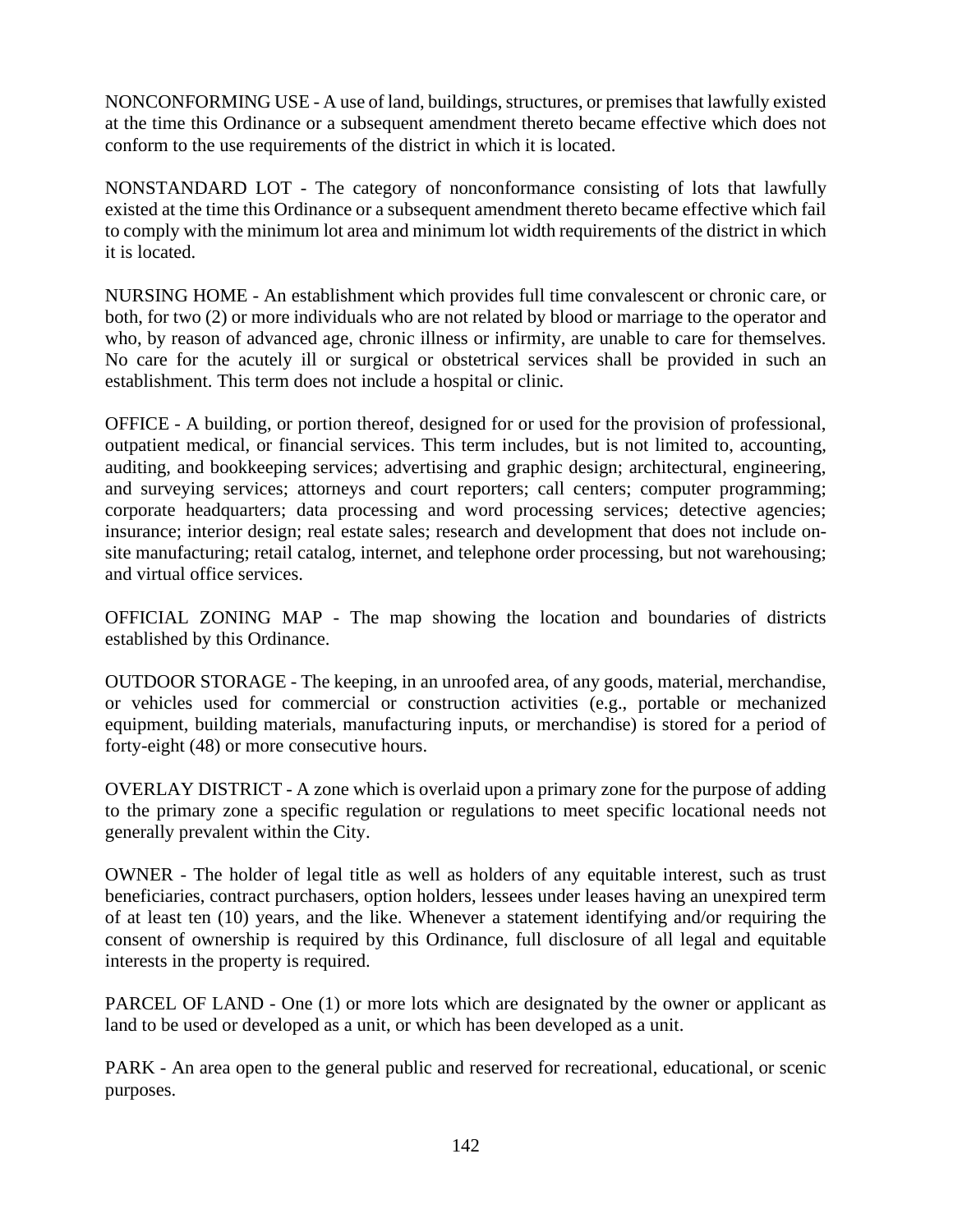NONCONFORMING USE - A use of land, buildings, structures, or premises that lawfully existed at the time this Ordinance or a subsequent amendment thereto became effective which does not conform to the use requirements of the district in which it is located.

NONSTANDARD LOT - The category of nonconformance consisting of lots that lawfully existed at the time this Ordinance or a subsequent amendment thereto became effective which fail to comply with the minimum lot area and minimum lot width requirements of the district in which it is located.

NURSING HOME - An establishment which provides full time convalescent or chronic care, or both, for two (2) or more individuals who are not related by blood or marriage to the operator and who, by reason of advanced age, chronic illness or infirmity, are unable to care for themselves. No care for the acutely ill or surgical or obstetrical services shall be provided in such an establishment. This term does not include a hospital or clinic.

OFFICE - A building, or portion thereof, designed for or used for the provision of professional, outpatient medical, or financial services. This term includes, but is not limited to, accounting, auditing, and bookkeeping services; advertising and graphic design; architectural, engineering, and surveying services; attorneys and court reporters; call centers; computer programming; corporate headquarters; data processing and word processing services; detective agencies; insurance; interior design; real estate sales; research and development that does not include on-site manufacturing; retail catalog, internet, and telephone order processing, but not warehousing; and virtual office services.

OFFICIAL ZONING MAP - The map showing the location and boundaries of districts established by this Ordinance.

OUTDOOR STORAGE - The keeping, in an unroofed area, of any goods, material, merchandise, or vehicles used for commercial or construction activities (e.g., portable or mechanized equipment, building materials, manufacturing inputs, or merchandise) is stored for a period of forty-eight (48) or more consecutive hours.

OVERLAY DISTRICT - A zone which is overlaid upon a primary zone for the purpose of adding to the primary zone a specific regulation or regulations to meet specific locational needs not generally prevalent within the City.

OWNER - The holder of legal title as well as holders of any equitable interest, such as trust beneficiaries, contract purchasers, option holders, lessees under leases having an unexpired term of at least ten (10) years, and the like. Whenever a statement identifying and/or requiring the consent of ownership is required by this Ordinance, full disclosure of all legal and equitable interests in the property is required.

PARCEL OF LAND - One (1) or more lots which are designated by the owner or applicant as land to be used or developed as a unit, or which has been developed as a unit.

PARK - An area open to the general public and reserved for recreational, educational, or scenic purposes.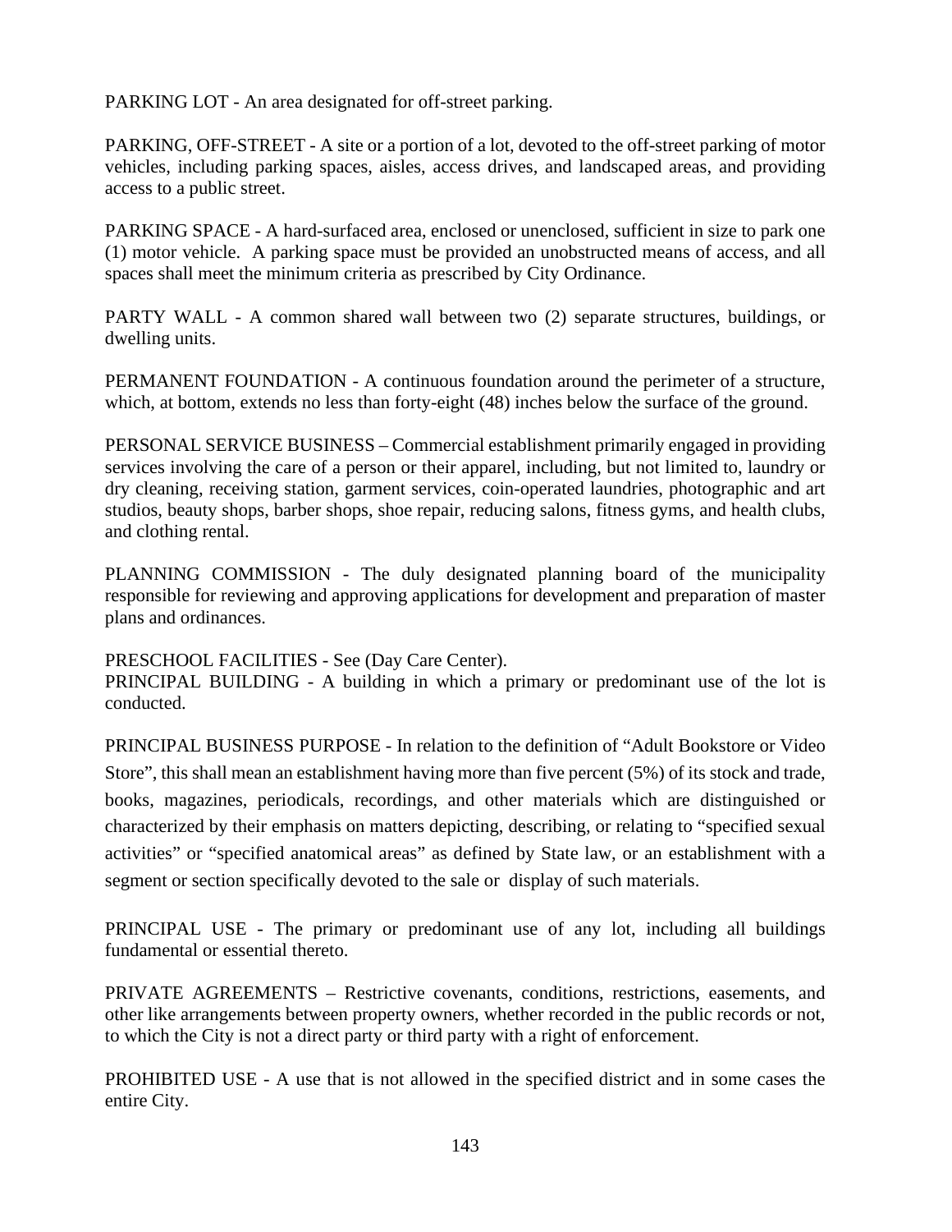PARKING LOT - An area designated for off-street parking.

PARKING, OFF-STREET - A site or a portion of a lot, devoted to the off-street parking of motor vehicles, including parking spaces, aisles, access drives, and landscaped areas, and providing access to a public street.

PARKING SPACE - A hard-surfaced area, enclosed or unenclosed, sufficient in size to park one (1) motor vehicle. A parking space must be provided an unobstructed means of access, and all spaces shall meet the minimum criteria as prescribed by City Ordinance.

PARTY WALL - A common shared wall between two (2) separate structures, buildings, or dwelling units.

PERMANENT FOUNDATION - A continuous foundation around the perimeter of a structure, which, at bottom, extends no less than forty-eight (48) inches below the surface of the ground.

PERSONAL SERVICE BUSINESS – Commercial establishment primarily engaged in providing services involving the care of a person or their apparel, including, but not limited to, laundry or dry cleaning, receiving station, garment services, coin-operated laundries, photographic and art studios, beauty shops, barber shops, shoe repair, reducing salons, fitness gyms, and health clubs, and clothing rental.

PLANNING COMMISSION - The duly designated planning board of the municipality responsible for reviewing and approving applications for development and preparation of master plans and ordinances.

PRESCHOOL FACILITIES - See (Day Care Center).

PRINCIPAL BUILDING - A building in which a primary or predominant use of the lot is conducted.

PRINCIPAL BUSINESS PURPOSE - In relation to the definition of "Adult Bookstore or Video Store", this shall mean an establishment having more than five percent (5%) of its stock and trade, books, magazines, periodicals, recordings, and other materials which are distinguished or characterized by their emphasis on matters depicting, describing, or relating to "specified sexual activities" or "specified anatomical areas" as defined by State law, or an establishment with a segment or section specifically devoted to the sale or display of such materials.

PRINCIPAL USE - The primary or predominant use of any lot, including all buildings fundamental or essential thereto.

PRIVATE AGREEMENTS – Restrictive covenants, conditions, restrictions, easements, and other like arrangements between property owners, whether recorded in the public records or not, to which the City is not a direct party or third party with a right of enforcement.

PROHIBITED USE - A use that is not allowed in the specified district and in some cases the entire City.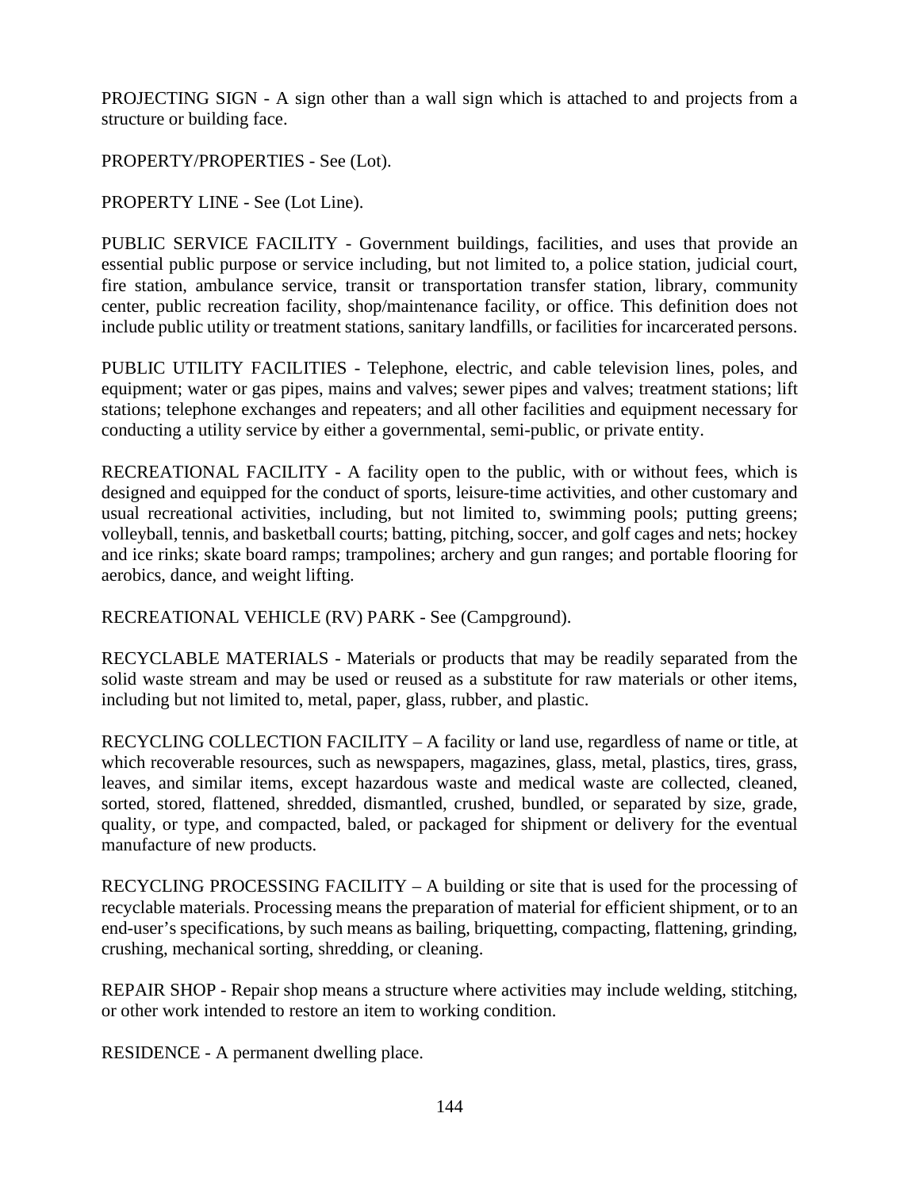PROJECTING SIGN - A sign other than a wall sign which is attached to and projects from a structure or building face.

PROPERTY/PROPERTIES - See (Lot).

PROPERTY LINE - See (Lot Line).

PUBLIC SERVICE FACILITY - Government buildings, facilities, and uses that provide an essential public purpose or service including, but not limited to, a police station, judicial court, fire station, ambulance service, transit or transportation transfer station, library, community center, public recreation facility, shop/maintenance facility, or office. This definition does not include public utility or treatment stations, sanitary landfills, or facilities for incarcerated persons.

PUBLIC UTILITY FACILITIES - Telephone, electric, and cable television lines, poles, and equipment; water or gas pipes, mains and valves; sewer pipes and valves; treatment stations; lift stations; telephone exchanges and repeaters; and all other facilities and equipment necessary for conducting a utility service by either a governmental, semi-public, or private entity.

RECREATIONAL FACILITY - A facility open to the public, with or without fees, which is designed and equipped for the conduct of sports, leisure-time activities, and other customary and usual recreational activities, including, but not limited to, swimming pools; putting greens; volleyball, tennis, and basketball courts; batting, pitching, soccer, and golf cages and nets; hockey and ice rinks; skate board ramps; trampolines; archery and gun ranges; and portable flooring for aerobics, dance, and weight lifting.

RECREATIONAL VEHICLE (RV) PARK - See (Campground).

RECYCLABLE MATERIALS - Materials or products that may be readily separated from the solid waste stream and may be used or reused as a substitute for raw materials or other items, including but not limited to, metal, paper, glass, rubber, and plastic.

RECYCLING COLLECTION FACILITY – A facility or land use, regardless of name or title, at which recoverable resources, such as newspapers, magazines, glass, metal, plastics, tires, grass, leaves, and similar items, except hazardous waste and medical waste are collected, cleaned, sorted, stored, flattened, shredded, dismantled, crushed, bundled, or separated by size, grade, quality, or type, and compacted, baled, or packaged for shipment or delivery for the eventual manufacture of new products.

RECYCLING PROCESSING FACILITY – A building or site that is used for the processing of recyclable materials. Processing means the preparation of material for efficient shipment, or to an end-user's specifications, by such means as bailing, briquetting, compacting, flattening, grinding, crushing, mechanical sorting, shredding, or cleaning.

REPAIR SHOP - Repair shop means a structure where activities may include welding, stitching, or other work intended to restore an item to working condition.

RESIDENCE - A permanent dwelling place.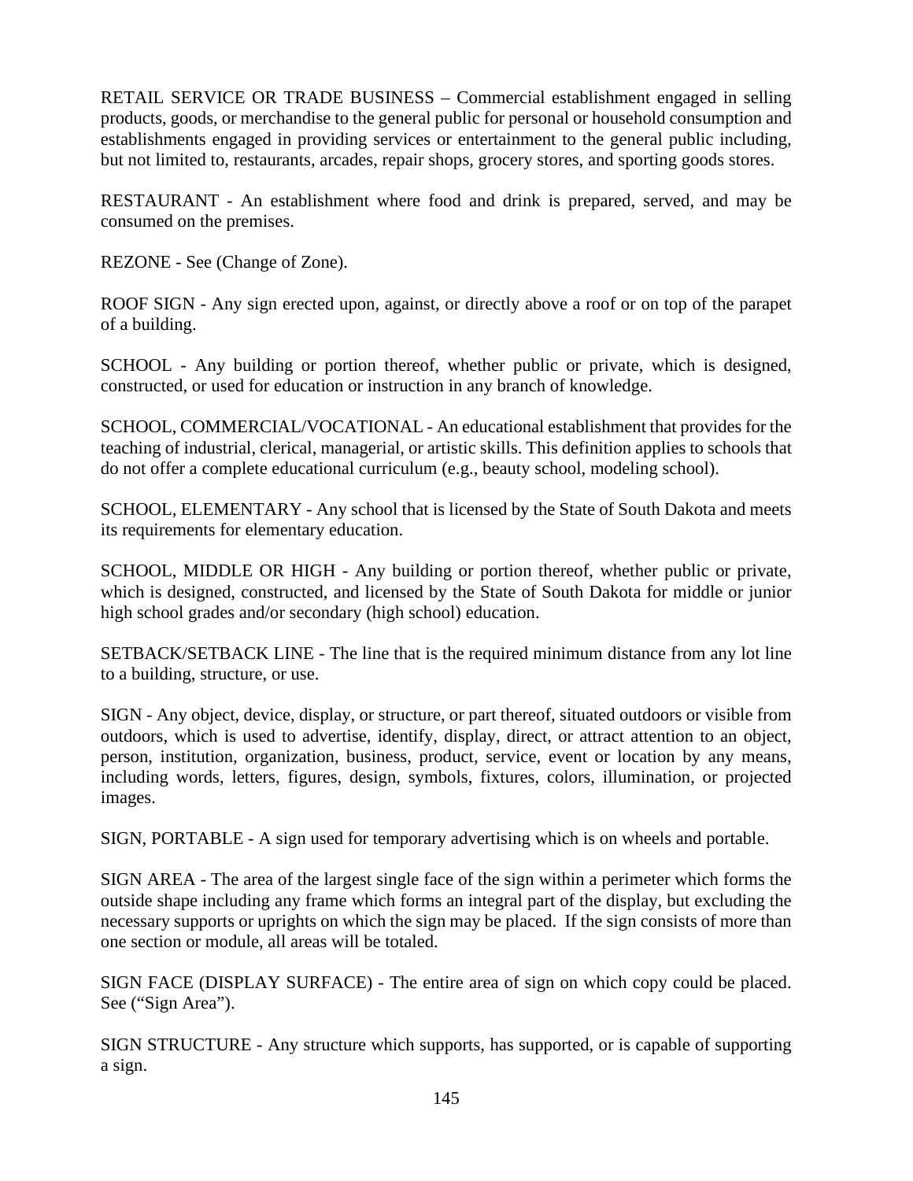RETAIL SERVICE OR TRADE BUSINESS – Commercial establishment engaged in selling products, goods, or merchandise to the general public for personal or household consumption and establishments engaged in providing services or entertainment to the general public including, but not limited to, restaurants, arcades, repair shops, grocery stores, and sporting goods stores.

RESTAURANT - An establishment where food and drink is prepared, served, and may be consumed on the premises.

REZONE - See (Change of Zone).

ROOF SIGN - Any sign erected upon, against, or directly above a roof or on top of the parapet of a building.

SCHOOL - Any building or portion thereof, whether public or private, which is designed, constructed, or used for education or instruction in any branch of knowledge.

SCHOOL, COMMERCIAL/VOCATIONAL - An educational establishment that provides for the teaching of industrial, clerical, managerial, or artistic skills. This definition applies to schools that do not offer a complete educational curriculum (e.g., beauty school, modeling school).

SCHOOL, ELEMENTARY - Any school that is licensed by the State of South Dakota and meets its requirements for elementary education.

SCHOOL, MIDDLE OR HIGH - Any building or portion thereof, whether public or private, which is designed, constructed, and licensed by the State of South Dakota for middle or junior high school grades and/or secondary (high school) education.

SETBACK/SETBACK LINE - The line that is the required minimum distance from any lot line to a building, structure, or use.

SIGN - Any object, device, display, or structure, or part thereof, situated outdoors or visible from outdoors, which is used to advertise, identify, display, direct, or attract attention to an object, person, institution, organization, business, product, service, event or location by any means, including words, letters, figures, design, symbols, fixtures, colors, illumination, or projected images.

SIGN, PORTABLE - A sign used for temporary advertising which is on wheels and portable.

SIGN AREA - The area of the largest single face of the sign within a perimeter which forms the outside shape including any frame which forms an integral part of the display, but excluding the necessary supports or uprights on which the sign may be placed. If the sign consists of more than one section or module, all areas will be totaled.

SIGN FACE (DISPLAY SURFACE) - The entire area of sign on which copy could be placed. See ("Sign Area").

SIGN STRUCTURE - Any structure which supports, has supported, or is capable of supporting a sign.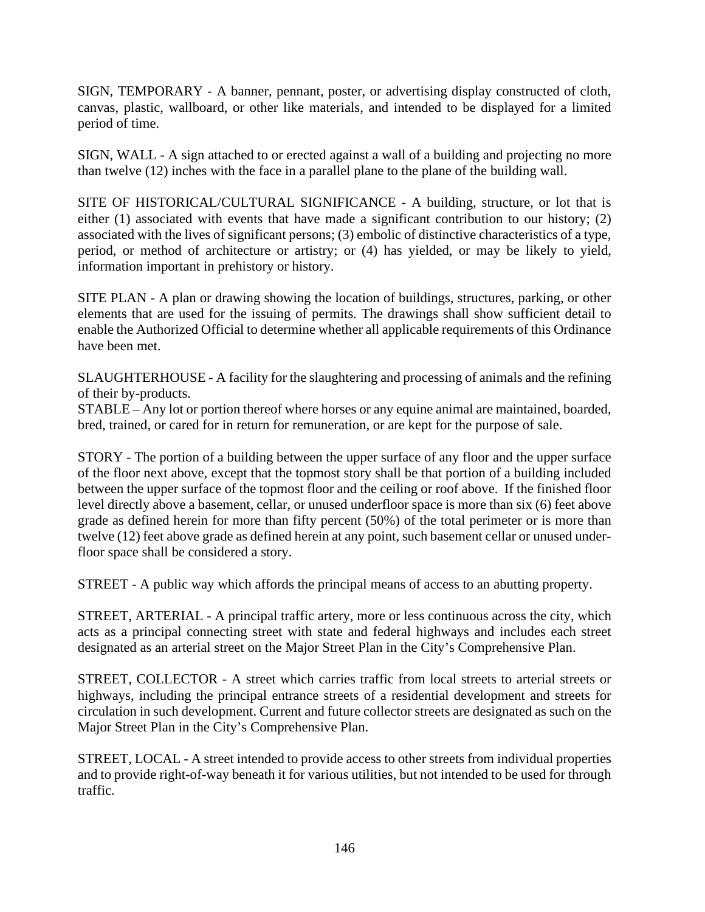SIGN, TEMPORARY - A banner, pennant, poster, or advertising display constructed of cloth, canvas, plastic, wallboard, or other like materials, and intended to be displayed for a limited period of time.

SIGN, WALL - A sign attached to or erected against a wall of a building and projecting no more than twelve (12) inches with the face in a parallel plane to the plane of the building wall.

SITE OF HISTORICAL/CULTURAL SIGNIFICANCE - A building, structure, or lot that is either (1) associated with events that have made a significant contribution to our history; (2) associated with the lives of significant persons; (3) embolic of distinctive characteristics of a type, period, or method of architecture or artistry; or (4) has yielded, or may be likely to yield, information important in prehistory or history.

SITE PLAN - A plan or drawing showing the location of buildings, structures, parking, or other elements that are used for the issuing of permits. The drawings shall show sufficient detail to enable the Authorized Official to determine whether all applicable requirements of this Ordinance have been met.

SLAUGHTERHOUSE - A facility for the slaughtering and processing of animals and the refining of their by-products.
STABLE – Any lot or portion thereof where horses or any equine animal are maintained, boarded, bred, trained, or cared for in return for remuneration, or are kept for the purpose of sale.

STORY - The portion of a building between the upper surface of any floor and the upper surface of the floor next above, except that the topmost story shall be that portion of a building included between the upper surface of the topmost floor and the ceiling or roof above. If the finished floor level directly above a basement, cellar, or unused underfloor space is more than six (6) feet above grade as defined herein for more than fifty percent (50%) of the total perimeter or is more than twelve (12) feet above grade as defined herein at any point, such basement cellar or unused under-floor space shall be considered a story.

STREET - A public way which affords the principal means of access to an abutting property.

STREET, ARTERIAL - A principal traffic artery, more or less continuous across the city, which acts as a principal connecting street with state and federal highways and includes each street designated as an arterial street on the Major Street Plan in the City's Comprehensive Plan.

STREET, COLLECTOR - A street which carries traffic from local streets to arterial streets or highways, including the principal entrance streets of a residential development and streets for circulation in such development. Current and future collector streets are designated as such on the Major Street Plan in the City's Comprehensive Plan.

STREET, LOCAL - A street intended to provide access to other streets from individual properties and to provide right-of-way beneath it for various utilities, but not intended to be used for through traffic.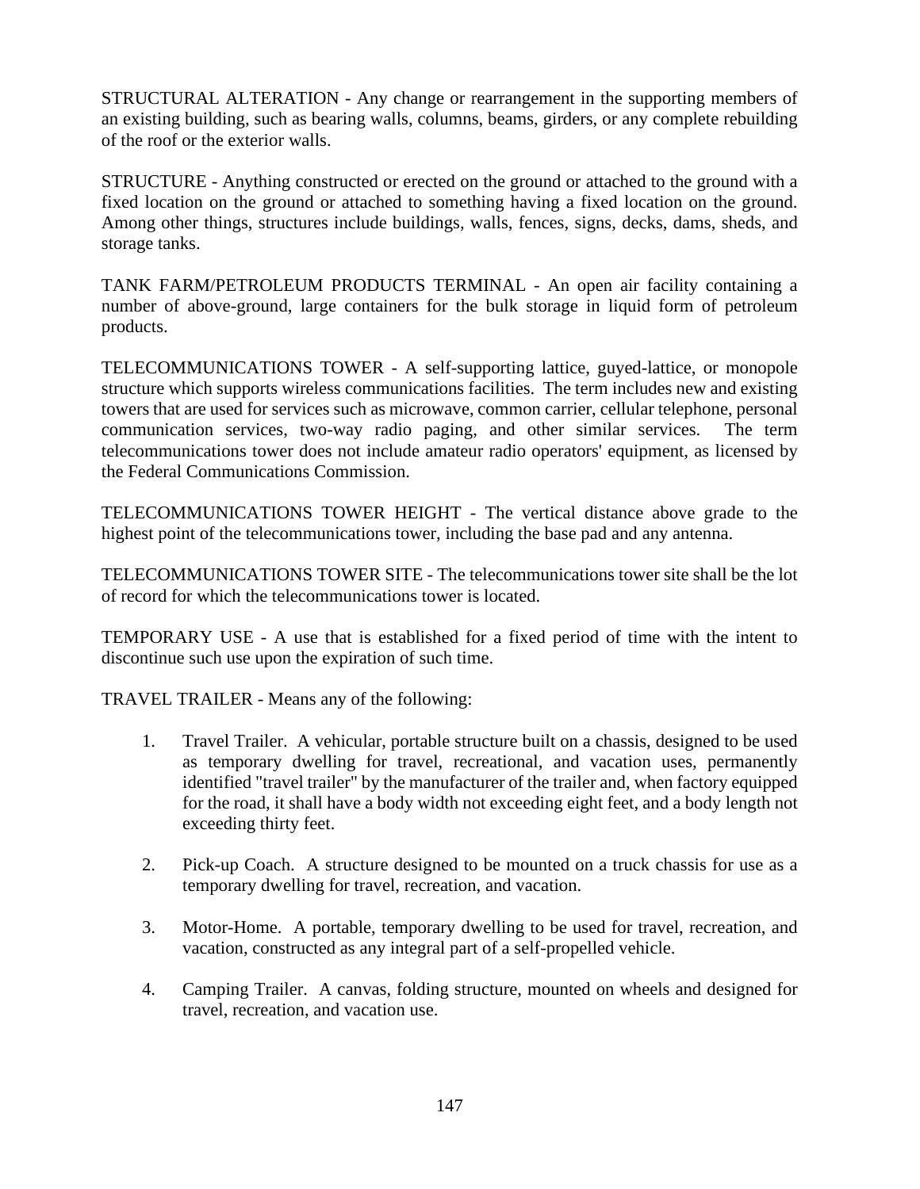STRUCTURAL ALTERATION - Any change or rearrangement in the supporting members of an existing building, such as bearing walls, columns, beams, girders, or any complete rebuilding of the roof or the exterior walls.

STRUCTURE - Anything constructed or erected on the ground or attached to the ground with a fixed location on the ground or attached to something having a fixed location on the ground. Among other things, structures include buildings, walls, fences, signs, decks, dams, sheds, and storage tanks.

TANK FARM/PETROLEUM PRODUCTS TERMINAL - An open air facility containing a number of above-ground, large containers for the bulk storage in liquid form of petroleum products.

TELECOMMUNICATIONS TOWER - A self-supporting lattice, guyed-lattice, or monopole structure which supports wireless communications facilities. The term includes new and existing towers that are used for services such as microwave, common carrier, cellular telephone, personal communication services, two-way radio paging, and other similar services. The term telecommunications tower does not include amateur radio operators' equipment, as licensed by the Federal Communications Commission.

TELECOMMUNICATIONS TOWER HEIGHT - The vertical distance above grade to the highest point of the telecommunications tower, including the base pad and any antenna.

TELECOMMUNICATIONS TOWER SITE - The telecommunications tower site shall be the lot of record for which the telecommunications tower is located.

TEMPORARY USE - A use that is established for a fixed period of time with the intent to discontinue such use upon the expiration of such time.

TRAVEL TRAILER - Means any of the following:

1. Travel Trailer. A vehicular, portable structure built on a chassis, designed to be used as temporary dwelling for travel, recreational, and vacation uses, permanently identified "travel trailer" by the manufacturer of the trailer and, when factory equipped for the road, it shall have a body width not exceeding eight feet, and a body length not exceeding thirty feet.

2. Pick-up Coach. A structure designed to be mounted on a truck chassis for use as a temporary dwelling for travel, recreation, and vacation.

3. Motor-Home. A portable, temporary dwelling to be used for travel, recreation, and vacation, constructed as any integral part of a self-propelled vehicle.

4. Camping Trailer. A canvas, folding structure, mounted on wheels and designed for travel, recreation, and vacation use.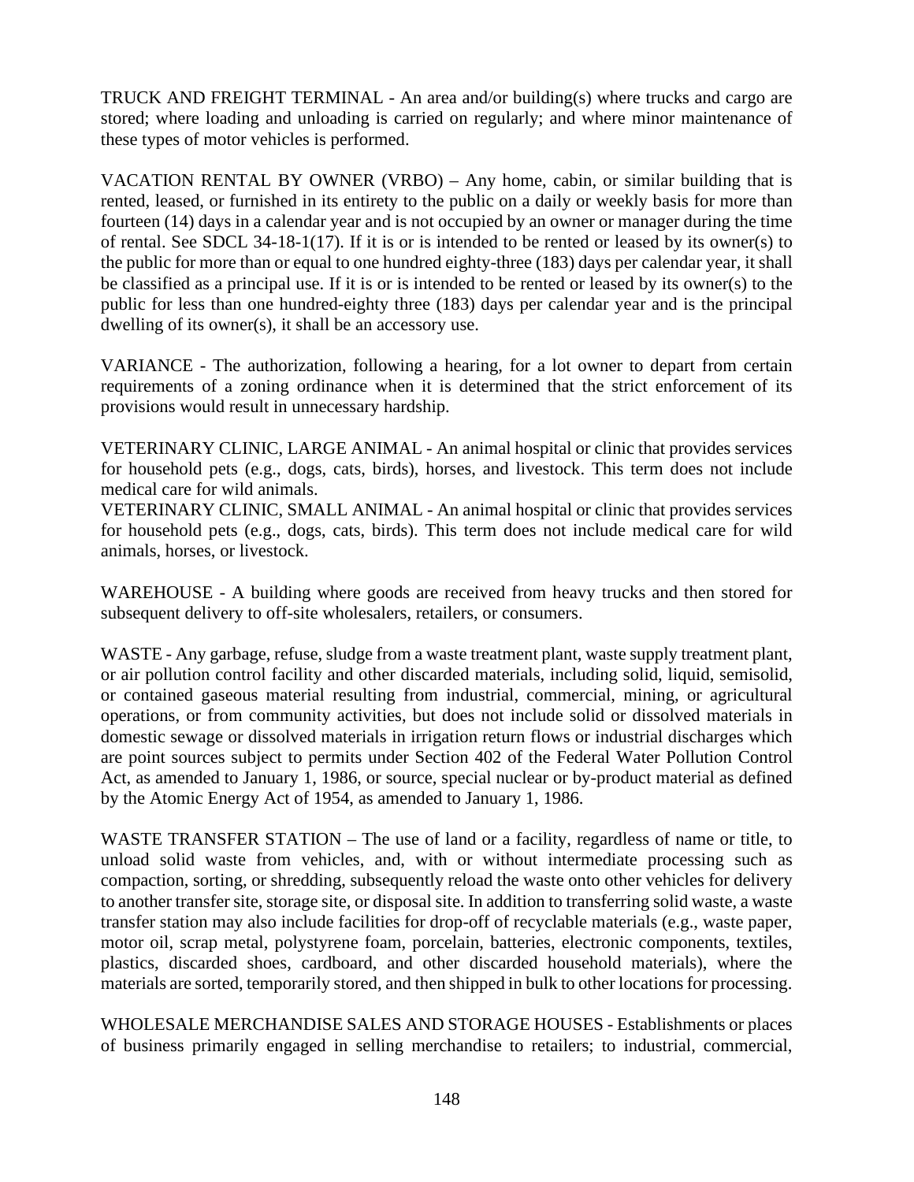TRUCK AND FREIGHT TERMINAL - An area and/or building(s) where trucks and cargo are stored; where loading and unloading is carried on regularly; and where minor maintenance of these types of motor vehicles is performed.

VACATION RENTAL BY OWNER (VRBO) – Any home, cabin, or similar building that is rented, leased, or furnished in its entirety to the public on a daily or weekly basis for more than fourteen (14) days in a calendar year and is not occupied by an owner or manager during the time of rental. See SDCL 34-18-1(17). If it is or is intended to be rented or leased by its owner(s) to the public for more than or equal to one hundred eighty-three (183) days per calendar year, it shall be classified as a principal use. If it is or is intended to be rented or leased by its owner(s) to the public for less than one hundred-eighty three (183) days per calendar year and is the principal dwelling of its owner(s), it shall be an accessory use.

VARIANCE - The authorization, following a hearing, for a lot owner to depart from certain requirements of a zoning ordinance when it is determined that the strict enforcement of its provisions would result in unnecessary hardship.

VETERINARY CLINIC, LARGE ANIMAL - An animal hospital or clinic that provides services for household pets (e.g., dogs, cats, birds), horses, and livestock. This term does not include medical care for wild animals.

VETERINARY CLINIC, SMALL ANIMAL - An animal hospital or clinic that provides services for household pets (e.g., dogs, cats, birds). This term does not include medical care for wild animals, horses, or livestock.

WAREHOUSE - A building where goods are received from heavy trucks and then stored for subsequent delivery to off-site wholesalers, retailers, or consumers.

WASTE - Any garbage, refuse, sludge from a waste treatment plant, waste supply treatment plant, or air pollution control facility and other discarded materials, including solid, liquid, semisolid, or contained gaseous material resulting from industrial, commercial, mining, or agricultural operations, or from community activities, but does not include solid or dissolved materials in domestic sewage or dissolved materials in irrigation return flows or industrial discharges which are point sources subject to permits under Section 402 of the Federal Water Pollution Control Act, as amended to January 1, 1986, or source, special nuclear or by-product material as defined by the Atomic Energy Act of 1954, as amended to January 1, 1986.

WASTE TRANSFER STATION – The use of land or a facility, regardless of name or title, to unload solid waste from vehicles, and, with or without intermediate processing such as compaction, sorting, or shredding, subsequently reload the waste onto other vehicles for delivery to another transfer site, storage site, or disposal site. In addition to transferring solid waste, a waste transfer station may also include facilities for drop-off of recyclable materials (e.g., waste paper, motor oil, scrap metal, polystyrene foam, porcelain, batteries, electronic components, textiles, plastics, discarded shoes, cardboard, and other discarded household materials), where the materials are sorted, temporarily stored, and then shipped in bulk to other locations for processing.

WHOLESALE MERCHANDISE SALES AND STORAGE HOUSES - Establishments or places of business primarily engaged in selling merchandise to retailers; to industrial, commercial,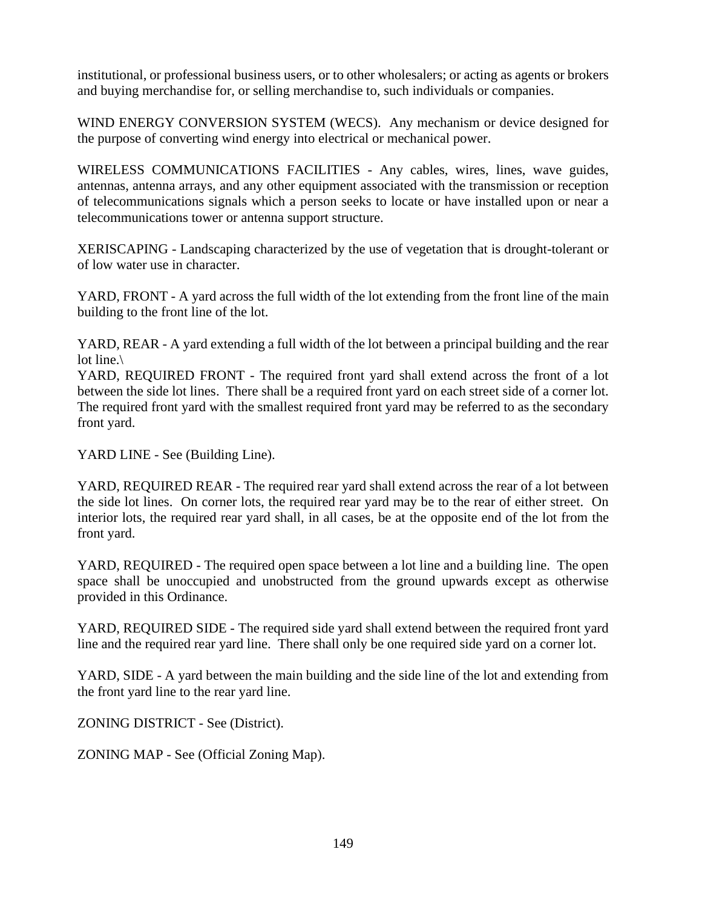institutional, or professional business users, or to other wholesalers; or acting as agents or brokers and buying merchandise for, or selling merchandise to, such individuals or companies.

WIND ENERGY CONVERSION SYSTEM (WECS). Any mechanism or device designed for the purpose of converting wind energy into electrical or mechanical power.

WIRELESS COMMUNICATIONS FACILITIES - Any cables, wires, lines, wave guides, antennas, antenna arrays, and any other equipment associated with the transmission or reception of telecommunications signals which a person seeks to locate or have installed upon or near a telecommunications tower or antenna support structure.

XERISCAPING - Landscaping characterized by the use of vegetation that is drought-tolerant or of low water use in character.

YARD, FRONT - A yard across the full width of the lot extending from the front line of the main building to the front line of the lot.

YARD, REAR - A yard extending a full width of the lot between a principal building and the rear lot line.\
YARD, REQUIRED FRONT - The required front yard shall extend across the front of a lot between the side lot lines. There shall be a required front yard on each street side of a corner lot. The required front yard with the smallest required front yard may be referred to as the secondary front yard.

YARD LINE - See (Building Line).

YARD, REQUIRED REAR - The required rear yard shall extend across the rear of a lot between the side lot lines. On corner lots, the required rear yard may be to the rear of either street. On interior lots, the required rear yard shall, in all cases, be at the opposite end of the lot from the front yard.

YARD, REQUIRED - The required open space between a lot line and a building line. The open space shall be unoccupied and unobstructed from the ground upwards except as otherwise provided in this Ordinance.

YARD, REQUIRED SIDE - The required side yard shall extend between the required front yard line and the required rear yard line. There shall only be one required side yard on a corner lot.

YARD, SIDE - A yard between the main building and the side line of the lot and extending from the front yard line to the rear yard line.

ZONING DISTRICT - See (District).

ZONING MAP - See (Official Zoning Map).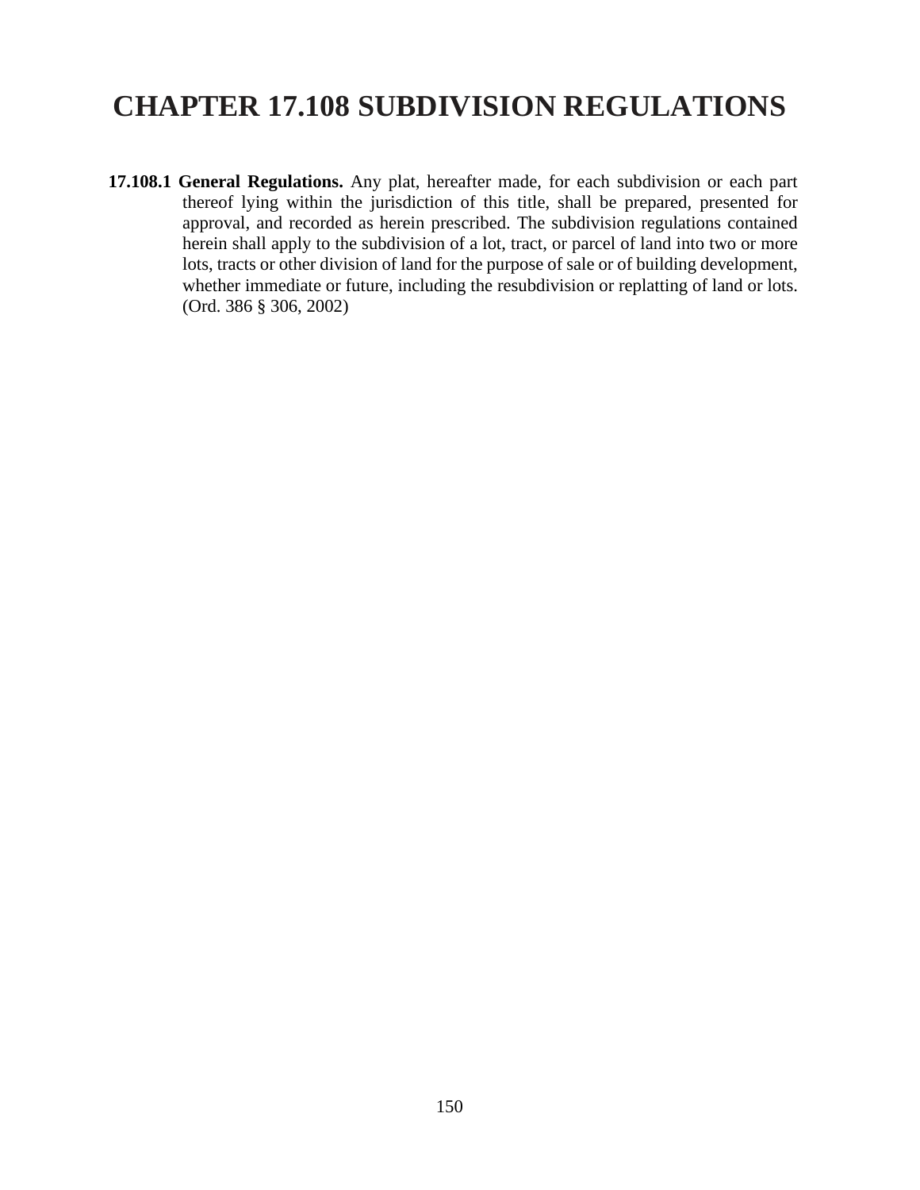# CHAPTER 17.108 SUBDIVISION REGULATIONS

**17.108.1 General Regulations.** Any plat, hereafter made, for each subdivision or each part thereof lying within the jurisdiction of this title, shall be prepared, presented for approval, and recorded as herein prescribed. The subdivision regulations contained herein shall apply to the subdivision of a lot, tract, or parcel of land into two or more lots, tracts or other division of land for the purpose of sale or of building development, whether immediate or future, including the resubdivision or replatting of land or lots. (Ord. 386 § 306, 2002)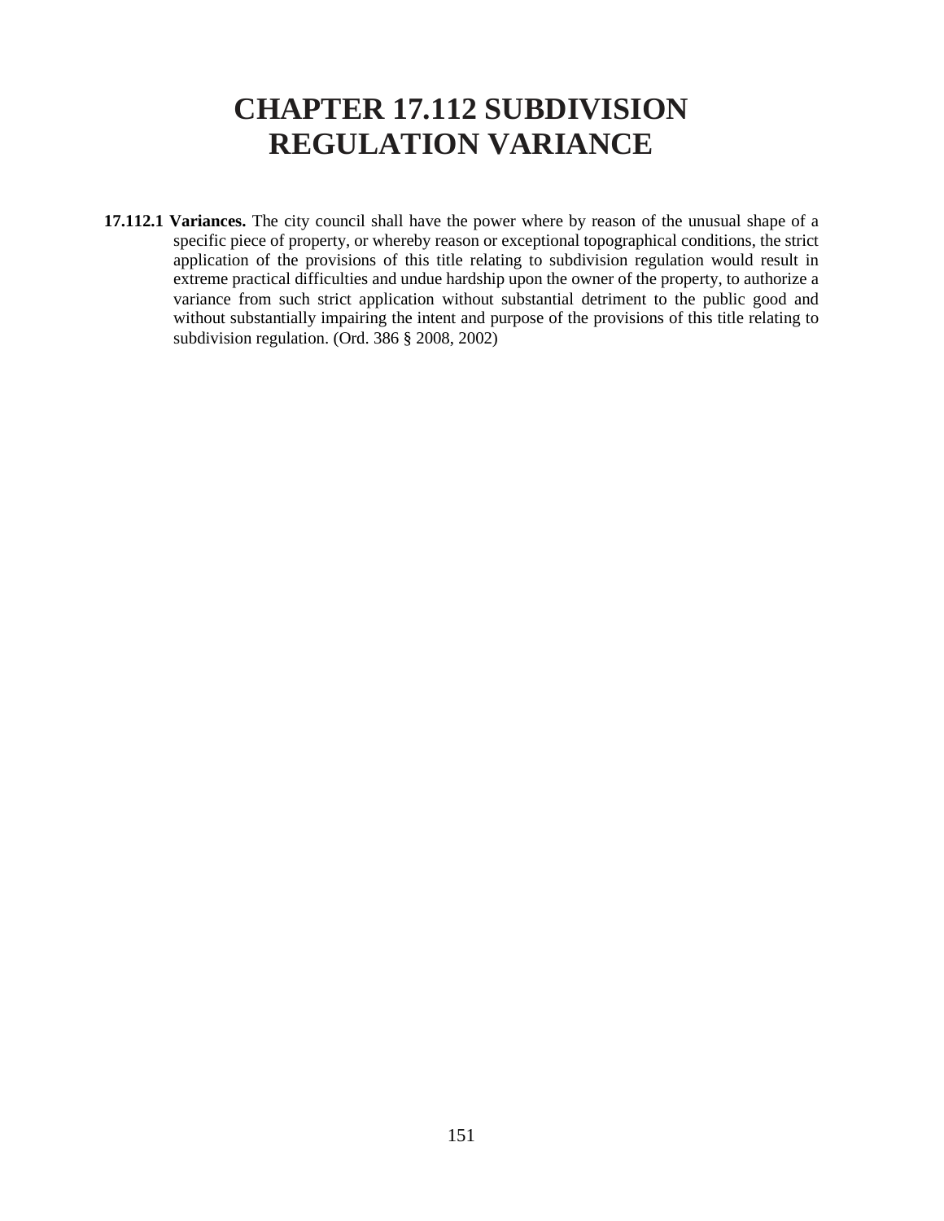# CHAPTER 17.112 SUBDIVISION REGULATION VARIANCE

**17.112.1 Variances.** The city council shall have the power where by reason of the unusual shape of a specific piece of property, or whereby reason or exceptional topographical conditions, the strict application of the provisions of this title relating to subdivision regulation would result in extreme practical difficulties and undue hardship upon the owner of the property, to authorize a variance from such strict application without substantial detriment to the public good and without substantially impairing the intent and purpose of the provisions of this title relating to subdivision regulation. (Ord. 386 § 2008, 2002)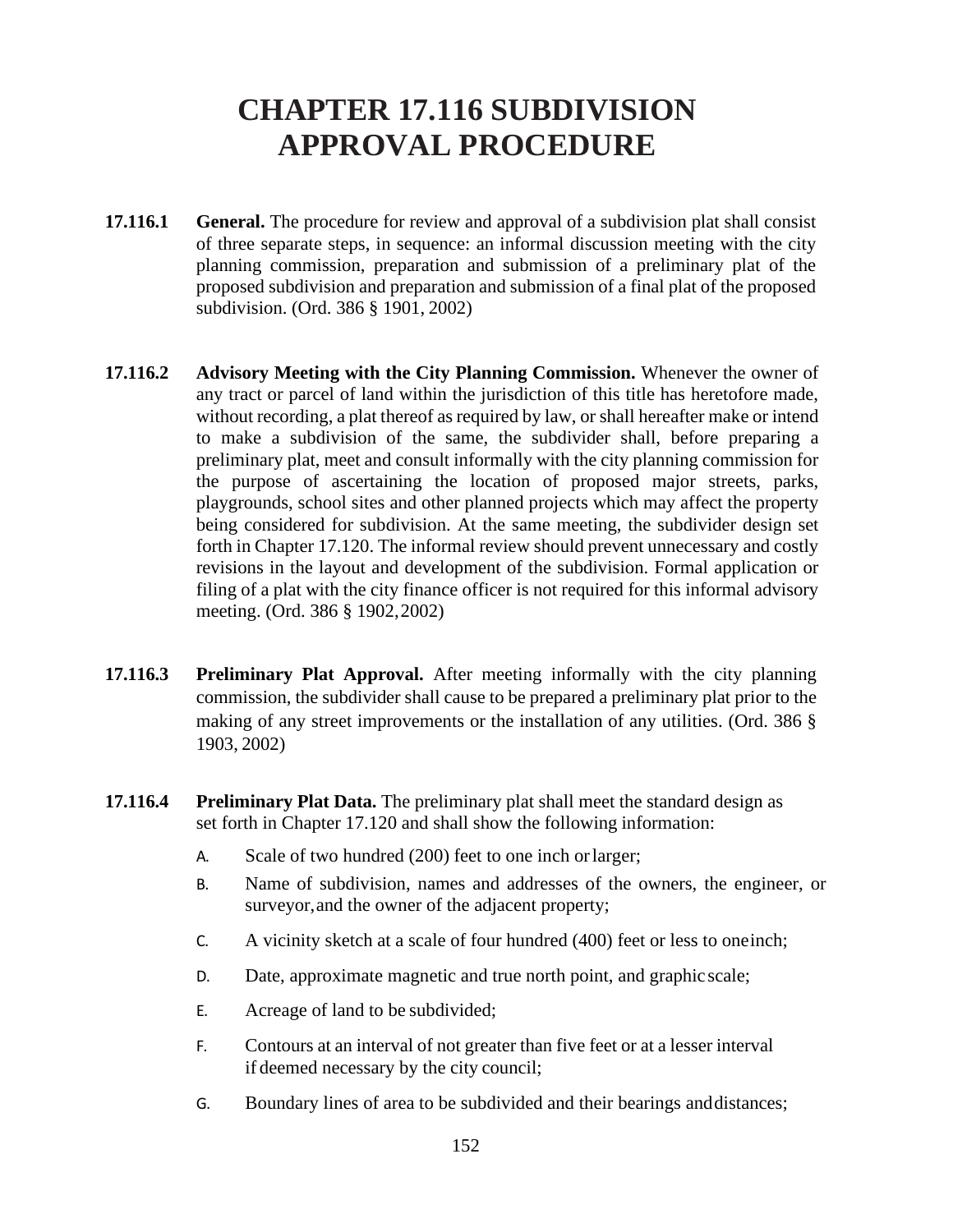# CHAPTER 17.116 SUBDIVISION APPROVAL PROCEDURE

**17.116.1 General.** The procedure for review and approval of a subdivision plat shall consist of three separate steps, in sequence: an informal discussion meeting with the city planning commission, preparation and submission of a preliminary plat of the proposed subdivision and preparation and submission of a final plat of the proposed subdivision. (Ord. 386 § 1901, 2002)

**17.116.2 Advisory Meeting with the City Planning Commission.** Whenever the owner of any tract or parcel of land within the jurisdiction of this title has heretofore made, without recording, a plat thereof as required by law, or shall hereafter make or intend to make a subdivision of the same, the subdivider shall, before preparing a preliminary plat, meet and consult informally with the city planning commission for the purpose of ascertaining the location of proposed major streets, parks, playgrounds, school sites and other planned projects which may affect the property being considered for subdivision. At the same meeting, the subdivider design set forth in Chapter 17.120. The informal review should prevent unnecessary and costly revisions in the layout and development of the subdivision. Formal application or filing of a plat with the city finance officer is not required for this informal advisory meeting. (Ord. 386 § 1902, 2002)

**17.116.3 Preliminary Plat Approval.** After meeting informally with the city planning commission, the subdivider shall cause to be prepared a preliminary plat prior to the making of any street improvements or the installation of any utilities. (Ord. 386 § 1903, 2002)

**17.116.4 Preliminary Plat Data.** The preliminary plat shall meet the standard design as set forth in Chapter 17.120 and shall show the following information:

A. Scale of two hundred (200) feet to one inch or larger;

B. Name of subdivision, names and addresses of the owners, the engineer, or surveyor, and the owner of the adjacent property;

C. A vicinity sketch at a scale of four hundred (400) feet or less to one inch;

D. Date, approximate magnetic and true north point, and graphic scale;

E. Acreage of land to be subdivided;

F. Contours at an interval of not greater than five feet or at a lesser interval if deemed necessary by the city council;

G. Boundary lines of area to be subdivided and their bearings and distances;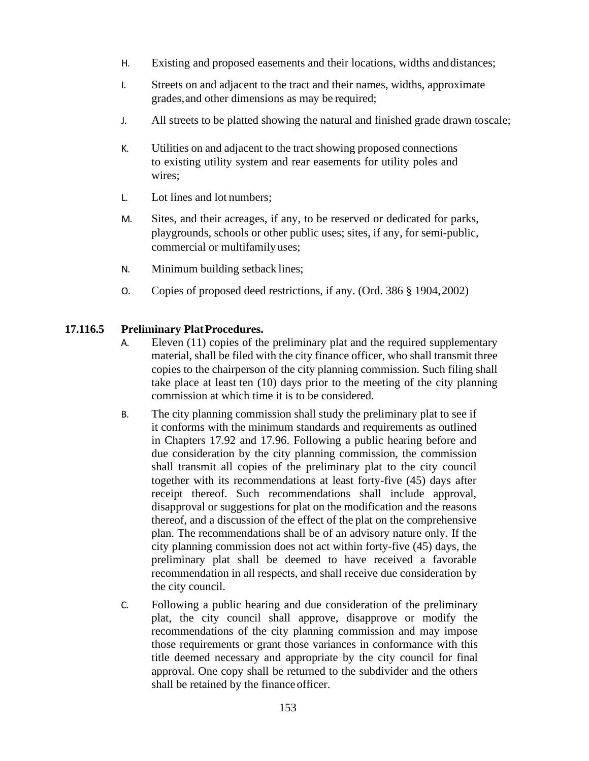H. Existing and proposed easements and their locations, widths and distances;

I. Streets on and adjacent to the tract and their names, widths, approximate grades, and other dimensions as may be required;

J. All streets to be platted showing the natural and finished grade drawn to scale;

K. Utilities on and adjacent to the tract showing proposed connections to existing utility system and rear easements for utility poles and wires;

L. Lot lines and lot numbers;

M. Sites, and their acreages, if any, to be reserved or dedicated for parks, playgrounds, schools or other public uses; sites, if any, for semi-public, commercial or multifamily uses;

N. Minimum building setback lines;

O. Copies of proposed deed restrictions, if any. (Ord. 386 § 1904, 2002)

**17.116.5 Preliminary Plat Procedures.**

A. Eleven (11) copies of the preliminary plat and the required supplementary material, shall be filed with the city finance officer, who shall transmit three copies to the chairperson of the city planning commission. Such filing shall take place at least ten (10) days prior to the meeting of the city planning commission at which time it is to be considered.

B. The city planning commission shall study the preliminary plat to see if it conforms with the minimum standards and requirements as outlined in Chapters 17.92 and 17.96. Following a public hearing before and due consideration by the city planning commission, the commission shall transmit all copies of the preliminary plat to the city council together with its recommendations at least forty-five (45) days after receipt thereof. Such recommendations shall include approval, disapproval or suggestions for plat on the modification and the reasons thereof, and a discussion of the effect of the plat on the comprehensive plan. The recommendations shall be of an advisory nature only. If the city planning commission does not act within forty-five (45) days, the preliminary plat shall be deemed to have received a favorable recommendation in all respects, and shall receive due consideration by the city council.

C. Following a public hearing and due consideration of the preliminary plat, the city council shall approve, disapprove or modify the recommendations of the city planning commission and may impose those requirements or grant those variances in conformance with this title deemed necessary and appropriate by the city council for final approval. One copy shall be returned to the subdivider and the others shall be retained by the finance officer.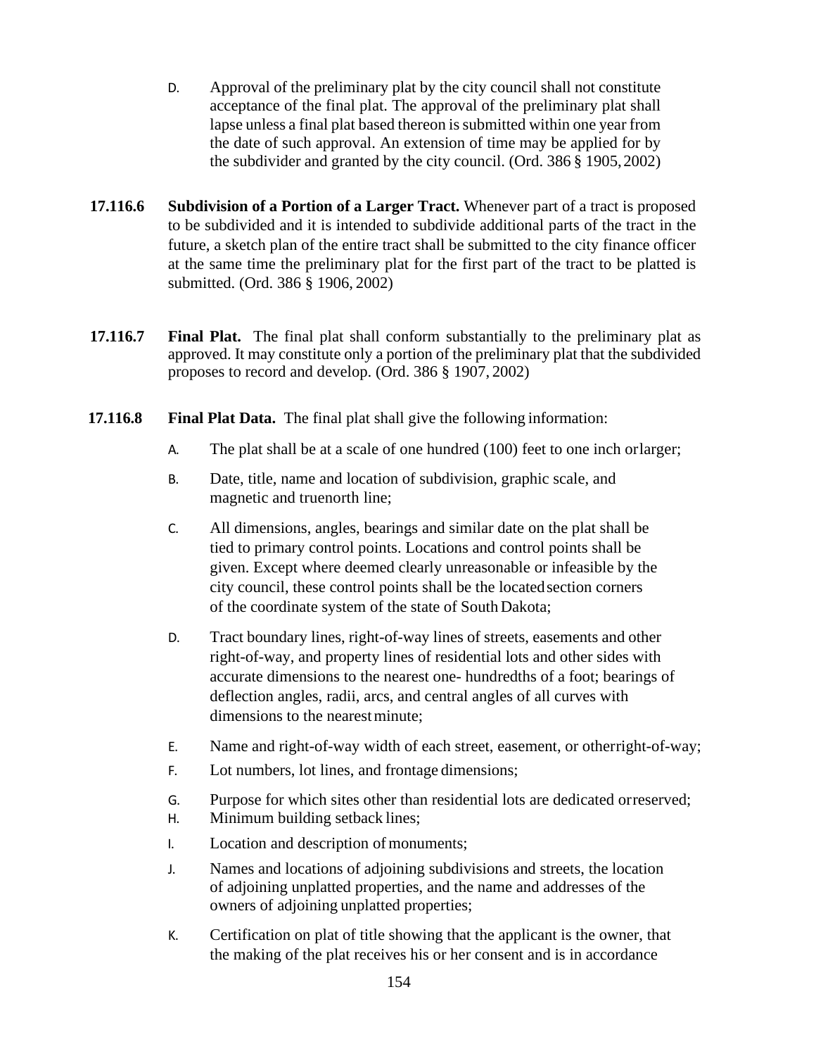D. Approval of the preliminary plat by the city council shall not constitute acceptance of the final plat. The approval of the preliminary plat shall lapse unless a final plat based thereon is submitted within one year from the date of such approval. An extension of time may be applied for by the subdivider and granted by the city council. (Ord. 386 § 1905, 2002)

**17.116.6 Subdivision of a Portion of a Larger Tract.** Whenever part of a tract is proposed to be subdivided and it is intended to subdivide additional parts of the tract in the future, a sketch plan of the entire tract shall be submitted to the city finance officer at the same time the preliminary plat for the first part of the tract to be platted is submitted. (Ord. 386 § 1906, 2002)

**17.116.7 Final Plat.** The final plat shall conform substantially to the preliminary plat as approved. It may constitute only a portion of the preliminary plat that the subdivided proposes to record and develop. (Ord. 386 § 1907, 2002)

**17.116.8 Final Plat Data.** The final plat shall give the following information:

A. The plat shall be at a scale of one hundred (100) feet to one inch orlarger;

B. Date, title, name and location of subdivision, graphic scale, and magnetic and truenorth line;

C. All dimensions, angles, bearings and similar date on the plat shall be tied to primary control points. Locations and control points shall be given. Except where deemed clearly unreasonable or infeasible by the city council, these control points shall be the located section corners of the coordinate system of the state of South Dakota;

D. Tract boundary lines, right-of-way lines of streets, easements and other right-of-way, and property lines of residential lots and other sides with accurate dimensions to the nearest one- hundredths of a foot; bearings of deflection angles, radii, arcs, and central angles of all curves with dimensions to the nearest minute;

E. Name and right-of-way width of each street, easement, or otherright-of-way;

F. Lot numbers, lot lines, and frontage dimensions;

G. Purpose for which sites other than residential lots are dedicated orreserved;

H. Minimum building setback lines;

I. Location and description of monuments;

J. Names and locations of adjoining subdivisions and streets, the location of adjoining unplatted properties, and the name and addresses of the owners of adjoining unplatted properties;

K. Certification on plat of title showing that the applicant is the owner, that the making of the plat receives his or her consent and is in accordance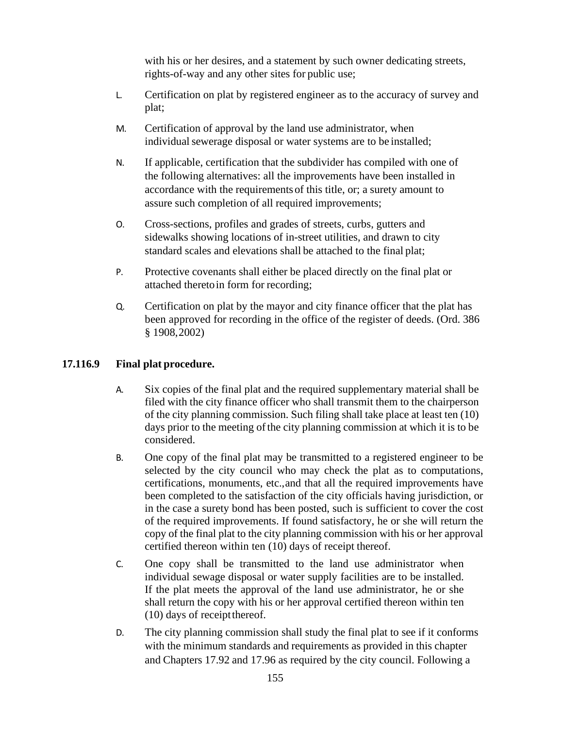with his or her desires, and a statement by such owner dedicating streets, rights-of-way and any other sites for public use;

L. Certification on plat by registered engineer as to the accuracy of survey and plat;

M. Certification of approval by the land use administrator, when individual sewerage disposal or water systems are to be installed;

N. If applicable, certification that the subdivider has compiled with one of the following alternatives: all the improvements have been installed in accordance with the requirements of this title, or; a surety amount to assure such completion of all required improvements;

O. Cross-sections, profiles and grades of streets, curbs, gutters and sidewalks showing locations of in-street utilities, and drawn to city standard scales and elevations shall be attached to the final plat;

P. Protective covenants shall either be placed directly on the final plat or attached thereto in form for recording;

Q. Certification on plat by the mayor and city finance officer that the plat has been approved for recording in the office of the register of deeds. (Ord. 386 § 1908, 2002)

### 17.116.9 Final plat procedure.

A. Six copies of the final plat and the required supplementary material shall be filed with the city finance officer who shall transmit them to the chairperson of the city planning commission. Such filing shall take place at least ten (10) days prior to the meeting of the city planning commission at which it is to be considered.

B. One copy of the final plat may be transmitted to a registered engineer to be selected by the city council who may check the plat as to computations, certifications, monuments, etc., and that all the required improvements have been completed to the satisfaction of the city officials having jurisdiction, or in the case a surety bond has been posted, such is sufficient to cover the cost of the required improvements. If found satisfactory, he or she will return the copy of the final plat to the city planning commission with his or her approval certified thereon within ten (10) days of receipt thereof.

C. One copy shall be transmitted to the land use administrator when individual sewage disposal or water supply facilities are to be installed. If the plat meets the approval of the land use administrator, he or she shall return the copy with his or her approval certified thereon within ten (10) days of receipt thereof.

D. The city planning commission shall study the final plat to see if it conforms with the minimum standards and requirements as provided in this chapter and Chapters 17.92 and 17.96 as required by the city council. Following a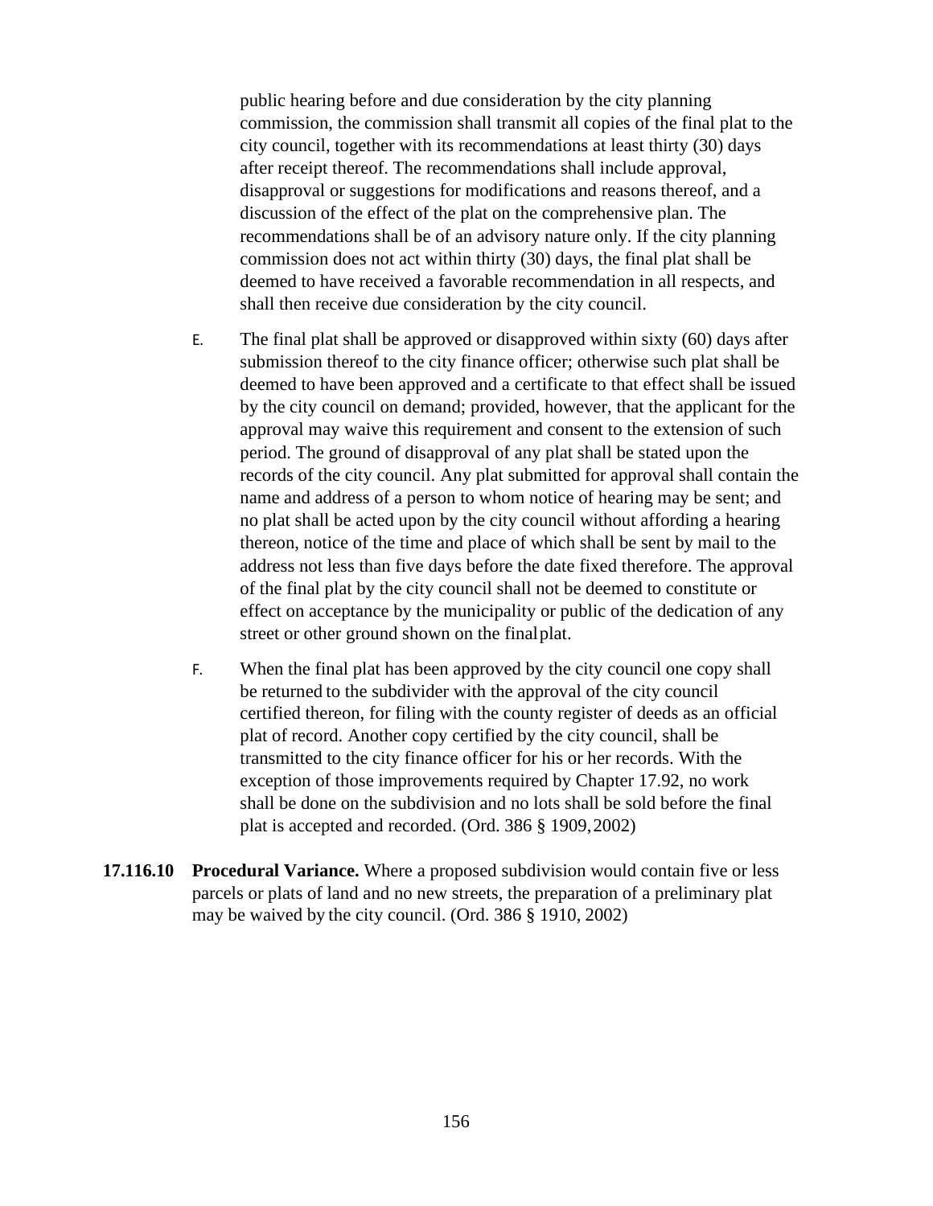public hearing before and due consideration by the city planning commission, the commission shall transmit all copies of the final plat to the city council, together with its recommendations at least thirty (30) days after receipt thereof. The recommendations shall include approval, disapproval or suggestions for modifications and reasons thereof, and a discussion of the effect of the plat on the comprehensive plan. The recommendations shall be of an advisory nature only. If the city planning commission does not act within thirty (30) days, the final plat shall be deemed to have received a favorable recommendation in all respects, and shall then receive due consideration by the city council.

E. The final plat shall be approved or disapproved within sixty (60) days after submission thereof to the city finance officer; otherwise such plat shall be deemed to have been approved and a certificate to that effect shall be issued by the city council on demand; provided, however, that the applicant for the approval may waive this requirement and consent to the extension of such period. The ground of disapproval of any plat shall be stated upon the records of the city council. Any plat submitted for approval shall contain the name and address of a person to whom notice of hearing may be sent; and no plat shall be acted upon by the city council without affording a hearing thereon, notice of the time and place of which shall be sent by mail to the address not less than five days before the date fixed therefore. The approval of the final plat by the city council shall not be deemed to constitute or effect on acceptance by the municipality or public of the dedication of any street or other ground shown on the final plat.

F. When the final plat has been approved by the city council one copy shall be returned to the subdivider with the approval of the city council certified thereon, for filing with the county register of deeds as an official plat of record. Another copy certified by the city council, shall be transmitted to the city finance officer for his or her records. With the exception of those improvements required by Chapter 17.92, no work shall be done on the subdivision and no lots shall be sold before the final plat is accepted and recorded. (Ord. 386 § 1909, 2002)

**17.116.10 Procedural Variance.** Where a proposed subdivision would contain five or less parcels or plats of land and no new streets, the preparation of a preliminary plat may be waived by the city council. (Ord. 386 § 1910, 2002)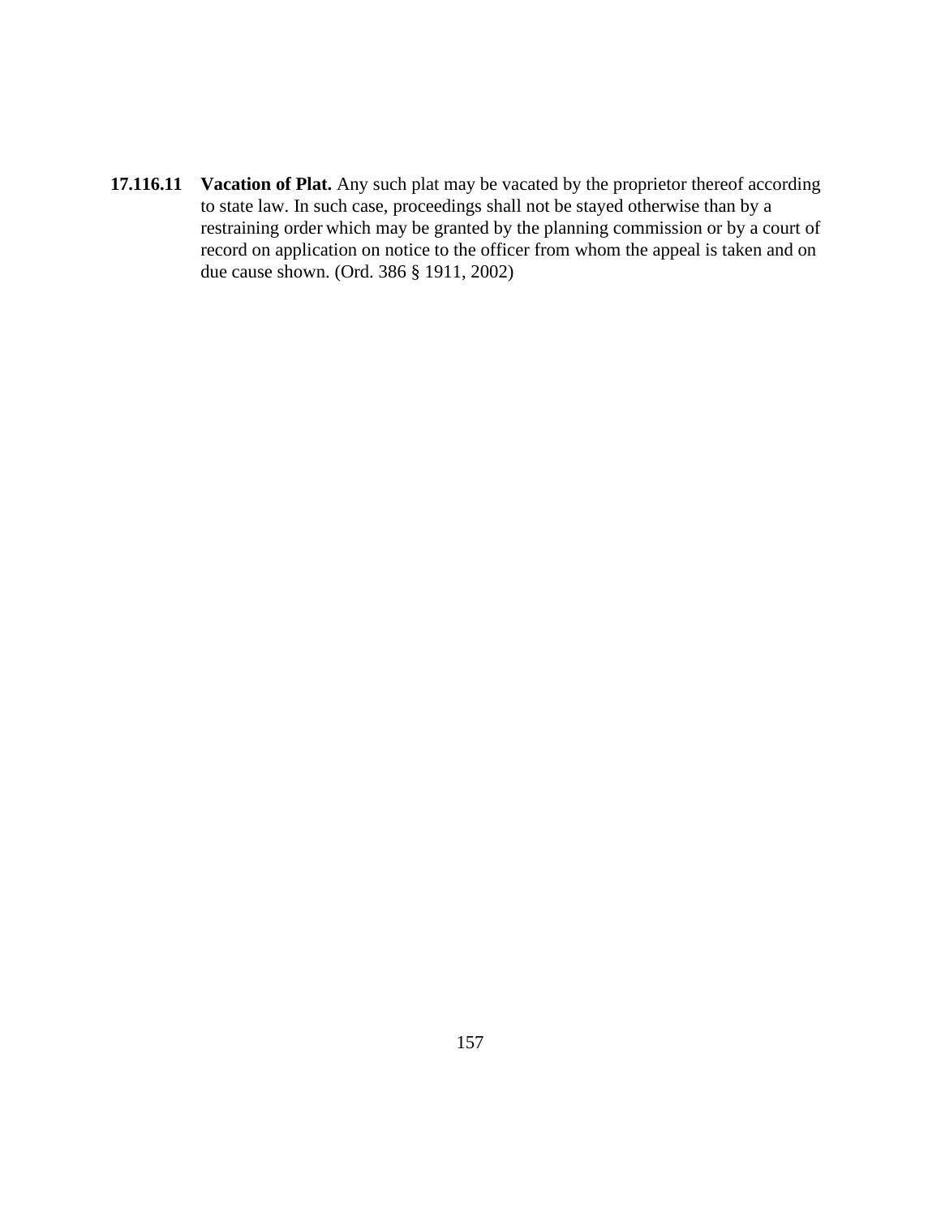**17.116.11 Vacation of Plat.** Any such plat may be vacated by the proprietor thereof according to state law. In such case, proceedings shall not be stayed otherwise than by a restraining order which may be granted by the planning commission or by a court of record on application on notice to the officer from whom the appeal is taken and on due cause shown. (Ord. 386 § 1911, 2002)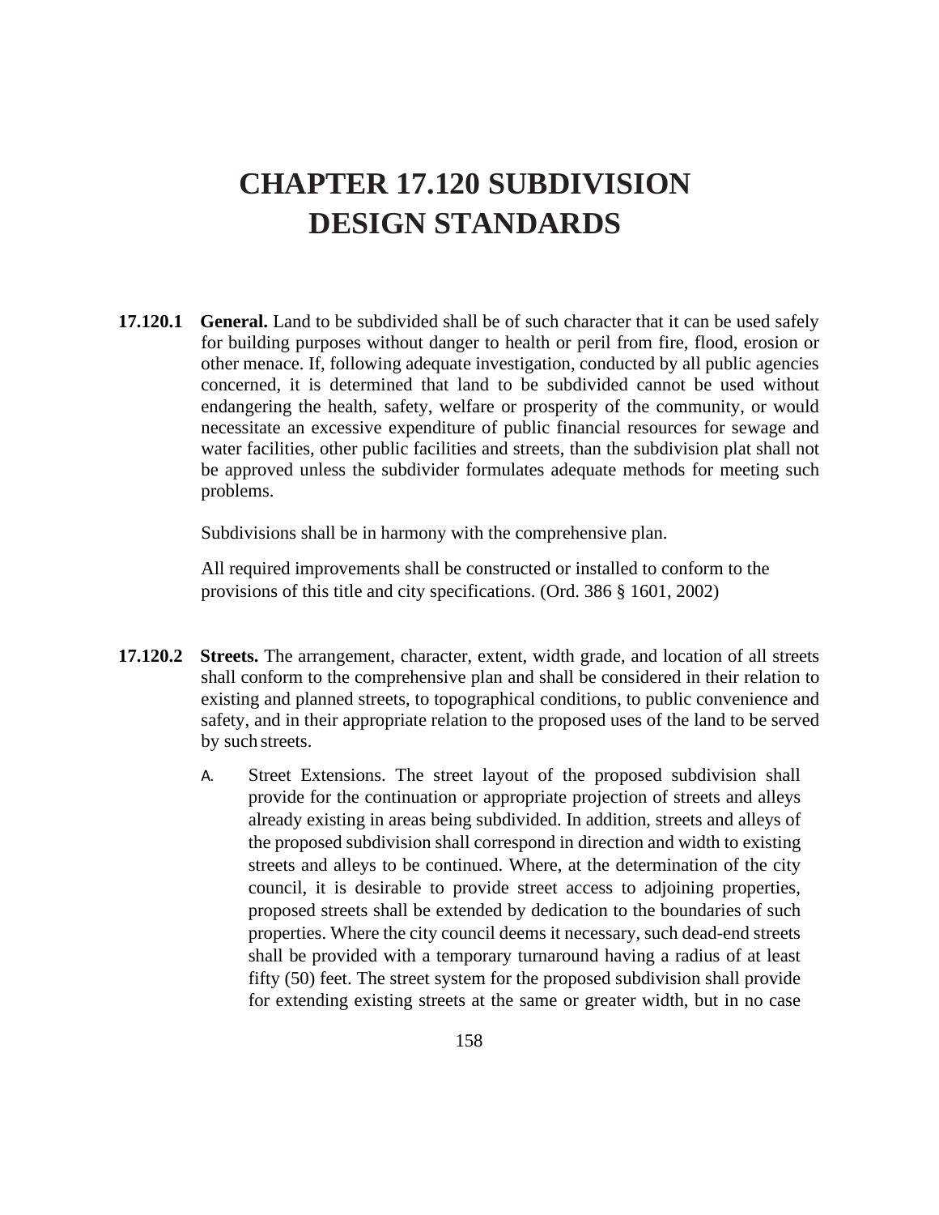# CHAPTER 17.120 SUBDIVISION DESIGN STANDARDS

**17.120.1 General.** Land to be subdivided shall be of such character that it can be used safely for building purposes without danger to health or peril from fire, flood, erosion or other menace. If, following adequate investigation, conducted by all public agencies concerned, it is determined that land to be subdivided cannot be used without endangering the health, safety, welfare or prosperity of the community, or would necessitate an excessive expenditure of public financial resources for sewage and water facilities, other public facilities and streets, than the subdivision plat shall not be approved unless the subdivider formulates adequate methods for meeting such problems.

Subdivisions shall be in harmony with the comprehensive plan.

All required improvements shall be constructed or installed to conform to the provisions of this title and city specifications. (Ord. 386 § 1601, 2002)

**17.120.2 Streets.** The arrangement, character, extent, width grade, and location of all streets shall conform to the comprehensive plan and shall be considered in their relation to existing and planned streets, to topographical conditions, to public convenience and safety, and in their appropriate relation to the proposed uses of the land to be served by such streets.

A. Street Extensions. The street layout of the proposed subdivision shall provide for the continuation or appropriate projection of streets and alleys already existing in areas being subdivided. In addition, streets and alleys of the proposed subdivision shall correspond in direction and width to existing streets and alleys to be continued. Where, at the determination of the city council, it is desirable to provide street access to adjoining properties, proposed streets shall be extended by dedication to the boundaries of such properties. Where the city council deems it necessary, such dead-end streets shall be provided with a temporary turnaround having a radius of at least fifty (50) feet. The street system for the proposed subdivision shall provide for extending existing streets at the same or greater width, but in no case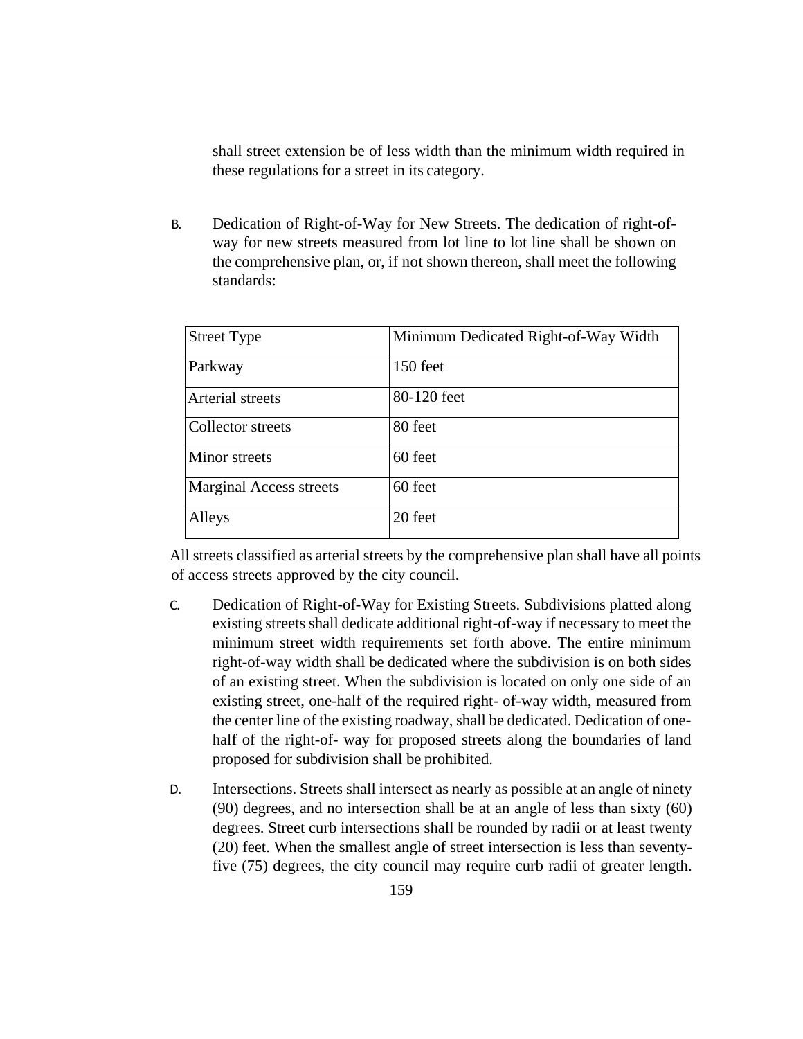shall street extension be of less width than the minimum width required in these regulations for a street in its category.

B. Dedication of Right-of-Way for New Streets. The dedication of right-of-way for new streets measured from lot line to lot line shall be shown on the comprehensive plan, or, if not shown thereon, shall meet the following standards:

| Street Type | Minimum Dedicated Right-of-Way Width |
| --- | --- |
| Parkway | 150 feet |
| Arterial streets | 80-120 feet |
| Collector streets | 80 feet |
| Minor streets | 60 feet |
| Marginal Access streets | 60 feet |
| Alleys | 20 feet |

All streets classified as arterial streets by the comprehensive plan shall have all points of access streets approved by the city council.

C. Dedication of Right-of-Way for Existing Streets. Subdivisions platted along existing streets shall dedicate additional right-of-way if necessary to meet the minimum street width requirements set forth above. The entire minimum right-of-way width shall be dedicated where the subdivision is on both sides of an existing street. When the subdivision is located on only one side of an existing street, one-half of the required right- of-way width, measured from the center line of the existing roadway, shall be dedicated. Dedication of one-half of the right-of- way for proposed streets along the boundaries of land proposed for subdivision shall be prohibited.

D. Intersections. Streets shall intersect as nearly as possible at an angle of ninety (90) degrees, and no intersection shall be at an angle of less than sixty (60) degrees. Street curb intersections shall be rounded by radii or at least twenty (20) feet. When the smallest angle of street intersection is less than seventy-five (75) degrees, the city council may require curb radii of greater length.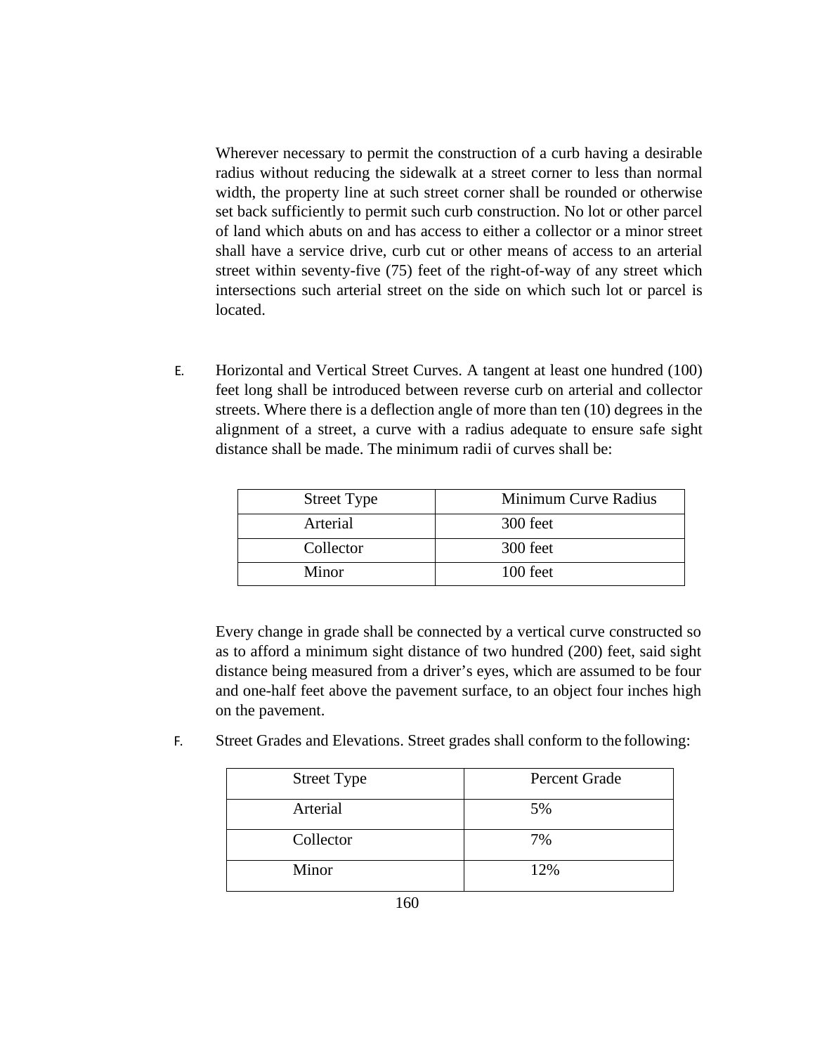Wherever necessary to permit the construction of a curb having a desirable radius without reducing the sidewalk at a street corner to less than normal width, the property line at such street corner shall be rounded or otherwise set back sufficiently to permit such curb construction. No lot or other parcel of land which abuts on and has access to either a collector or a minor street shall have a service drive, curb cut or other means of access to an arterial street within seventy-five (75) feet of the right-of-way of any street which intersections such arterial street on the side on which such lot or parcel is located.

E. Horizontal and Vertical Street Curves. A tangent at least one hundred (100) feet long shall be introduced between reverse curb on arterial and collector streets. Where there is a deflection angle of more than ten (10) degrees in the alignment of a street, a curve with a radius adequate to ensure safe sight distance shall be made. The minimum radii of curves shall be:

| Street Type | Minimum Curve Radius |
|---|---|
| Arterial | 300 feet |
| Collector | 300 feet |
| Minor | 100 feet |

Every change in grade shall be connected by a vertical curve constructed so as to afford a minimum sight distance of two hundred (200) feet, said sight distance being measured from a driver's eyes, which are assumed to be four and one-half feet above the pavement surface, to an object four inches high on the pavement.

F. Street Grades and Elevations. Street grades shall conform to the following:

| Street Type | Percent Grade |
|---|---|
| Arterial | 5% |
| Collector | 7% |
| Minor | 12% |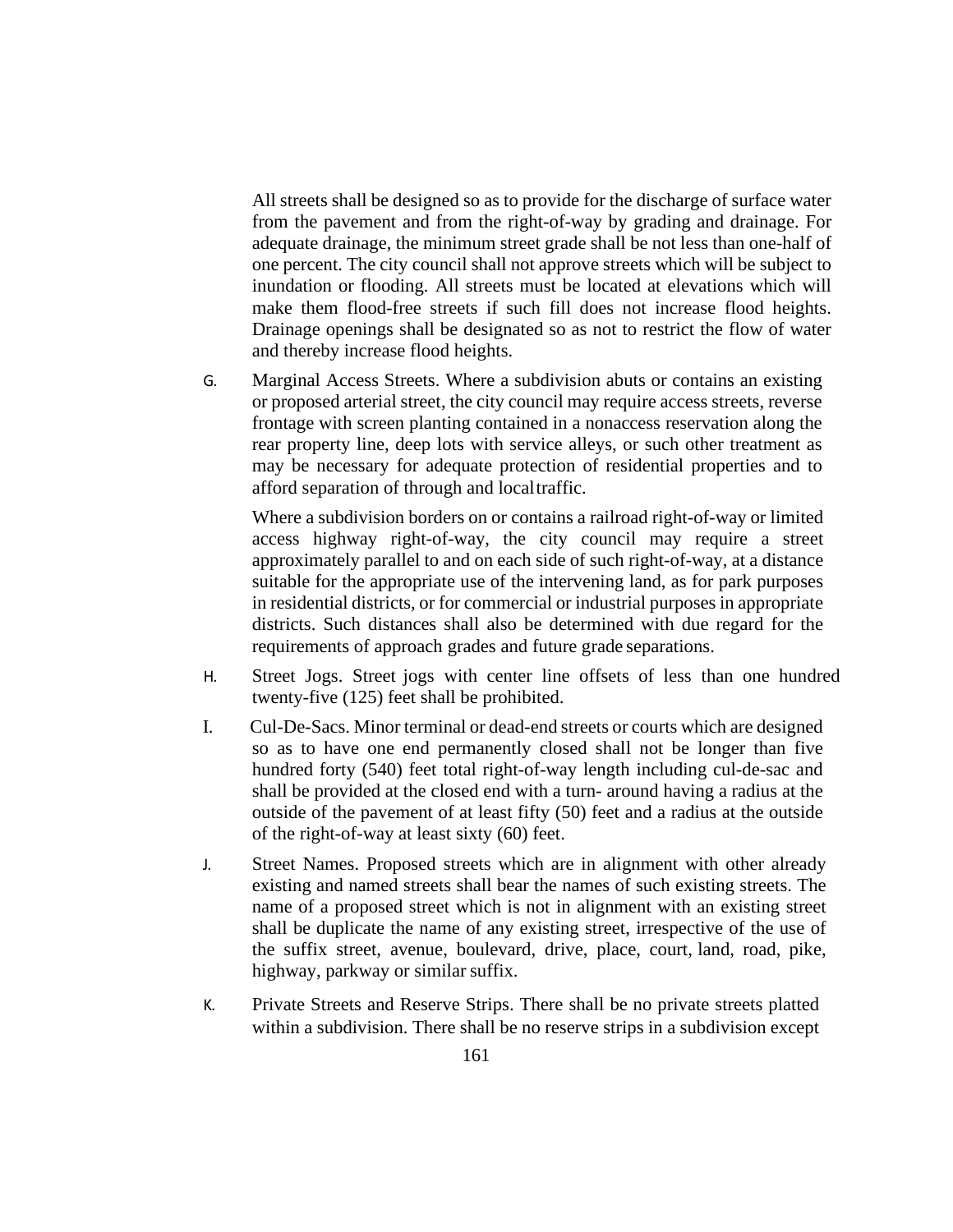All streets shall be designed so as to provide for the discharge of surface water from the pavement and from the right-of-way by grading and drainage. For adequate drainage, the minimum street grade shall be not less than one-half of one percent. The city council shall not approve streets which will be subject to inundation or flooding. All streets must be located at elevations which will make them flood-free streets if such fill does not increase flood heights. Drainage openings shall be designated so as not to restrict the flow of water and thereby increase flood heights.

G. Marginal Access Streets. Where a subdivision abuts or contains an existing or proposed arterial street, the city council may require access streets, reverse frontage with screen planting contained in a nonaccess reservation along the rear property line, deep lots with service alleys, or such other treatment as may be necessary for adequate protection of residential properties and to afford separation of through and local traffic.

Where a subdivision borders on or contains a railroad right-of-way or limited access highway right-of-way, the city council may require a street approximately parallel to and on each side of such right-of-way, at a distance suitable for the appropriate use of the intervening land, as for park purposes in residential districts, or for commercial or industrial purposes in appropriate districts. Such distances shall also be determined with due regard for the requirements of approach grades and future grade separations.

H. Street Jogs. Street jogs with center line offsets of less than one hundred twenty-five (125) feet shall be prohibited.

I. Cul-De-Sacs. Minor terminal or dead-end streets or courts which are designed so as to have one end permanently closed shall not be longer than five hundred forty (540) feet total right-of-way length including cul-de-sac and shall be provided at the closed end with a turn- around having a radius at the outside of the pavement of at least fifty (50) feet and a radius at the outside of the right-of-way at least sixty (60) feet.

J. Street Names. Proposed streets which are in alignment with other already existing and named streets shall bear the names of such existing streets. The name of a proposed street which is not in alignment with an existing street shall be duplicate the name of any existing street, irrespective of the use of the suffix street, avenue, boulevard, drive, place, court, land, road, pike, highway, parkway or similar suffix.

K. Private Streets and Reserve Strips. There shall be no private streets platted within a subdivision. There shall be no reserve strips in a subdivision except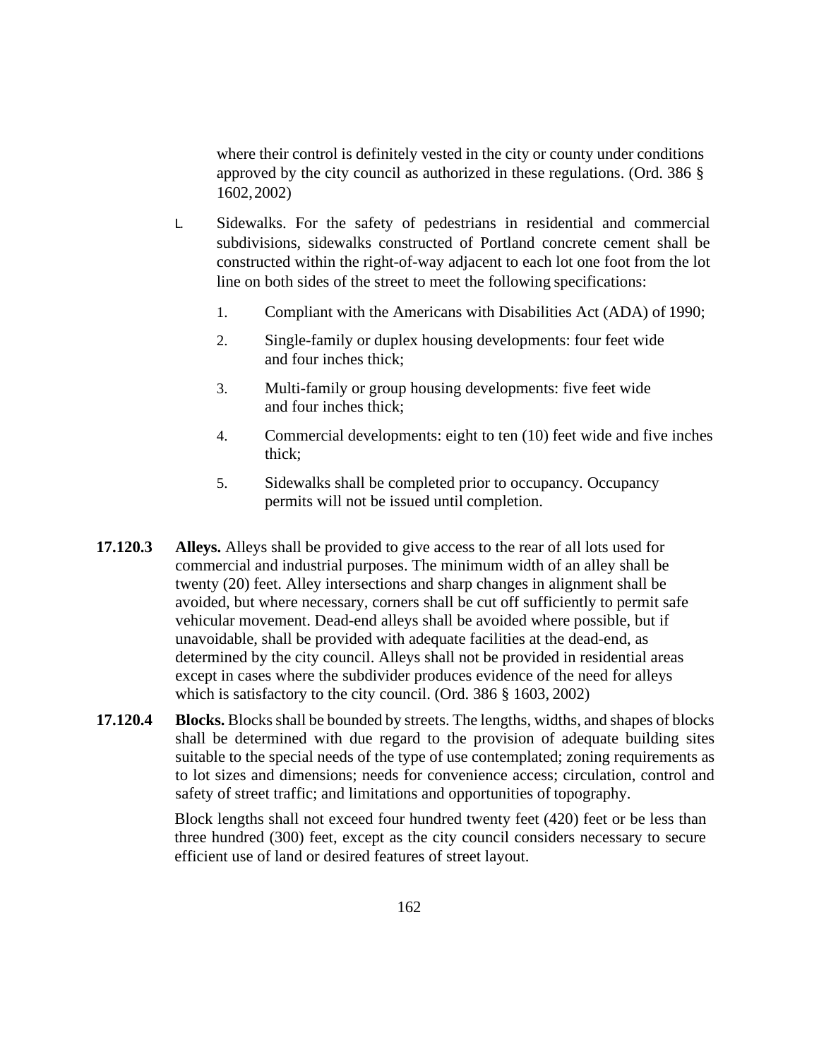where their control is definitely vested in the city or county under conditions approved by the city council as authorized in these regulations. (Ord. 386 § 1602, 2002)

L. Sidewalks. For the safety of pedestrians in residential and commercial subdivisions, sidewalks constructed of Portland concrete cement shall be constructed within the right-of-way adjacent to each lot one foot from the lot line on both sides of the street to meet the following specifications:

1. Compliant with the Americans with Disabilities Act (ADA) of 1990;
2. Single-family or duplex housing developments: four feet wide and four inches thick;
3. Multi-family or group housing developments: five feet wide and four inches thick;
4. Commercial developments: eight to ten (10) feet wide and five inches thick;
5. Sidewalks shall be completed prior to occupancy. Occupancy permits will not be issued until completion.

**17.120.3 Alleys.** Alleys shall be provided to give access to the rear of all lots used for commercial and industrial purposes. The minimum width of an alley shall be twenty (20) feet. Alley intersections and sharp changes in alignment shall be avoided, but where necessary, corners shall be cut off sufficiently to permit safe vehicular movement. Dead-end alleys shall be avoided where possible, but if unavoidable, shall be provided with adequate facilities at the dead-end, as determined by the city council. Alleys shall not be provided in residential areas except in cases where the subdivider produces evidence of the need for alleys which is satisfactory to the city council. (Ord. 386 § 1603, 2002)

**17.120.4 Blocks.** Blocks shall be bounded by streets. The lengths, widths, and shapes of blocks shall be determined with due regard to the provision of adequate building sites suitable to the special needs of the type of use contemplated; zoning requirements as to lot sizes and dimensions; needs for convenience access; circulation, control and safety of street traffic; and limitations and opportunities of topography.

Block lengths shall not exceed four hundred twenty feet (420) feet or be less than three hundred (300) feet, except as the city council considers necessary to secure efficient use of land or desired features of street layout.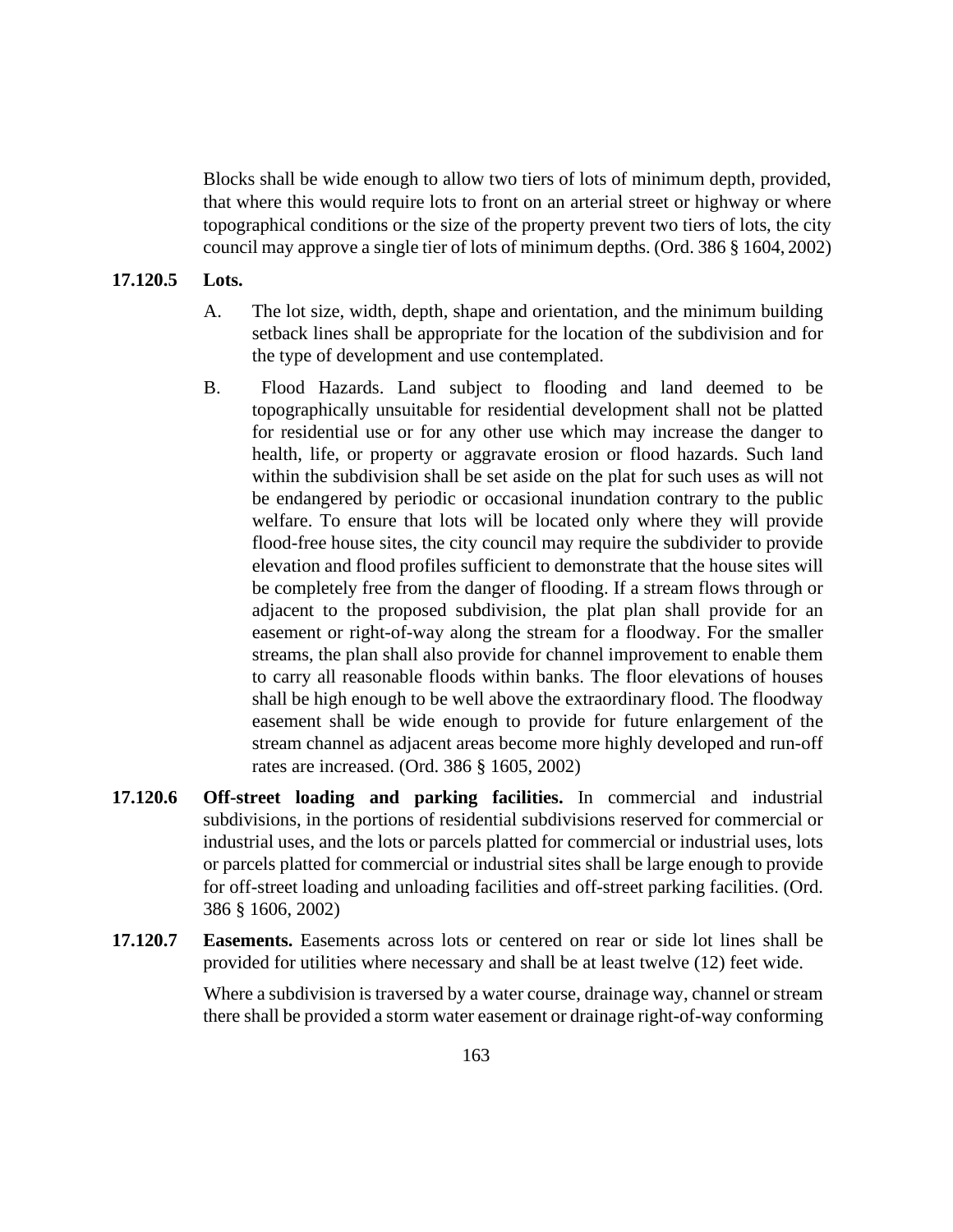Blocks shall be wide enough to allow two tiers of lots of minimum depth, provided, that where this would require lots to front on an arterial street or highway or where topographical conditions or the size of the property prevent two tiers of lots, the city council may approve a single tier of lots of minimum depths. (Ord. 386 § 1604, 2002)

**17.120.5 Lots.**

A. The lot size, width, depth, shape and orientation, and the minimum building setback lines shall be appropriate for the location of the subdivision and for the type of development and use contemplated.

B. Flood Hazards. Land subject to flooding and land deemed to be topographically unsuitable for residential development shall not be platted for residential use or for any other use which may increase the danger to health, life, or property or aggravate erosion or flood hazards. Such land within the subdivision shall be set aside on the plat for such uses as will not be endangered by periodic or occasional inundation contrary to the public welfare. To ensure that lots will be located only where they will provide flood-free house sites, the city council may require the subdivider to provide elevation and flood profiles sufficient to demonstrate that the house sites will be completely free from the danger of flooding. If a stream flows through or adjacent to the proposed subdivision, the plat plan shall provide for an easement or right-of-way along the stream for a floodway. For the smaller streams, the plan shall also provide for channel improvement to enable them to carry all reasonable floods within banks. The floor elevations of houses shall be high enough to be well above the extraordinary flood. The floodway easement shall be wide enough to provide for future enlargement of the stream channel as adjacent areas become more highly developed and run-off rates are increased. (Ord. 386 § 1605, 2002)

**17.120.6 Off-street loading and parking facilities.** In commercial and industrial subdivisions, in the portions of residential subdivisions reserved for commercial or industrial uses, and the lots or parcels platted for commercial or industrial uses, lots or parcels platted for commercial or industrial sites shall be large enough to provide for off-street loading and unloading facilities and off-street parking facilities. (Ord. 386 § 1606, 2002)

**17.120.7 Easements.** Easements across lots or centered on rear or side lot lines shall be provided for utilities where necessary and shall be at least twelve (12) feet wide.

Where a subdivision is traversed by a water course, drainage way, channel or stream there shall be provided a storm water easement or drainage right-of-way conforming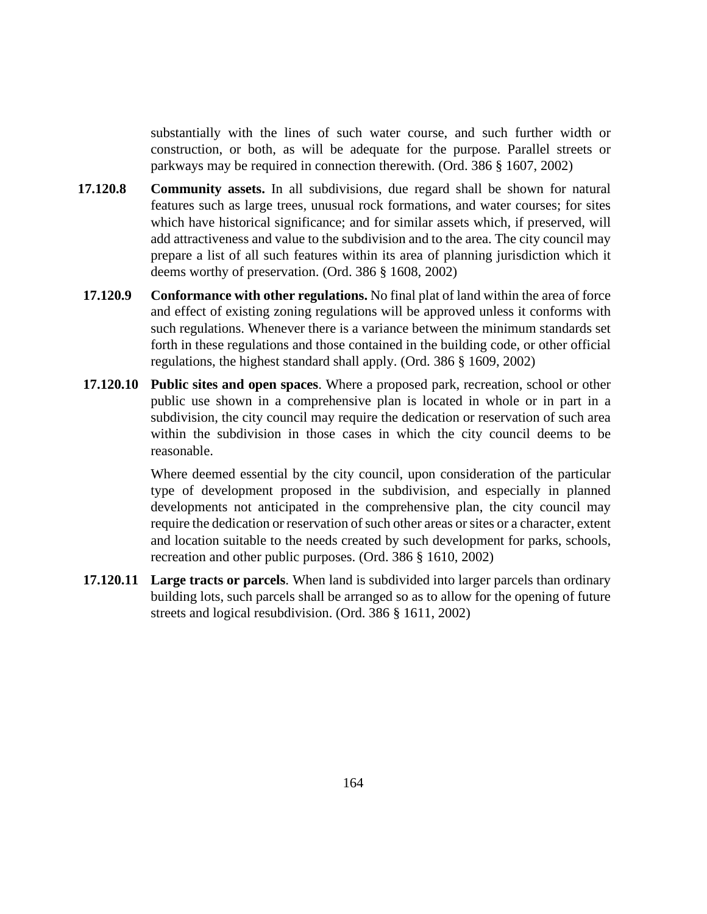substantially with the lines of such water course, and such further width or construction, or both, as will be adequate for the purpose. Parallel streets or parkways may be required in connection therewith. (Ord. 386 § 1607, 2002)

**17.120.8** **Community assets.** In all subdivisions, due regard shall be shown for natural features such as large trees, unusual rock formations, and water courses; for sites which have historical significance; and for similar assets which, if preserved, will add attractiveness and value to the subdivision and to the area. The city council may prepare a list of all such features within its area of planning jurisdiction which it deems worthy of preservation. (Ord. 386 § 1608, 2002)

**17.120.9** **Conformance with other regulations.** No final plat of land within the area of force and effect of existing zoning regulations will be approved unless it conforms with such regulations. Whenever there is a variance between the minimum standards set forth in these regulations and those contained in the building code, or other official regulations, the highest standard shall apply. (Ord. 386 § 1609, 2002)

**17.120.10** **Public sites and open spaces**. Where a proposed park, recreation, school or other public use shown in a comprehensive plan is located in whole or in part in a subdivision, the city council may require the dedication or reservation of such area within the subdivision in those cases in which the city council deems to be reasonable.

Where deemed essential by the city council, upon consideration of the particular type of development proposed in the subdivision, and especially in planned developments not anticipated in the comprehensive plan, the city council may require the dedication or reservation of such other areas or sites or a character, extent and location suitable to the needs created by such development for parks, schools, recreation and other public purposes. (Ord. 386 § 1610, 2002)

**17.120.11** **Large tracts or parcels**. When land is subdivided into larger parcels than ordinary building lots, such parcels shall be arranged so as to allow for the opening of future streets and logical resubdivision. (Ord. 386 § 1611, 2002)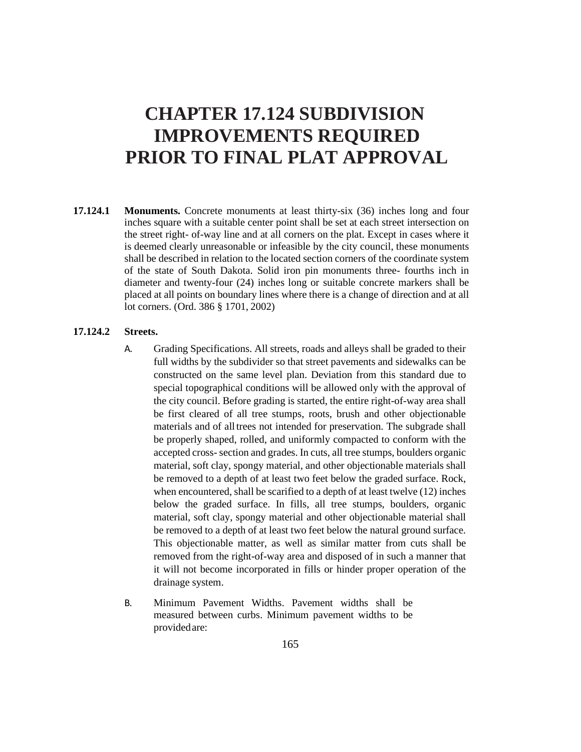# CHAPTER 17.124 SUBDIVISION IMPROVEMENTS REQUIRED PRIOR TO FINAL PLAT APPROVAL

**17.124.1 Monuments.** Concrete monuments at least thirty-six (36) inches long and four inches square with a suitable center point shall be set at each street intersection on the street right- of-way line and at all corners on the plat. Except in cases where it is deemed clearly unreasonable or infeasible by the city council, these monuments shall be described in relation to the located section corners of the coordinate system of the state of South Dakota. Solid iron pin monuments three- fourths inch in diameter and twenty-four (24) inches long or suitable concrete markers shall be placed at all points on boundary lines where there is a change of direction and at all lot corners. (Ord. 386 § 1701, 2002)

**17.124.2 Streets.**

A. Grading Specifications. All streets, roads and alleys shall be graded to their full widths by the subdivider so that street pavements and sidewalks can be constructed on the same level plan. Deviation from this standard due to special topographical conditions will be allowed only with the approval of the city council. Before grading is started, the entire right-of-way area shall be first cleared of all tree stumps, roots, brush and other objectionable materials and of all trees not intended for preservation. The subgrade shall be properly shaped, rolled, and uniformly compacted to conform with the accepted cross- section and grades. In cuts, all tree stumps, boulders organic material, soft clay, spongy material, and other objectionable materials shall be removed to a depth of at least two feet below the graded surface. Rock, when encountered, shall be scarified to a depth of at least twelve (12) inches below the graded surface. In fills, all tree stumps, boulders, organic material, soft clay, spongy material and other objectionable material shall be removed to a depth of at least two feet below the natural ground surface. This objectionable matter, as well as similar matter from cuts shall be removed from the right-of-way area and disposed of in such a manner that it will not become incorporated in fills or hinder proper operation of the drainage system.

B. Minimum Pavement Widths. Pavement widths shall be measured between curbs. Minimum pavement widths to be provided are: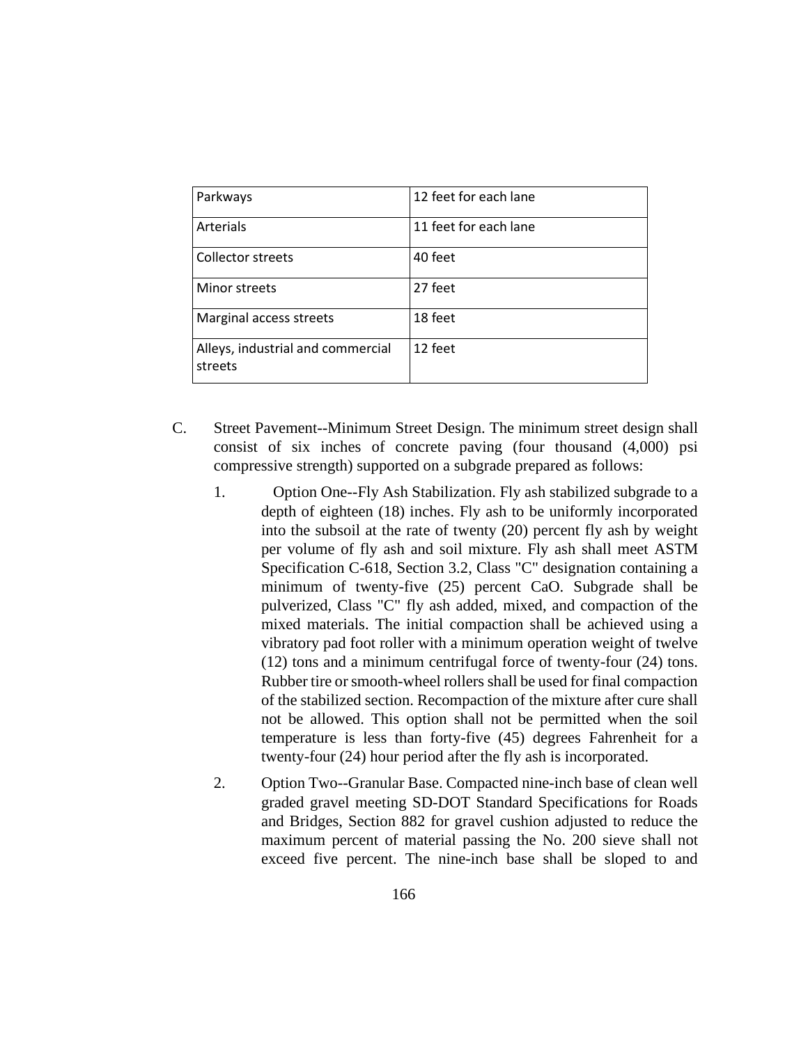| Parkways | 12 feet for each lane |
|---|---|
| Arterials | 11 feet for each lane |
| Collector streets | 40 feet |
| Minor streets | 27 feet |
| Marginal access streets | 18 feet |
| Alleys, industrial and commercial streets | 12 feet |

C. Street Pavement--Minimum Street Design. The minimum street design shall consist of six inches of concrete paving (four thousand (4,000) psi compressive strength) supported on a subgrade prepared as follows:

1. Option One--Fly Ash Stabilization. Fly ash stabilized subgrade to a depth of eighteen (18) inches. Fly ash to be uniformly incorporated into the subsoil at the rate of twenty (20) percent fly ash by weight per volume of fly ash and soil mixture. Fly ash shall meet ASTM Specification C-618, Section 3.2, Class "C" designation containing a minimum of twenty-five (25) percent CaO. Subgrade shall be pulverized, Class "C" fly ash added, mixed, and compaction of the mixed materials. The initial compaction shall be achieved using a vibratory pad foot roller with a minimum operation weight of twelve (12) tons and a minimum centrifugal force of twenty-four (24) tons. Rubber tire or smooth-wheel rollers shall be used for final compaction of the stabilized section. Recompaction of the mixture after cure shall not be allowed. This option shall not be permitted when the soil temperature is less than forty-five (45) degrees Fahrenheit for a twenty-four (24) hour period after the fly ash is incorporated.

2. Option Two--Granular Base. Compacted nine-inch base of clean well graded gravel meeting SD-DOT Standard Specifications for Roads and Bridges, Section 882 for gravel cushion adjusted to reduce the maximum percent of material passing the No. 200 sieve shall not exceed five percent. The nine-inch base shall be sloped to and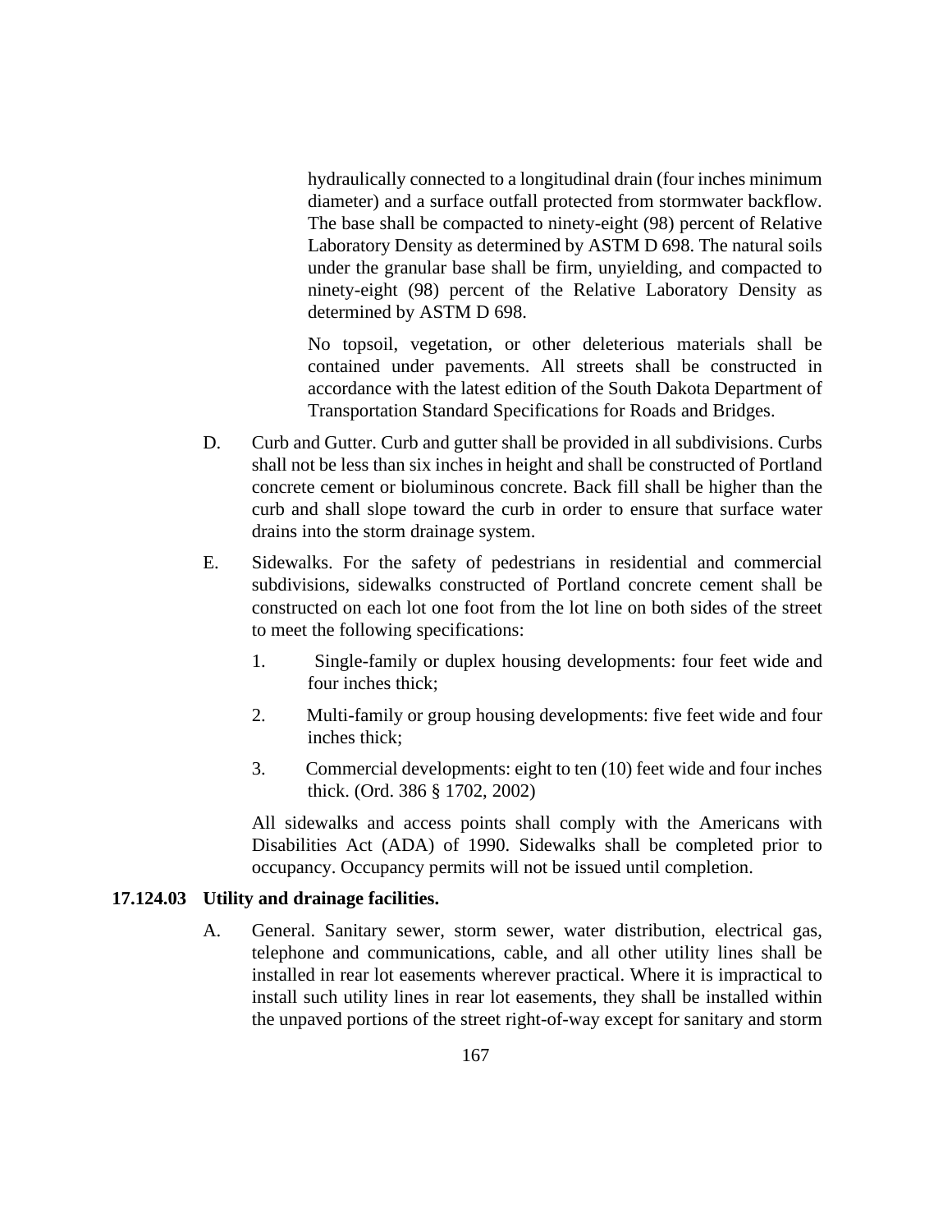hydraulically connected to a longitudinal drain (four inches minimum diameter) and a surface outfall protected from stormwater backflow. The base shall be compacted to ninety-eight (98) percent of Relative Laboratory Density as determined by ASTM D 698. The natural soils under the granular base shall be firm, unyielding, and compacted to ninety-eight (98) percent of the Relative Laboratory Density as determined by ASTM D 698.

No topsoil, vegetation, or other deleterious materials shall be contained under pavements. All streets shall be constructed in accordance with the latest edition of the South Dakota Department of Transportation Standard Specifications for Roads and Bridges.

D. Curb and Gutter. Curb and gutter shall be provided in all subdivisions. Curbs shall not be less than six inches in height and shall be constructed of Portland concrete cement or bioluminous concrete. Back fill shall be higher than the curb and shall slope toward the curb in order to ensure that surface water drains into the storm drainage system.

E. Sidewalks. For the safety of pedestrians in residential and commercial subdivisions, sidewalks constructed of Portland concrete cement shall be constructed on each lot one foot from the lot line on both sides of the street to meet the following specifications:

1. Single-family or duplex housing developments: four feet wide and four inches thick;
2. Multi-family or group housing developments: five feet wide and four inches thick;
3. Commercial developments: eight to ten (10) feet wide and four inches thick. (Ord. 386 § 1702, 2002)

All sidewalks and access points shall comply with the Americans with Disabilities Act (ADA) of 1990. Sidewalks shall be completed prior to occupancy. Occupancy permits will not be issued until completion.

**17.124.03 Utility and drainage facilities.**

A. General. Sanitary sewer, storm sewer, water distribution, electrical gas, telephone and communications, cable, and all other utility lines shall be installed in rear lot easements wherever practical. Where it is impractical to install such utility lines in rear lot easements, they shall be installed within the unpaved portions of the street right-of-way except for sanitary and storm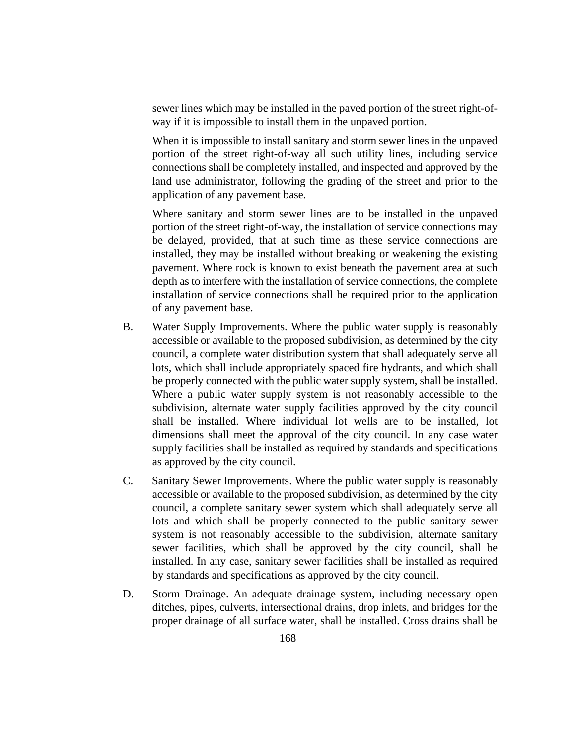sewer lines which may be installed in the paved portion of the street right-of-way if it is impossible to install them in the unpaved portion.

When it is impossible to install sanitary and storm sewer lines in the unpaved portion of the street right-of-way all such utility lines, including service connections shall be completely installed, and inspected and approved by the land use administrator, following the grading of the street and prior to the application of any pavement base.

Where sanitary and storm sewer lines are to be installed in the unpaved portion of the street right-of-way, the installation of service connections may be delayed, provided, that at such time as these service connections are installed, they may be installed without breaking or weakening the existing pavement. Where rock is known to exist beneath the pavement area at such depth as to interfere with the installation of service connections, the complete installation of service connections shall be required prior to the application of any pavement base.

B. Water Supply Improvements. Where the public water supply is reasonably accessible or available to the proposed subdivision, as determined by the city council, a complete water distribution system that shall adequately serve all lots, which shall include appropriately spaced fire hydrants, and which shall be properly connected with the public water supply system, shall be installed. Where a public water supply system is not reasonably accessible to the subdivision, alternate water supply facilities approved by the city council shall be installed. Where individual lot wells are to be installed, lot dimensions shall meet the approval of the city council. In any case water supply facilities shall be installed as required by standards and specifications as approved by the city council.

C. Sanitary Sewer Improvements. Where the public water supply is reasonably accessible or available to the proposed subdivision, as determined by the city council, a complete sanitary sewer system which shall adequately serve all lots and which shall be properly connected to the public sanitary sewer system is not reasonably accessible to the subdivision, alternate sanitary sewer facilities, which shall be approved by the city council, shall be installed. In any case, sanitary sewer facilities shall be installed as required by standards and specifications as approved by the city council.

D. Storm Drainage. An adequate drainage system, including necessary open ditches, pipes, culverts, intersectional drains, drop inlets, and bridges for the proper drainage of all surface water, shall be installed. Cross drains shall be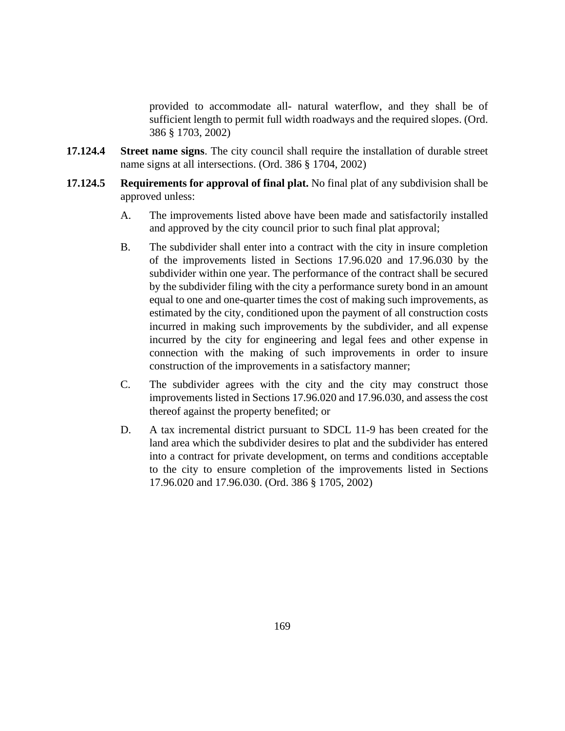provided to accommodate all- natural waterflow, and they shall be of sufficient length to permit full width roadways and the required slopes. (Ord. 386 § 1703, 2002)

**17.124.4** **Street name signs**. The city council shall require the installation of durable street name signs at all intersections. (Ord. 386 § 1704, 2002)

**17.124.5** **Requirements for approval of final plat.** No final plat of any subdivision shall be approved unless:

A. The improvements listed above have been made and satisfactorily installed and approved by the city council prior to such final plat approval;

B. The subdivider shall enter into a contract with the city in insure completion of the improvements listed in Sections 17.96.020 and 17.96.030 by the subdivider within one year. The performance of the contract shall be secured by the subdivider filing with the city a performance surety bond in an amount equal to one and one-quarter times the cost of making such improvements, as estimated by the city, conditioned upon the payment of all construction costs incurred in making such improvements by the subdivider, and all expense incurred by the city for engineering and legal fees and other expense in connection with the making of such improvements in order to insure construction of the improvements in a satisfactory manner;

C. The subdivider agrees with the city and the city may construct those improvements listed in Sections 17.96.020 and 17.96.030, and assess the cost thereof against the property benefited; or

D. A tax incremental district pursuant to SDCL 11-9 has been created for the land area which the subdivider desires to plat and the subdivider has entered into a contract for private development, on terms and conditions acceptable to the city to ensure completion of the improvements listed in Sections 17.96.020 and 17.96.030. (Ord. 386 § 1705, 2002)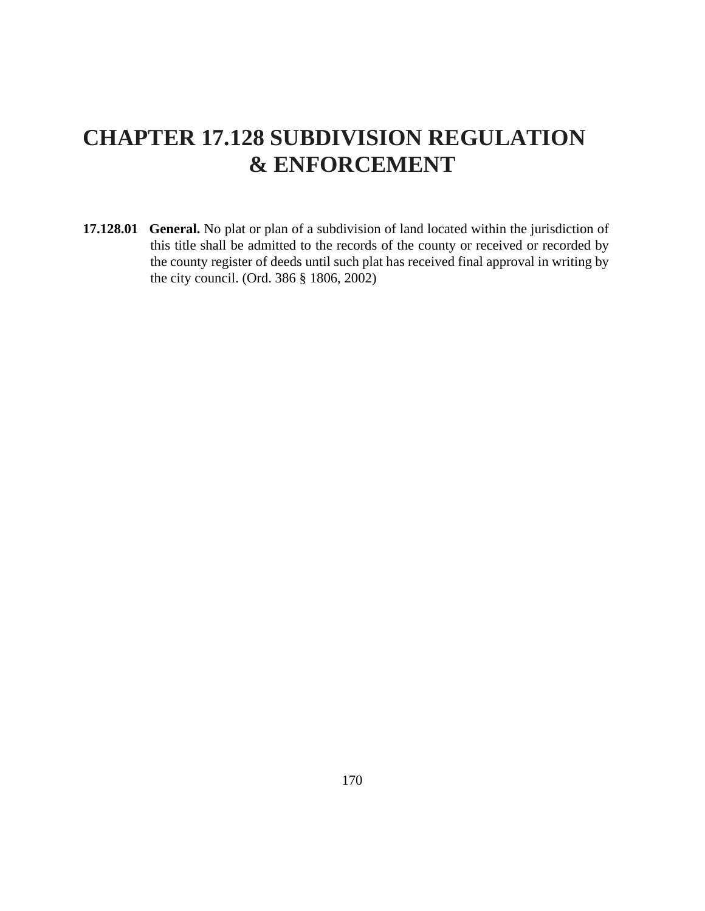# CHAPTER 17.128 SUBDIVISION REGULATION & ENFORCEMENT

**17.128.01 General.** No plat or plan of a subdivision of land located within the jurisdiction of this title shall be admitted to the records of the county or received or recorded by the county register of deeds until such plat has received final approval in writing by the city council. (Ord. 386 § 1806, 2002)